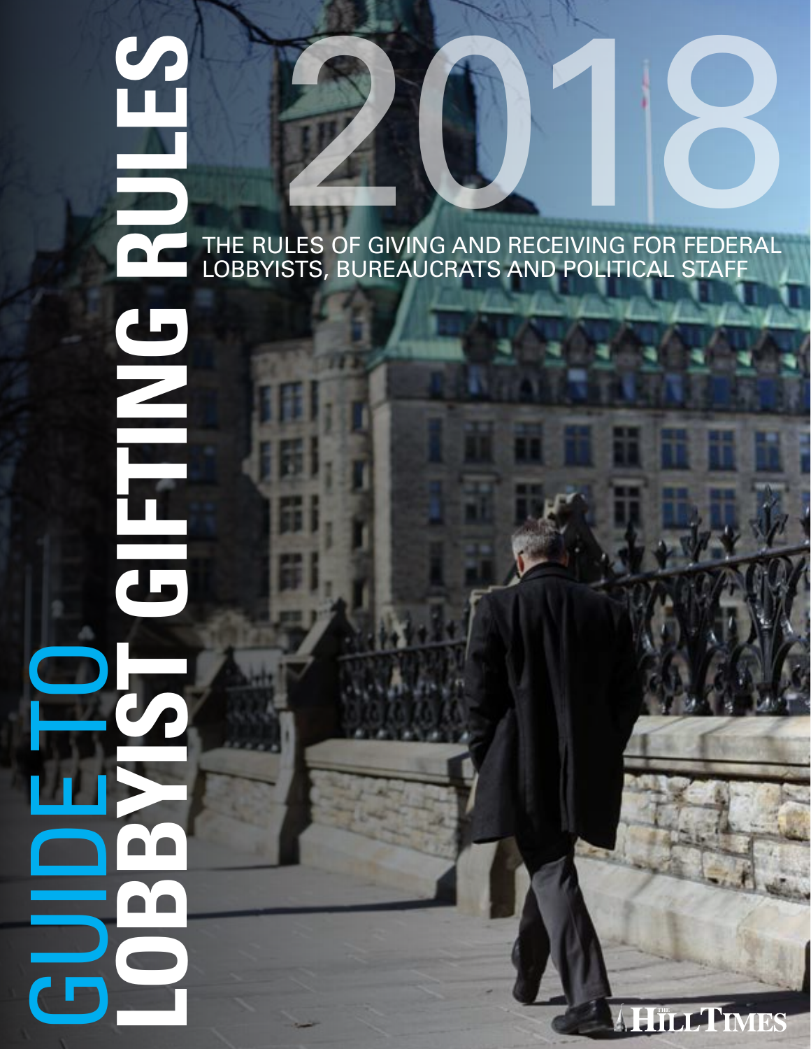# GUIDE TO LOBBYIST GIFTING RULES

# 2018

THE RULES OF GIVING AND RECEIVING FOR FEDERAL LOBBYISTS, BUREAUCRATS AND POLITICAL STAFF

THE HILL TIMES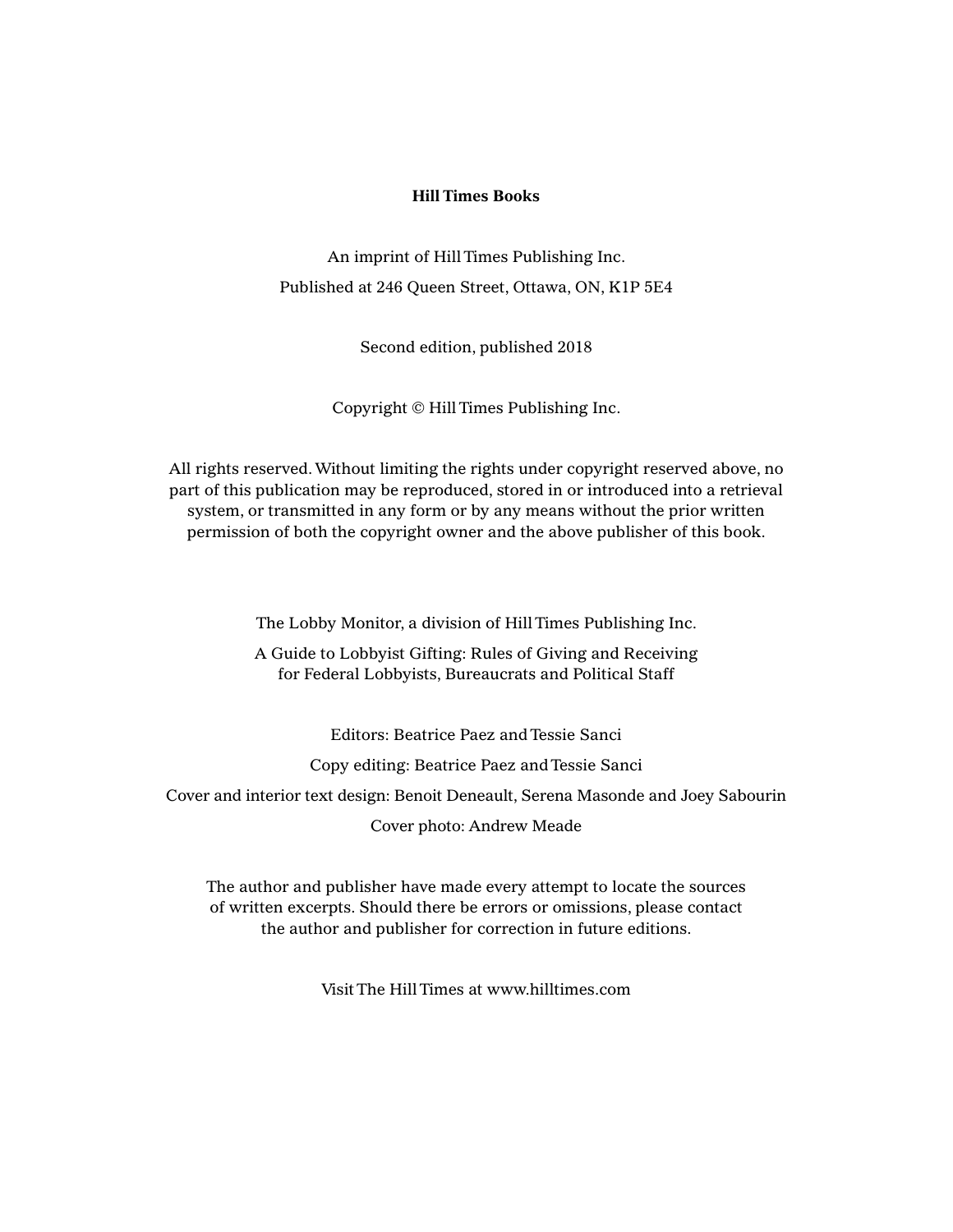**Hill Times Books**

An imprint of Hill Times Publishing Inc.

Published at 246 Queen Street, Ottawa, ON, K1P 5E4

Second edition, published 2018

Copyright © Hill Times Publishing Inc.

All rights reserved. Without limiting the rights under copyright reserved above, no part of this publication may be reproduced, stored in or introduced into a retrieval system, or transmitted in any form or by any means without the prior written permission of both the copyright owner and the above publisher of this book.

The Lobby Monitor, a division of Hill Times Publishing Inc.

A Guide to Lobbyist Gifting: Rules of Giving and Receiving for Federal Lobbyists, Bureaucrats and Political Staff

Editors: Beatrice Paez and Tessie Sanci

Copy editing: Beatrice Paez and Tessie Sanci

Cover and interior text design: Benoit Deneault, Serena Masonde and Joey Sabourin

Cover photo: Andrew Meade

The author and publisher have made every attempt to locate the sources of written excerpts. Should there be errors or omissions, please contact the author and publisher for correction in future editions.

Visit The Hill Times at www.hilltimes.com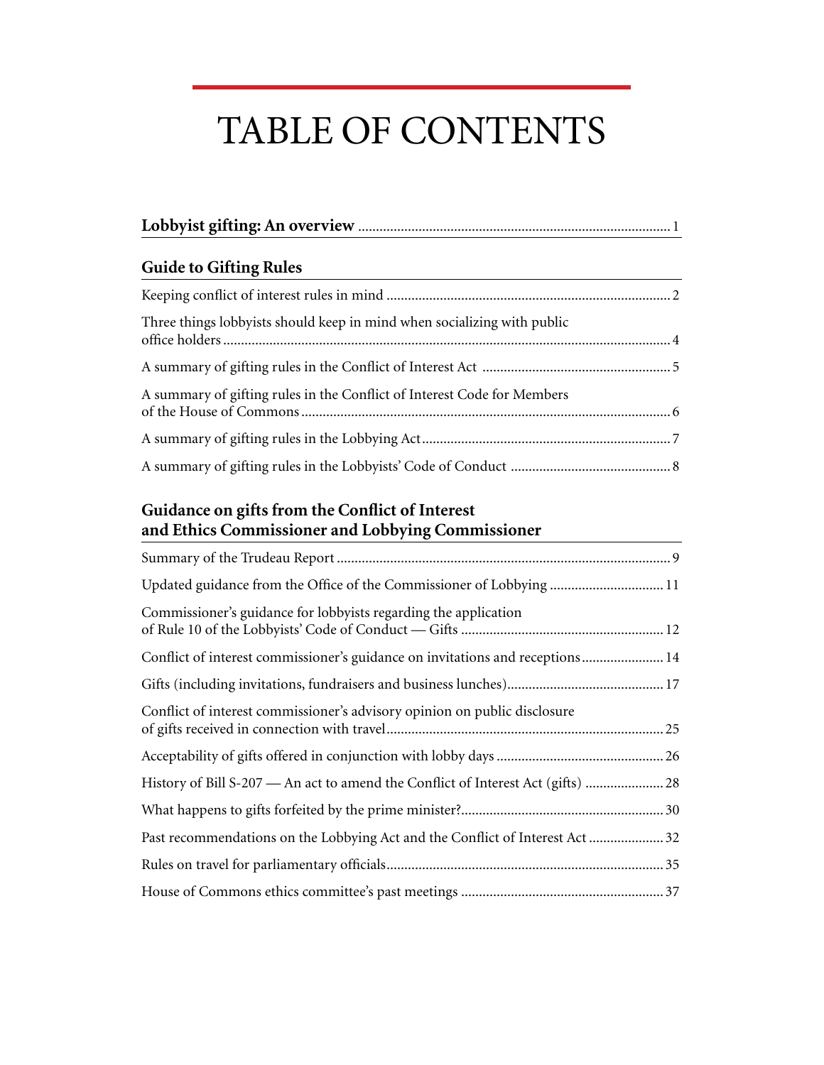# TABLE OF CONTENTS

**Lobbyist gifting: An overview** ..... 1

## Guide to Gifting Rules

Keeping conflict of interest rules in mind ..... 2

Three things lobbyists should keep in mind when socializing with public office holders ..... 4

A summary of gifting rules in the Conflict of Interest Act ..... 5

A summary of gifting rules in the Conflict of Interest Code for Members of the House of Commons ..... 6

A summary of gifting rules in the Lobbying Act ..... 7

A summary of gifting rules in the Lobbyists' Code of Conduct ..... 8

## Guidance on gifts from the Conflict of Interest and Ethics Commissioner and Lobbying Commissioner

Summary of the Trudeau Report ..... 9

Updated guidance from the Office of the Commissioner of Lobbying ..... 11

Commissioner's guidance for lobbyists regarding the application of Rule 10 of the Lobbyists' Code of Conduct — Gifts ..... 12

Conflict of interest commissioner's guidance on invitations and receptions ..... 14

Gifts (including invitations, fundraisers and business lunches) ..... 17

Conflict of interest commissioner's advisory opinion on public disclosure of gifts received in connection with travel ..... 25

Acceptability of gifts offered in conjunction with lobby days ..... 26

History of Bill S-207 — An act to amend the Conflict of Interest Act (gifts) ..... 28

What happens to gifts forfeited by the prime minister? ..... 30

Past recommendations on the Lobbying Act and the Conflict of Interest Act ..... 32

Rules on travel for parliamentary officials ..... 35

House of Commons ethics committee's past meetings ..... 37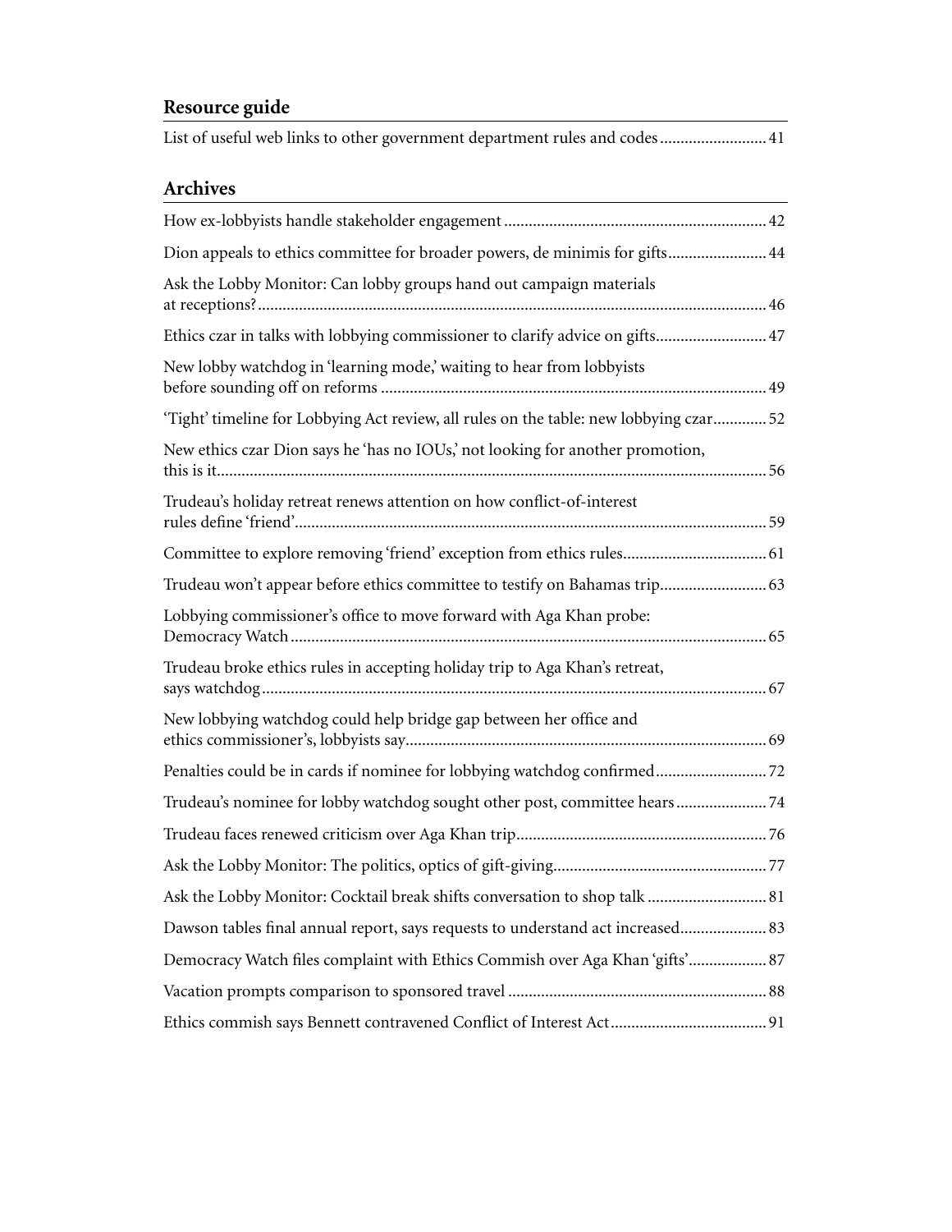## Resource guide

List of useful web links to other government department rules and codes .......................... 41

## Archives

How ex-lobbyists handle stakeholder engagement .............................................................. 42

Dion appeals to ethics committee for broader powers, de minimis for gifts........................ 44

Ask the Lobby Monitor: Can lobby groups hand out campaign materials at receptions?.......................................................................................................................... 46

Ethics czar in talks with lobbying commissioner to clarify advice on gifts........................... 47

New lobby watchdog in 'learning mode,' waiting to hear from lobbyists before sounding off on reforms ............................................................................................ 49

'Tight' timeline for Lobbying Act review, all rules on the table: new lobbying czar............. 52

New ethics czar Dion says he 'has no IOUs,' not looking for another promotion, this is it.................................................................................................................................... 56

Trudeau's holiday retreat renews attention on how conflict-of-interest rules define 'friend'................................................................................................................. 59

Committee to explore removing 'friend' exception from ethics rules................................... 61

Trudeau won't appear before ethics committee to testify on Bahamas trip.......................... 63

Lobbying commissioner's office to move forward with Aga Khan probe: Democracy Watch.................................................................................................................. 65

Trudeau broke ethics rules in accepting holiday trip to Aga Khan's retreat, says watchdog......................................................................................................................... 67

New lobbying watchdog could help bridge gap between her office and ethics commissioner's, lobbyists say....................................................................................... 69

Penalties could be in cards if nominee for lobbying watchdog confirmed........................... 72

Trudeau's nominee for lobby watchdog sought other post, committee hears...................... 74

Trudeau faces renewed criticism over Aga Khan trip............................................................ 76

Ask the Lobby Monitor: The politics, optics of gift-giving.................................................... 77

Ask the Lobby Monitor: Cocktail break shifts conversation to shop talk ............................ 81

Dawson tables final annual report, says requests to understand act increased..................... 83

Democracy Watch files complaint with Ethics Commish over Aga Khan 'gifts'................... 87

Vacation prompts comparison to sponsored travel .............................................................. 88

Ethics commish says Bennett contravened Conflict of Interest Act...................................... 91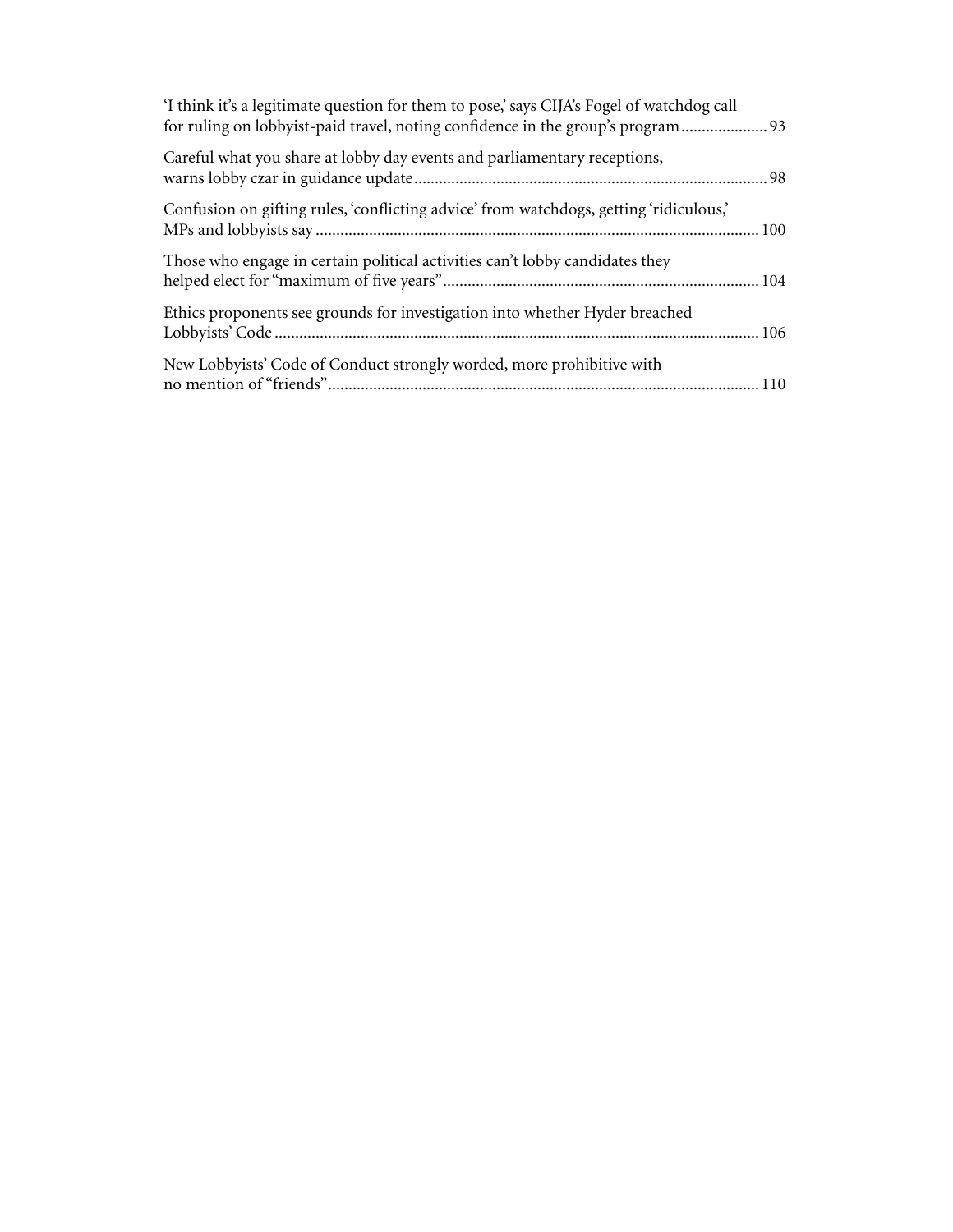'I think it's a legitimate question for them to pose,' says CIJA's Fogel of watchdog call for ruling on lobbyist-paid travel, noting confidence in the group's program ..................... 93

Careful what you share at lobby day events and parliamentary receptions, warns lobby czar in guidance update ..................... 98

Confusion on gifting rules, 'conflicting advice' from watchdogs, getting 'ridiculous,' MPs and lobbyists say ..................... 100

Those who engage in certain political activities can't lobby candidates they helped elect for "maximum of five years" ..................... 104

Ethics proponents see grounds for investigation into whether Hyder breached Lobbyists' Code ..................... 106

New Lobbyists' Code of Conduct strongly worded, more prohibitive with no mention of "friends" ..................... 110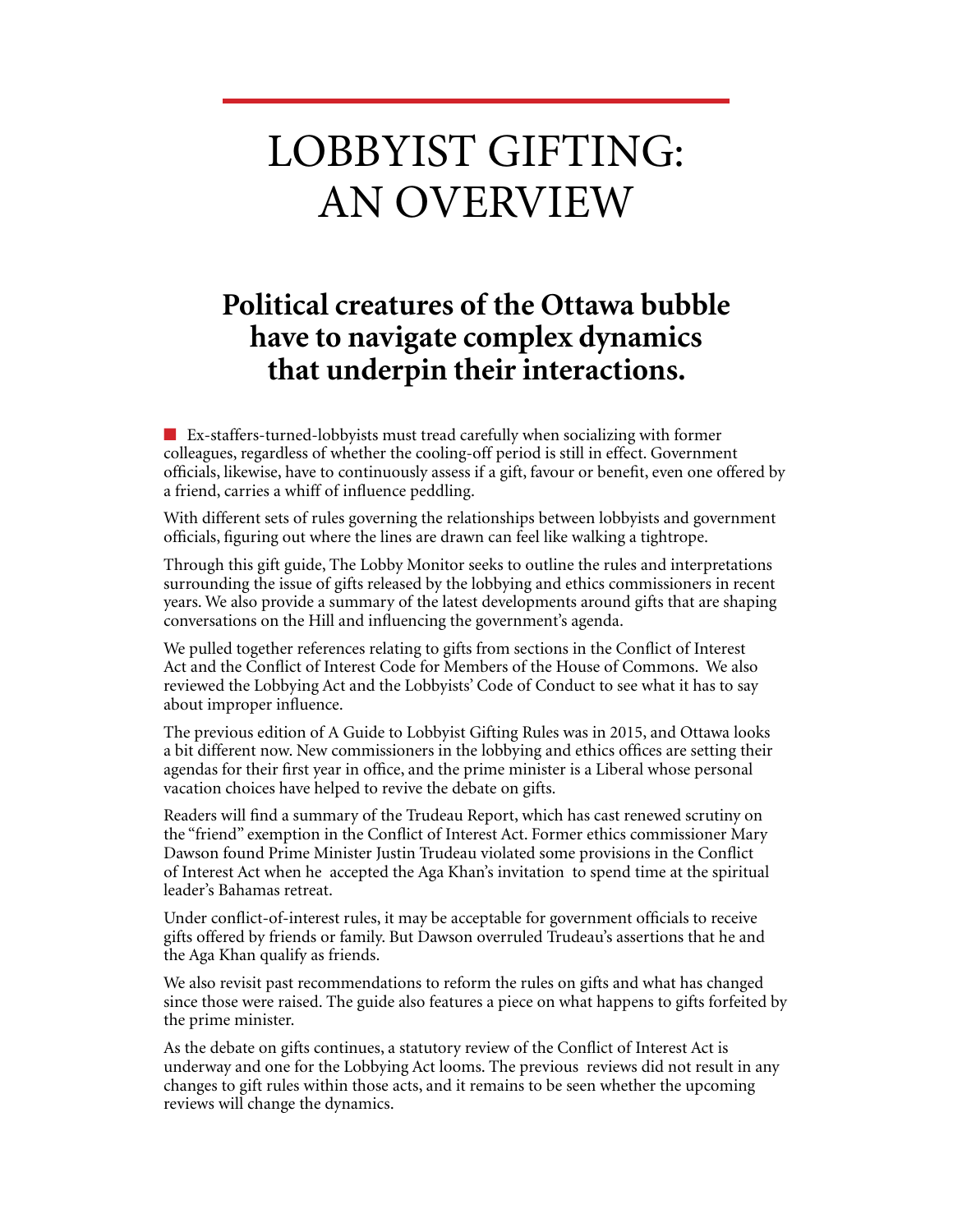# LOBBYIST GIFTING: AN OVERVIEW

## Political creatures of the Ottawa bubble have to navigate complex dynamics that underpin their interactions.

Ex-staffers-turned-lobbyists must tread carefully when socializing with former colleagues, regardless of whether the cooling-off period is still in effect. Government officials, likewise, have to continuously assess if a gift, favour or benefit, even one offered by a friend, carries a whiff of influence peddling.

With different sets of rules governing the relationships between lobbyists and government officials, figuring out where the lines are drawn can feel like walking a tightrope.

Through this gift guide, The Lobby Monitor seeks to outline the rules and interpretations surrounding the issue of gifts released by the lobbying and ethics commissioners in recent years. We also provide a summary of the latest developments around gifts that are shaping conversations on the Hill and influencing the government's agenda.

We pulled together references relating to gifts from sections in the Conflict of Interest Act and the Conflict of Interest Code for Members of the House of Commons. We also reviewed the Lobbying Act and the Lobbyists' Code of Conduct to see what it has to say about improper influence.

The previous edition of A Guide to Lobbyist Gifting Rules was in 2015, and Ottawa looks a bit different now. New commissioners in the lobbying and ethics offices are setting their agendas for their first year in office, and the prime minister is a Liberal whose personal vacation choices have helped to revive the debate on gifts.

Readers will find a summary of the Trudeau Report, which has cast renewed scrutiny on the "friend" exemption in the Conflict of Interest Act. Former ethics commissioner Mary Dawson found Prime Minister Justin Trudeau violated some provisions in the Conflict of Interest Act when he accepted the Aga Khan's invitation to spend time at the spiritual leader's Bahamas retreat.

Under conflict-of-interest rules, it may be acceptable for government officials to receive gifts offered by friends or family. But Dawson overruled Trudeau's assertions that he and the Aga Khan qualify as friends.

We also revisit past recommendations to reform the rules on gifts and what has changed since those were raised. The guide also features a piece on what happens to gifts forfeited by the prime minister.

As the debate on gifts continues, a statutory review of the Conflict of Interest Act is underway and one for the Lobbying Act looms. The previous reviews did not result in any changes to gift rules within those acts, and it remains to be seen whether the upcoming reviews will change the dynamics.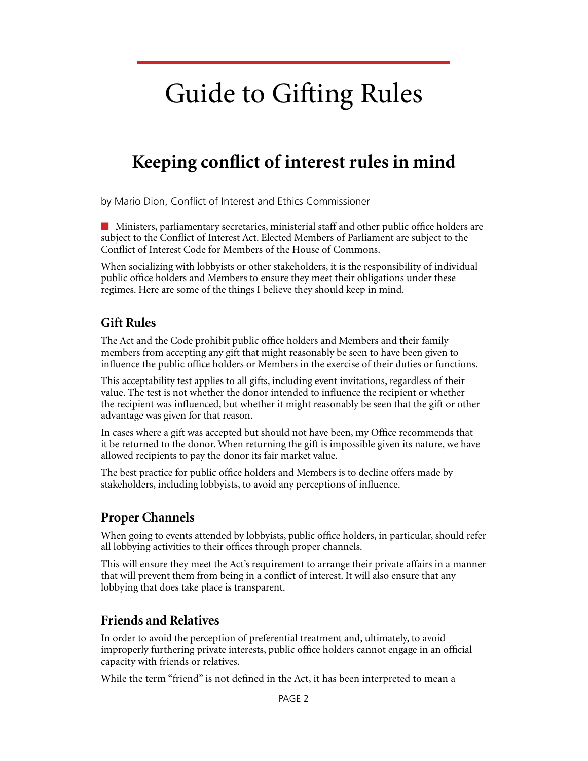# Guide to Gifting Rules

## Keeping conflict of interest rules in mind

by Mario Dion, Conflict of Interest and Ethics Commissioner

Ministers, parliamentary secretaries, ministerial staff and other public office holders are subject to the Conflict of Interest Act. Elected Members of Parliament are subject to the Conflict of Interest Code for Members of the House of Commons.

When socializing with lobbyists or other stakeholders, it is the responsibility of individual public office holders and Members to ensure they meet their obligations under these regimes. Here are some of the things I believe they should keep in mind.

### Gift Rules

The Act and the Code prohibit public office holders and Members and their family members from accepting any gift that might reasonably be seen to have been given to influence the public office holders or Members in the exercise of their duties or functions.

This acceptability test applies to all gifts, including event invitations, regardless of their value. The test is not whether the donor intended to influence the recipient or whether the recipient was influenced, but whether it might reasonably be seen that the gift or other advantage was given for that reason.

In cases where a gift was accepted but should not have been, my Office recommends that it be returned to the donor. When returning the gift is impossible given its nature, we have allowed recipients to pay the donor its fair market value.

The best practice for public office holders and Members is to decline offers made by stakeholders, including lobbyists, to avoid any perceptions of influence.

### Proper Channels

When going to events attended by lobbyists, public office holders, in particular, should refer all lobbying activities to their offices through proper channels.

This will ensure they meet the Act's requirement to arrange their private affairs in a manner that will prevent them from being in a conflict of interest. It will also ensure that any lobbying that does take place is transparent.

### Friends and Relatives

In order to avoid the perception of preferential treatment and, ultimately, to avoid improperly furthering private interests, public office holders cannot engage in an official capacity with friends or relatives.

While the term "friend" is not defined in the Act, it has been interpreted to mean a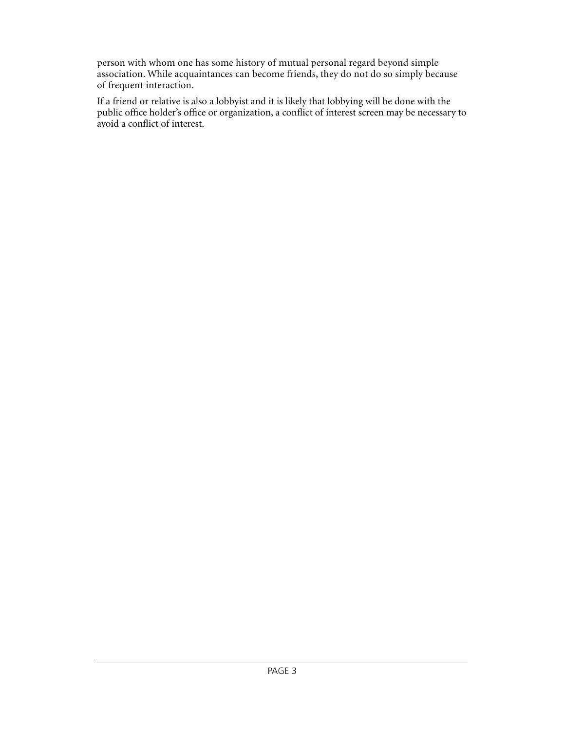person with whom one has some history of mutual personal regard beyond simple association. While acquaintances can become friends, they do not do so simply because of frequent interaction.

If a friend or relative is also a lobbyist and it is likely that lobbying will be done with the public office holder's office or organization, a conflict of interest screen may be necessary to avoid a conflict of interest.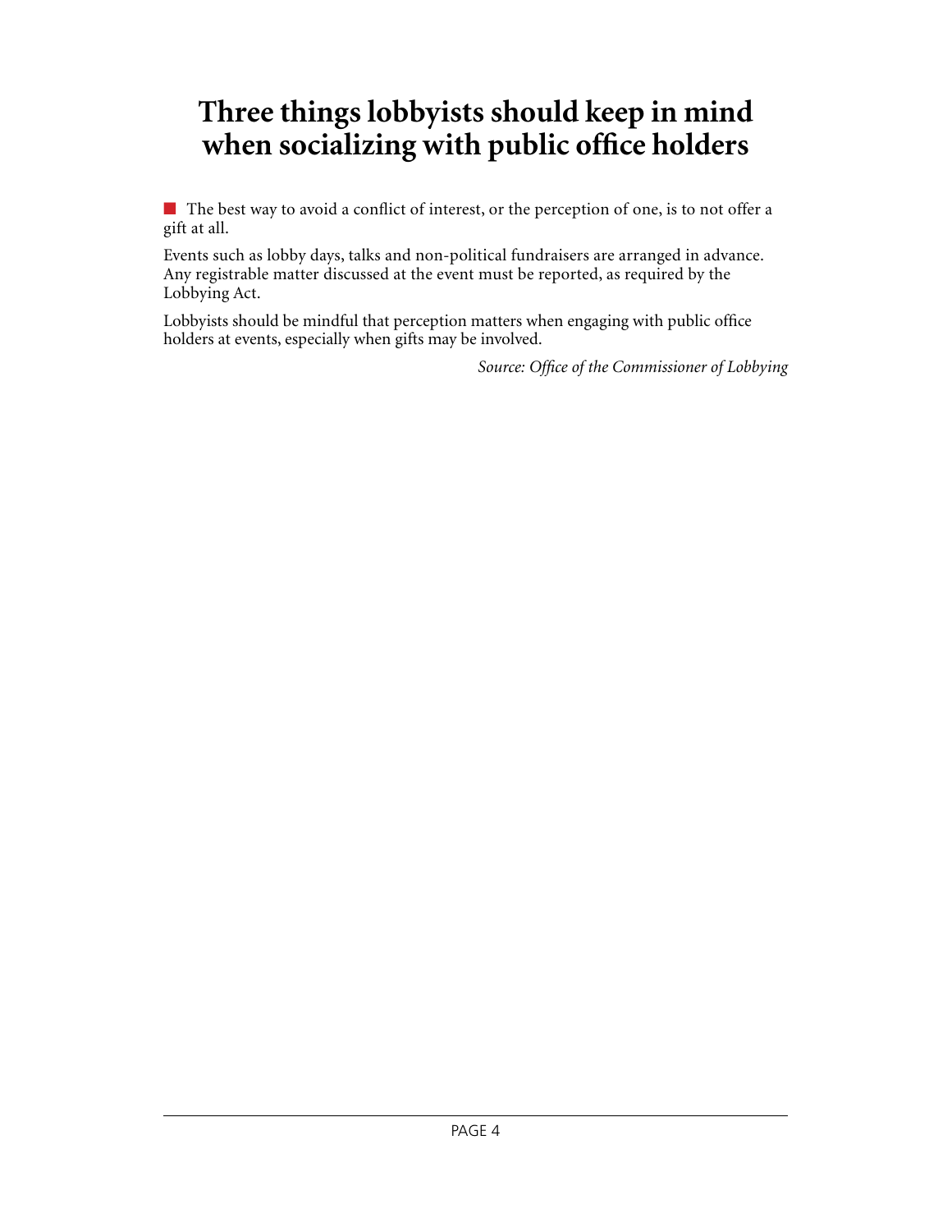# Three things lobbyists should keep in mind when socializing with public office holders

The best way to avoid a conflict of interest, or the perception of one, is to not offer a gift at all.

Events such as lobby days, talks and non-political fundraisers are arranged in advance. Any registrable matter discussed at the event must be reported, as required by the Lobbying Act.

Lobbyists should be mindful that perception matters when engaging with public office holders at events, especially when gifts may be involved.

*Source: Office of the Commissioner of Lobbying*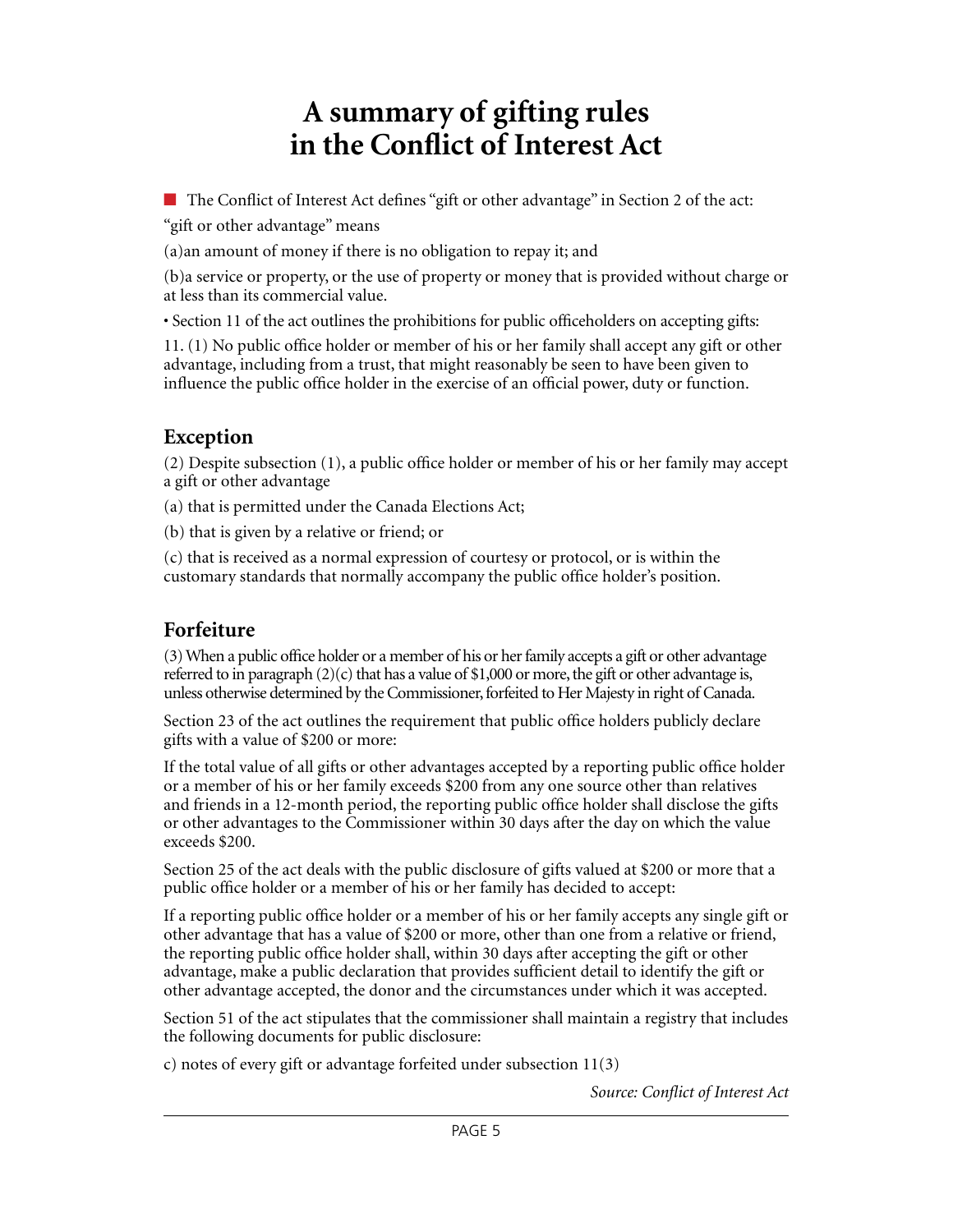# A summary of gifting rules in the Conflict of Interest Act

■ The Conflict of Interest Act defines "gift or other advantage" in Section 2 of the act:

"gift or other advantage" means

(a)an amount of money if there is no obligation to repay it; and

(b)a service or property, or the use of property or money that is provided without charge or at less than its commercial value.

• Section 11 of the act outlines the prohibitions for public officeholders on accepting gifts:

11. (1) No public office holder or member of his or her family shall accept any gift or other advantage, including from a trust, that might reasonably be seen to have been given to influence the public office holder in the exercise of an official power, duty or function.

## Exception

(2) Despite subsection (1), a public office holder or member of his or her family may accept a gift or other advantage

(a) that is permitted under the Canada Elections Act;

(b) that is given by a relative or friend; or

(c) that is received as a normal expression of courtesy or protocol, or is within the customary standards that normally accompany the public office holder's position.

## Forfeiture

(3) When a public office holder or a member of his or her family accepts a gift or other advantage referred to in paragraph (2)(c) that has a value of $1,000 or more, the gift or other advantage is, unless otherwise determined by the Commissioner, forfeited to Her Majesty in right of Canada.

Section 23 of the act outlines the requirement that public office holders publicly declare gifts with a value of $200 or more:

If the total value of all gifts or other advantages accepted by a reporting public office holder or a member of his or her family exceeds $200 from any one source other than relatives and friends in a 12-month period, the reporting public office holder shall disclose the gifts or other advantages to the Commissioner within 30 days after the day on which the value exceeds $200.

Section 25 of the act deals with the public disclosure of gifts valued at $200 or more that a public office holder or a member of his or her family has decided to accept:

If a reporting public office holder or a member of his or her family accepts any single gift or other advantage that has a value of $200 or more, other than one from a relative or friend, the reporting public office holder shall, within 30 days after accepting the gift or other advantage, make a public declaration that provides sufficient detail to identify the gift or other advantage accepted, the donor and the circumstances under which it was accepted.

Section 51 of the act stipulates that the commissioner shall maintain a registry that includes the following documents for public disclosure:

c) notes of every gift or advantage forfeited under subsection 11(3)

*Source: Conflict of Interest Act*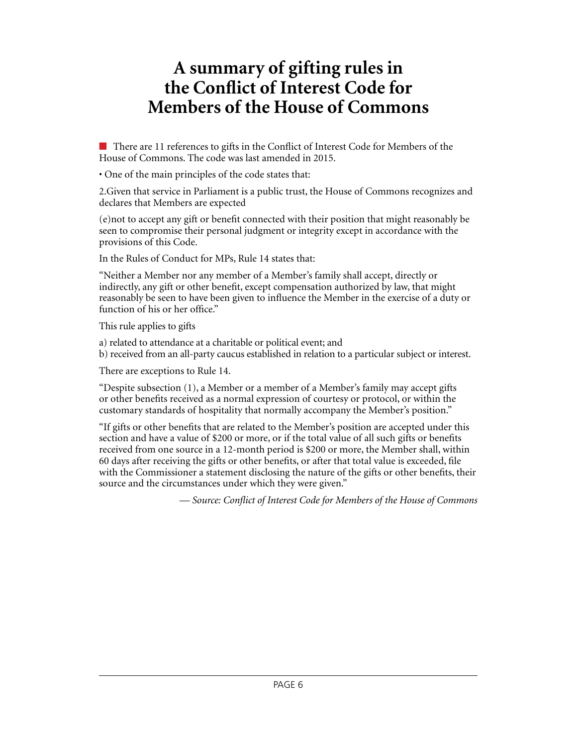# A summary of gifting rules in the Conflict of Interest Code for Members of the House of Commons

■ There are 11 references to gifts in the Conflict of Interest Code for Members of the House of Commons. The code was last amended in 2015.

• One of the main principles of the code states that:

2.Given that service in Parliament is a public trust, the House of Commons recognizes and declares that Members are expected

(e)not to accept any gift or benefit connected with their position that might reasonably be seen to compromise their personal judgment or integrity except in accordance with the provisions of this Code.

In the Rules of Conduct for MPs, Rule 14 states that:

"Neither a Member nor any member of a Member's family shall accept, directly or indirectly, any gift or other benefit, except compensation authorized by law, that might reasonably be seen to have been given to influence the Member in the exercise of a duty or function of his or her office."

This rule applies to gifts

a) related to attendance at a charitable or political event; and
b) received from an all-party caucus established in relation to a particular subject or interest.

There are exceptions to Rule 14.

"Despite subsection (1), a Member or a member of a Member's family may accept gifts or other benefits received as a normal expression of courtesy or protocol, or within the customary standards of hospitality that normally accompany the Member's position."

"If gifts or other benefits that are related to the Member's position are accepted under this section and have a value of $200 or more, or if the total value of all such gifts or benefits received from one source in a 12-month period is $200 or more, the Member shall, within 60 days after receiving the gifts or other benefits, or after that total value is exceeded, file with the Commissioner a statement disclosing the nature of the gifts or other benefits, their source and the circumstances under which they were given."

— *Source: Conflict of Interest Code for Members of the House of Commons*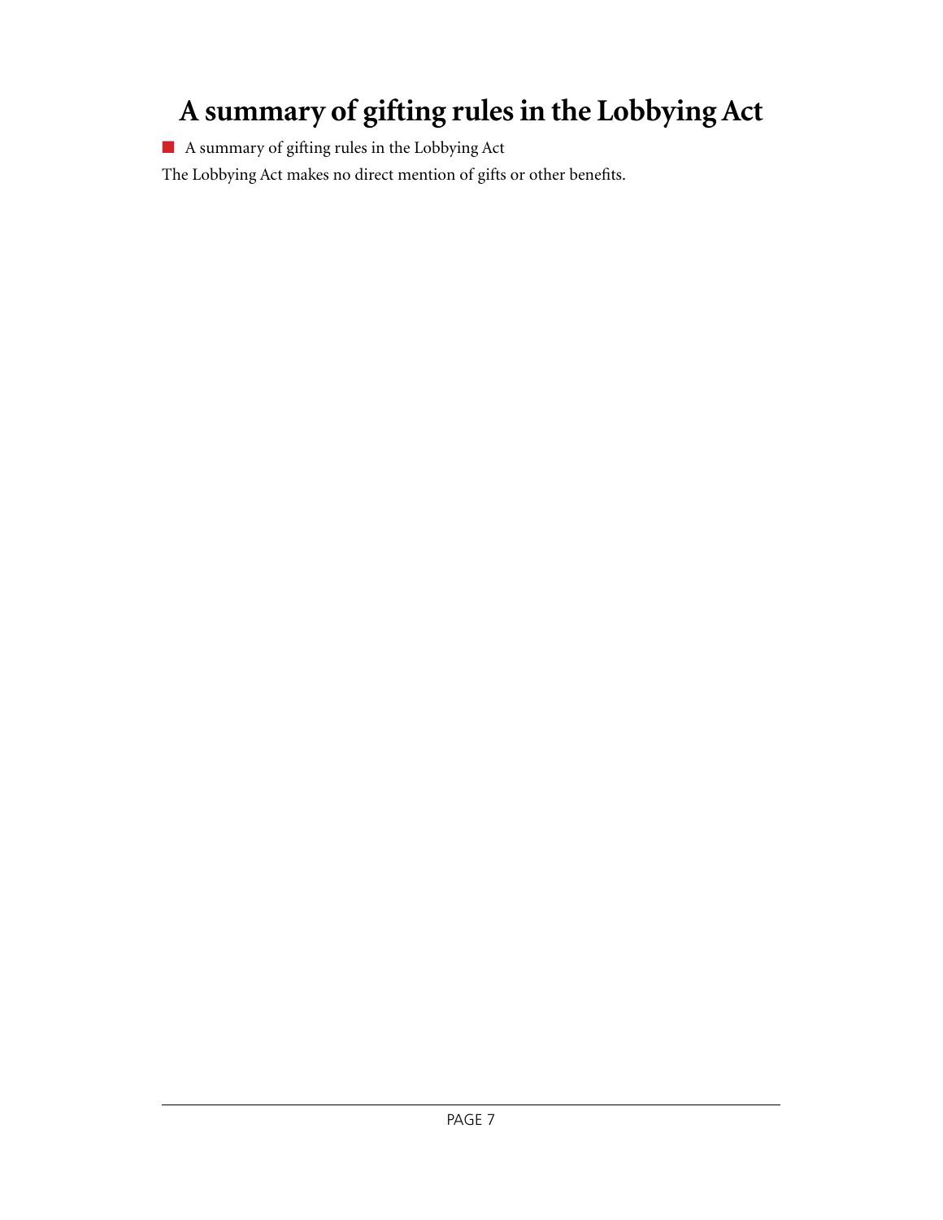# A summary of gifting rules in the Lobbying Act

- A summary of gifting rules in the Lobbying Act

The Lobbying Act makes no direct mention of gifts or other benefits.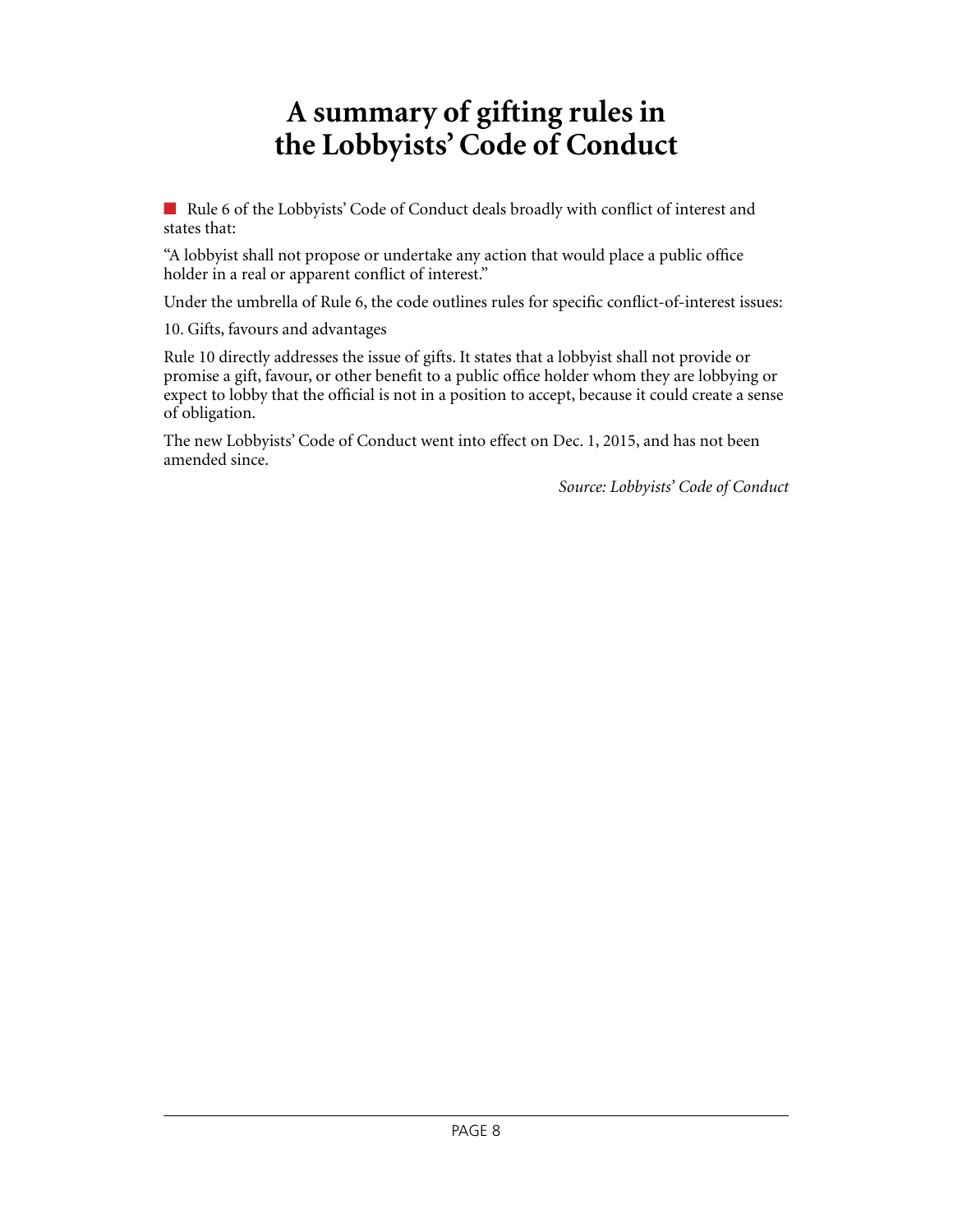# A summary of gifting rules in the Lobbyists' Code of Conduct

Rule 6 of the Lobbyists' Code of Conduct deals broadly with conflict of interest and states that:

"A lobbyist shall not propose or undertake any action that would place a public office holder in a real or apparent conflict of interest."

Under the umbrella of Rule 6, the code outlines rules for specific conflict-of-interest issues:

10. Gifts, favours and advantages

Rule 10 directly addresses the issue of gifts. It states that a lobbyist shall not provide or promise a gift, favour, or other benefit to a public office holder whom they are lobbying or expect to lobby that the official is not in a position to accept, because it could create a sense of obligation.

The new Lobbyists' Code of Conduct went into effect on Dec. 1, 2015, and has not been amended since.

*Source: Lobbyists' Code of Conduct*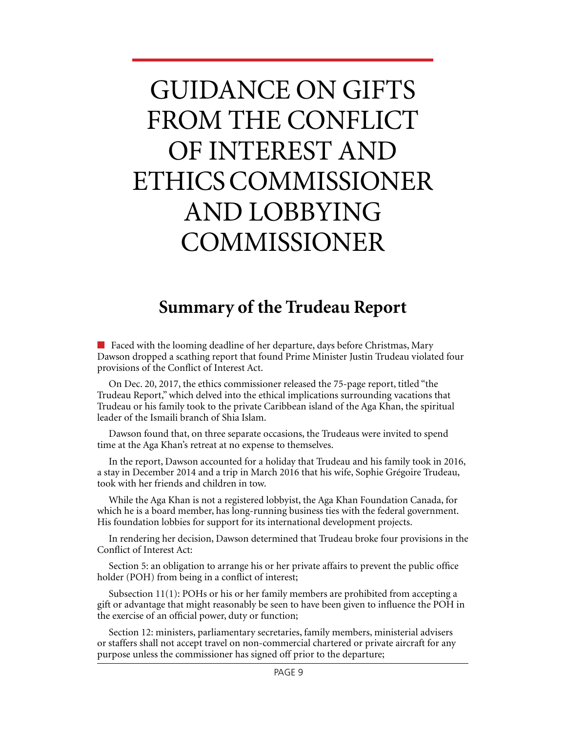# GUIDANCE ON GIFTS FROM THE CONFLICT OF INTEREST AND ETHICS COMMISSIONER AND LOBBYING COMMISSIONER

## Summary of the Trudeau Report

Faced with the looming deadline of her departure, days before Christmas, Mary Dawson dropped a scathing report that found Prime Minister Justin Trudeau violated four provisions of the Conflict of Interest Act.

On Dec. 20, 2017, the ethics commissioner released the 75-page report, titled "the Trudeau Report," which delved into the ethical implications surrounding vacations that Trudeau or his family took to the private Caribbean island of the Aga Khan, the spiritual leader of the Ismaili branch of Shia Islam.

Dawson found that, on three separate occasions, the Trudeaus were invited to spend time at the Aga Khan's retreat at no expense to themselves.

In the report, Dawson accounted for a holiday that Trudeau and his family took in 2016, a stay in December 2014 and a trip in March 2016 that his wife, Sophie Grégoire Trudeau, took with her friends and children in tow.

While the Aga Khan is not a registered lobbyist, the Aga Khan Foundation Canada, for which he is a board member, has long-running business ties with the federal government. His foundation lobbies for support for its international development projects.

In rendering her decision, Dawson determined that Trudeau broke four provisions in the Conflict of Interest Act:

Section 5: an obligation to arrange his or her private affairs to prevent the public office holder (POH) from being in a conflict of interest;

Subsection 11(1): POHs or his or her family members are prohibited from accepting a gift or advantage that might reasonably be seen to have been given to influence the POH in the exercise of an official power, duty or function;

Section 12: ministers, parliamentary secretaries, family members, ministerial advisers or staffers shall not accept travel on non-commercial chartered or private aircraft for any purpose unless the commissioner has signed off prior to the departure;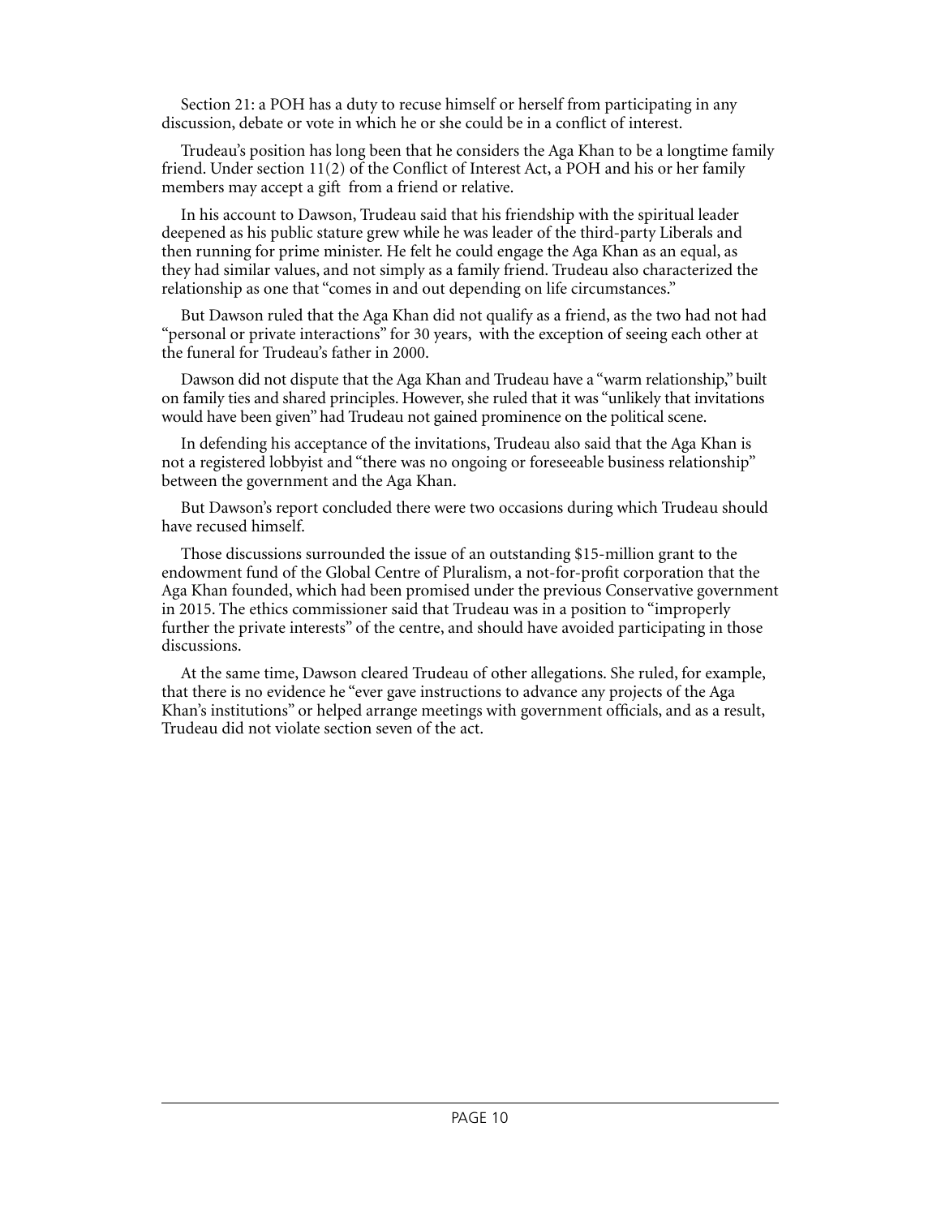Section 21: a POH has a duty to recuse himself or herself from participating in any discussion, debate or vote in which he or she could be in a conflict of interest.

Trudeau's position has long been that he considers the Aga Khan to be a longtime family friend. Under section 11(2) of the Conflict of Interest Act, a POH and his or her family members may accept a gift from a friend or relative.

In his account to Dawson, Trudeau said that his friendship with the spiritual leader deepened as his public stature grew while he was leader of the third-party Liberals and then running for prime minister. He felt he could engage the Aga Khan as an equal, as they had similar values, and not simply as a family friend. Trudeau also characterized the relationship as one that "comes in and out depending on life circumstances."

But Dawson ruled that the Aga Khan did not qualify as a friend, as the two had not had "personal or private interactions" for 30 years, with the exception of seeing each other at the funeral for Trudeau's father in 2000.

Dawson did not dispute that the Aga Khan and Trudeau have a "warm relationship," built on family ties and shared principles. However, she ruled that it was "unlikely that invitations would have been given" had Trudeau not gained prominence on the political scene.

In defending his acceptance of the invitations, Trudeau also said that the Aga Khan is not a registered lobbyist and "there was no ongoing or foreseeable business relationship" between the government and the Aga Khan.

But Dawson's report concluded there were two occasions during which Trudeau should have recused himself.

Those discussions surrounded the issue of an outstanding $15-million grant to the endowment fund of the Global Centre of Pluralism, a not-for-profit corporation that the Aga Khan founded, which had been promised under the previous Conservative government in 2015. The ethics commissioner said that Trudeau was in a position to "improperly further the private interests" of the centre, and should have avoided participating in those discussions.

At the same time, Dawson cleared Trudeau of other allegations. She ruled, for example, that there is no evidence he "ever gave instructions to advance any projects of the Aga Khan's institutions" or helped arrange meetings with government officials, and as a result, Trudeau did not violate section seven of the act.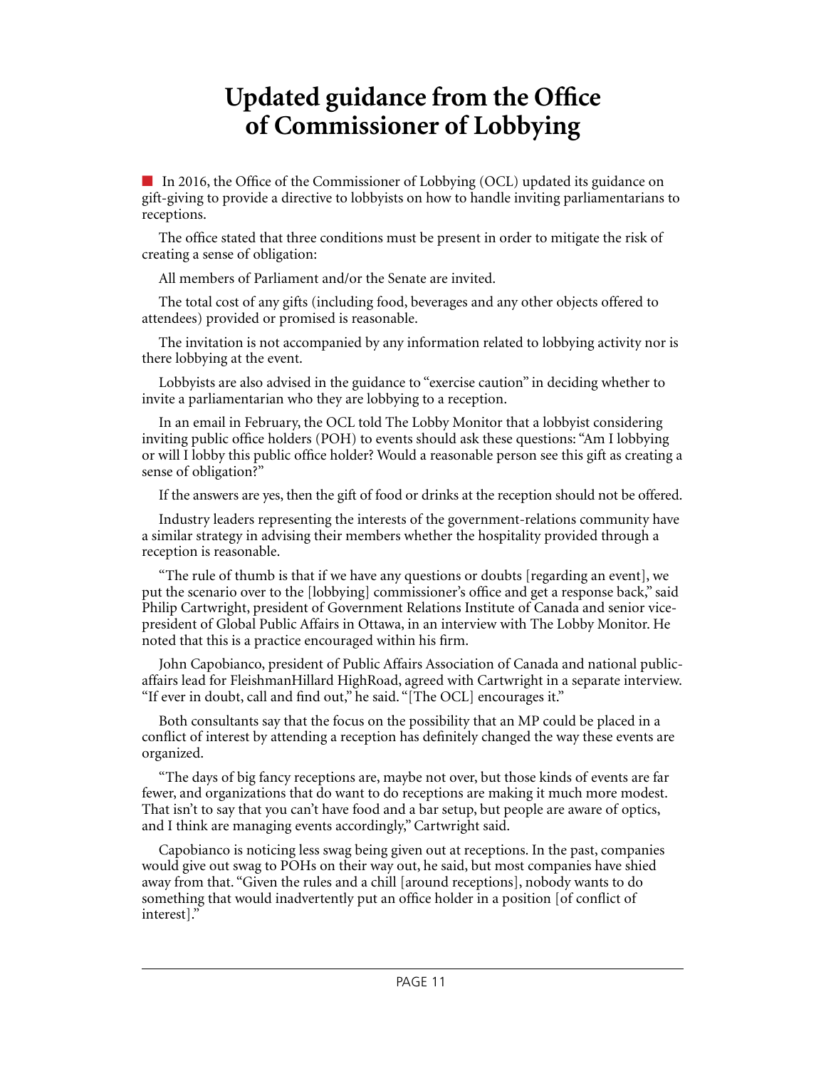# Updated guidance from the Office of Commissioner of Lobbying

In 2016, the Office of the Commissioner of Lobbying (OCL) updated its guidance on gift-giving to provide a directive to lobbyists on how to handle inviting parliamentarians to receptions.

The office stated that three conditions must be present in order to mitigate the risk of creating a sense of obligation:

All members of Parliament and/or the Senate are invited.

The total cost of any gifts (including food, beverages and any other objects offered to attendees) provided or promised is reasonable.

The invitation is not accompanied by any information related to lobbying activity nor is there lobbying at the event.

Lobbyists are also advised in the guidance to "exercise caution" in deciding whether to invite a parliamentarian who they are lobbying to a reception.

In an email in February, the OCL told The Lobby Monitor that a lobbyist considering inviting public office holders (POH) to events should ask these questions: "Am I lobbying or will I lobby this public office holder? Would a reasonable person see this gift as creating a sense of obligation?"

If the answers are yes, then the gift of food or drinks at the reception should not be offered.

Industry leaders representing the interests of the government-relations community have a similar strategy in advising their members whether the hospitality provided through a reception is reasonable.

"The rule of thumb is that if we have any questions or doubts [regarding an event], we put the scenario over to the [lobbying] commissioner's office and get a response back," said Philip Cartwright, president of Government Relations Institute of Canada and senior vice-president of Global Public Affairs in Ottawa, in an interview with The Lobby Monitor. He noted that this is a practice encouraged within his firm.

John Capobianco, president of Public Affairs Association of Canada and national public-affairs lead for FleishmanHillard HighRoad, agreed with Cartwright in a separate interview. "If ever in doubt, call and find out," he said. "[The OCL] encourages it."

Both consultants say that the focus on the possibility that an MP could be placed in a conflict of interest by attending a reception has definitely changed the way these events are organized.

"The days of big fancy receptions are, maybe not over, but those kinds of events are far fewer, and organizations that do want to do receptions are making it much more modest. That isn't to say that you can't have food and a bar setup, but people are aware of optics, and I think are managing events accordingly," Cartwright said.

Capobianco is noticing less swag being given out at receptions. In the past, companies would give out swag to POHs on their way out, he said, but most companies have shied away from that. "Given the rules and a chill [around receptions], nobody wants to do something that would inadvertently put an office holder in a position [of conflict of interest]."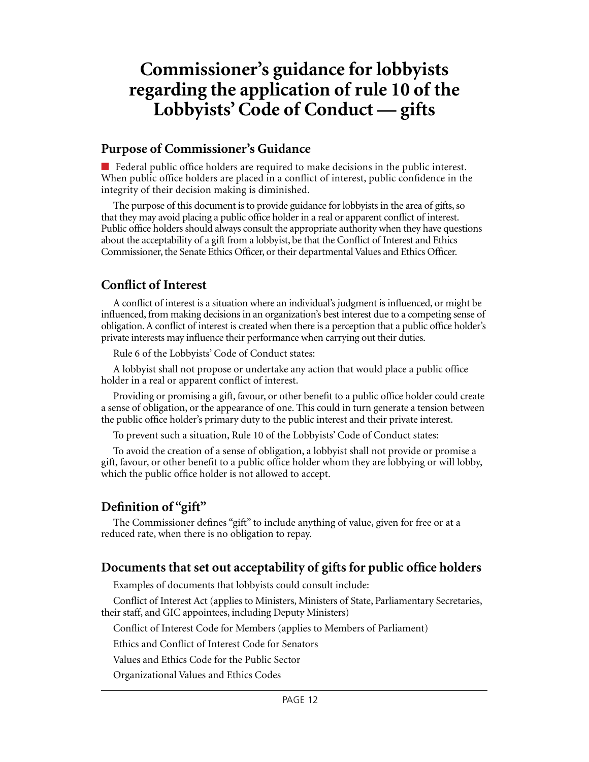# Commissioner's guidance for lobbyists regarding the application of rule 10 of the Lobbyists' Code of Conduct — gifts

## Purpose of Commissioner's Guidance

Federal public office holders are required to make decisions in the public interest. When public office holders are placed in a conflict of interest, public confidence in the integrity of their decision making is diminished.

The purpose of this document is to provide guidance for lobbyists in the area of gifts, so that they may avoid placing a public office holder in a real or apparent conflict of interest. Public office holders should always consult the appropriate authority when they have questions about the acceptability of a gift from a lobbyist, be that the Conflict of Interest and Ethics Commissioner, the Senate Ethics Officer, or their departmental Values and Ethics Officer.

## Conflict of Interest

A conflict of interest is a situation where an individual's judgment is influenced, or might be influenced, from making decisions in an organization's best interest due to a competing sense of obligation. A conflict of interest is created when there is a perception that a public office holder's private interests may influence their performance when carrying out their duties.

Rule 6 of the Lobbyists' Code of Conduct states:

A lobbyist shall not propose or undertake any action that would place a public office holder in a real or apparent conflict of interest.

Providing or promising a gift, favour, or other benefit to a public office holder could create a sense of obligation, or the appearance of one. This could in turn generate a tension between the public office holder's primary duty to the public interest and their private interest.

To prevent such a situation, Rule 10 of the Lobbyists' Code of Conduct states:

To avoid the creation of a sense of obligation, a lobbyist shall not provide or promise a gift, favour, or other benefit to a public office holder whom they are lobbying or will lobby, which the public office holder is not allowed to accept.

## Definition of "gift"

The Commissioner defines "gift" to include anything of value, given for free or at a reduced rate, when there is no obligation to repay.

## Documents that set out acceptability of gifts for public office holders

Examples of documents that lobbyists could consult include:

Conflict of Interest Act (applies to Ministers, Ministers of State, Parliamentary Secretaries, their staff, and GIC appointees, including Deputy Ministers)

Conflict of Interest Code for Members (applies to Members of Parliament)

Ethics and Conflict of Interest Code for Senators

Values and Ethics Code for the Public Sector

Organizational Values and Ethics Codes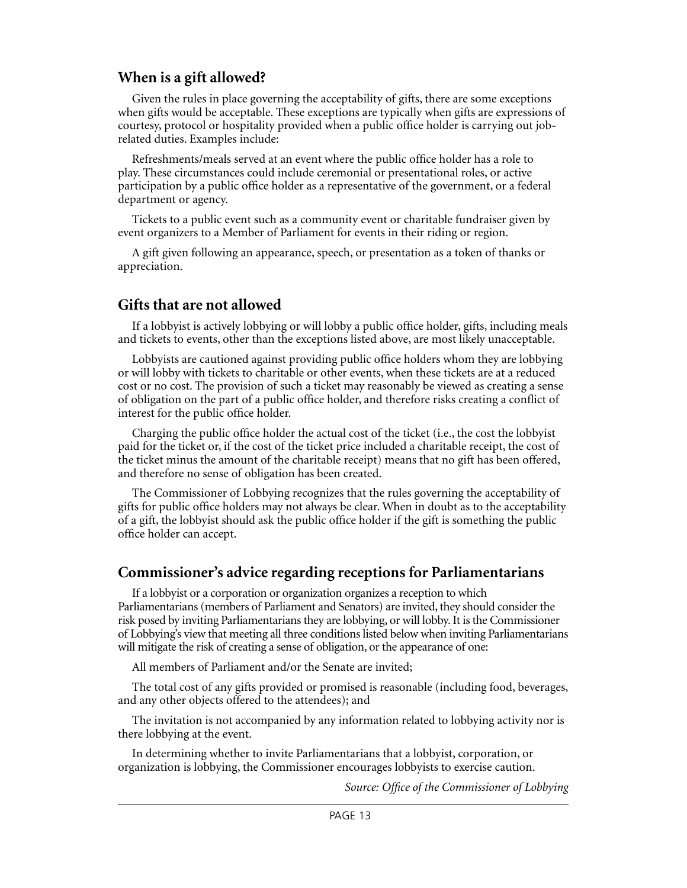## When is a gift allowed?

Given the rules in place governing the acceptability of gifts, there are some exceptions when gifts would be acceptable. These exceptions are typically when gifts are expressions of courtesy, protocol or hospitality provided when a public office holder is carrying out job-related duties. Examples include:

Refreshments/meals served at an event where the public office holder has a role to play. These circumstances could include ceremonial or presentational roles, or active participation by a public office holder as a representative of the government, or a federal department or agency.

Tickets to a public event such as a community event or charitable fundraiser given by event organizers to a Member of Parliament for events in their riding or region.

A gift given following an appearance, speech, or presentation as a token of thanks or appreciation.

## Gifts that are not allowed

If a lobbyist is actively lobbying or will lobby a public office holder, gifts, including meals and tickets to events, other than the exceptions listed above, are most likely unacceptable.

Lobbyists are cautioned against providing public office holders whom they are lobbying or will lobby with tickets to charitable or other events, when these tickets are at a reduced cost or no cost. The provision of such a ticket may reasonably be viewed as creating a sense of obligation on the part of a public office holder, and therefore risks creating a conflict of interest for the public office holder.

Charging the public office holder the actual cost of the ticket (i.e., the cost the lobbyist paid for the ticket or, if the cost of the ticket price included a charitable receipt, the cost of the ticket minus the amount of the charitable receipt) means that no gift has been offered, and therefore no sense of obligation has been created.

The Commissioner of Lobbying recognizes that the rules governing the acceptability of gifts for public office holders may not always be clear. When in doubt as to the acceptability of a gift, the lobbyist should ask the public office holder if the gift is something the public office holder can accept.

## Commissioner's advice regarding receptions for Parliamentarians

If a lobbyist or a corporation or organization organizes a reception to which Parliamentarians (members of Parliament and Senators) are invited, they should consider the risk posed by inviting Parliamentarians they are lobbying, or will lobby. It is the Commissioner of Lobbying's view that meeting all three conditions listed below when inviting Parliamentarians will mitigate the risk of creating a sense of obligation, or the appearance of one:

All members of Parliament and/or the Senate are invited;

The total cost of any gifts provided or promised is reasonable (including food, beverages, and any other objects offered to the attendees); and

The invitation is not accompanied by any information related to lobbying activity nor is there lobbying at the event.

In determining whether to invite Parliamentarians that a lobbyist, corporation, or organization is lobbying, the Commissioner encourages lobbyists to exercise caution.

*Source: Office of the Commissioner of Lobbying*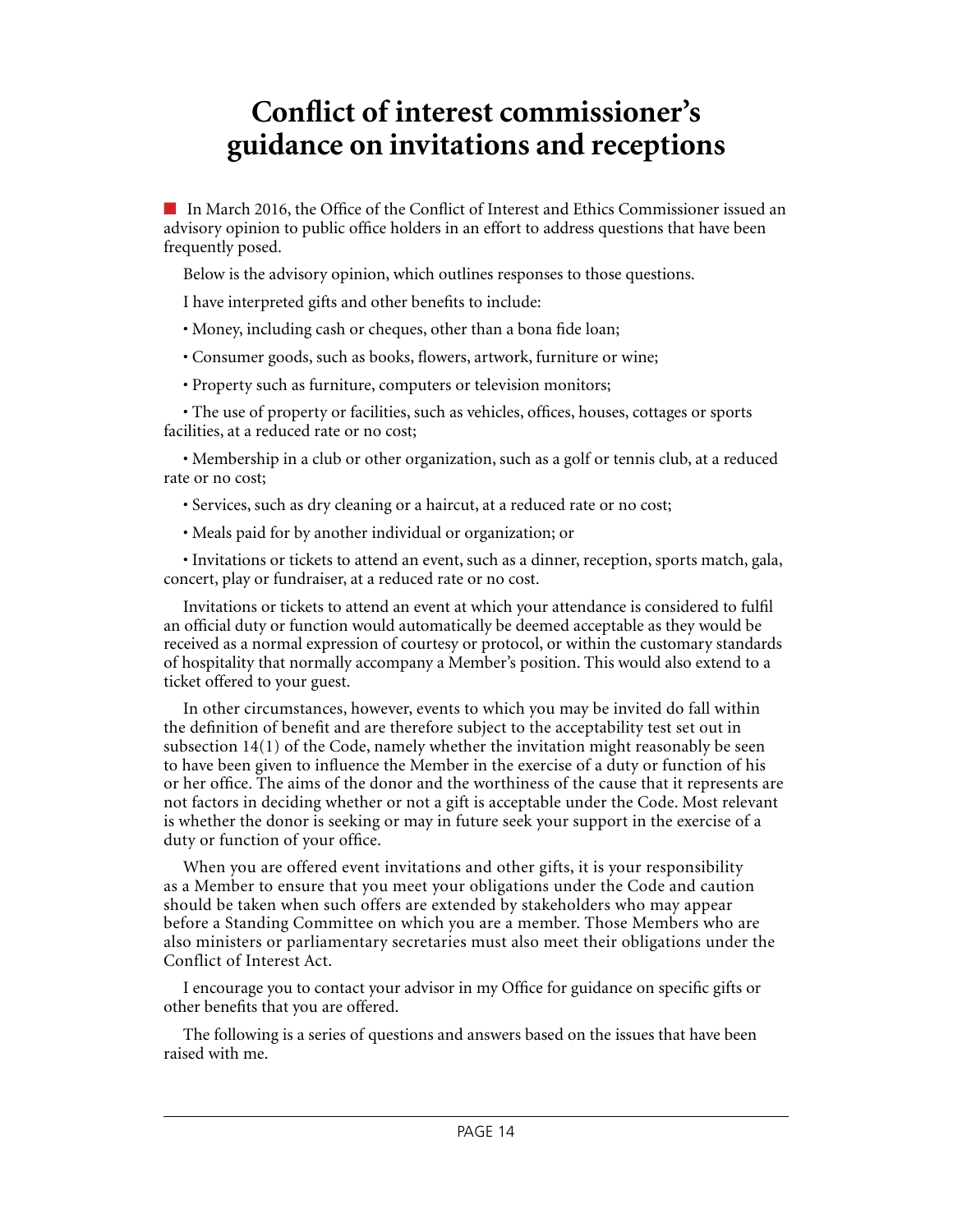# Conflict of interest commissioner's guidance on invitations and receptions

In March 2016, the Office of the Conflict of Interest and Ethics Commissioner issued an advisory opinion to public office holders in an effort to address questions that have been frequently posed.

Below is the advisory opinion, which outlines responses to those questions.

I have interpreted gifts and other benefits to include:

- Money, including cash or cheques, other than a bona fide loan;
- Consumer goods, such as books, flowers, artwork, furniture or wine;
- Property such as furniture, computers or television monitors;
- The use of property or facilities, such as vehicles, offices, houses, cottages or sports facilities, at a reduced rate or no cost;
- Membership in a club or other organization, such as a golf or tennis club, at a reduced rate or no cost;
- Services, such as dry cleaning or a haircut, at a reduced rate or no cost;
- Meals paid for by another individual or organization; or
- Invitations or tickets to attend an event, such as a dinner, reception, sports match, gala, concert, play or fundraiser, at a reduced rate or no cost.

Invitations or tickets to attend an event at which your attendance is considered to fulfil an official duty or function would automatically be deemed acceptable as they would be received as a normal expression of courtesy or protocol, or within the customary standards of hospitality that normally accompany a Member's position. This would also extend to a ticket offered to your guest.

In other circumstances, however, events to which you may be invited do fall within the definition of benefit and are therefore subject to the acceptability test set out in subsection 14(1) of the Code, namely whether the invitation might reasonably be seen to have been given to influence the Member in the exercise of a duty or function of his or her office. The aims of the donor and the worthiness of the cause that it represents are not factors in deciding whether or not a gift is acceptable under the Code. Most relevant is whether the donor is seeking or may in future seek your support in the exercise of a duty or function of your office.

When you are offered event invitations and other gifts, it is your responsibility as a Member to ensure that you meet your obligations under the Code and caution should be taken when such offers are extended by stakeholders who may appear before a Standing Committee on which you are a member. Those Members who are also ministers or parliamentary secretaries must also meet their obligations under the Conflict of Interest Act.

I encourage you to contact your advisor in my Office for guidance on specific gifts or other benefits that you are offered.

The following is a series of questions and answers based on the issues that have been raised with me.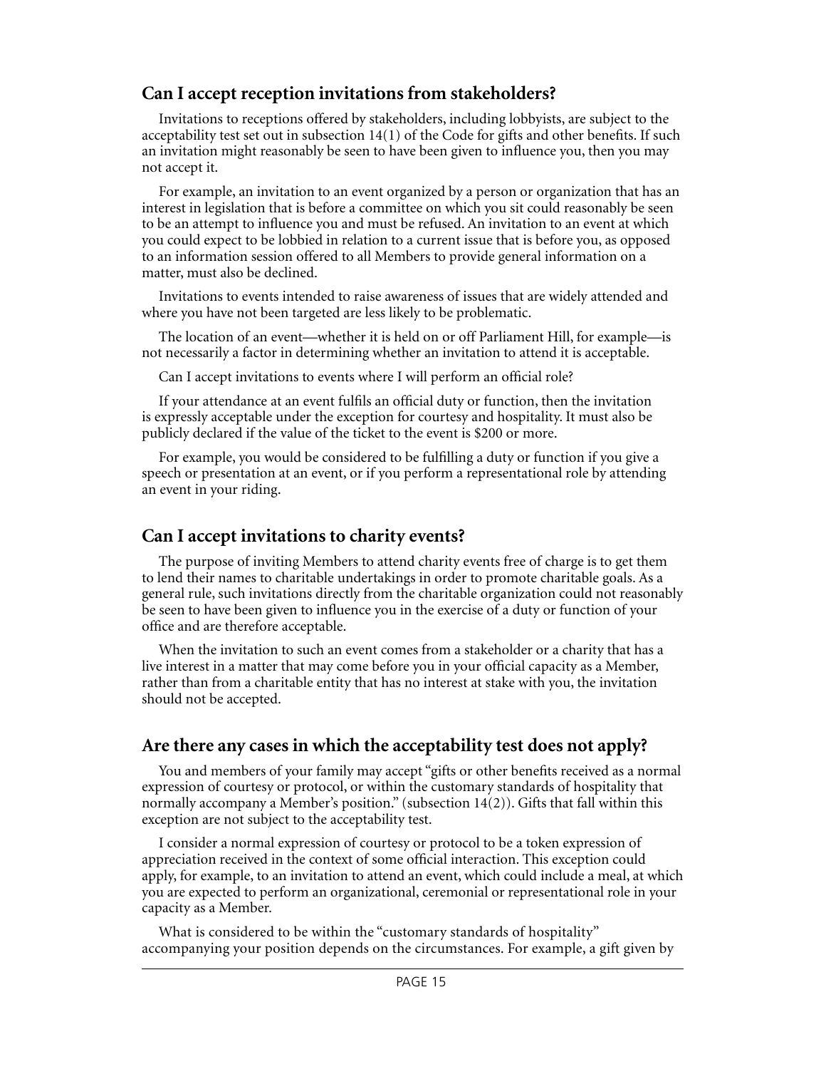## Can I accept reception invitations from stakeholders?

Invitations to receptions offered by stakeholders, including lobbyists, are subject to the acceptability test set out in subsection 14(1) of the Code for gifts and other benefits. If such an invitation might reasonably be seen to have been given to influence you, then you may not accept it.

For example, an invitation to an event organized by a person or organization that has an interest in legislation that is before a committee on which you sit could reasonably be seen to be an attempt to influence you and must be refused. An invitation to an event at which you could expect to be lobbied in relation to a current issue that is before you, as opposed to an information session offered to all Members to provide general information on a matter, must also be declined.

Invitations to events intended to raise awareness of issues that are widely attended and where you have not been targeted are less likely to be problematic.

The location of an event—whether it is held on or off Parliament Hill, for example—is not necessarily a factor in determining whether an invitation to attend it is acceptable.

Can I accept invitations to events where I will perform an official role?

If your attendance at an event fulfils an official duty or function, then the invitation is expressly acceptable under the exception for courtesy and hospitality. It must also be publicly declared if the value of the ticket to the event is $200 or more.

For example, you would be considered to be fulfilling a duty or function if you give a speech or presentation at an event, or if you perform a representational role by attending an event in your riding.

## Can I accept invitations to charity events?

The purpose of inviting Members to attend charity events free of charge is to get them to lend their names to charitable undertakings in order to promote charitable goals. As a general rule, such invitations directly from the charitable organization could not reasonably be seen to have been given to influence you in the exercise of a duty or function of your office and are therefore acceptable.

When the invitation to such an event comes from a stakeholder or a charity that has a live interest in a matter that may come before you in your official capacity as a Member, rather than from a charitable entity that has no interest at stake with you, the invitation should not be accepted.

## Are there any cases in which the acceptability test does not apply?

You and members of your family may accept "gifts or other benefits received as a normal expression of courtesy or protocol, or within the customary standards of hospitality that normally accompany a Member's position." (subsection 14(2)). Gifts that fall within this exception are not subject to the acceptability test.

I consider a normal expression of courtesy or protocol to be a token expression of appreciation received in the context of some official interaction. This exception could apply, for example, to an invitation to attend an event, which could include a meal, at which you are expected to perform an organizational, ceremonial or representational role in your capacity as a Member.

What is considered to be within the "customary standards of hospitality" accompanying your position depends on the circumstances. For example, a gift given by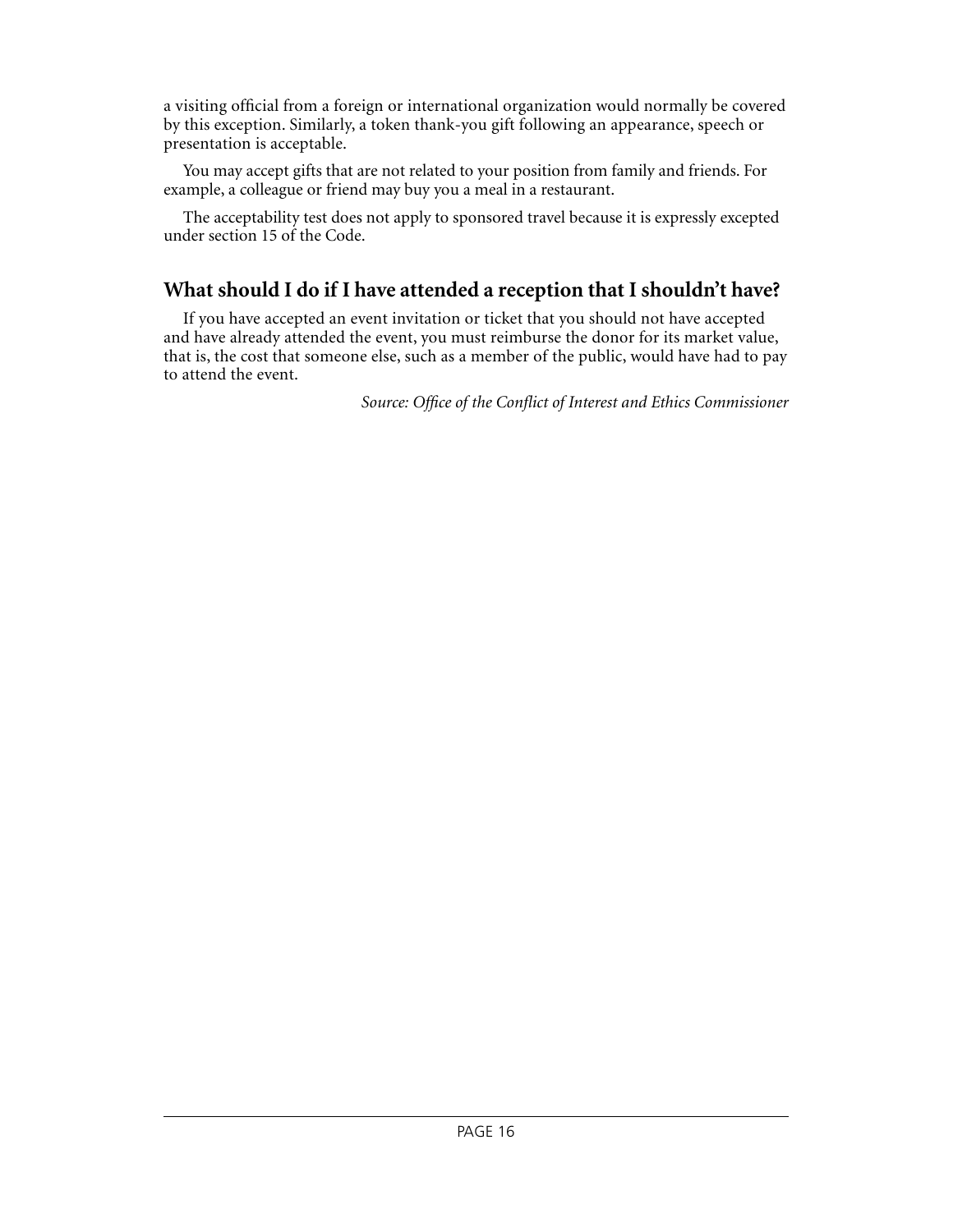a visiting official from a foreign or international organization would normally be covered by this exception. Similarly, a token thank-you gift following an appearance, speech or presentation is acceptable.

You may accept gifts that are not related to your position from family and friends. For example, a colleague or friend may buy you a meal in a restaurant.

The acceptability test does not apply to sponsored travel because it is expressly excepted under section 15 of the Code.

## What should I do if I have attended a reception that I shouldn't have?

If you have accepted an event invitation or ticket that you should not have accepted and have already attended the event, you must reimburse the donor for its market value, that is, the cost that someone else, such as a member of the public, would have had to pay to attend the event.

*Source: Office of the Conflict of Interest and Ethics Commissioner*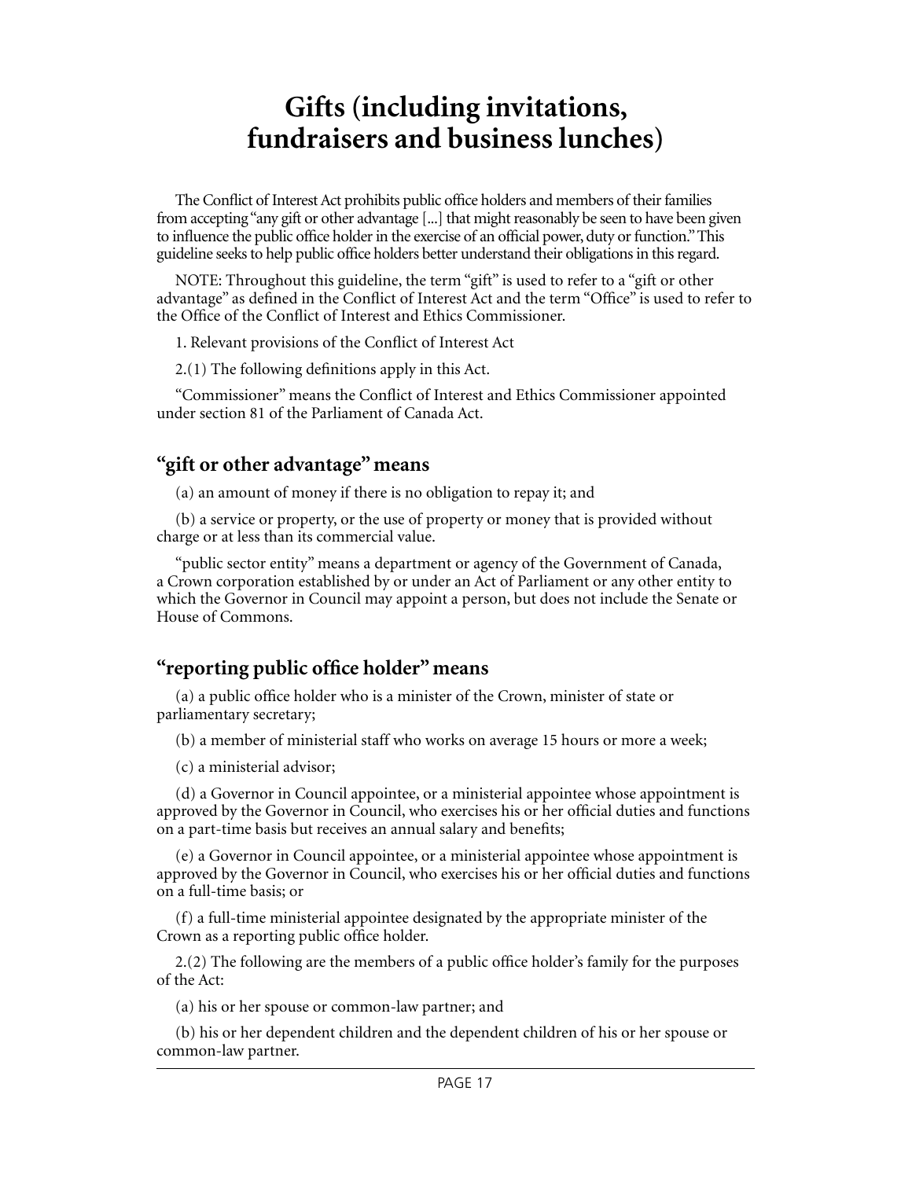# Gifts (including invitations, fundraisers and business lunches)

The Conflict of Interest Act prohibits public office holders and members of their families from accepting "any gift or other advantage [...] that might reasonably be seen to have been given to influence the public office holder in the exercise of an official power, duty or function." This guideline seeks to help public office holders better understand their obligations in this regard.

NOTE: Throughout this guideline, the term "gift" is used to refer to a "gift or other advantage" as defined in the Conflict of Interest Act and the term "Office" is used to refer to the Office of the Conflict of Interest and Ethics Commissioner.

1. Relevant provisions of the Conflict of Interest Act

2.(1) The following definitions apply in this Act.

"Commissioner" means the Conflict of Interest and Ethics Commissioner appointed under section 81 of the Parliament of Canada Act.

## "gift or other advantage" means

(a) an amount of money if there is no obligation to repay it; and

(b) a service or property, or the use of property or money that is provided without charge or at less than its commercial value.

"public sector entity" means a department or agency of the Government of Canada, a Crown corporation established by or under an Act of Parliament or any other entity to which the Governor in Council may appoint a person, but does not include the Senate or House of Commons.

## "reporting public office holder" means

(a) a public office holder who is a minister of the Crown, minister of state or parliamentary secretary;

(b) a member of ministerial staff who works on average 15 hours or more a week;

(c) a ministerial advisor;

(d) a Governor in Council appointee, or a ministerial appointee whose appointment is approved by the Governor in Council, who exercises his or her official duties and functions on a part-time basis but receives an annual salary and benefits;

(e) a Governor in Council appointee, or a ministerial appointee whose appointment is approved by the Governor in Council, who exercises his or her official duties and functions on a full-time basis; or

(f) a full-time ministerial appointee designated by the appropriate minister of the Crown as a reporting public office holder.

2.(2) The following are the members of a public office holder's family for the purposes of the Act:

(a) his or her spouse or common-law partner; and

(b) his or her dependent children and the dependent children of his or her spouse or common-law partner.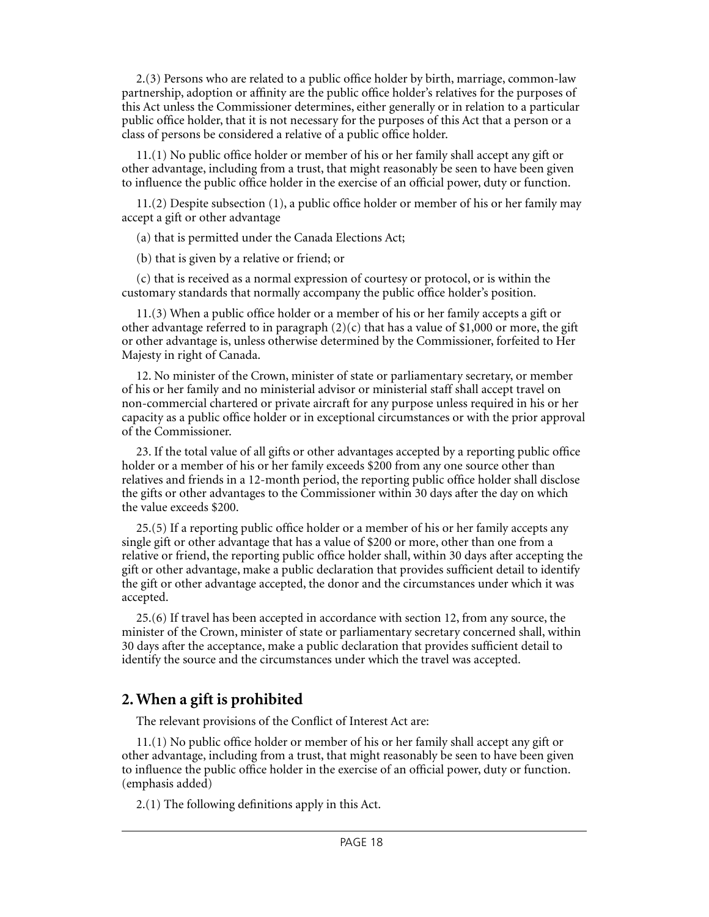2.(3) Persons who are related to a public office holder by birth, marriage, common-law partnership, adoption or affinity are the public office holder's relatives for the purposes of this Act unless the Commissioner determines, either generally or in relation to a particular public office holder, that it is not necessary for the purposes of this Act that a person or a class of persons be considered a relative of a public office holder.

11.(1) No public office holder or member of his or her family shall accept any gift or other advantage, including from a trust, that might reasonably be seen to have been given to influence the public office holder in the exercise of an official power, duty or function.

11.(2) Despite subsection (1), a public office holder or member of his or her family may accept a gift or other advantage

(a) that is permitted under the Canada Elections Act;

(b) that is given by a relative or friend; or

(c) that is received as a normal expression of courtesy or protocol, or is within the customary standards that normally accompany the public office holder's position.

11.(3) When a public office holder or a member of his or her family accepts a gift or other advantage referred to in paragraph (2)(c) that has a value of $1,000 or more, the gift or other advantage is, unless otherwise determined by the Commissioner, forfeited to Her Majesty in right of Canada.

12. No minister of the Crown, minister of state or parliamentary secretary, or member of his or her family and no ministerial advisor or ministerial staff shall accept travel on non-commercial chartered or private aircraft for any purpose unless required in his or her capacity as a public office holder or in exceptional circumstances or with the prior approval of the Commissioner.

23. If the total value of all gifts or other advantages accepted by a reporting public office holder or a member of his or her family exceeds $200 from any one source other than relatives and friends in a 12-month period, the reporting public office holder shall disclose the gifts or other advantages to the Commissioner within 30 days after the day on which the value exceeds $200.

25.(5) If a reporting public office holder or a member of his or her family accepts any single gift or other advantage that has a value of $200 or more, other than one from a relative or friend, the reporting public office holder shall, within 30 days after accepting the gift or other advantage, make a public declaration that provides sufficient detail to identify the gift or other advantage accepted, the donor and the circumstances under which it was accepted.

25.(6) If travel has been accepted in accordance with section 12, from any source, the minister of the Crown, minister of state or parliamentary secretary concerned shall, within 30 days after the acceptance, make a public declaration that provides sufficient detail to identify the source and the circumstances under which the travel was accepted.

## 2. When a gift is prohibited

The relevant provisions of the Conflict of Interest Act are:

11.(1) No public office holder or member of his or her family shall accept any gift or other advantage, including from a trust, that might reasonably be seen to have been given to influence the public office holder in the exercise of an official power, duty or function. (emphasis added)

2.(1) The following definitions apply in this Act.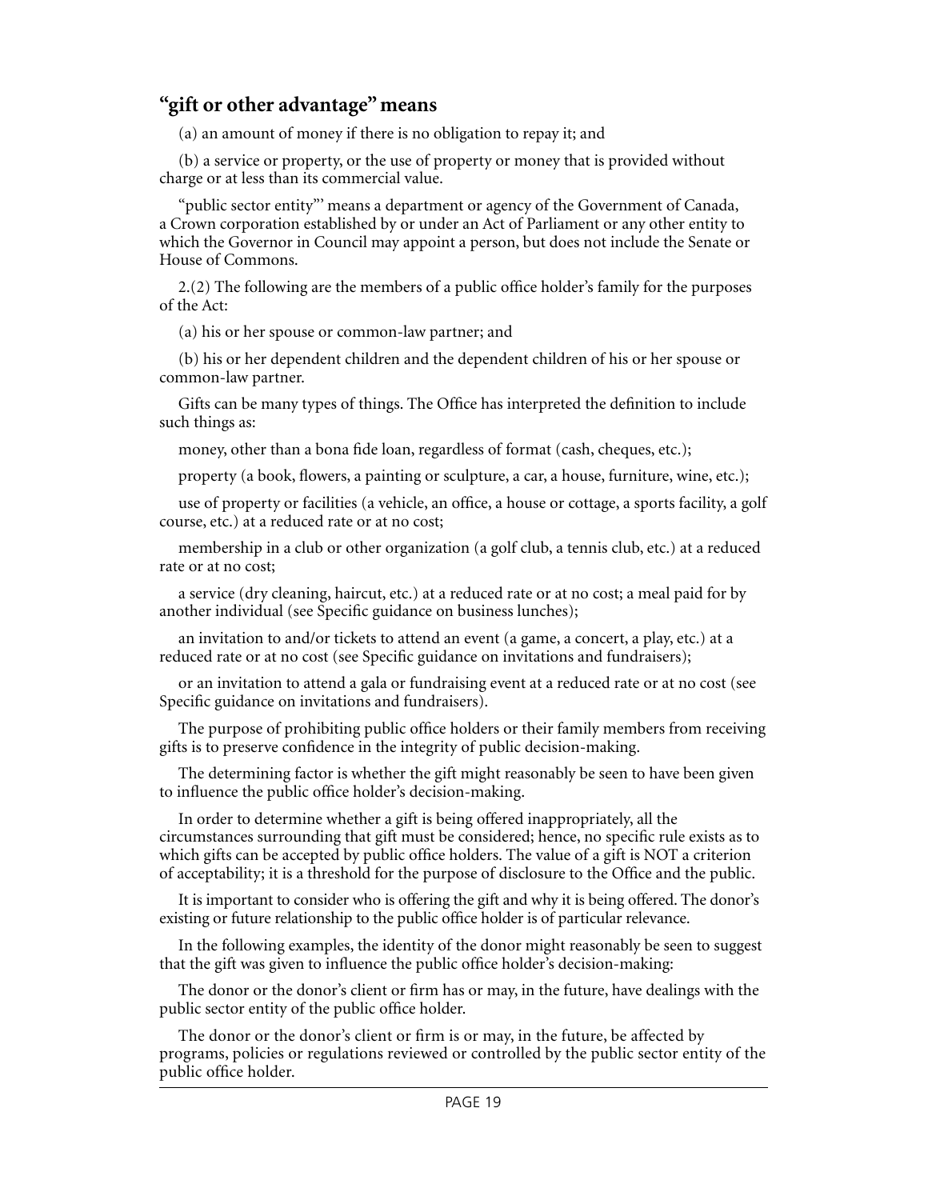## "gift or other advantage" means

(a) an amount of money if there is no obligation to repay it; and

(b) a service or property, or the use of property or money that is provided without charge or at less than its commercial value.

"public sector entity"' means a department or agency of the Government of Canada, a Crown corporation established by or under an Act of Parliament or any other entity to which the Governor in Council may appoint a person, but does not include the Senate or House of Commons.

2.(2) The following are the members of a public office holder's family for the purposes of the Act:

(a) his or her spouse or common-law partner; and

(b) his or her dependent children and the dependent children of his or her spouse or common-law partner.

Gifts can be many types of things. The Office has interpreted the definition to include such things as:

money, other than a bona fide loan, regardless of format (cash, cheques, etc.);

property (a book, flowers, a painting or sculpture, a car, a house, furniture, wine, etc.);

use of property or facilities (a vehicle, an office, a house or cottage, a sports facility, a golf course, etc.) at a reduced rate or at no cost;

membership in a club or other organization (a golf club, a tennis club, etc.) at a reduced rate or at no cost;

a service (dry cleaning, haircut, etc.) at a reduced rate or at no cost; a meal paid for by another individual (see Specific guidance on business lunches);

an invitation to and/or tickets to attend an event (a game, a concert, a play, etc.) at a reduced rate or at no cost (see Specific guidance on invitations and fundraisers);

or an invitation to attend a gala or fundraising event at a reduced rate or at no cost (see Specific guidance on invitations and fundraisers).

The purpose of prohibiting public office holders or their family members from receiving gifts is to preserve confidence in the integrity of public decision-making.

The determining factor is whether the gift might reasonably be seen to have been given to influence the public office holder's decision-making.

In order to determine whether a gift is being offered inappropriately, all the circumstances surrounding that gift must be considered; hence, no specific rule exists as to which gifts can be accepted by public office holders. The value of a gift is NOT a criterion of acceptability; it is a threshold for the purpose of disclosure to the Office and the public.

It is important to consider who is offering the gift and why it is being offered. The donor's existing or future relationship to the public office holder is of particular relevance.

In the following examples, the identity of the donor might reasonably be seen to suggest that the gift was given to influence the public office holder's decision-making:

The donor or the donor's client or firm has or may, in the future, have dealings with the public sector entity of the public office holder.

The donor or the donor's client or firm is or may, in the future, be affected by programs, policies or regulations reviewed or controlled by the public sector entity of the public office holder.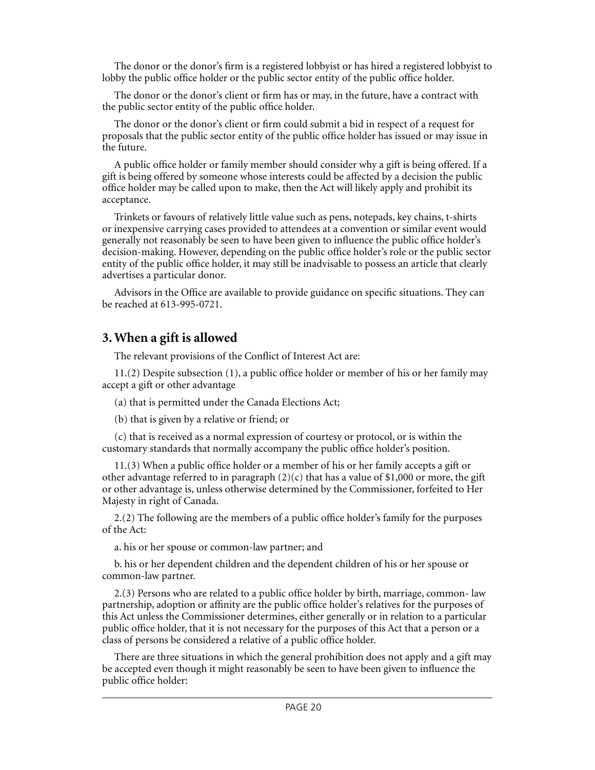The donor or the donor's firm is a registered lobbyist or has hired a registered lobbyist to lobby the public office holder or the public sector entity of the public office holder.

The donor or the donor's client or firm has or may, in the future, have a contract with the public sector entity of the public office holder.

The donor or the donor's client or firm could submit a bid in respect of a request for proposals that the public sector entity of the public office holder has issued or may issue in the future.

A public office holder or family member should consider why a gift is being offered. If a gift is being offered by someone whose interests could be affected by a decision the public office holder may be called upon to make, then the Act will likely apply and prohibit its acceptance.

Trinkets or favours of relatively little value such as pens, notepads, key chains, t-shirts or inexpensive carrying cases provided to attendees at a convention or similar event would generally not reasonably be seen to have been given to influence the public office holder's decision-making. However, depending on the public office holder's role or the public sector entity of the public office holder, it may still be inadvisable to possess an article that clearly advertises a particular donor.

Advisors in the Office are available to provide guidance on specific situations. They can be reached at 613-995-0721.

## 3. When a gift is allowed

The relevant provisions of the Conflict of Interest Act are:

11.(2) Despite subsection (1), a public office holder or member of his or her family may accept a gift or other advantage

(a) that is permitted under the Canada Elections Act;

(b) that is given by a relative or friend; or

(c) that is received as a normal expression of courtesy or protocol, or is within the customary standards that normally accompany the public office holder's position.

11.(3) When a public office holder or a member of his or her family accepts a gift or other advantage referred to in paragraph (2)(c) that has a value of $1,000 or more, the gift or other advantage is, unless otherwise determined by the Commissioner, forfeited to Her Majesty in right of Canada.

2.(2) The following are the members of a public office holder's family for the purposes of the Act:

a. his or her spouse or common-law partner; and

b. his or her dependent children and the dependent children of his or her spouse or common-law partner.

2.(3) Persons who are related to a public office holder by birth, marriage, common- law partnership, adoption or affinity are the public office holder's relatives for the purposes of this Act unless the Commissioner determines, either generally or in relation to a particular public office holder, that it is not necessary for the purposes of this Act that a person or a class of persons be considered a relative of a public office holder.

There are three situations in which the general prohibition does not apply and a gift may be accepted even though it might reasonably be seen to have been given to influence the public office holder: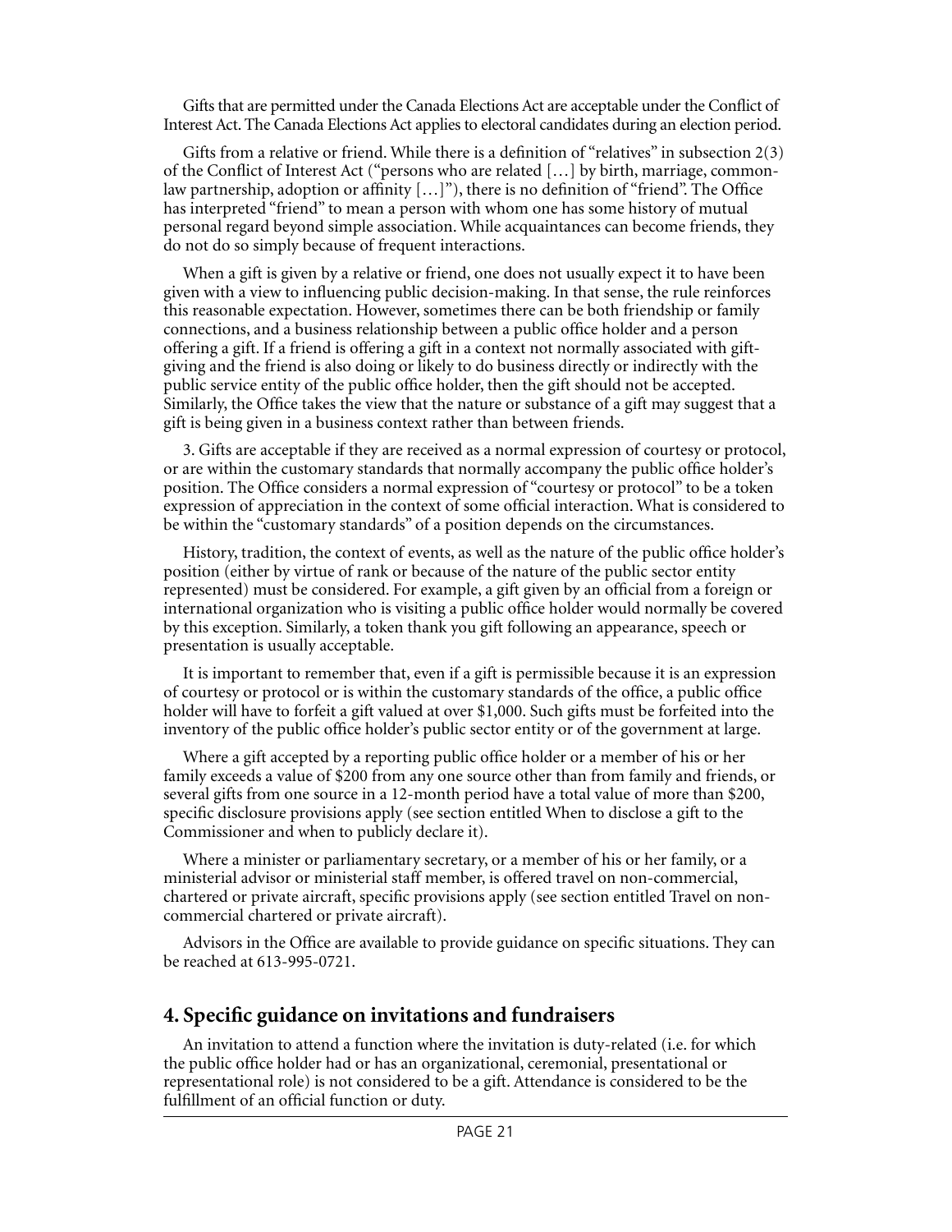Gifts that are permitted under the Canada Elections Act are acceptable under the Conflict of Interest Act. The Canada Elections Act applies to electoral candidates during an election period.

Gifts from a relative or friend. While there is a definition of "relatives" in subsection 2(3) of the Conflict of Interest Act ("persons who are related […] by birth, marriage, common-law partnership, adoption or affinity […]"), there is no definition of "friend". The Office has interpreted "friend" to mean a person with whom one has some history of mutual personal regard beyond simple association. While acquaintances can become friends, they do not do so simply because of frequent interactions.

When a gift is given by a relative or friend, one does not usually expect it to have been given with a view to influencing public decision-making. In that sense, the rule reinforces this reasonable expectation. However, sometimes there can be both friendship or family connections, and a business relationship between a public office holder and a person offering a gift. If a friend is offering a gift in a context not normally associated with gift-giving and the friend is also doing or likely to do business directly or indirectly with the public service entity of the public office holder, then the gift should not be accepted. Similarly, the Office takes the view that the nature or substance of a gift may suggest that a gift is being given in a business context rather than between friends.

3. Gifts are acceptable if they are received as a normal expression of courtesy or protocol, or are within the customary standards that normally accompany the public office holder's position. The Office considers a normal expression of "courtesy or protocol" to be a token expression of appreciation in the context of some official interaction. What is considered to be within the "customary standards" of a position depends on the circumstances.

History, tradition, the context of events, as well as the nature of the public office holder's position (either by virtue of rank or because of the nature of the public sector entity represented) must be considered. For example, a gift given by an official from a foreign or international organization who is visiting a public office holder would normally be covered by this exception. Similarly, a token thank you gift following an appearance, speech or presentation is usually acceptable.

It is important to remember that, even if a gift is permissible because it is an expression of courtesy or protocol or is within the customary standards of the office, a public office holder will have to forfeit a gift valued at over $1,000. Such gifts must be forfeited into the inventory of the public office holder's public sector entity or of the government at large.

Where a gift accepted by a reporting public office holder or a member of his or her family exceeds a value of $200 from any one source other than from family and friends, or several gifts from one source in a 12-month period have a total value of more than $200, specific disclosure provisions apply (see section entitled When to disclose a gift to the Commissioner and when to publicly declare it).

Where a minister or parliamentary secretary, or a member of his or her family, or a ministerial advisor or ministerial staff member, is offered travel on non-commercial, chartered or private aircraft, specific provisions apply (see section entitled Travel on non-commercial chartered or private aircraft).

Advisors in the Office are available to provide guidance on specific situations. They can be reached at 613-995-0721.

## 4. Specific guidance on invitations and fundraisers

An invitation to attend a function where the invitation is duty-related (i.e. for which the public office holder had or has an organizational, ceremonial, presentational or representational role) is not considered to be a gift. Attendance is considered to be the fulfillment of an official function or duty.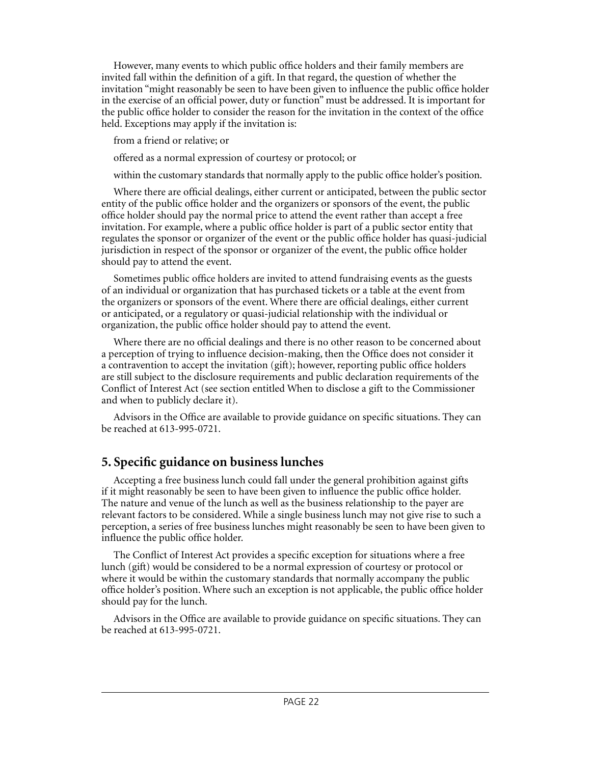However, many events to which public office holders and their family members are invited fall within the definition of a gift. In that regard, the question of whether the invitation "might reasonably be seen to have been given to influence the public office holder in the exercise of an official power, duty or function" must be addressed. It is important for the public office holder to consider the reason for the invitation in the context of the office held. Exceptions may apply if the invitation is:

- from a friend or relative; or
- offered as a normal expression of courtesy or protocol; or
- within the customary standards that normally apply to the public office holder's position.

Where there are official dealings, either current or anticipated, between the public sector entity of the public office holder and the organizers or sponsors of the event, the public office holder should pay the normal price to attend the event rather than accept a free invitation. For example, where a public office holder is part of a public sector entity that regulates the sponsor or organizer of the event or the public office holder has quasi-judicial jurisdiction in respect of the sponsor or organizer of the event, the public office holder should pay to attend the event.

Sometimes public office holders are invited to attend fundraising events as the guests of an individual or organization that has purchased tickets or a table at the event from the organizers or sponsors of the event. Where there are official dealings, either current or anticipated, or a regulatory or quasi-judicial relationship with the individual or organization, the public office holder should pay to attend the event.

Where there are no official dealings and there is no other reason to be concerned about a perception of trying to influence decision-making, then the Office does not consider it a contravention to accept the invitation (gift); however, reporting public office holders are still subject to the disclosure requirements and public declaration requirements of the Conflict of Interest Act (see section entitled When to disclose a gift to the Commissioner and when to publicly declare it).

Advisors in the Office are available to provide guidance on specific situations. They can be reached at 613-995-0721.

## 5. Specific guidance on business lunches

Accepting a free business lunch could fall under the general prohibition against gifts if it might reasonably be seen to have been given to influence the public office holder. The nature and venue of the lunch as well as the business relationship to the payer are relevant factors to be considered. While a single business lunch may not give rise to such a perception, a series of free business lunches might reasonably be seen to have been given to influence the public office holder.

The Conflict of Interest Act provides a specific exception for situations where a free lunch (gift) would be considered to be a normal expression of courtesy or protocol or where it would be within the customary standards that normally accompany the public office holder's position. Where such an exception is not applicable, the public office holder should pay for the lunch.

Advisors in the Office are available to provide guidance on specific situations. They can be reached at 613-995-0721.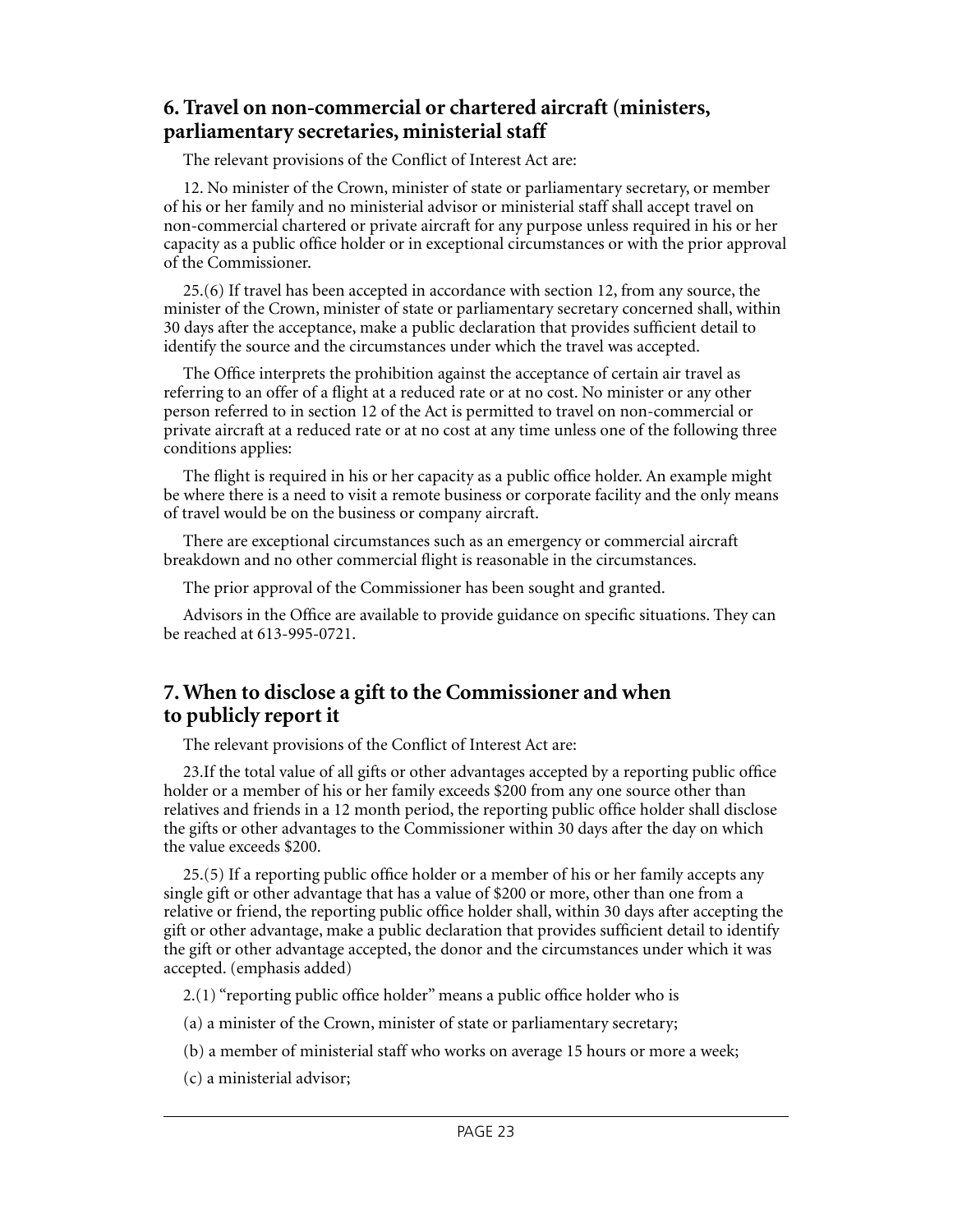## 6. Travel on non-commercial or chartered aircraft (ministers, parliamentary secretaries, ministerial staff

The relevant provisions of the Conflict of Interest Act are:

12. No minister of the Crown, minister of state or parliamentary secretary, or member of his or her family and no ministerial advisor or ministerial staff shall accept travel on non-commercial chartered or private aircraft for any purpose unless required in his or her capacity as a public office holder or in exceptional circumstances or with the prior approval of the Commissioner.

25.(6) If travel has been accepted in accordance with section 12, from any source, the minister of the Crown, minister of state or parliamentary secretary concerned shall, within 30 days after the acceptance, make a public declaration that provides sufficient detail to identify the source and the circumstances under which the travel was accepted.

The Office interprets the prohibition against the acceptance of certain air travel as referring to an offer of a flight at a reduced rate or at no cost. No minister or any other person referred to in section 12 of the Act is permitted to travel on non-commercial or private aircraft at a reduced rate or at no cost at any time unless one of the following three conditions applies:

The flight is required in his or her capacity as a public office holder. An example might be where there is a need to visit a remote business or corporate facility and the only means of travel would be on the business or company aircraft.

There are exceptional circumstances such as an emergency or commercial aircraft breakdown and no other commercial flight is reasonable in the circumstances.

The prior approval of the Commissioner has been sought and granted.

Advisors in the Office are available to provide guidance on specific situations. They can be reached at 613-995-0721.

## 7. When to disclose a gift to the Commissioner and when to publicly report it

The relevant provisions of the Conflict of Interest Act are:

23.If the total value of all gifts or other advantages accepted by a reporting public office holder or a member of his or her family exceeds $200 from any one source other than relatives and friends in a 12 month period, the reporting public office holder shall disclose the gifts or other advantages to the Commissioner within 30 days after the day on which the value exceeds $200.

25.(5) If a reporting public office holder or a member of his or her family accepts any single gift or other advantage that has a value of $200 or more, other than one from a relative or friend, the reporting public office holder shall, within 30 days after accepting the gift or other advantage, make a public declaration that provides sufficient detail to identify the gift or other advantage accepted, the donor and the circumstances under which it was accepted. (emphasis added)

2.(1) "reporting public office holder" means a public office holder who is

(a) a minister of the Crown, minister of state or parliamentary secretary;

(b) a member of ministerial staff who works on average 15 hours or more a week;

(c) a ministerial advisor;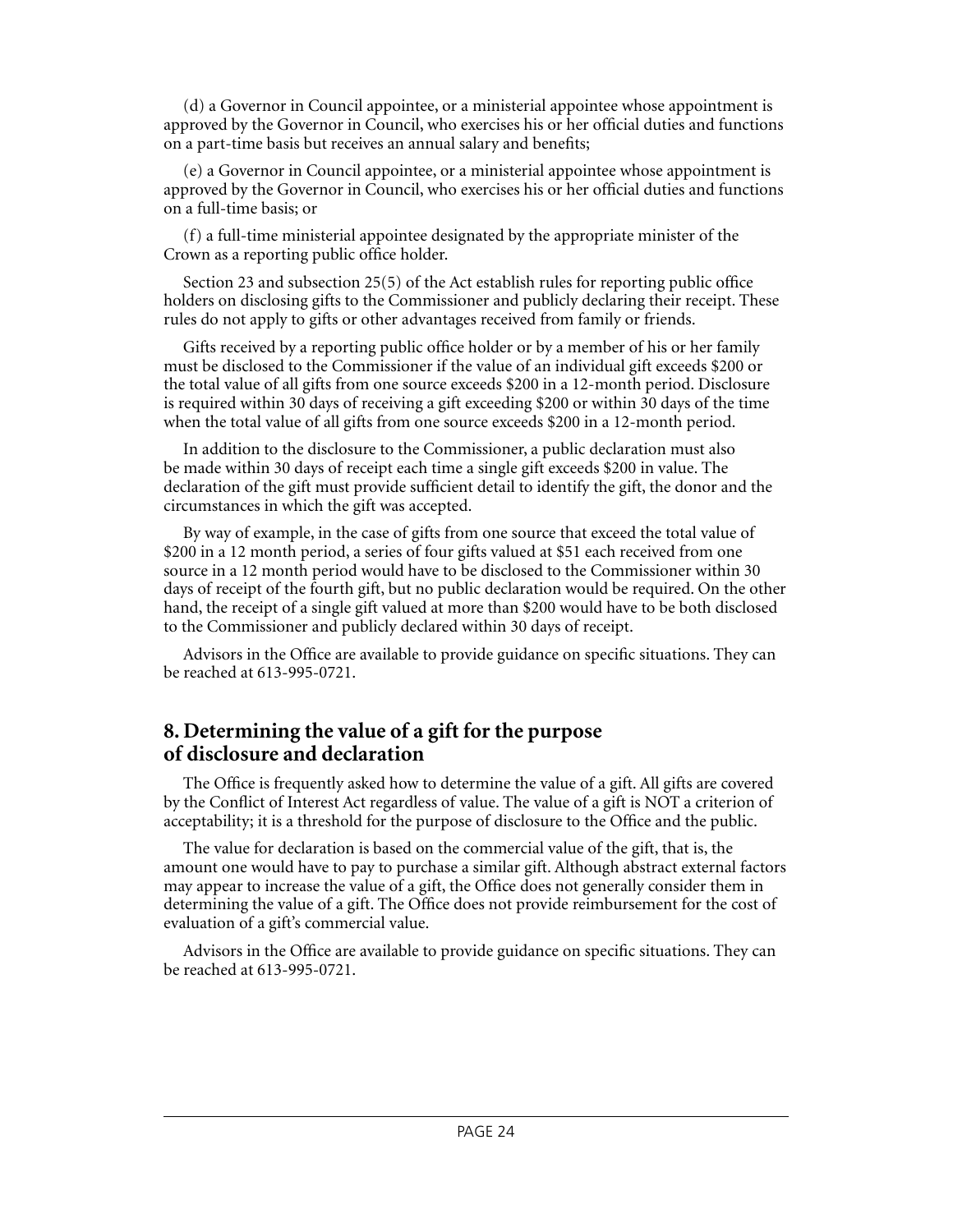(d) a Governor in Council appointee, or a ministerial appointee whose appointment is approved by the Governor in Council, who exercises his or her official duties and functions on a part-time basis but receives an annual salary and benefits;

(e) a Governor in Council appointee, or a ministerial appointee whose appointment is approved by the Governor in Council, who exercises his or her official duties and functions on a full-time basis; or

(f) a full-time ministerial appointee designated by the appropriate minister of the Crown as a reporting public office holder.

Section 23 and subsection 25(5) of the Act establish rules for reporting public office holders on disclosing gifts to the Commissioner and publicly declaring their receipt. These rules do not apply to gifts or other advantages received from family or friends.

Gifts received by a reporting public office holder or by a member of his or her family must be disclosed to the Commissioner if the value of an individual gift exceeds $200 or the total value of all gifts from one source exceeds $200 in a 12-month period. Disclosure is required within 30 days of receiving a gift exceeding $200 or within 30 days of the time when the total value of all gifts from one source exceeds $200 in a 12-month period.

In addition to the disclosure to the Commissioner, a public declaration must also be made within 30 days of receipt each time a single gift exceeds $200 in value. The declaration of the gift must provide sufficient detail to identify the gift, the donor and the circumstances in which the gift was accepted.

By way of example, in the case of gifts from one source that exceed the total value of $200 in a 12 month period, a series of four gifts valued at $51 each received from one source in a 12 month period would have to be disclosed to the Commissioner within 30 days of receipt of the fourth gift, but no public declaration would be required. On the other hand, the receipt of a single gift valued at more than $200 would have to be both disclosed to the Commissioner and publicly declared within 30 days of receipt.

Advisors in the Office are available to provide guidance on specific situations. They can be reached at 613-995-0721.

## 8. Determining the value of a gift for the purpose of disclosure and declaration

The Office is frequently asked how to determine the value of a gift. All gifts are covered by the Conflict of Interest Act regardless of value. The value of a gift is NOT a criterion of acceptability; it is a threshold for the purpose of disclosure to the Office and the public.

The value for declaration is based on the commercial value of the gift, that is, the amount one would have to pay to purchase a similar gift. Although abstract external factors may appear to increase the value of a gift, the Office does not generally consider them in determining the value of a gift. The Office does not provide reimbursement for the cost of evaluation of a gift's commercial value.

Advisors in the Office are available to provide guidance on specific situations. They can be reached at 613-995-0721.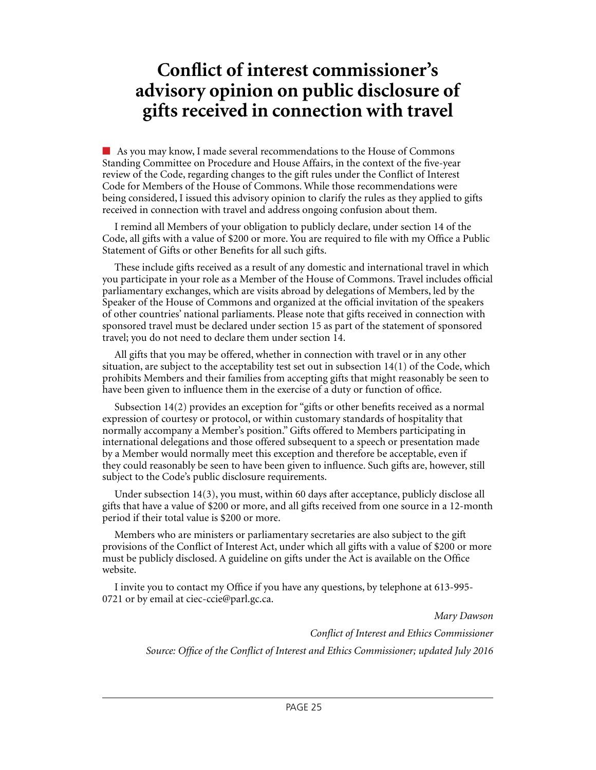# Conflict of interest commissioner's advisory opinion on public disclosure of gifts received in connection with travel

As you may know, I made several recommendations to the House of Commons Standing Committee on Procedure and House Affairs, in the context of the five-year review of the Code, regarding changes to the gift rules under the Conflict of Interest Code for Members of the House of Commons. While those recommendations were being considered, I issued this advisory opinion to clarify the rules as they applied to gifts received in connection with travel and address ongoing confusion about them.

I remind all Members of your obligation to publicly declare, under section 14 of the Code, all gifts with a value of $200 or more. You are required to file with my Office a Public Statement of Gifts or other Benefits for all such gifts.

These include gifts received as a result of any domestic and international travel in which you participate in your role as a Member of the House of Commons. Travel includes official parliamentary exchanges, which are visits abroad by delegations of Members, led by the Speaker of the House of Commons and organized at the official invitation of the speakers of other countries' national parliaments. Please note that gifts received in connection with sponsored travel must be declared under section 15 as part of the statement of sponsored travel; you do not need to declare them under section 14.

All gifts that you may be offered, whether in connection with travel or in any other situation, are subject to the acceptability test set out in subsection 14(1) of the Code, which prohibits Members and their families from accepting gifts that might reasonably be seen to have been given to influence them in the exercise of a duty or function of office.

Subsection 14(2) provides an exception for "gifts or other benefits received as a normal expression of courtesy or protocol, or within customary standards of hospitality that normally accompany a Member's position." Gifts offered to Members participating in international delegations and those offered subsequent to a speech or presentation made by a Member would normally meet this exception and therefore be acceptable, even if they could reasonably be seen to have been given to influence. Such gifts are, however, still subject to the Code's public disclosure requirements.

Under subsection 14(3), you must, within 60 days after acceptance, publicly disclose all gifts that have a value of $200 or more, and all gifts received from one source in a 12-month period if their total value is $200 or more.

Members who are ministers or parliamentary secretaries are also subject to the gift provisions of the Conflict of Interest Act, under which all gifts with a value of $200 or more must be publicly disclosed. A guideline on gifts under the Act is available on the Office website.

I invite you to contact my Office if you have any questions, by telephone at 613-995-0721 or by email at ciec-ccie@parl.gc.ca.

*Mary Dawson*

*Conflict of Interest and Ethics Commissioner*

*Source: Office of the Conflict of Interest and Ethics Commissioner; updated July 2016*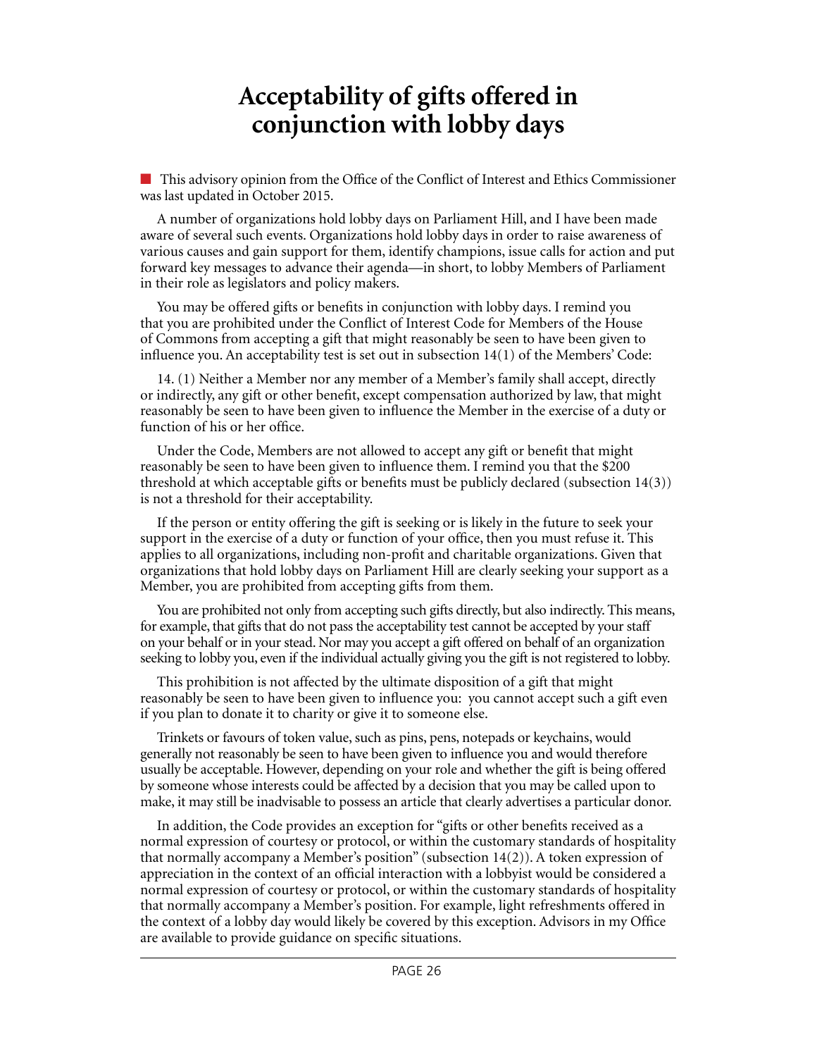# Acceptability of gifts offered in conjunction with lobby days

This advisory opinion from the Office of the Conflict of Interest and Ethics Commissioner was last updated in October 2015.

A number of organizations hold lobby days on Parliament Hill, and I have been made aware of several such events. Organizations hold lobby days in order to raise awareness of various causes and gain support for them, identify champions, issue calls for action and put forward key messages to advance their agenda—in short, to lobby Members of Parliament in their role as legislators and policy makers.

You may be offered gifts or benefits in conjunction with lobby days. I remind you that you are prohibited under the Conflict of Interest Code for Members of the House of Commons from accepting a gift that might reasonably be seen to have been given to influence you. An acceptability test is set out in subsection 14(1) of the Members' Code:

14. (1) Neither a Member nor any member of a Member's family shall accept, directly or indirectly, any gift or other benefit, except compensation authorized by law, that might reasonably be seen to have been given to influence the Member in the exercise of a duty or function of his or her office.

Under the Code, Members are not allowed to accept any gift or benefit that might reasonably be seen to have been given to influence them. I remind you that the $200 threshold at which acceptable gifts or benefits must be publicly declared (subsection 14(3)) is not a threshold for their acceptability.

If the person or entity offering the gift is seeking or is likely in the future to seek your support in the exercise of a duty or function of your office, then you must refuse it. This applies to all organizations, including non-profit and charitable organizations. Given that organizations that hold lobby days on Parliament Hill are clearly seeking your support as a Member, you are prohibited from accepting gifts from them.

You are prohibited not only from accepting such gifts directly, but also indirectly. This means, for example, that gifts that do not pass the acceptability test cannot be accepted by your staff on your behalf or in your stead. Nor may you accept a gift offered on behalf of an organization seeking to lobby you, even if the individual actually giving you the gift is not registered to lobby.

This prohibition is not affected by the ultimate disposition of a gift that might reasonably be seen to have been given to influence you: you cannot accept such a gift even if you plan to donate it to charity or give it to someone else.

Trinkets or favours of token value, such as pins, pens, notepads or keychains, would generally not reasonably be seen to have been given to influence you and would therefore usually be acceptable. However, depending on your role and whether the gift is being offered by someone whose interests could be affected by a decision that you may be called upon to make, it may still be inadvisable to possess an article that clearly advertises a particular donor.

In addition, the Code provides an exception for "gifts or other benefits received as a normal expression of courtesy or protocol, or within the customary standards of hospitality that normally accompany a Member's position" (subsection 14(2)). A token expression of appreciation in the context of an official interaction with a lobbyist would be considered a normal expression of courtesy or protocol, or within the customary standards of hospitality that normally accompany a Member's position. For example, light refreshments offered in the context of a lobby day would likely be covered by this exception. Advisors in my Office are available to provide guidance on specific situations.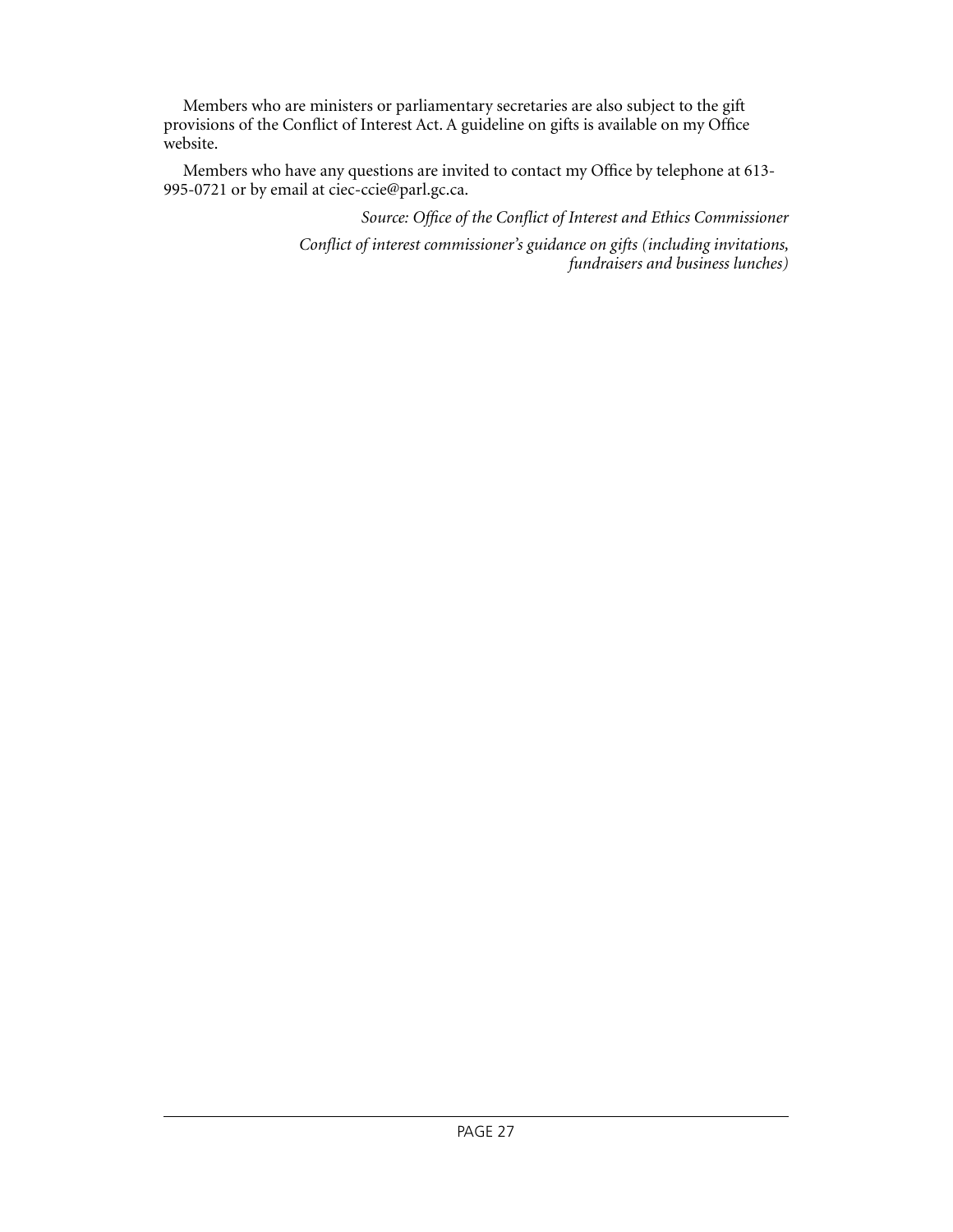Members who are ministers or parliamentary secretaries are also subject to the gift provisions of the Conflict of Interest Act. A guideline on gifts is available on my Office website.

Members who have any questions are invited to contact my Office by telephone at 613-995-0721 or by email at ciec-ccie@parl.gc.ca.

*Source: Office of the Conflict of Interest and Ethics Commissioner*

*Conflict of interest commissioner's guidance on gifts (including invitations, fundraisers and business lunches)*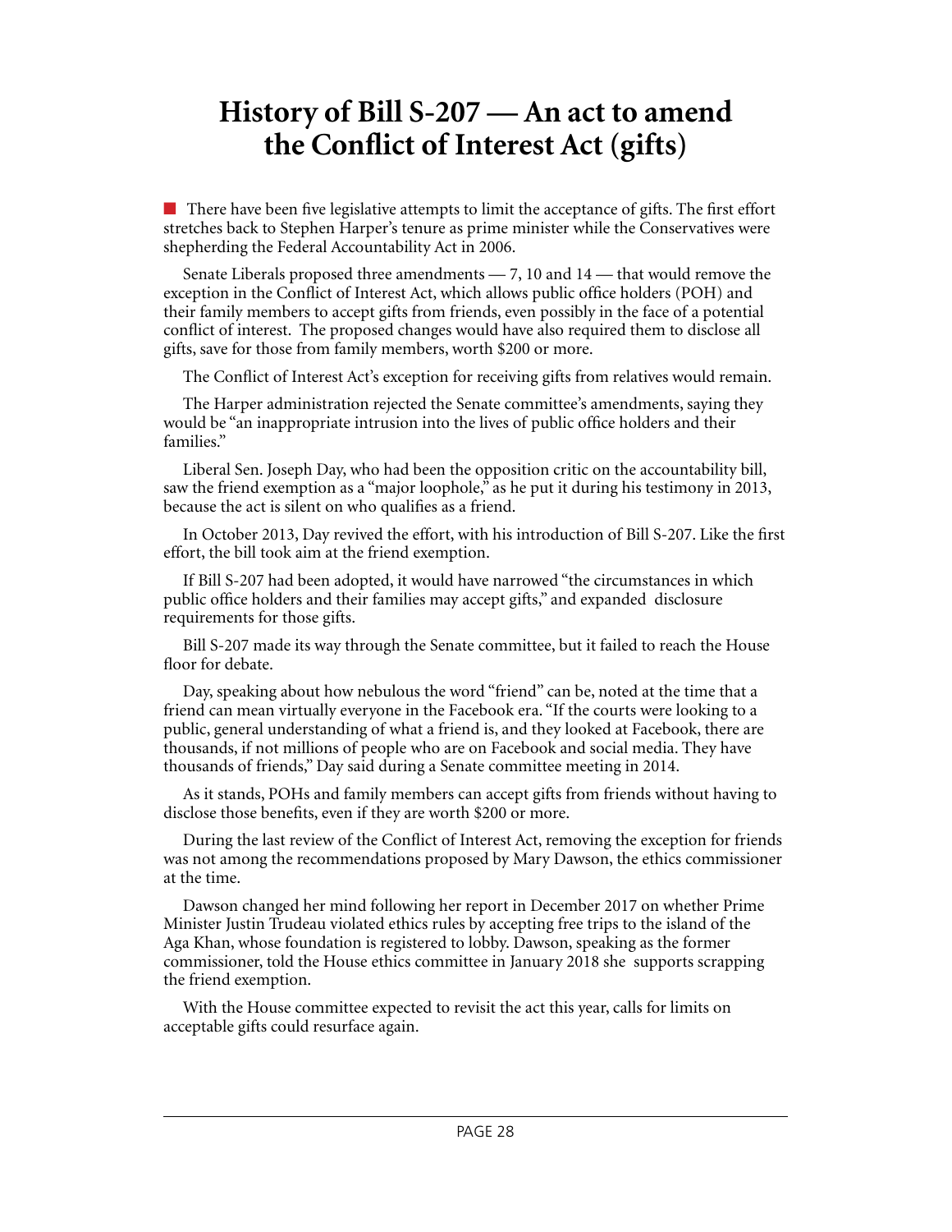# History of Bill S-207 — An act to amend the Conflict of Interest Act (gifts)

There have been five legislative attempts to limit the acceptance of gifts. The first effort stretches back to Stephen Harper's tenure as prime minister while the Conservatives were shepherding the Federal Accountability Act in 2006.

Senate Liberals proposed three amendments — 7, 10 and 14 — that would remove the exception in the Conflict of Interest Act, which allows public office holders (POH) and their family members to accept gifts from friends, even possibly in the face of a potential conflict of interest. The proposed changes would have also required them to disclose all gifts, save for those from family members, worth $200 or more.

The Conflict of Interest Act's exception for receiving gifts from relatives would remain.

The Harper administration rejected the Senate committee's amendments, saying they would be "an inappropriate intrusion into the lives of public office holders and their families."

Liberal Sen. Joseph Day, who had been the opposition critic on the accountability bill, saw the friend exemption as a "major loophole," as he put it during his testimony in 2013, because the act is silent on who qualifies as a friend.

In October 2013, Day revived the effort, with his introduction of Bill S-207. Like the first effort, the bill took aim at the friend exemption.

If Bill S-207 had been adopted, it would have narrowed "the circumstances in which public office holders and their families may accept gifts," and expanded disclosure requirements for those gifts.

Bill S-207 made its way through the Senate committee, but it failed to reach the House floor for debate.

Day, speaking about how nebulous the word "friend" can be, noted at the time that a friend can mean virtually everyone in the Facebook era. "If the courts were looking to a public, general understanding of what a friend is, and they looked at Facebook, there are thousands, if not millions of people who are on Facebook and social media. They have thousands of friends," Day said during a Senate committee meeting in 2014.

As it stands, POHs and family members can accept gifts from friends without having to disclose those benefits, even if they are worth $200 or more.

During the last review of the Conflict of Interest Act, removing the exception for friends was not among the recommendations proposed by Mary Dawson, the ethics commissioner at the time.

Dawson changed her mind following her report in December 2017 on whether Prime Minister Justin Trudeau violated ethics rules by accepting free trips to the island of the Aga Khan, whose foundation is registered to lobby. Dawson, speaking as the former commissioner, told the House ethics committee in January 2018 she supports scrapping the friend exemption.

With the House committee expected to revisit the act this year, calls for limits on acceptable gifts could resurface again.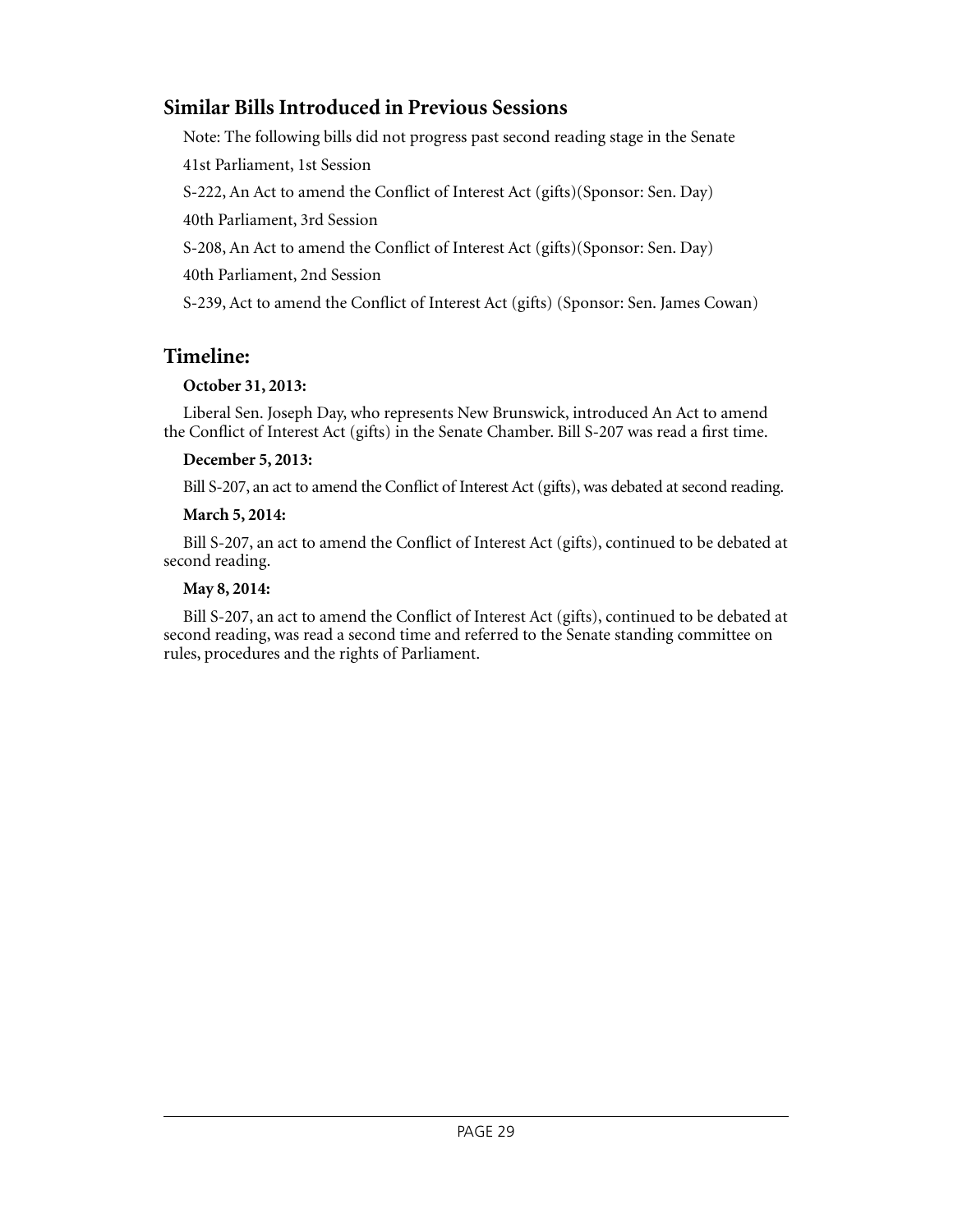## Similar Bills Introduced in Previous Sessions

Note: The following bills did not progress past second reading stage in the Senate

41st Parliament, 1st Session

S-222, An Act to amend the Conflict of Interest Act (gifts)(Sponsor: Sen. Day)

40th Parliament, 3rd Session

S-208, An Act to amend the Conflict of Interest Act (gifts)(Sponsor: Sen. Day)

40th Parliament, 2nd Session

S-239, Act to amend the Conflict of Interest Act (gifts) (Sponsor: Sen. James Cowan)

## Timeline:

**October 31, 2013:**

Liberal Sen. Joseph Day, who represents New Brunswick, introduced An Act to amend the Conflict of Interest Act (gifts) in the Senate Chamber. Bill S-207 was read a first time.

**December 5, 2013:**

Bill S-207, an act to amend the Conflict of Interest Act (gifts), was debated at second reading.

**March 5, 2014:**

Bill S-207, an act to amend the Conflict of Interest Act (gifts), continued to be debated at second reading.

**May 8, 2014:**

Bill S-207, an act to amend the Conflict of Interest Act (gifts), continued to be debated at second reading, was read a second time and referred to the Senate standing committee on rules, procedures and the rights of Parliament.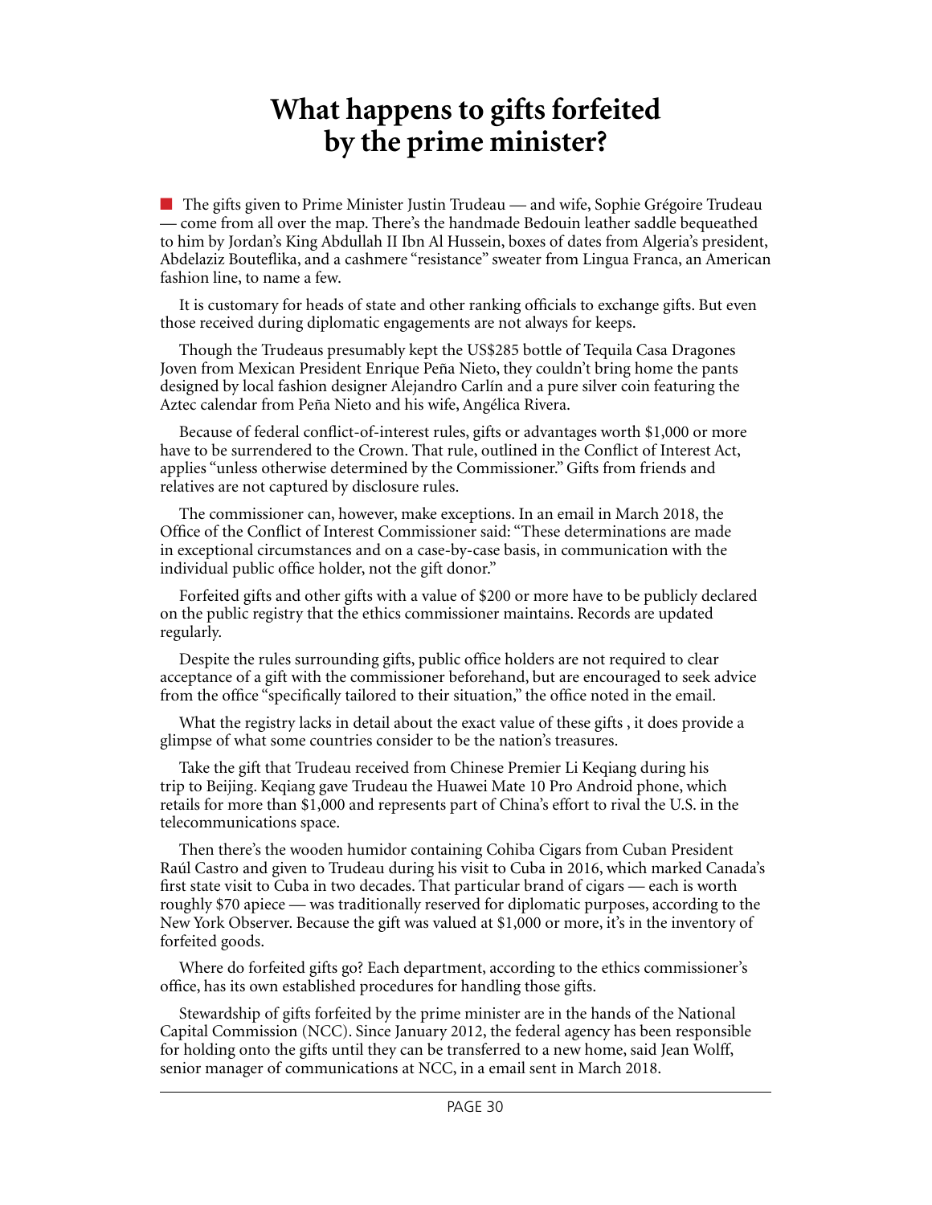# What happens to gifts forfeited by the prime minister?

The gifts given to Prime Minister Justin Trudeau — and wife, Sophie Grégoire Trudeau — come from all over the map. There's the handmade Bedouin leather saddle bequeathed to him by Jordan's King Abdullah II Ibn Al Hussein, boxes of dates from Algeria's president, Abdelaziz Bouteflika, and a cashmere "resistance" sweater from Lingua Franca, an American fashion line, to name a few.

It is customary for heads of state and other ranking officials to exchange gifts. But even those received during diplomatic engagements are not always for keeps.

Though the Trudeaus presumably kept the US$285 bottle of Tequila Casa Dragones Joven from Mexican President Enrique Peña Nieto, they couldn't bring home the pants designed by local fashion designer Alejandro Carlín and a pure silver coin featuring the Aztec calendar from Peña Nieto and his wife, Angélica Rivera.

Because of federal conflict-of-interest rules, gifts or advantages worth $1,000 or more have to be surrendered to the Crown. That rule, outlined in the Conflict of Interest Act, applies "unless otherwise determined by the Commissioner." Gifts from friends and relatives are not captured by disclosure rules.

The commissioner can, however, make exceptions. In an email in March 2018, the Office of the Conflict of Interest Commissioner said: "These determinations are made in exceptional circumstances and on a case-by-case basis, in communication with the individual public office holder, not the gift donor."

Forfeited gifts and other gifts with a value of $200 or more have to be publicly declared on the public registry that the ethics commissioner maintains. Records are updated regularly.

Despite the rules surrounding gifts, public office holders are not required to clear acceptance of a gift with the commissioner beforehand, but are encouraged to seek advice from the office "specifically tailored to their situation," the office noted in the email.

What the registry lacks in detail about the exact value of these gifts , it does provide a glimpse of what some countries consider to be the nation's treasures.

Take the gift that Trudeau received from Chinese Premier Li Keqiang during his trip to Beijing. Keqiang gave Trudeau the Huawei Mate 10 Pro Android phone, which retails for more than $1,000 and represents part of China's effort to rival the U.S. in the telecommunications space.

Then there's the wooden humidor containing Cohiba Cigars from Cuban President Raúl Castro and given to Trudeau during his visit to Cuba in 2016, which marked Canada's first state visit to Cuba in two decades. That particular brand of cigars — each is worth roughly $70 apiece — was traditionally reserved for diplomatic purposes, according to the New York Observer. Because the gift was valued at $1,000 or more, it's in the inventory of forfeited goods.

Where do forfeited gifts go? Each department, according to the ethics commissioner's office, has its own established procedures for handling those gifts.

Stewardship of gifts forfeited by the prime minister are in the hands of the National Capital Commission (NCC). Since January 2012, the federal agency has been responsible for holding onto the gifts until they can be transferred to a new home, said Jean Wolff, senior manager of communications at NCC, in a email sent in March 2018.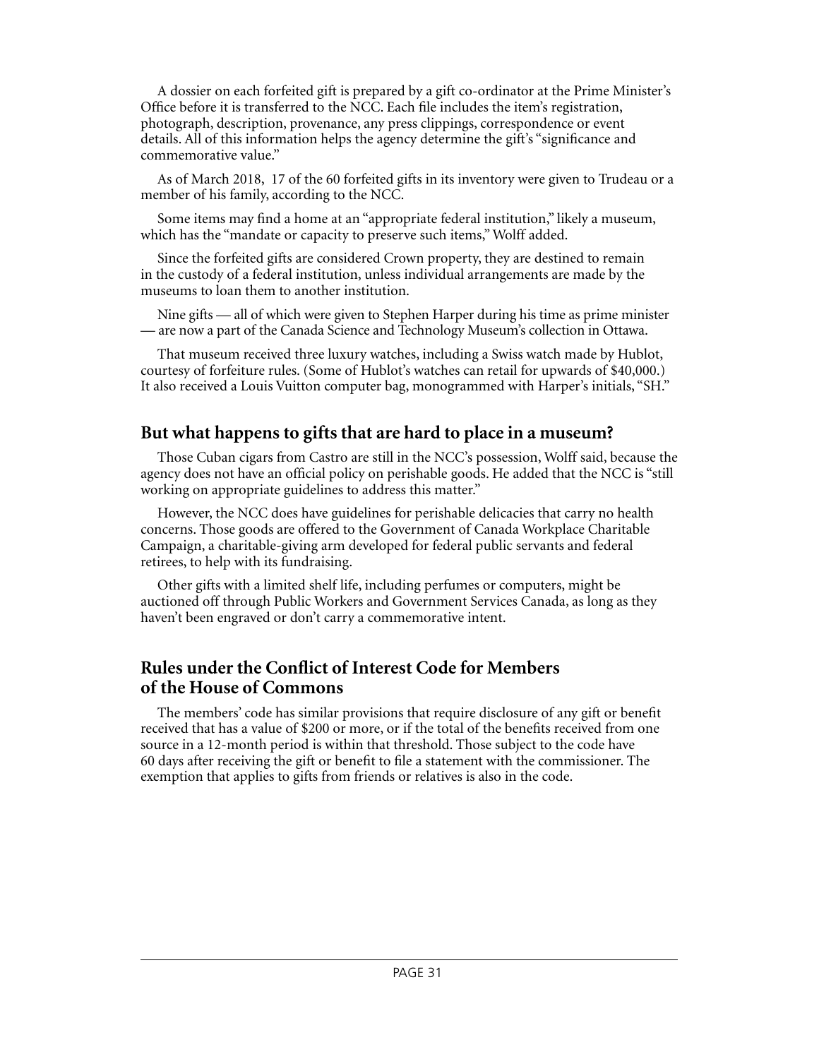A dossier on each forfeited gift is prepared by a gift co-ordinator at the Prime Minister's Office before it is transferred to the NCC. Each file includes the item's registration, photograph, description, provenance, any press clippings, correspondence or event details. All of this information helps the agency determine the gift's "significance and commemorative value."

As of March 2018, 17 of the 60 forfeited gifts in its inventory were given to Trudeau or a member of his family, according to the NCC.

Some items may find a home at an "appropriate federal institution," likely a museum, which has the "mandate or capacity to preserve such items," Wolff added.

Since the forfeited gifts are considered Crown property, they are destined to remain in the custody of a federal institution, unless individual arrangements are made by the museums to loan them to another institution.

Nine gifts — all of which were given to Stephen Harper during his time as prime minister — are now a part of the Canada Science and Technology Museum's collection in Ottawa.

That museum received three luxury watches, including a Swiss watch made by Hublot, courtesy of forfeiture rules. (Some of Hublot's watches can retail for upwards of $40,000.) It also received a Louis Vuitton computer bag, monogrammed with Harper's initials, "SH."

## But what happens to gifts that are hard to place in a museum?

Those Cuban cigars from Castro are still in the NCC's possession, Wolff said, because the agency does not have an official policy on perishable goods. He added that the NCC is "still working on appropriate guidelines to address this matter."

However, the NCC does have guidelines for perishable delicacies that carry no health concerns. Those goods are offered to the Government of Canada Workplace Charitable Campaign, a charitable-giving arm developed for federal public servants and federal retirees, to help with its fundraising.

Other gifts with a limited shelf life, including perfumes or computers, might be auctioned off through Public Workers and Government Services Canada, as long as they haven't been engraved or don't carry a commemorative intent.

## Rules under the Conflict of Interest Code for Members of the House of Commons

The members' code has similar provisions that require disclosure of any gift or benefit received that has a value of $200 or more, or if the total of the benefits received from one source in a 12-month period is within that threshold. Those subject to the code have 60 days after receiving the gift or benefit to file a statement with the commissioner. The exemption that applies to gifts from friends or relatives is also in the code.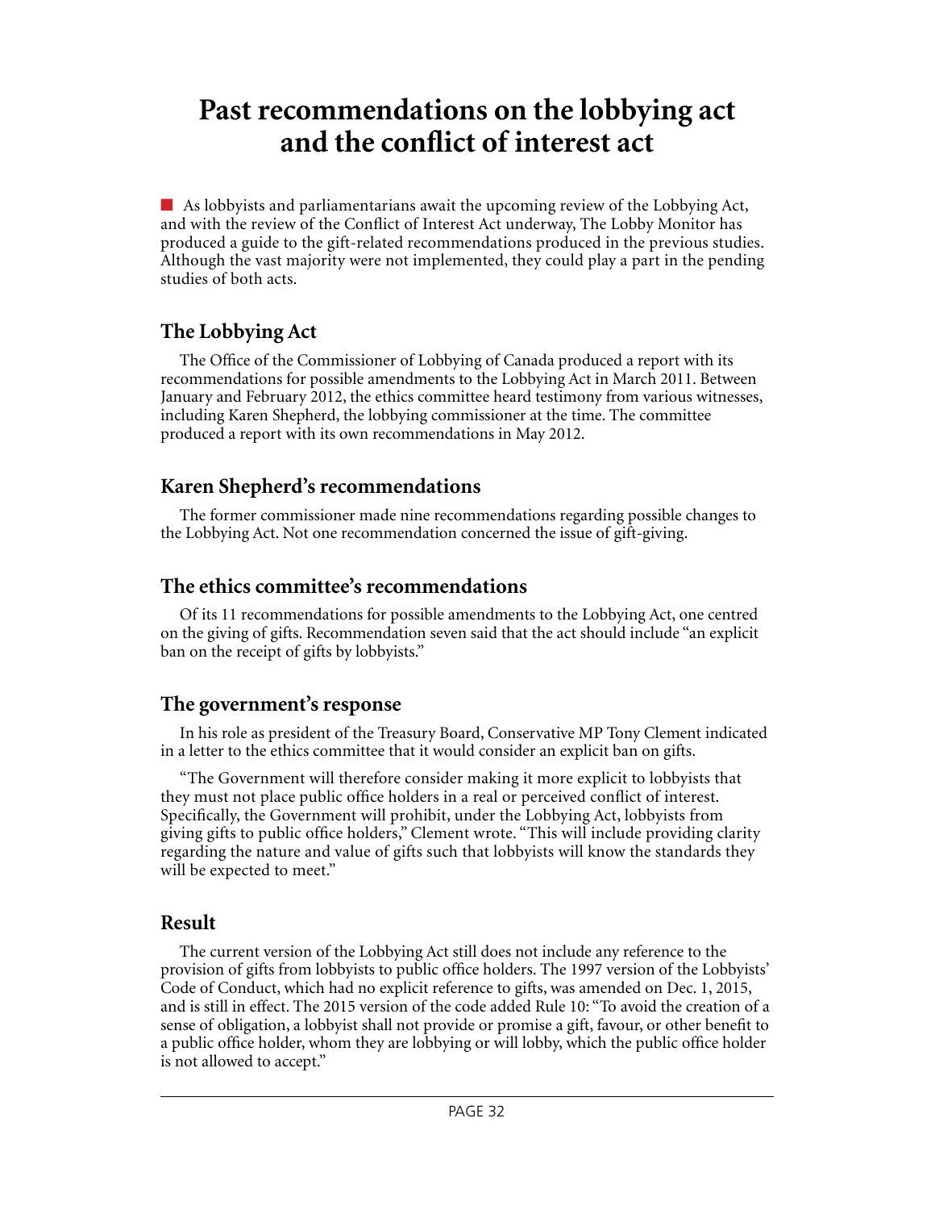# Past recommendations on the lobbying act and the conflict of interest act

As lobbyists and parliamentarians await the upcoming review of the Lobbying Act, and with the review of the Conflict of Interest Act underway, The Lobby Monitor has produced a guide to the gift-related recommendations produced in the previous studies. Although the vast majority were not implemented, they could play a part in the pending studies of both acts.

## The Lobbying Act

The Office of the Commissioner of Lobbying of Canada produced a report with its recommendations for possible amendments to the Lobbying Act in March 2011. Between January and February 2012, the ethics committee heard testimony from various witnesses, including Karen Shepherd, the lobbying commissioner at the time. The committee produced a report with its own recommendations in May 2012.

## Karen Shepherd's recommendations

The former commissioner made nine recommendations regarding possible changes to the Lobbying Act. Not one recommendation concerned the issue of gift-giving.

## The ethics committee's recommendations

Of its 11 recommendations for possible amendments to the Lobbying Act, one centred on the giving of gifts. Recommendation seven said that the act should include "an explicit ban on the receipt of gifts by lobbyists."

## The government's response

In his role as president of the Treasury Board, Conservative MP Tony Clement indicated in a letter to the ethics committee that it would consider an explicit ban on gifts.

"The Government will therefore consider making it more explicit to lobbyists that they must not place public office holders in a real or perceived conflict of interest. Specifically, the Government will prohibit, under the Lobbying Act, lobbyists from giving gifts to public office holders," Clement wrote. "This will include providing clarity regarding the nature and value of gifts such that lobbyists will know the standards they will be expected to meet."

## Result

The current version of the Lobbying Act still does not include any reference to the provision of gifts from lobbyists to public office holders. The 1997 version of the Lobbyists' Code of Conduct, which had no explicit reference to gifts, was amended on Dec. 1, 2015, and is still in effect. The 2015 version of the code added Rule 10: "To avoid the creation of a sense of obligation, a lobbyist shall not provide or promise a gift, favour, or other benefit to a public office holder, whom they are lobbying or will lobby, which the public office holder is not allowed to accept."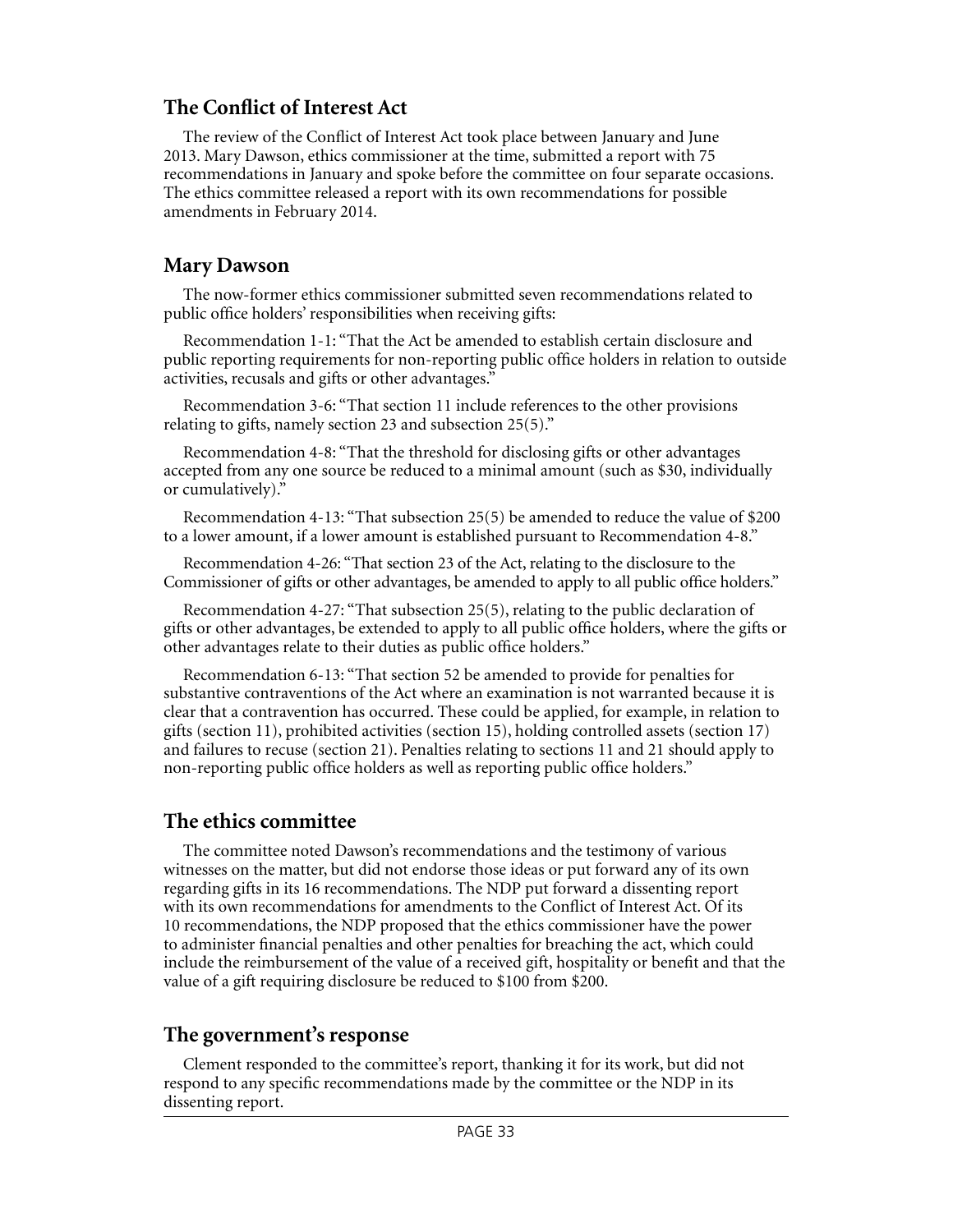## The Conflict of Interest Act

The review of the Conflict of Interest Act took place between January and June 2013. Mary Dawson, ethics commissioner at the time, submitted a report with 75 recommendations in January and spoke before the committee on four separate occasions. The ethics committee released a report with its own recommendations for possible amendments in February 2014.

## Mary Dawson

The now-former ethics commissioner submitted seven recommendations related to public office holders' responsibilities when receiving gifts:

Recommendation 1-1: "That the Act be amended to establish certain disclosure and public reporting requirements for non-reporting public office holders in relation to outside activities, recusals and gifts or other advantages."

Recommendation 3-6: "That section 11 include references to the other provisions relating to gifts, namely section 23 and subsection 25(5)."

Recommendation 4-8: "That the threshold for disclosing gifts or other advantages accepted from any one source be reduced to a minimal amount (such as $30, individually or cumulatively)."

Recommendation 4-13: "That subsection 25(5) be amended to reduce the value of $200 to a lower amount, if a lower amount is established pursuant to Recommendation 4-8."

Recommendation 4-26: "That section 23 of the Act, relating to the disclosure to the Commissioner of gifts or other advantages, be amended to apply to all public office holders."

Recommendation 4-27: "That subsection 25(5), relating to the public declaration of gifts or other advantages, be extended to apply to all public office holders, where the gifts or other advantages relate to their duties as public office holders."

Recommendation 6-13: "That section 52 be amended to provide for penalties for substantive contraventions of the Act where an examination is not warranted because it is clear that a contravention has occurred. These could be applied, for example, in relation to gifts (section 11), prohibited activities (section 15), holding controlled assets (section 17) and failures to recuse (section 21). Penalties relating to sections 11 and 21 should apply to non-reporting public office holders as well as reporting public office holders."

## The ethics committee

The committee noted Dawson's recommendations and the testimony of various witnesses on the matter, but did not endorse those ideas or put forward any of its own regarding gifts in its 16 recommendations. The NDP put forward a dissenting report with its own recommendations for amendments to the Conflict of Interest Act. Of its 10 recommendations, the NDP proposed that the ethics commissioner have the power to administer financial penalties and other penalties for breaching the act, which could include the reimbursement of the value of a received gift, hospitality or benefit and that the value of a gift requiring disclosure be reduced to $100 from $200.

## The government's response

Clement responded to the committee's report, thanking it for its work, but did not respond to any specific recommendations made by the committee or the NDP in its dissenting report.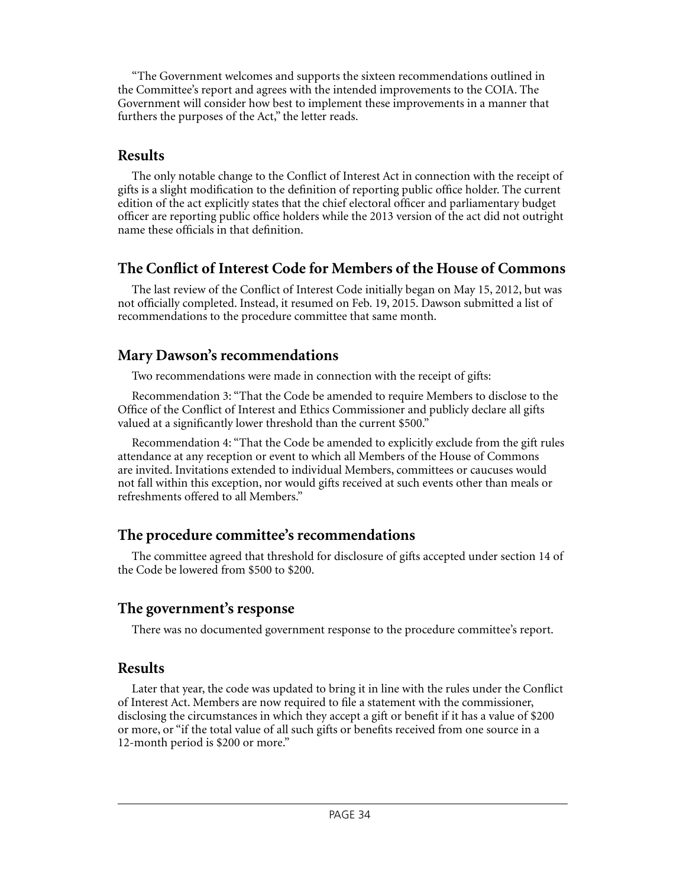"The Government welcomes and supports the sixteen recommendations outlined in the Committee's report and agrees with the intended improvements to the COIA. The Government will consider how best to implement these improvements in a manner that furthers the purposes of the Act," the letter reads.

## Results

The only notable change to the Conflict of Interest Act in connection with the receipt of gifts is a slight modification to the definition of reporting public office holder. The current edition of the act explicitly states that the chief electoral officer and parliamentary budget officer are reporting public office holders while the 2013 version of the act did not outright name these officials in that definition.

## The Conflict of Interest Code for Members of the House of Commons

The last review of the Conflict of Interest Code initially began on May 15, 2012, but was not officially completed. Instead, it resumed on Feb. 19, 2015. Dawson submitted a list of recommendations to the procedure committee that same month.

## Mary Dawson's recommendations

Two recommendations were made in connection with the receipt of gifts:

Recommendation 3: "That the Code be amended to require Members to disclose to the Office of the Conflict of Interest and Ethics Commissioner and publicly declare all gifts valued at a significantly lower threshold than the current $500."

Recommendation 4: "That the Code be amended to explicitly exclude from the gift rules attendance at any reception or event to which all Members of the House of Commons are invited. Invitations extended to individual Members, committees or caucuses would not fall within this exception, nor would gifts received at such events other than meals or refreshments offered to all Members."

## The procedure committee's recommendations

The committee agreed that threshold for disclosure of gifts accepted under section 14 of the Code be lowered from $500 to $200.

## The government's response

There was no documented government response to the procedure committee's report.

## Results

Later that year, the code was updated to bring it in line with the rules under the Conflict of Interest Act. Members are now required to file a statement with the commissioner, disclosing the circumstances in which they accept a gift or benefit if it has a value of $200 or more, or "if the total value of all such gifts or benefits received from one source in a 12-month period is $200 or more."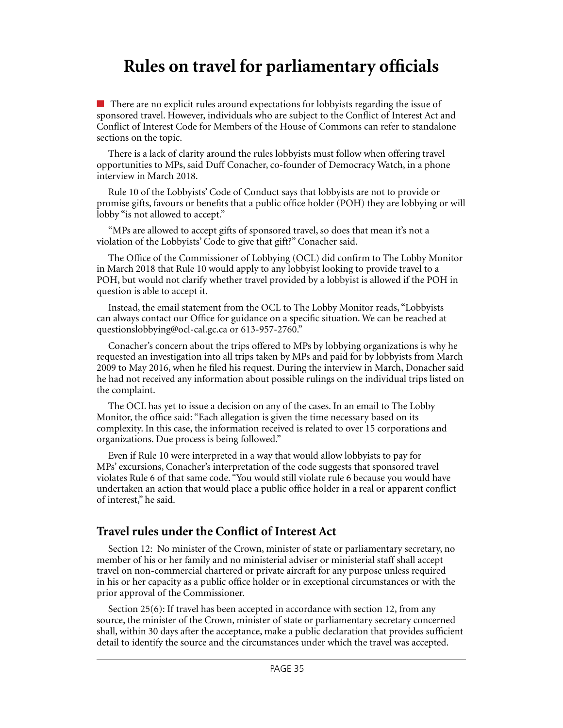# Rules on travel for parliamentary officials

There are no explicit rules around expectations for lobbyists regarding the issue of sponsored travel. However, individuals who are subject to the Conflict of Interest Act and Conflict of Interest Code for Members of the House of Commons can refer to standalone sections on the topic.

There is a lack of clarity around the rules lobbyists must follow when offering travel opportunities to MPs, said Duff Conacher, co-founder of Democracy Watch, in a phone interview in March 2018.

Rule 10 of the Lobbyists' Code of Conduct says that lobbyists are not to provide or promise gifts, favours or benefits that a public office holder (POH) they are lobbying or will lobby "is not allowed to accept."

"MPs are allowed to accept gifts of sponsored travel, so does that mean it's not a violation of the Lobbyists' Code to give that gift?" Conacher said.

The Office of the Commissioner of Lobbying (OCL) did confirm to The Lobby Monitor in March 2018 that Rule 10 would apply to any lobbyist looking to provide travel to a POH, but would not clarify whether travel provided by a lobbyist is allowed if the POH in question is able to accept it.

Instead, the email statement from the OCL to The Lobby Monitor reads, "Lobbyists can always contact our Office for guidance on a specific situation. We can be reached at questionslobbying@ocl-cal.gc.ca or 613-957-2760."

Conacher's concern about the trips offered to MPs by lobbying organizations is why he requested an investigation into all trips taken by MPs and paid for by lobbyists from March 2009 to May 2016, when he filed his request. During the interview in March, Donacher said he had not received any information about possible rulings on the individual trips listed on the complaint.

The OCL has yet to issue a decision on any of the cases. In an email to The Lobby Monitor, the office said: "Each allegation is given the time necessary based on its complexity. In this case, the information received is related to over 15 corporations and organizations. Due process is being followed."

Even if Rule 10 were interpreted in a way that would allow lobbyists to pay for MPs' excursions, Conacher's interpretation of the code suggests that sponsored travel violates Rule 6 of that same code. "You would still violate rule 6 because you would have undertaken an action that would place a public office holder in a real or apparent conflict of interest," he said.

## Travel rules under the Conflict of Interest Act

Section 12: No minister of the Crown, minister of state or parliamentary secretary, no member of his or her family and no ministerial adviser or ministerial staff shall accept travel on non-commercial chartered or private aircraft for any purpose unless required in his or her capacity as a public office holder or in exceptional circumstances or with the prior approval of the Commissioner.

Section 25(6): If travel has been accepted in accordance with section 12, from any source, the minister of the Crown, minister of state or parliamentary secretary concerned shall, within 30 days after the acceptance, make a public declaration that provides sufficient detail to identify the source and the circumstances under which the travel was accepted.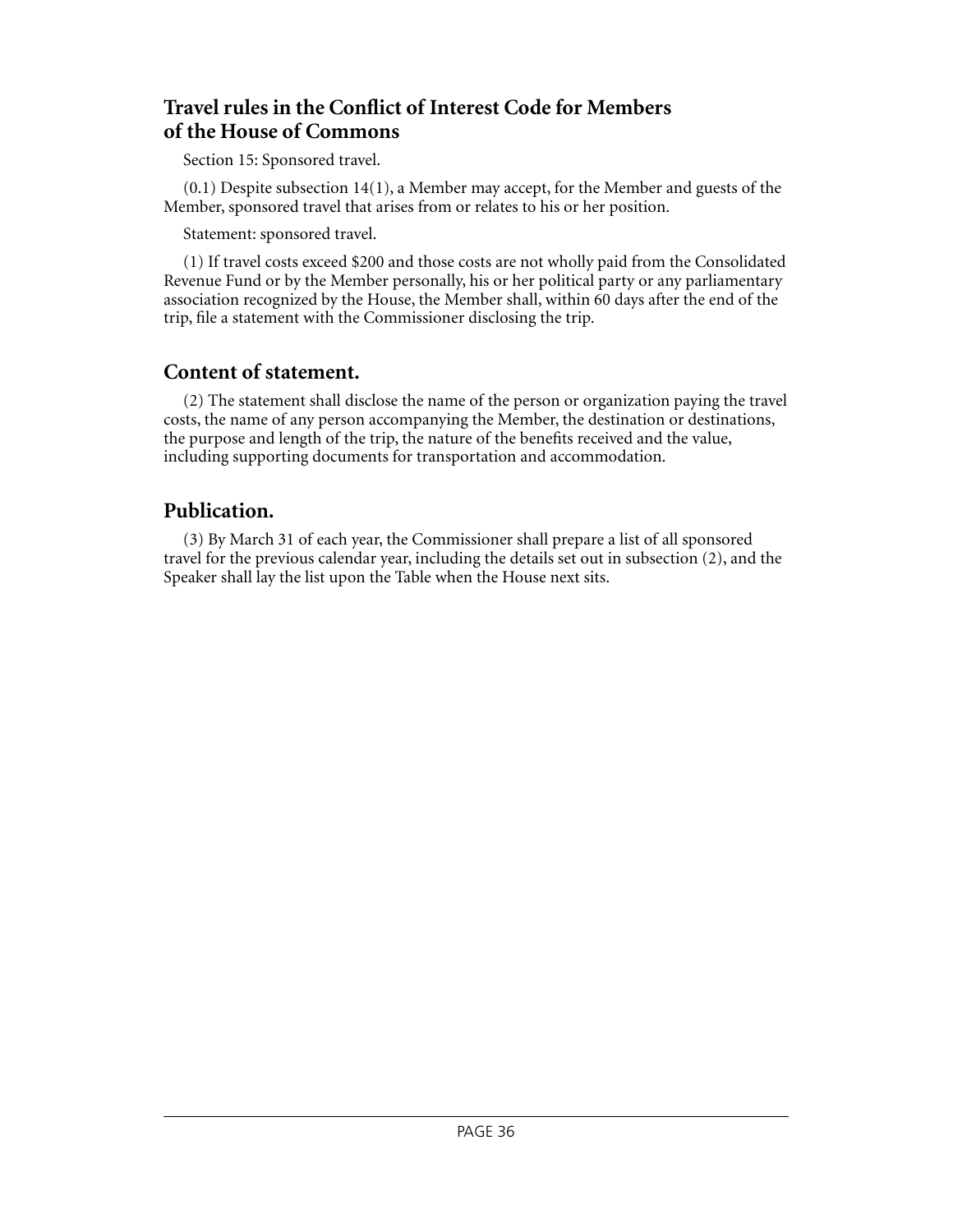## Travel rules in the Conflict of Interest Code for Members of the House of Commons

Section 15: Sponsored travel.

(0.1) Despite subsection 14(1), a Member may accept, for the Member and guests of the Member, sponsored travel that arises from or relates to his or her position.

Statement: sponsored travel.

(1) If travel costs exceed $200 and those costs are not wholly paid from the Consolidated Revenue Fund or by the Member personally, his or her political party or any parliamentary association recognized by the House, the Member shall, within 60 days after the end of the trip, file a statement with the Commissioner disclosing the trip.

## Content of statement.

(2) The statement shall disclose the name of the person or organization paying the travel costs, the name of any person accompanying the Member, the destination or destinations, the purpose and length of the trip, the nature of the benefits received and the value, including supporting documents for transportation and accommodation.

## Publication.

(3) By March 31 of each year, the Commissioner shall prepare a list of all sponsored travel for the previous calendar year, including the details set out in subsection (2), and the Speaker shall lay the list upon the Table when the House next sits.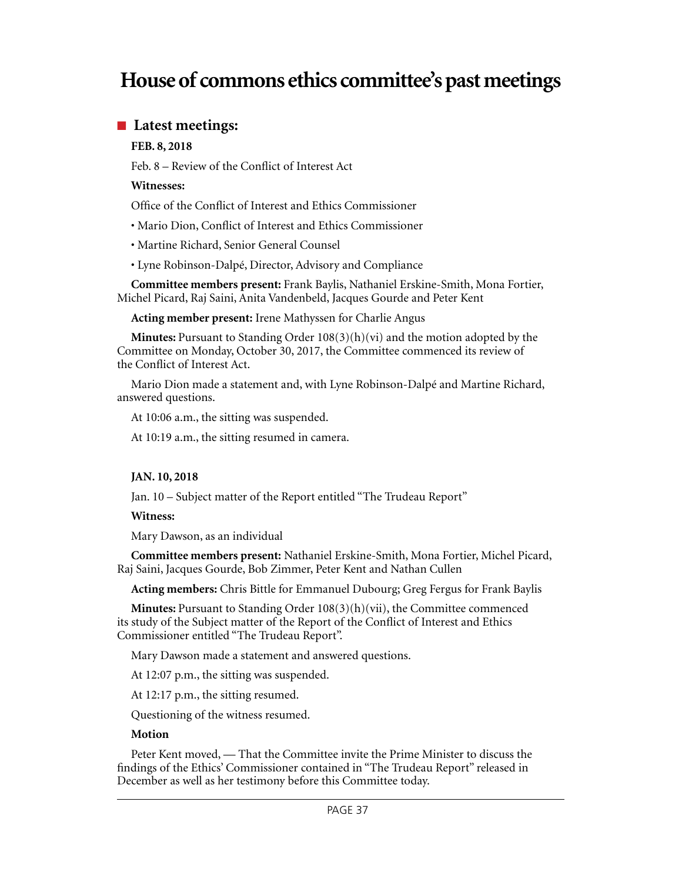# House of commons ethics committee's past meetings

## Latest meetings:

**FEB. 8, 2018**

Feb. 8 – Review of the Conflict of Interest Act

**Witnesses:**

Office of the Conflict of Interest and Ethics Commissioner

- Mario Dion, Conflict of Interest and Ethics Commissioner
- Martine Richard, Senior General Counsel
- Lyne Robinson-Dalpé, Director, Advisory and Compliance

**Committee members present:** Frank Baylis, Nathaniel Erskine-Smith, Mona Fortier, Michel Picard, Raj Saini, Anita Vandenbeld, Jacques Gourde and Peter Kent

**Acting member present:** Irene Mathyssen for Charlie Angus

**Minutes:** Pursuant to Standing Order 108(3)(h)(vi) and the motion adopted by the Committee on Monday, October 30, 2017, the Committee commenced its review of the Conflict of Interest Act.

Mario Dion made a statement and, with Lyne Robinson-Dalpé and Martine Richard, answered questions.

At 10:06 a.m., the sitting was suspended.

At 10:19 a.m., the sitting resumed in camera.

**JAN. 10, 2018**

Jan. 10 – Subject matter of the Report entitled "The Trudeau Report"

**Witness:**

Mary Dawson, as an individual

**Committee members present:** Nathaniel Erskine-Smith, Mona Fortier, Michel Picard, Raj Saini, Jacques Gourde, Bob Zimmer, Peter Kent and Nathan Cullen

**Acting members:** Chris Bittle for Emmanuel Dubourg; Greg Fergus for Frank Baylis

**Minutes:** Pursuant to Standing Order 108(3)(h)(vii), the Committee commenced its study of the Subject matter of the Report of the Conflict of Interest and Ethics Commissioner entitled "The Trudeau Report".

Mary Dawson made a statement and answered questions.

At 12:07 p.m., the sitting was suspended.

At 12:17 p.m., the sitting resumed.

Questioning of the witness resumed.

**Motion**

Peter Kent moved, — That the Committee invite the Prime Minister to discuss the findings of the Ethics' Commissioner contained in "The Trudeau Report" released in December as well as her testimony before this Committee today.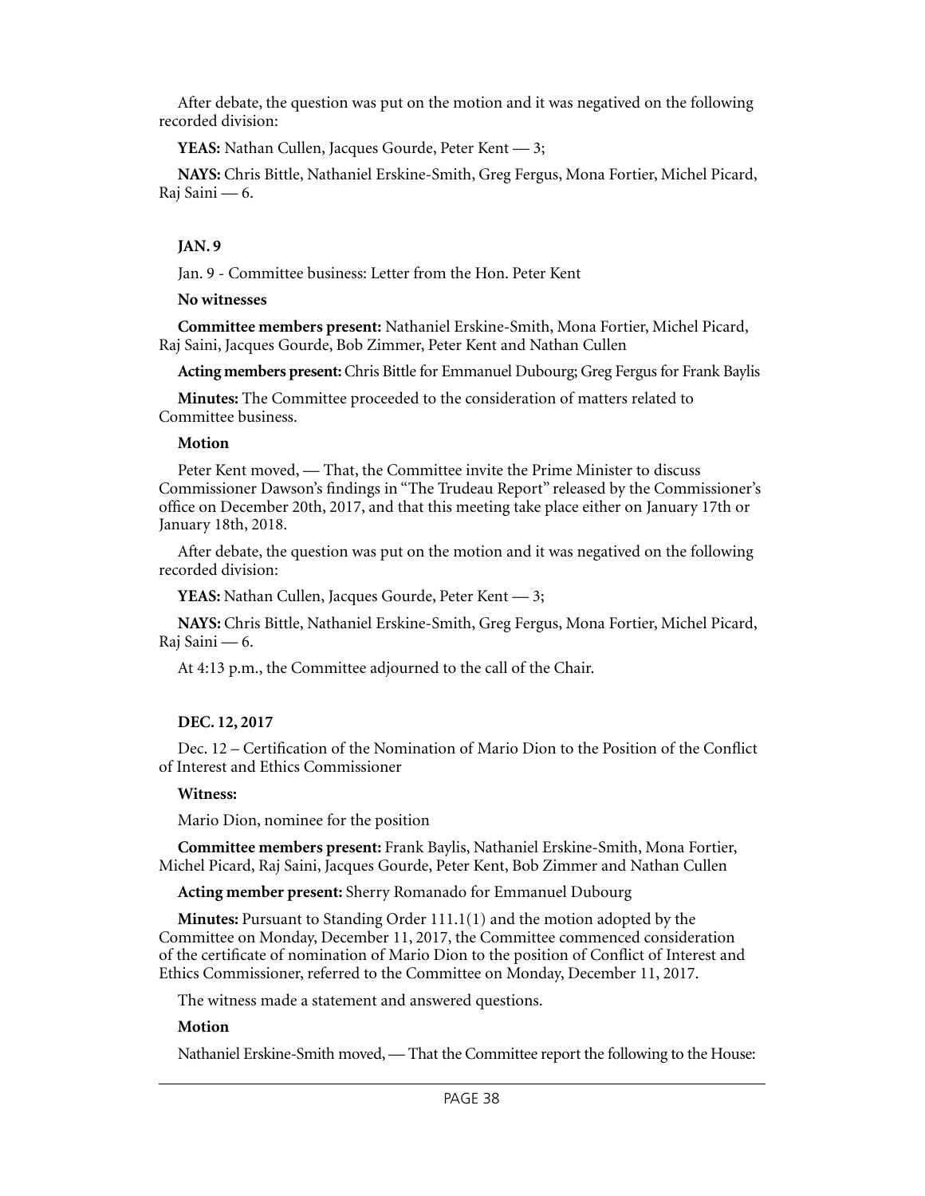After debate, the question was put on the motion and it was negatived on the following recorded division:

**YEAS:** Nathan Cullen, Jacques Gourde, Peter Kent — 3;

**NAYS:** Chris Bittle, Nathaniel Erskine-Smith, Greg Fergus, Mona Fortier, Michel Picard, Raj Saini — 6.

### JAN. 9

Jan. 9 - Committee business: Letter from the Hon. Peter Kent

**No witnesses**

**Committee members present:** Nathaniel Erskine-Smith, Mona Fortier, Michel Picard, Raj Saini, Jacques Gourde, Bob Zimmer, Peter Kent and Nathan Cullen

**Acting members present:** Chris Bittle for Emmanuel Dubourg; Greg Fergus for Frank Baylis

**Minutes:** The Committee proceeded to the consideration of matters related to Committee business.

**Motion**

Peter Kent moved, — That, the Committee invite the Prime Minister to discuss Commissioner Dawson's findings in "The Trudeau Report" released by the Commissioner's office on December 20th, 2017, and that this meeting take place either on January 17th or January 18th, 2018.

After debate, the question was put on the motion and it was negatived on the following recorded division:

**YEAS:** Nathan Cullen, Jacques Gourde, Peter Kent — 3;

**NAYS:** Chris Bittle, Nathaniel Erskine-Smith, Greg Fergus, Mona Fortier, Michel Picard, Raj Saini — 6.

At 4:13 p.m., the Committee adjourned to the call of the Chair.

### DEC. 12, 2017

Dec. 12 – Certification of the Nomination of Mario Dion to the Position of the Conflict of Interest and Ethics Commissioner

**Witness:**

Mario Dion, nominee for the position

**Committee members present:** Frank Baylis, Nathaniel Erskine-Smith, Mona Fortier, Michel Picard, Raj Saini, Jacques Gourde, Peter Kent, Bob Zimmer and Nathan Cullen

**Acting member present:** Sherry Romanado for Emmanuel Dubourg

**Minutes:** Pursuant to Standing Order 111.1(1) and the motion adopted by the Committee on Monday, December 11, 2017, the Committee commenced consideration of the certificate of nomination of Mario Dion to the position of Conflict of Interest and Ethics Commissioner, referred to the Committee on Monday, December 11, 2017.

The witness made a statement and answered questions.

**Motion**

Nathaniel Erskine-Smith moved, — That the Committee report the following to the House: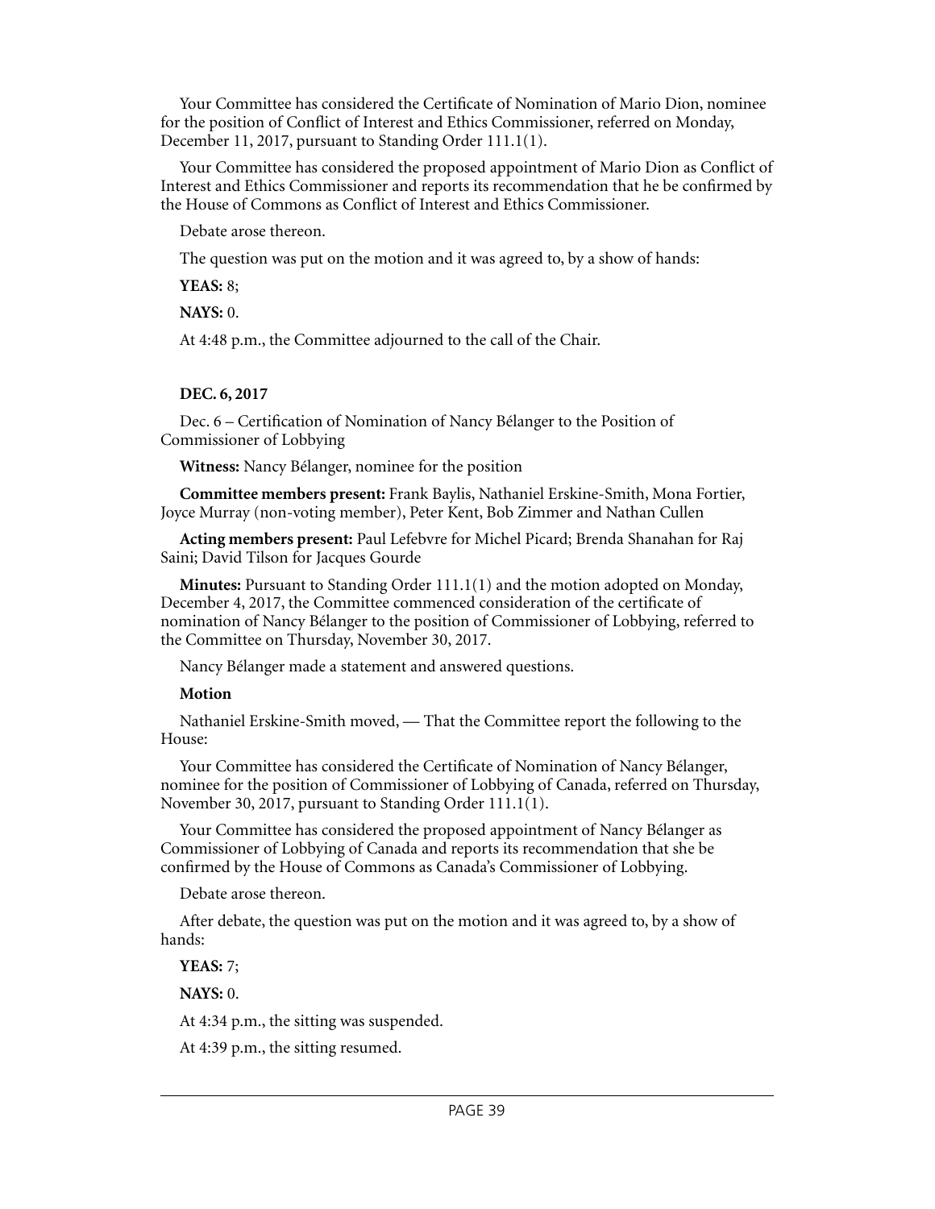Your Committee has considered the Certificate of Nomination of Mario Dion, nominee for the position of Conflict of Interest and Ethics Commissioner, referred on Monday, December 11, 2017, pursuant to Standing Order 111.1(1).

Your Committee has considered the proposed appointment of Mario Dion as Conflict of Interest and Ethics Commissioner and reports its recommendation that he be confirmed by the House of Commons as Conflict of Interest and Ethics Commissioner.

Debate arose thereon.

The question was put on the motion and it was agreed to, by a show of hands:

**YEAS:** 8;

**NAYS:** 0.

At 4:48 p.m., the Committee adjourned to the call of the Chair.

**DEC. 6, 2017**

Dec. 6 – Certification of Nomination of Nancy Bélanger to the Position of Commissioner of Lobbying

**Witness:** Nancy Bélanger, nominee for the position

**Committee members present:** Frank Baylis, Nathaniel Erskine-Smith, Mona Fortier, Joyce Murray (non-voting member), Peter Kent, Bob Zimmer and Nathan Cullen

**Acting members present:** Paul Lefebvre for Michel Picard; Brenda Shanahan for Raj Saini; David Tilson for Jacques Gourde

**Minutes:** Pursuant to Standing Order 111.1(1) and the motion adopted on Monday, December 4, 2017, the Committee commenced consideration of the certificate of nomination of Nancy Bélanger to the position of Commissioner of Lobbying, referred to the Committee on Thursday, November 30, 2017.

Nancy Bélanger made a statement and answered questions.

**Motion**

Nathaniel Erskine-Smith moved, — That the Committee report the following to the House:

Your Committee has considered the Certificate of Nomination of Nancy Bélanger, nominee for the position of Commissioner of Lobbying of Canada, referred on Thursday, November 30, 2017, pursuant to Standing Order 111.1(1).

Your Committee has considered the proposed appointment of Nancy Bélanger as Commissioner of Lobbying of Canada and reports its recommendation that she be confirmed by the House of Commons as Canada's Commissioner of Lobbying.

Debate arose thereon.

After debate, the question was put on the motion and it was agreed to, by a show of hands:

**YEAS:** 7;

**NAYS:** 0.

At 4:34 p.m., the sitting was suspended.

At 4:39 p.m., the sitting resumed.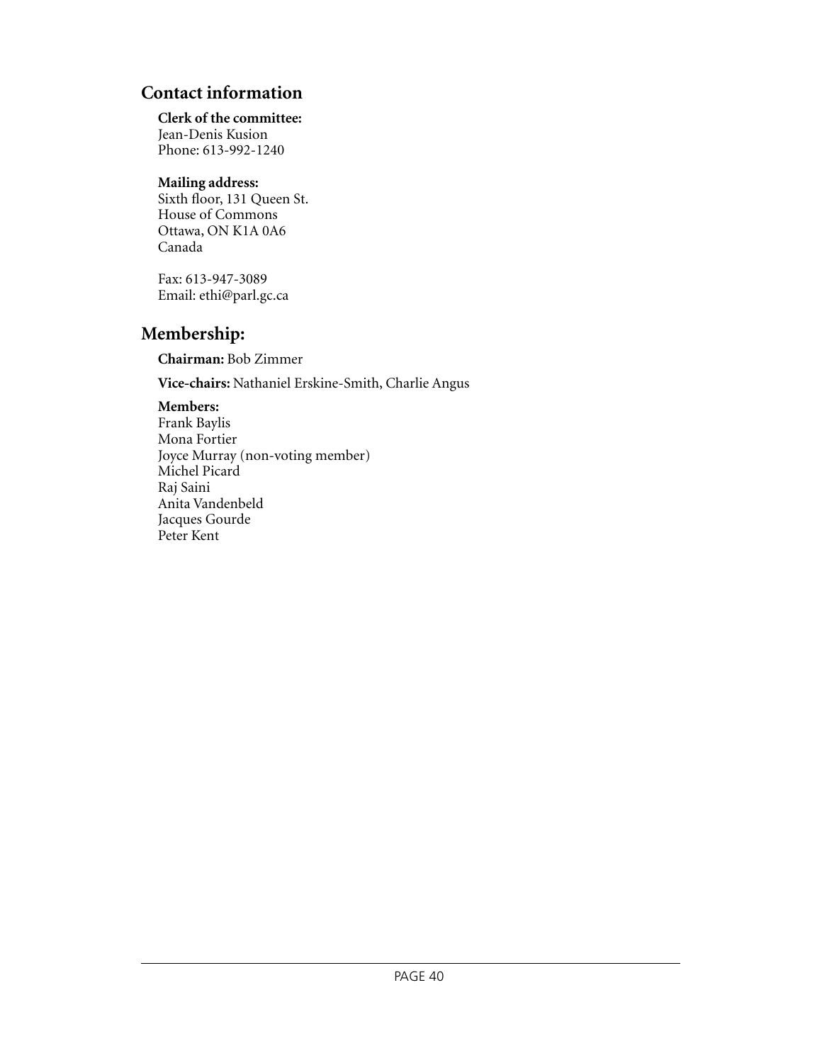## Contact information

**Clerk of the committee:**
Jean-Denis Kusion
Phone: 613-992-1240

**Mailing address:**
Sixth floor, 131 Queen St.
House of Commons
Ottawa, ON K1A 0A6
Canada

Fax: 613-947-3089
Email: ethi@parl.gc.ca

## Membership:

**Chairman:** Bob Zimmer

**Vice-chairs:** Nathaniel Erskine-Smith, Charlie Angus

**Members:**
Frank Baylis
Mona Fortier
Joyce Murray (non-voting member)
Michel Picard
Raj Saini
Anita Vandenbeld
Jacques Gourde
Peter Kent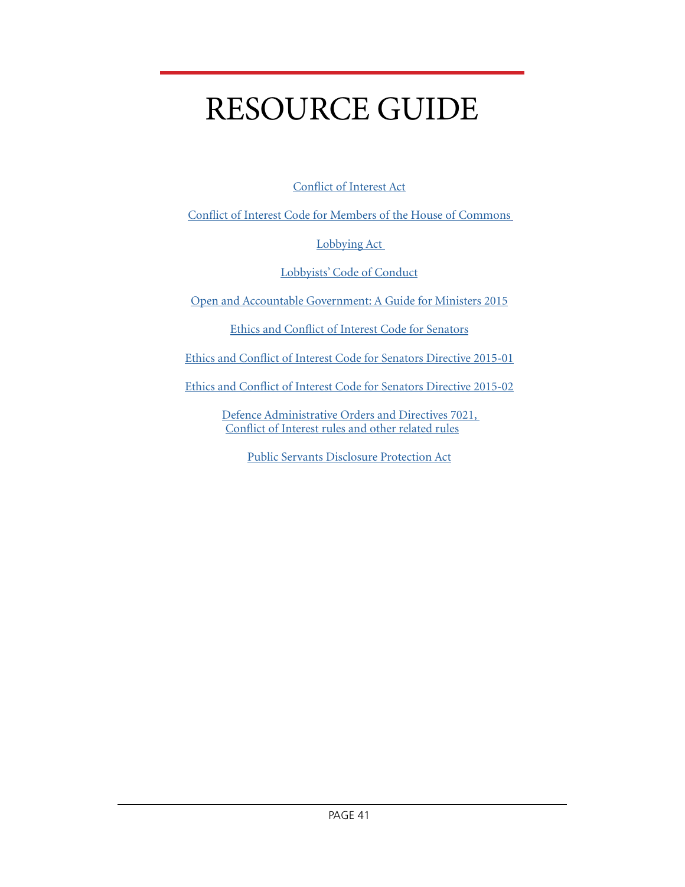# RESOURCE GUIDE

Conflict of Interest Act

Conflict of Interest Code for Members of the House of Commons

Lobbying Act

Lobbyists' Code of Conduct

Open and Accountable Government: A Guide for Ministers 2015

Ethics and Conflict of Interest Code for Senators

Ethics and Conflict of Interest Code for Senators Directive 2015-01

Ethics and Conflict of Interest Code for Senators Directive 2015-02

Defence Administrative Orders and Directives 7021, Conflict of Interest rules and other related rules

Public Servants Disclosure Protection Act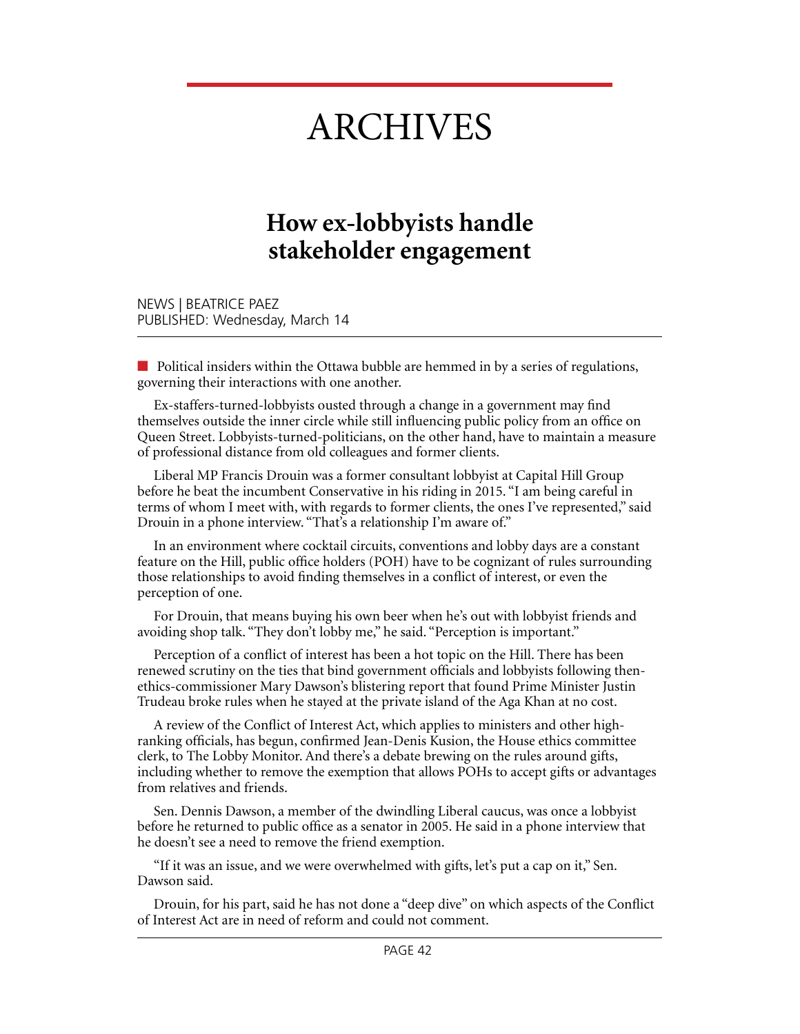# ARCHIVES

## How ex-lobbyists handle stakeholder engagement

NEWS | BEATRICE PAEZ
PUBLISHED: Wednesday, March 14

---

Political insiders within the Ottawa bubble are hemmed in by a series of regulations, governing their interactions with one another.

Ex-staffers-turned-lobbyists ousted through a change in a government may find themselves outside the inner circle while still influencing public policy from an office on Queen Street. Lobbyists-turned-politicians, on the other hand, have to maintain a measure of professional distance from old colleagues and former clients.

Liberal MP Francis Drouin was a former consultant lobbyist at Capital Hill Group before he beat the incumbent Conservative in his riding in 2015. "I am being careful in terms of whom I meet with, with regards to former clients, the ones I've represented," said Drouin in a phone interview. "That's a relationship I'm aware of."

In an environment where cocktail circuits, conventions and lobby days are a constant feature on the Hill, public office holders (POH) have to be cognizant of rules surrounding those relationships to avoid finding themselves in a conflict of interest, or even the perception of one.

For Drouin, that means buying his own beer when he's out with lobbyist friends and avoiding shop talk. "They don't lobby me," he said. "Perception is important."

Perception of a conflict of interest has been a hot topic on the Hill. There has been renewed scrutiny on the ties that bind government officials and lobbyists following then-ethics-commissioner Mary Dawson's blistering report that found Prime Minister Justin Trudeau broke rules when he stayed at the private island of the Aga Khan at no cost.

A review of the Conflict of Interest Act, which applies to ministers and other high-ranking officials, has begun, confirmed Jean-Denis Kusion, the House ethics committee clerk, to The Lobby Monitor. And there's a debate brewing on the rules around gifts, including whether to remove the exemption that allows POHs to accept gifts or advantages from relatives and friends.

Sen. Dennis Dawson, a member of the dwindling Liberal caucus, was once a lobbyist before he returned to public office as a senator in 2005. He said in a phone interview that he doesn't see a need to remove the friend exemption.

"If it was an issue, and we were overwhelmed with gifts, let's put a cap on it," Sen. Dawson said.

Drouin, for his part, said he has not done a "deep dive" on which aspects of the Conflict of Interest Act are in need of reform and could not comment.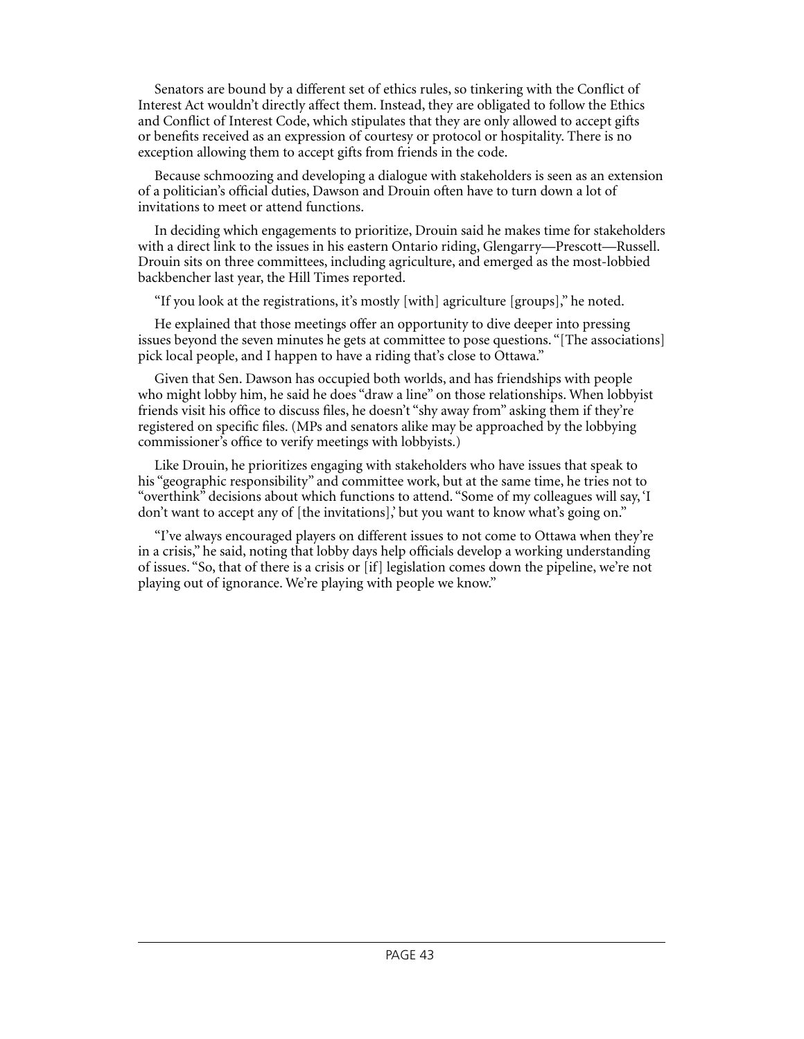Senators are bound by a different set of ethics rules, so tinkering with the Conflict of Interest Act wouldn't directly affect them. Instead, they are obligated to follow the Ethics and Conflict of Interest Code, which stipulates that they are only allowed to accept gifts or benefits received as an expression of courtesy or protocol or hospitality. There is no exception allowing them to accept gifts from friends in the code.

Because schmoozing and developing a dialogue with stakeholders is seen as an extension of a politician's official duties, Dawson and Drouin often have to turn down a lot of invitations to meet or attend functions.

In deciding which engagements to prioritize, Drouin said he makes time for stakeholders with a direct link to the issues in his eastern Ontario riding, Glengarry—Prescott—Russell. Drouin sits on three committees, including agriculture, and emerged as the most-lobbied backbencher last year, the Hill Times reported.

"If you look at the registrations, it's mostly [with] agriculture [groups]," he noted.

He explained that those meetings offer an opportunity to dive deeper into pressing issues beyond the seven minutes he gets at committee to pose questions. "[The associations] pick local people, and I happen to have a riding that's close to Ottawa."

Given that Sen. Dawson has occupied both worlds, and has friendships with people who might lobby him, he said he does "draw a line" on those relationships. When lobbyist friends visit his office to discuss files, he doesn't "shy away from" asking them if they're registered on specific files. (MPs and senators alike may be approached by the lobbying commissioner's office to verify meetings with lobbyists.)

Like Drouin, he prioritizes engaging with stakeholders who have issues that speak to his "geographic responsibility" and committee work, but at the same time, he tries not to "overthink" decisions about which functions to attend. "Some of my colleagues will say, 'I don't want to accept any of [the invitations],' but you want to know what's going on."

"I've always encouraged players on different issues to not come to Ottawa when they're in a crisis," he said, noting that lobby days help officials develop a working understanding of issues. "So, that of there is a crisis or [if] legislation comes down the pipeline, we're not playing out of ignorance. We're playing with people we know."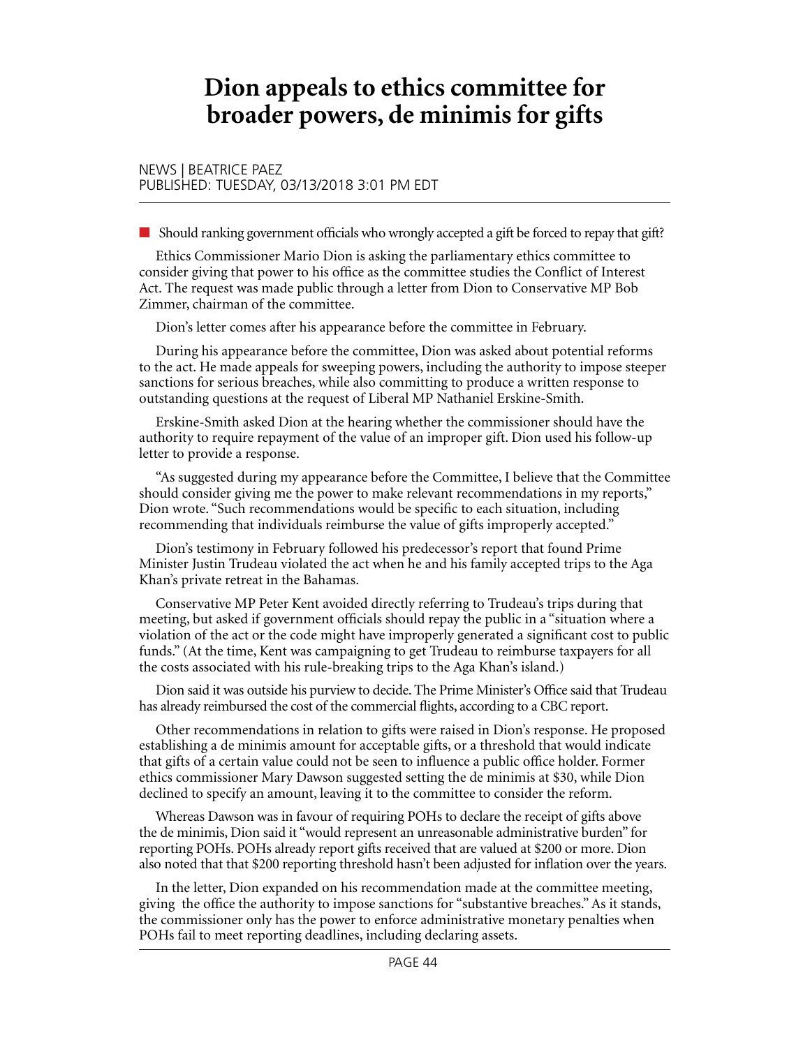# Dion appeals to ethics committee for broader powers, de minimis for gifts

NEWS | BEATRICE PAEZ
PUBLISHED: TUESDAY, 03/13/2018 3:01 PM EDT

Should ranking government officials who wrongly accepted a gift be forced to repay that gift?

Ethics Commissioner Mario Dion is asking the parliamentary ethics committee to consider giving that power to his office as the committee studies the Conflict of Interest Act. The request was made public through a letter from Dion to Conservative MP Bob Zimmer, chairman of the committee.

Dion's letter comes after his appearance before the committee in February.

During his appearance before the committee, Dion was asked about potential reforms to the act. He made appeals for sweeping powers, including the authority to impose steeper sanctions for serious breaches, while also committing to produce a written response to outstanding questions at the request of Liberal MP Nathaniel Erskine-Smith.

Erskine-Smith asked Dion at the hearing whether the commissioner should have the authority to require repayment of the value of an improper gift. Dion used his follow-up letter to provide a response.

"As suggested during my appearance before the Committee, I believe that the Committee should consider giving me the power to make relevant recommendations in my reports," Dion wrote. "Such recommendations would be specific to each situation, including recommending that individuals reimburse the value of gifts improperly accepted."

Dion's testimony in February followed his predecessor's report that found Prime Minister Justin Trudeau violated the act when he and his family accepted trips to the Aga Khan's private retreat in the Bahamas.

Conservative MP Peter Kent avoided directly referring to Trudeau's trips during that meeting, but asked if government officials should repay the public in a "situation where a violation of the act or the code might have improperly generated a significant cost to public funds." (At the time, Kent was campaigning to get Trudeau to reimburse taxpayers for all the costs associated with his rule-breaking trips to the Aga Khan's island.)

Dion said it was outside his purview to decide. The Prime Minister's Office said that Trudeau has already reimbursed the cost of the commercial flights, according to a CBC report.

Other recommendations in relation to gifts were raised in Dion's response. He proposed establishing a de minimis amount for acceptable gifts, or a threshold that would indicate that gifts of a certain value could not be seen to influence a public office holder. Former ethics commissioner Mary Dawson suggested setting the de minimis at $30, while Dion declined to specify an amount, leaving it to the committee to consider the reform.

Whereas Dawson was in favour of requiring POHs to declare the receipt of gifts above the de minimis, Dion said it "would represent an unreasonable administrative burden" for reporting POHs. POHs already report gifts received that are valued at $200 or more. Dion also noted that that $200 reporting threshold hasn't been adjusted for inflation over the years.

In the letter, Dion expanded on his recommendation made at the committee meeting, giving the office the authority to impose sanctions for "substantive breaches." As it stands, the commissioner only has the power to enforce administrative monetary penalties when POHs fail to meet reporting deadlines, including declaring assets.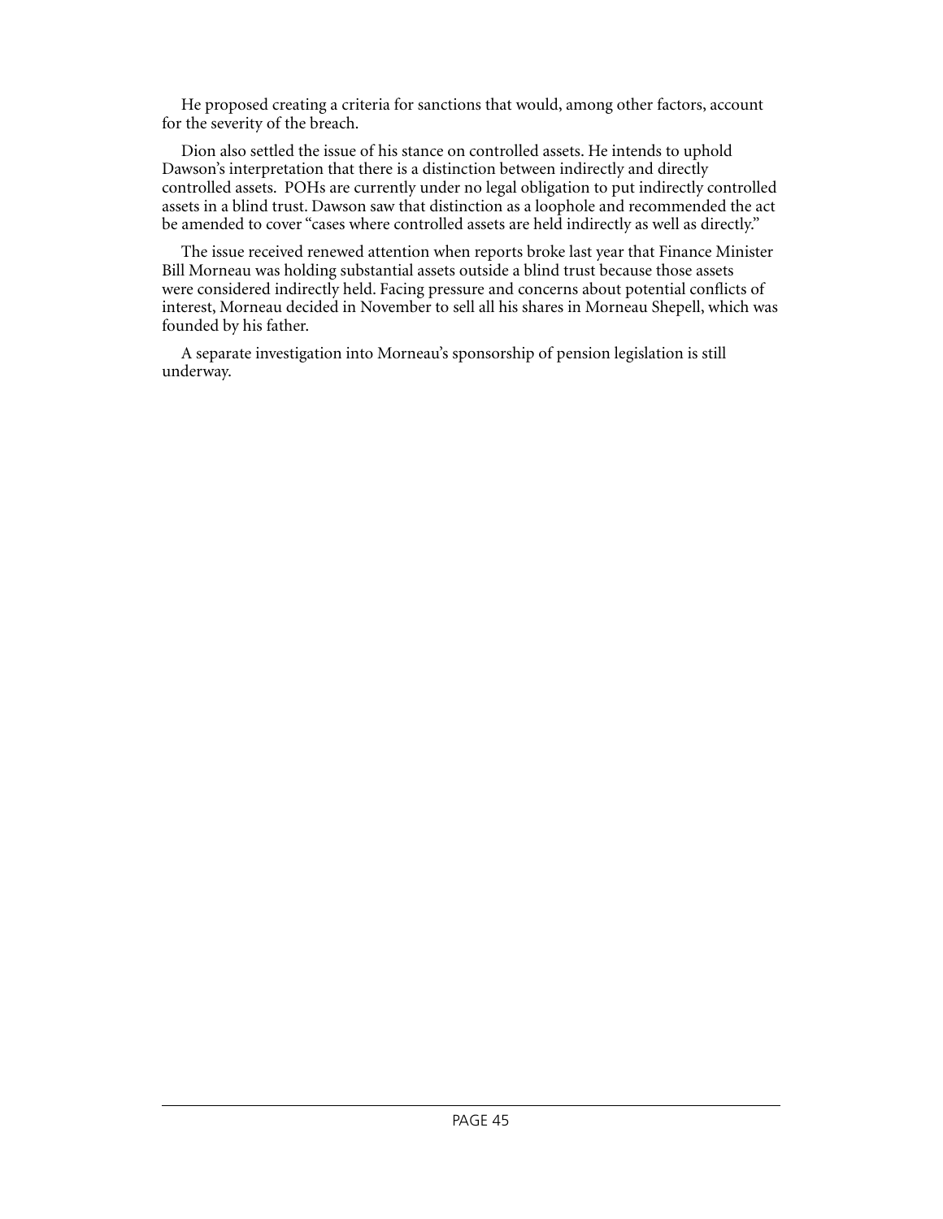He proposed creating a criteria for sanctions that would, among other factors, account for the severity of the breach.

Dion also settled the issue of his stance on controlled assets. He intends to uphold Dawson's interpretation that there is a distinction between indirectly and directly controlled assets. POHs are currently under no legal obligation to put indirectly controlled assets in a blind trust. Dawson saw that distinction as a loophole and recommended the act be amended to cover "cases where controlled assets are held indirectly as well as directly."

The issue received renewed attention when reports broke last year that Finance Minister Bill Morneau was holding substantial assets outside a blind trust because those assets were considered indirectly held. Facing pressure and concerns about potential conflicts of interest, Morneau decided in November to sell all his shares in Morneau Shepell, which was founded by his father.

A separate investigation into Morneau's sponsorship of pension legislation is still underway.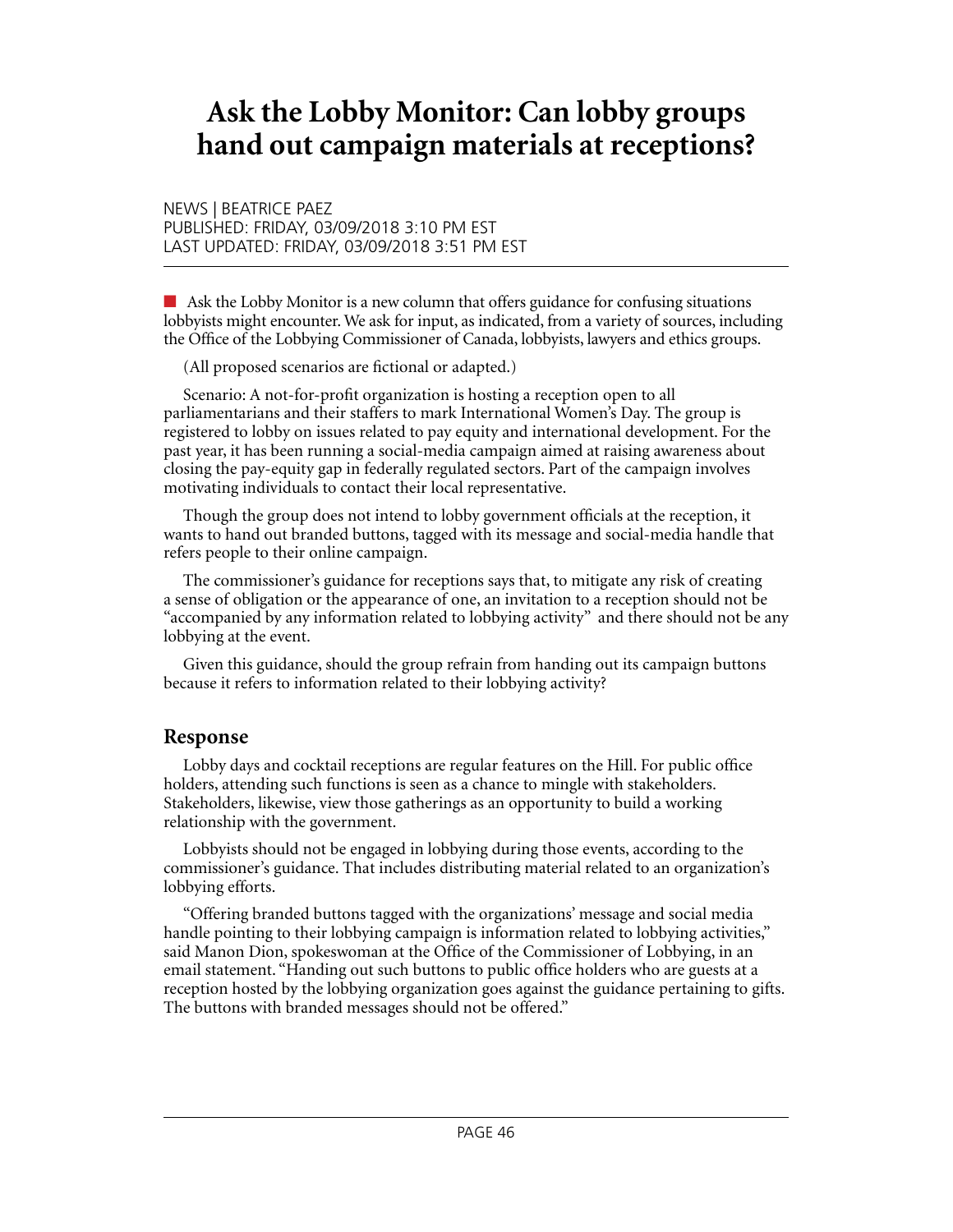# Ask the Lobby Monitor: Can lobby groups hand out campaign materials at receptions?

NEWS | BEATRICE PAEZ
PUBLISHED: FRIDAY, 03/09/2018 3:10 PM EST
LAST UPDATED: FRIDAY, 03/09/2018 3:51 PM EST

---

Ask the Lobby Monitor is a new column that offers guidance for confusing situations lobbyists might encounter. We ask for input, as indicated, from a variety of sources, including the Office of the Lobbying Commissioner of Canada, lobbyists, lawyers and ethics groups.

(All proposed scenarios are fictional or adapted.)

Scenario: A not-for-profit organization is hosting a reception open to all parliamentarians and their staffers to mark International Women's Day. The group is registered to lobby on issues related to pay equity and international development. For the past year, it has been running a social-media campaign aimed at raising awareness about closing the pay-equity gap in federally regulated sectors. Part of the campaign involves motivating individuals to contact their local representative.

Though the group does not intend to lobby government officials at the reception, it wants to hand out branded buttons, tagged with its message and social-media handle that refers people to their online campaign.

The commissioner's guidance for receptions says that, to mitigate any risk of creating a sense of obligation or the appearance of one, an invitation to a reception should not be "accompanied by any information related to lobbying activity" and there should not be any lobbying at the event.

Given this guidance, should the group refrain from handing out its campaign buttons because it refers to information related to their lobbying activity?

## Response

Lobby days and cocktail receptions are regular features on the Hill. For public office holders, attending such functions is seen as a chance to mingle with stakeholders. Stakeholders, likewise, view those gatherings as an opportunity to build a working relationship with the government.

Lobbyists should not be engaged in lobbying during those events, according to the commissioner's guidance. That includes distributing material related to an organization's lobbying efforts.

"Offering branded buttons tagged with the organizations' message and social media handle pointing to their lobbying campaign is information related to lobbying activities," said Manon Dion, spokeswoman at the Office of the Commissioner of Lobbying, in an email statement. "Handing out such buttons to public office holders who are guests at a reception hosted by the lobbying organization goes against the guidance pertaining to gifts. The buttons with branded messages should not be offered."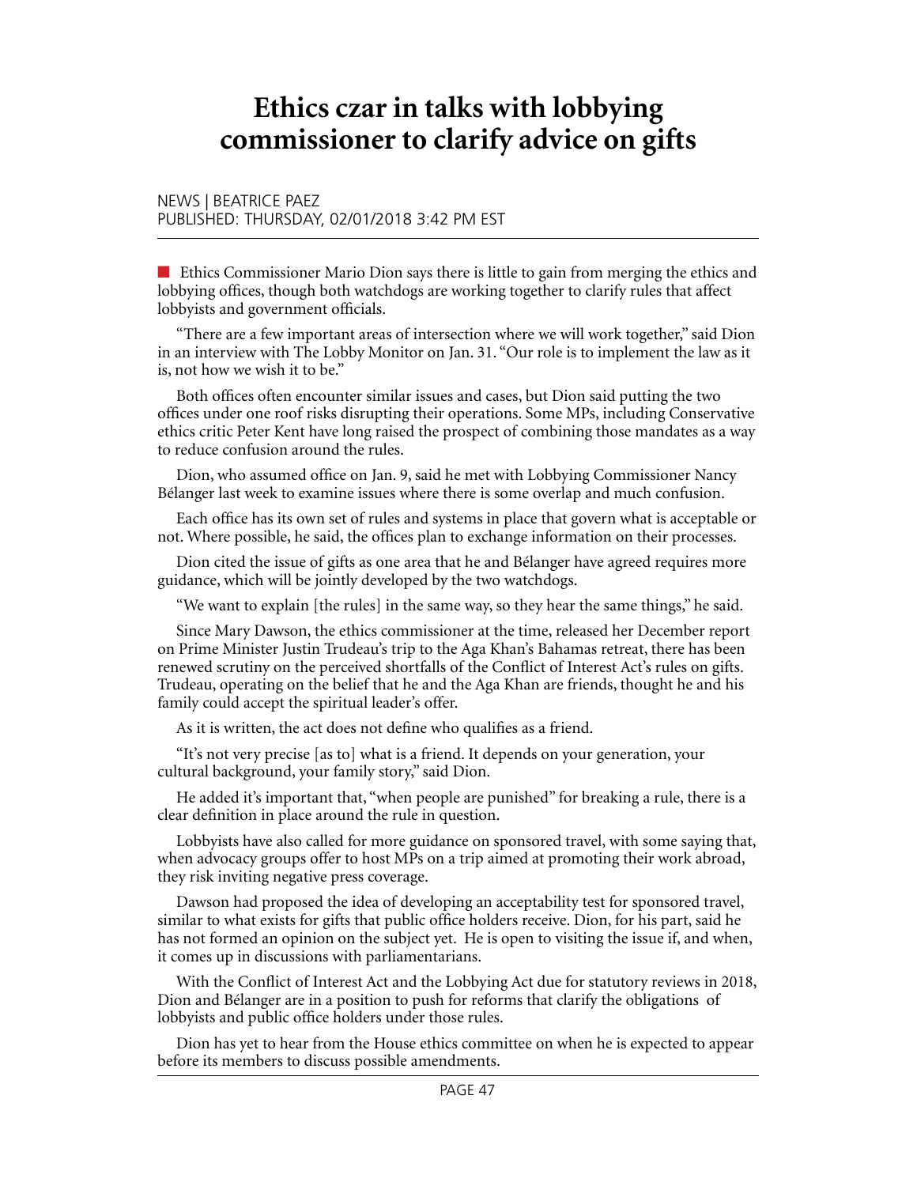# Ethics czar in talks with lobbying commissioner to clarify advice on gifts

NEWS | BEATRICE PAEZ
PUBLISHED: THURSDAY, 02/01/2018 3:42 PM EST

Ethics Commissioner Mario Dion says there is little to gain from merging the ethics and lobbying offices, though both watchdogs are working together to clarify rules that affect lobbyists and government officials.

"There are a few important areas of intersection where we will work together," said Dion in an interview with The Lobby Monitor on Jan. 31. "Our role is to implement the law as it is, not how we wish it to be."

Both offices often encounter similar issues and cases, but Dion said putting the two offices under one roof risks disrupting their operations. Some MPs, including Conservative ethics critic Peter Kent have long raised the prospect of combining those mandates as a way to reduce confusion around the rules.

Dion, who assumed office on Jan. 9, said he met with Lobbying Commissioner Nancy Bélanger last week to examine issues where there is some overlap and much confusion.

Each office has its own set of rules and systems in place that govern what is acceptable or not. Where possible, he said, the offices plan to exchange information on their processes.

Dion cited the issue of gifts as one area that he and Bélanger have agreed requires more guidance, which will be jointly developed by the two watchdogs.

"We want to explain [the rules] in the same way, so they hear the same things," he said.

Since Mary Dawson, the ethics commissioner at the time, released her December report on Prime Minister Justin Trudeau's trip to the Aga Khan's Bahamas retreat, there has been renewed scrutiny on the perceived shortfalls of the Conflict of Interest Act's rules on gifts. Trudeau, operating on the belief that he and the Aga Khan are friends, thought he and his family could accept the spiritual leader's offer.

As it is written, the act does not define who qualifies as a friend.

"It's not very precise [as to] what is a friend. It depends on your generation, your cultural background, your family story," said Dion.

He added it's important that, "when people are punished" for breaking a rule, there is a clear definition in place around the rule in question.

Lobbyists have also called for more guidance on sponsored travel, with some saying that, when advocacy groups offer to host MPs on a trip aimed at promoting their work abroad, they risk inviting negative press coverage.

Dawson had proposed the idea of developing an acceptability test for sponsored travel, similar to what exists for gifts that public office holders receive. Dion, for his part, said he has not formed an opinion on the subject yet. He is open to visiting the issue if, and when, it comes up in discussions with parliamentarians.

With the Conflict of Interest Act and the Lobbying Act due for statutory reviews in 2018, Dion and Bélanger are in a position to push for reforms that clarify the obligations of lobbyists and public office holders under those rules.

Dion has yet to hear from the House ethics committee on when he is expected to appear before its members to discuss possible amendments.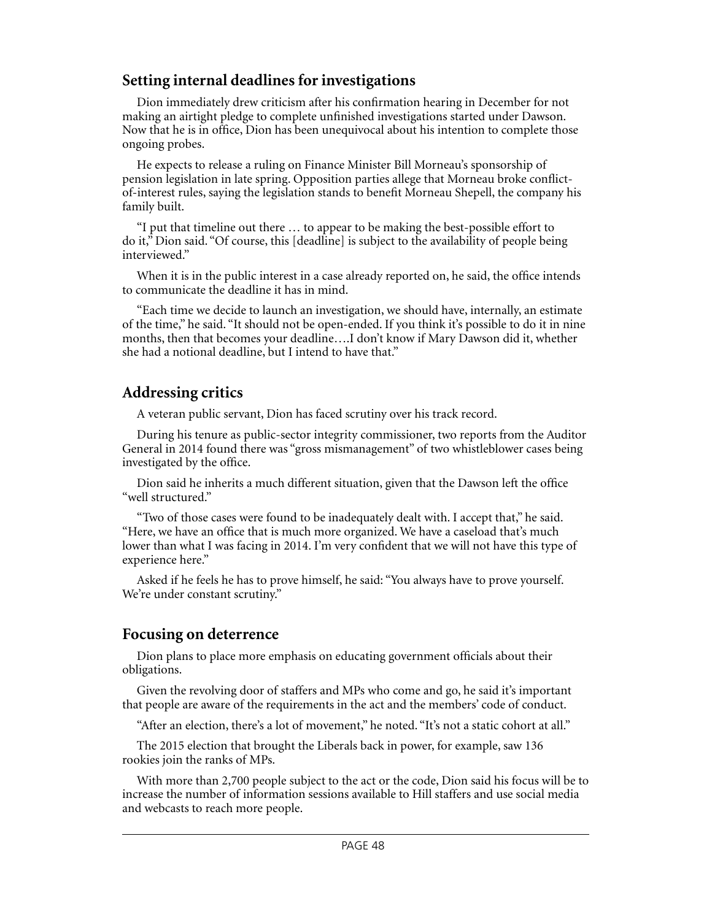## Setting internal deadlines for investigations

Dion immediately drew criticism after his confirmation hearing in December for not making an airtight pledge to complete unfinished investigations started under Dawson. Now that he is in office, Dion has been unequivocal about his intention to complete those ongoing probes.

He expects to release a ruling on Finance Minister Bill Morneau's sponsorship of pension legislation in late spring. Opposition parties allege that Morneau broke conflict-of-interest rules, saying the legislation stands to benefit Morneau Shepell, the company his family built.

"I put that timeline out there … to appear to be making the best-possible effort to do it," Dion said. "Of course, this [deadline] is subject to the availability of people being interviewed."

When it is in the public interest in a case already reported on, he said, the office intends to communicate the deadline it has in mind.

"Each time we decide to launch an investigation, we should have, internally, an estimate of the time," he said. "It should not be open-ended. If you think it's possible to do it in nine months, then that becomes your deadline….I don't know if Mary Dawson did it, whether she had a notional deadline, but I intend to have that."

## Addressing critics

A veteran public servant, Dion has faced scrutiny over his track record.

During his tenure as public-sector integrity commissioner, two reports from the Auditor General in 2014 found there was "gross mismanagement" of two whistleblower cases being investigated by the office.

Dion said he inherits a much different situation, given that the Dawson left the office "well structured."

"Two of those cases were found to be inadequately dealt with. I accept that," he said. "Here, we have an office that is much more organized. We have a caseload that's much lower than what I was facing in 2014. I'm very confident that we will not have this type of experience here."

Asked if he feels he has to prove himself, he said: "You always have to prove yourself. We're under constant scrutiny."

## Focusing on deterrence

Dion plans to place more emphasis on educating government officials about their obligations.

Given the revolving door of staffers and MPs who come and go, he said it's important that people are aware of the requirements in the act and the members' code of conduct.

"After an election, there's a lot of movement," he noted. "It's not a static cohort at all."

The 2015 election that brought the Liberals back in power, for example, saw 136 rookies join the ranks of MPs.

With more than 2,700 people subject to the act or the code, Dion said his focus will be to increase the number of information sessions available to Hill staffers and use social media and webcasts to reach more people.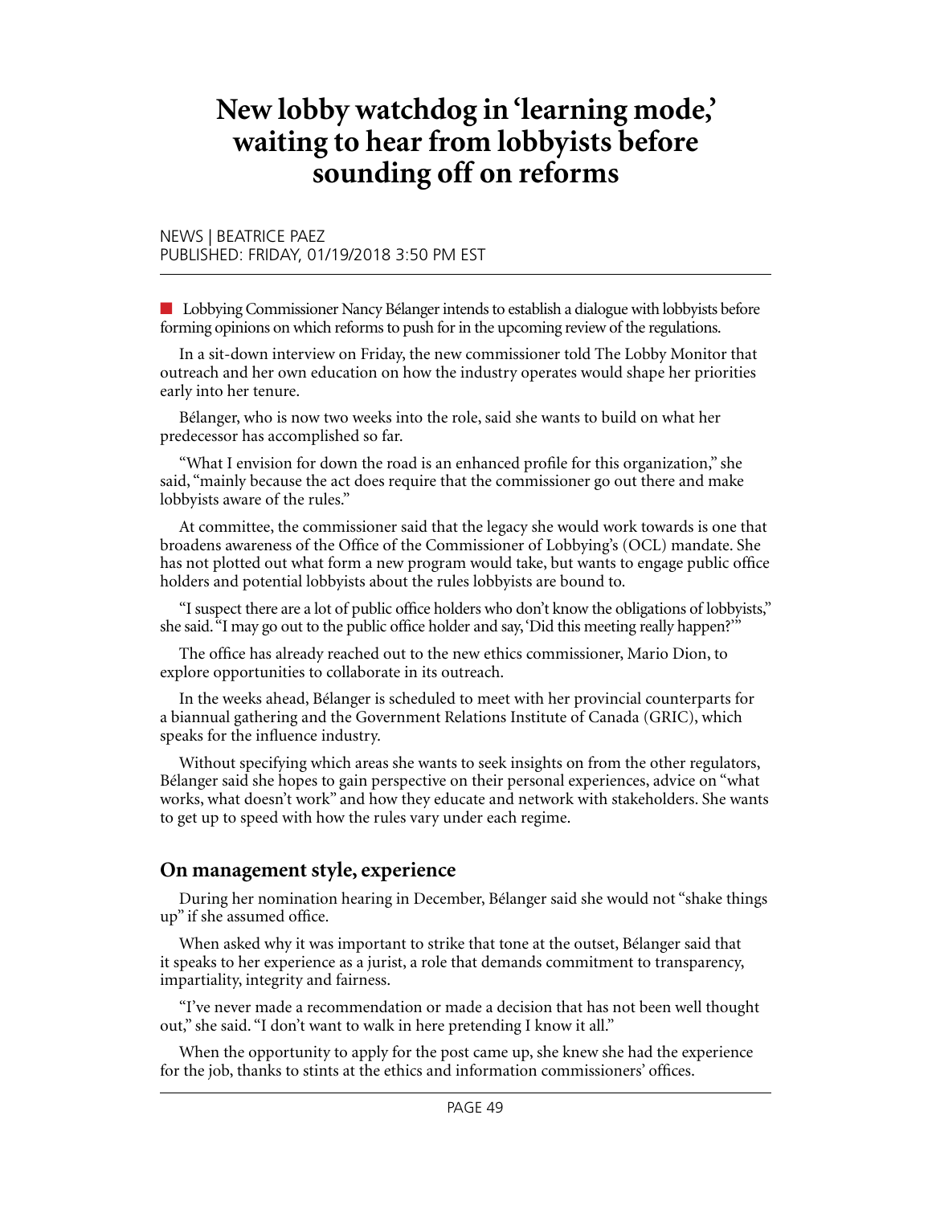# New lobby watchdog in 'learning mode,' waiting to hear from lobbyists before sounding off on reforms

NEWS | BEATRICE PAEZ
PUBLISHED: FRIDAY, 01/19/2018 3:50 PM EST

---

■ Lobbying Commissioner Nancy Bélanger intends to establish a dialogue with lobbyists before forming opinions on which reforms to push for in the upcoming review of the regulations.

In a sit-down interview on Friday, the new commissioner told The Lobby Monitor that outreach and her own education on how the industry operates would shape her priorities early into her tenure.

Bélanger, who is now two weeks into the role, said she wants to build on what her predecessor has accomplished so far.

"What I envision for down the road is an enhanced profile for this organization," she said, "mainly because the act does require that the commissioner go out there and make lobbyists aware of the rules."

At committee, the commissioner said that the legacy she would work towards is one that broadens awareness of the Office of the Commissioner of Lobbying's (OCL) mandate. She has not plotted out what form a new program would take, but wants to engage public office holders and potential lobbyists about the rules lobbyists are bound to.

"I suspect there are a lot of public office holders who don't know the obligations of lobbyists," she said. "I may go out to the public office holder and say, 'Did this meeting really happen?'"

The office has already reached out to the new ethics commissioner, Mario Dion, to explore opportunities to collaborate in its outreach.

In the weeks ahead, Bélanger is scheduled to meet with her provincial counterparts for a biannual gathering and the Government Relations Institute of Canada (GRIC), which speaks for the influence industry.

Without specifying which areas she wants to seek insights on from the other regulators, Bélanger said she hopes to gain perspective on their personal experiences, advice on "what works, what doesn't work" and how they educate and network with stakeholders. She wants to get up to speed with how the rules vary under each regime.

## On management style, experience

During her nomination hearing in December, Bélanger said she would not "shake things up" if she assumed office.

When asked why it was important to strike that tone at the outset, Bélanger said that it speaks to her experience as a jurist, a role that demands commitment to transparency, impartiality, integrity and fairness.

"I've never made a recommendation or made a decision that has not been well thought out," she said. "I don't want to walk in here pretending I know it all."

When the opportunity to apply for the post came up, she knew she had the experience for the job, thanks to stints at the ethics and information commissioners' offices.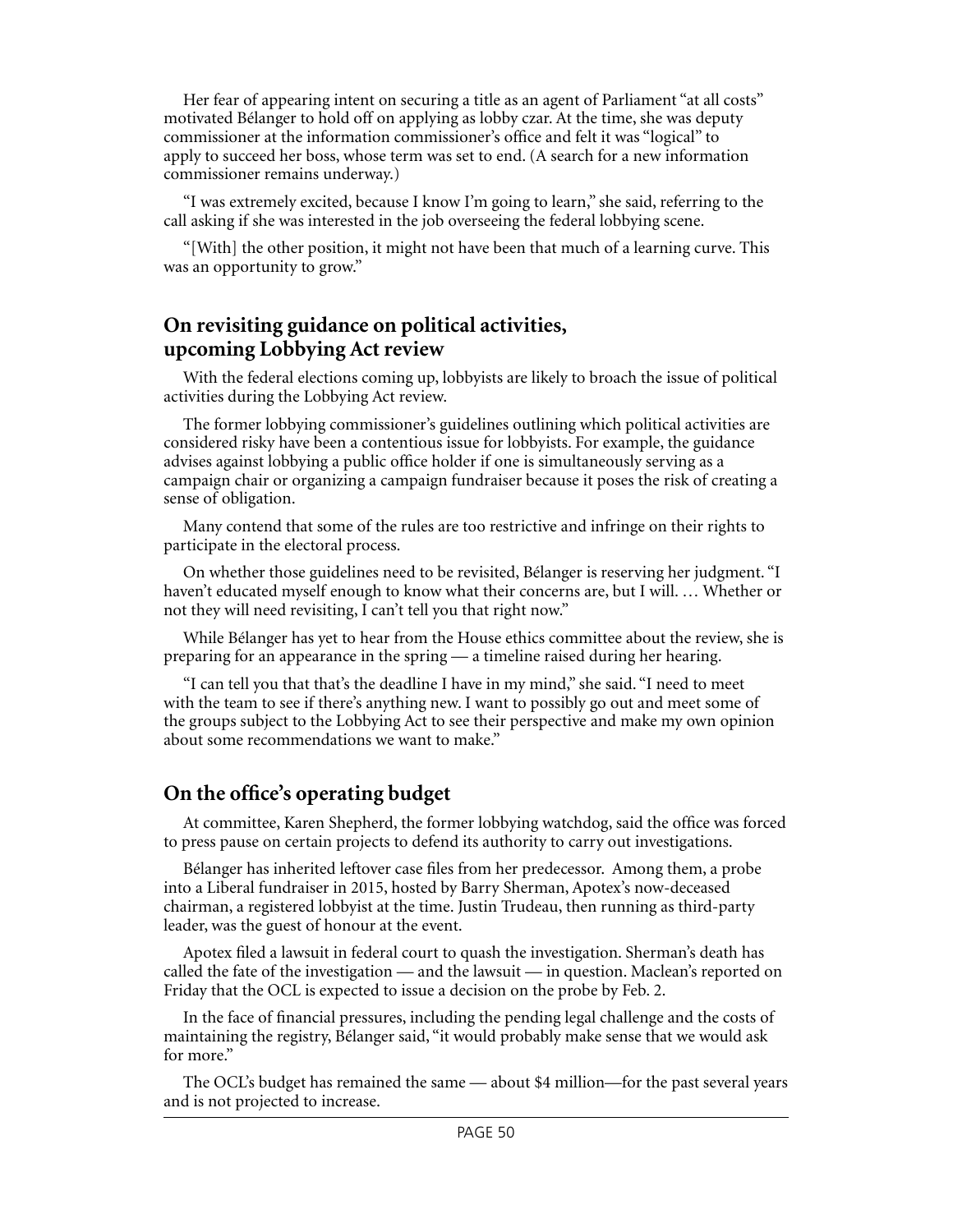Her fear of appearing intent on securing a title as an agent of Parliament "at all costs" motivated Bélanger to hold off on applying as lobby czar. At the time, she was deputy commissioner at the information commissioner's office and felt it was "logical" to apply to succeed her boss, whose term was set to end. (A search for a new information commissioner remains underway.)

"I was extremely excited, because I know I'm going to learn," she said, referring to the call asking if she was interested in the job overseeing the federal lobbying scene.

"[With] the other position, it might not have been that much of a learning curve. This was an opportunity to grow."

## On revisiting guidance on political activities, upcoming Lobbying Act review

With the federal elections coming up, lobbyists are likely to broach the issue of political activities during the Lobbying Act review.

The former lobbying commissioner's guidelines outlining which political activities are considered risky have been a contentious issue for lobbyists. For example, the guidance advises against lobbying a public office holder if one is simultaneously serving as a campaign chair or organizing a campaign fundraiser because it poses the risk of creating a sense of obligation.

Many contend that some of the rules are too restrictive and infringe on their rights to participate in the electoral process.

On whether those guidelines need to be revisited, Bélanger is reserving her judgment. "I haven't educated myself enough to know what their concerns are, but I will. … Whether or not they will need revisiting, I can't tell you that right now."

While Bélanger has yet to hear from the House ethics committee about the review, she is preparing for an appearance in the spring — a timeline raised during her hearing.

"I can tell you that that's the deadline I have in my mind," she said. "I need to meet with the team to see if there's anything new. I want to possibly go out and meet some of the groups subject to the Lobbying Act to see their perspective and make my own opinion about some recommendations we want to make."

## On the office's operating budget

At committee, Karen Shepherd, the former lobbying watchdog, said the office was forced to press pause on certain projects to defend its authority to carry out investigations.

Bélanger has inherited leftover case files from her predecessor. Among them, a probe into a Liberal fundraiser in 2015, hosted by Barry Sherman, Apotex's now-deceased chairman, a registered lobbyist at the time. Justin Trudeau, then running as third-party leader, was the guest of honour at the event.

Apotex filed a lawsuit in federal court to quash the investigation. Sherman's death has called the fate of the investigation — and the lawsuit — in question. Maclean's reported on Friday that the OCL is expected to issue a decision on the probe by Feb. 2.

In the face of financial pressures, including the pending legal challenge and the costs of maintaining the registry, Bélanger said, "it would probably make sense that we would ask for more."

The OCL's budget has remained the same — about $4 million—for the past several years and is not projected to increase.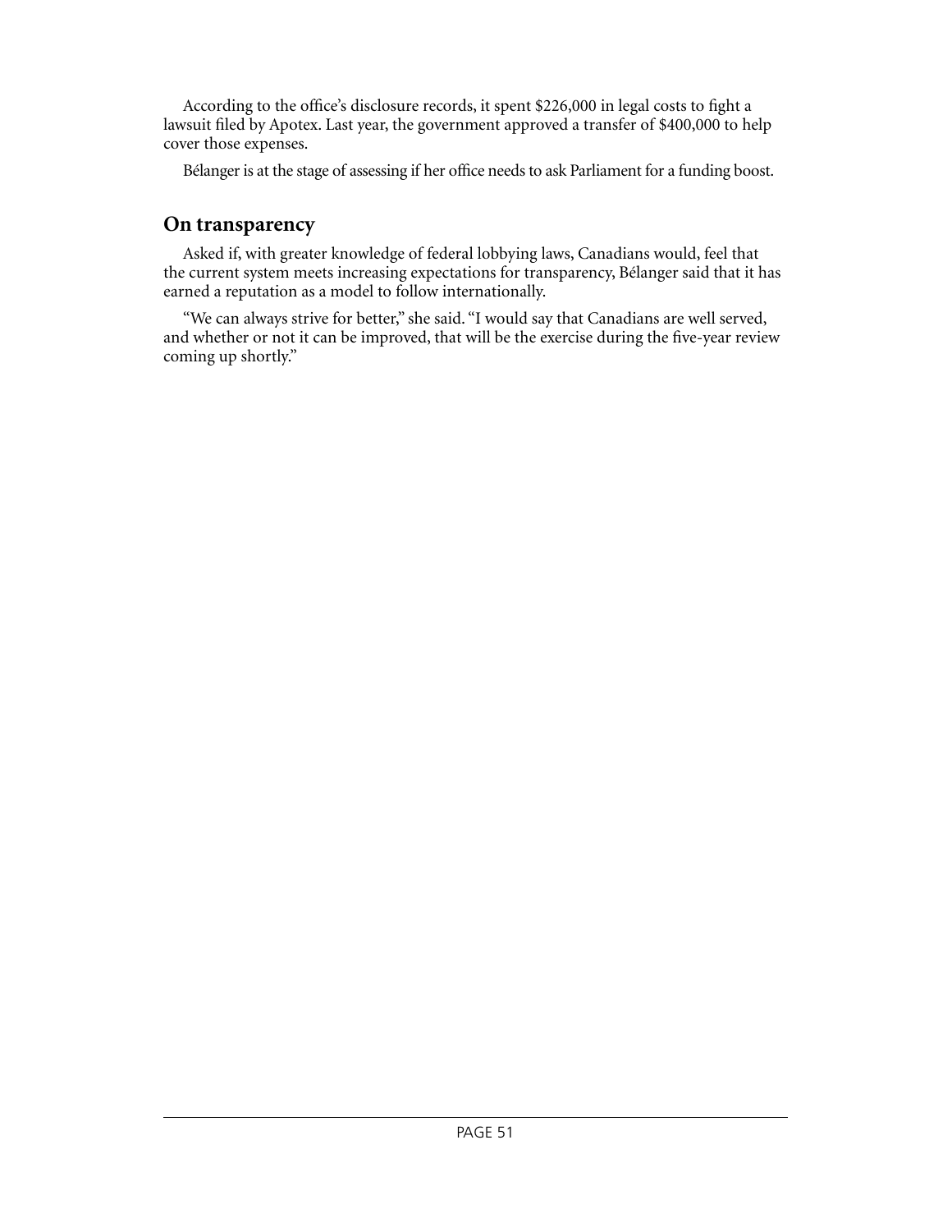According to the office's disclosure records, it spent $226,000 in legal costs to fight a lawsuit filed by Apotex. Last year, the government approved a transfer of $400,000 to help cover those expenses.

Bélanger is at the stage of assessing if her office needs to ask Parliament for a funding boost.

## On transparency

Asked if, with greater knowledge of federal lobbying laws, Canadians would, feel that the current system meets increasing expectations for transparency, Bélanger said that it has earned a reputation as a model to follow internationally.

"We can always strive for better," she said. "I would say that Canadians are well served, and whether or not it can be improved, that will be the exercise during the five-year review coming up shortly."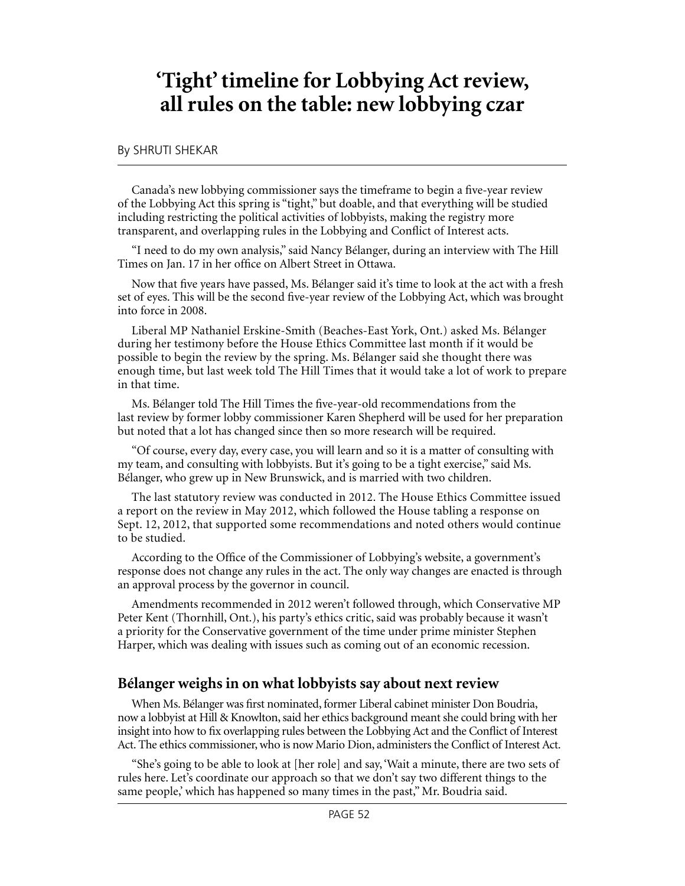# 'Tight' timeline for Lobbying Act review, all rules on the table: new lobbying czar

By SHRUTI SHEKAR

Canada's new lobbying commissioner says the timeframe to begin a five-year review of the Lobbying Act this spring is "tight," but doable, and that everything will be studied including restricting the political activities of lobbyists, making the registry more transparent, and overlapping rules in the Lobbying and Conflict of Interest acts.

"I need to do my own analysis," said Nancy Bélanger, during an interview with The Hill Times on Jan. 17 in her office on Albert Street in Ottawa.

Now that five years have passed, Ms. Bélanger said it's time to look at the act with a fresh set of eyes. This will be the second five-year review of the Lobbying Act, which was brought into force in 2008.

Liberal MP Nathaniel Erskine-Smith (Beaches-East York, Ont.) asked Ms. Bélanger during her testimony before the House Ethics Committee last month if it would be possible to begin the review by the spring. Ms. Bélanger said she thought there was enough time, but last week told The Hill Times that it would take a lot of work to prepare in that time.

Ms. Bélanger told The Hill Times the five-year-old recommendations from the last review by former lobby commissioner Karen Shepherd will be used for her preparation but noted that a lot has changed since then so more research will be required.

"Of course, every day, every case, you will learn and so it is a matter of consulting with my team, and consulting with lobbyists. But it's going to be a tight exercise," said Ms. Bélanger, who grew up in New Brunswick, and is married with two children.

The last statutory review was conducted in 2012. The House Ethics Committee issued a report on the review in May 2012, which followed the House tabling a response on Sept. 12, 2012, that supported some recommendations and noted others would continue to be studied.

According to the Office of the Commissioner of Lobbying's website, a government's response does not change any rules in the act. The only way changes are enacted is through an approval process by the governor in council.

Amendments recommended in 2012 weren't followed through, which Conservative MP Peter Kent (Thornhill, Ont.), his party's ethics critic, said was probably because it wasn't a priority for the Conservative government of the time under prime minister Stephen Harper, which was dealing with issues such as coming out of an economic recession.

## Bélanger weighs in on what lobbyists say about next review

When Ms. Bélanger was first nominated, former Liberal cabinet minister Don Boudria, now a lobbyist at Hill & Knowlton, said her ethics background meant she could bring with her insight into how to fix overlapping rules between the Lobbying Act and the Conflict of Interest Act. The ethics commissioner, who is now Mario Dion, administers the Conflict of Interest Act.

"She's going to be able to look at [her role] and say, 'Wait a minute, there are two sets of rules here. Let's coordinate our approach so that we don't say two different things to the same people,' which has happened so many times in the past," Mr. Boudria said.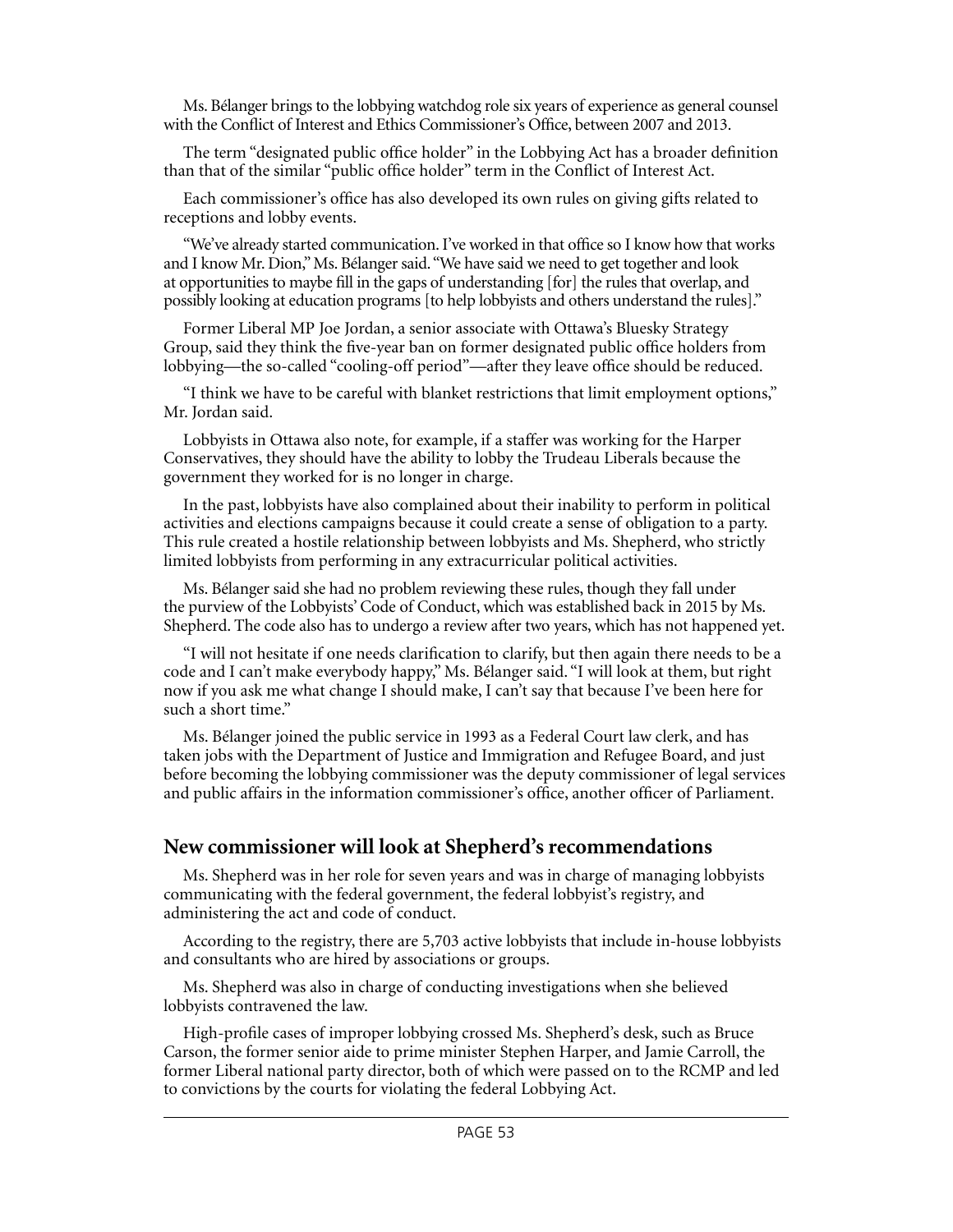Ms. Bélanger brings to the lobbying watchdog role six years of experience as general counsel with the Conflict of Interest and Ethics Commissioner's Office, between 2007 and 2013.

The term "designated public office holder" in the Lobbying Act has a broader definition than that of the similar "public office holder" term in the Conflict of Interest Act.

Each commissioner's office has also developed its own rules on giving gifts related to receptions and lobby events.

"We've already started communication. I've worked in that office so I know how that works and I know Mr. Dion," Ms. Bélanger said. "We have said we need to get together and look at opportunities to maybe fill in the gaps of understanding [for] the rules that overlap, and possibly looking at education programs [to help lobbyists and others understand the rules]."

Former Liberal MP Joe Jordan, a senior associate with Ottawa's Bluesky Strategy Group, said they think the five-year ban on former designated public office holders from lobbying—the so-called "cooling-off period"—after they leave office should be reduced.

"I think we have to be careful with blanket restrictions that limit employment options," Mr. Jordan said.

Lobbyists in Ottawa also note, for example, if a staffer was working for the Harper Conservatives, they should have the ability to lobby the Trudeau Liberals because the government they worked for is no longer in charge.

In the past, lobbyists have also complained about their inability to perform in political activities and elections campaigns because it could create a sense of obligation to a party. This rule created a hostile relationship between lobbyists and Ms. Shepherd, who strictly limited lobbyists from performing in any extracurricular political activities.

Ms. Bélanger said she had no problem reviewing these rules, though they fall under the purview of the Lobbyists' Code of Conduct, which was established back in 2015 by Ms. Shepherd. The code also has to undergo a review after two years, which has not happened yet.

"I will not hesitate if one needs clarification to clarify, but then again there needs to be a code and I can't make everybody happy," Ms. Bélanger said. "I will look at them, but right now if you ask me what change I should make, I can't say that because I've been here for such a short time."

Ms. Bélanger joined the public service in 1993 as a Federal Court law clerk, and has taken jobs with the Department of Justice and Immigration and Refugee Board, and just before becoming the lobbying commissioner was the deputy commissioner of legal services and public affairs in the information commissioner's office, another officer of Parliament.

## New commissioner will look at Shepherd's recommendations

Ms. Shepherd was in her role for seven years and was in charge of managing lobbyists communicating with the federal government, the federal lobbyist's registry, and administering the act and code of conduct.

According to the registry, there are 5,703 active lobbyists that include in-house lobbyists and consultants who are hired by associations or groups.

Ms. Shepherd was also in charge of conducting investigations when she believed lobbyists contravened the law.

High-profile cases of improper lobbying crossed Ms. Shepherd's desk, such as Bruce Carson, the former senior aide to prime minister Stephen Harper, and Jamie Carroll, the former Liberal national party director, both of which were passed on to the RCMP and led to convictions by the courts for violating the federal Lobbying Act.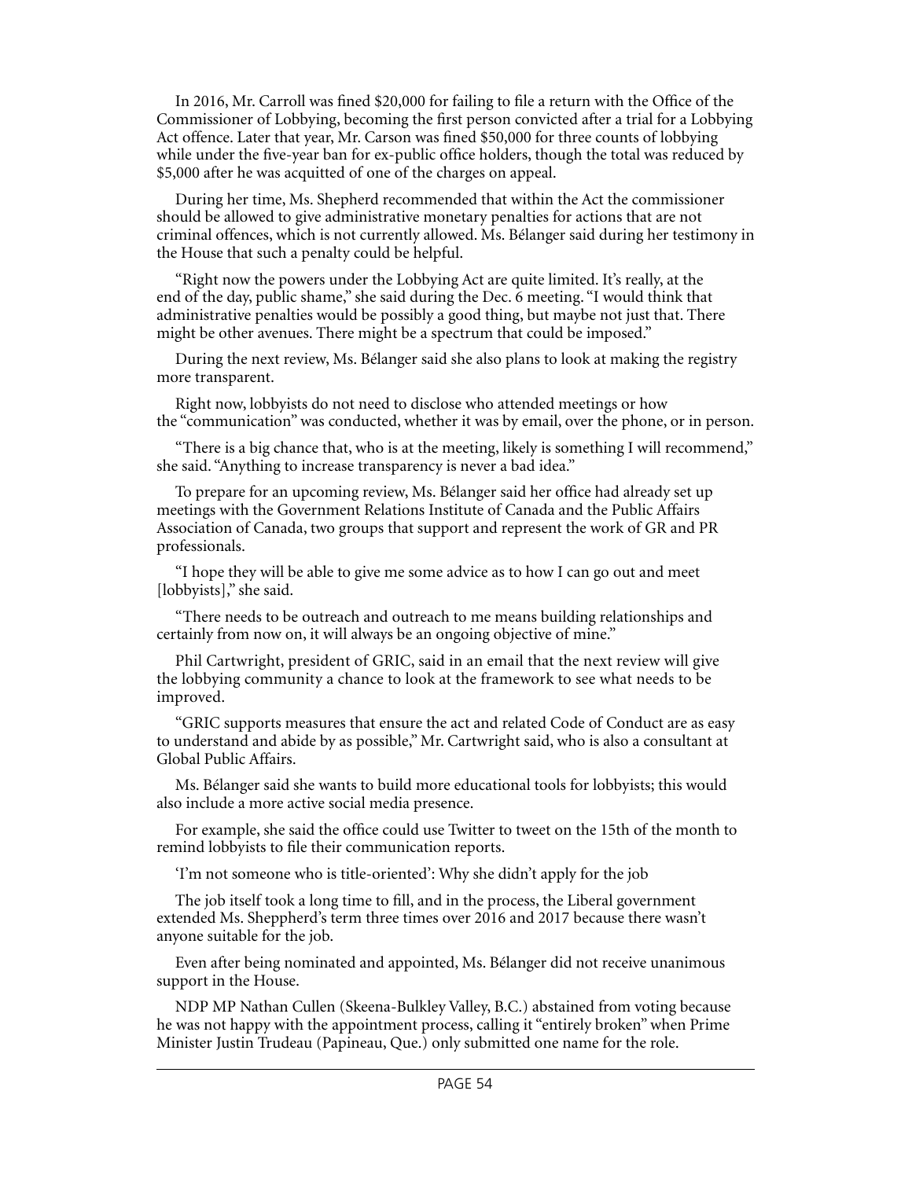In 2016, Mr. Carroll was fined $20,000 for failing to file a return with the Office of the Commissioner of Lobbying, becoming the first person convicted after a trial for a Lobbying Act offence. Later that year, Mr. Carson was fined $50,000 for three counts of lobbying while under the five-year ban for ex-public office holders, though the total was reduced by $5,000 after he was acquitted of one of the charges on appeal.

During her time, Ms. Shepherd recommended that within the Act the commissioner should be allowed to give administrative monetary penalties for actions that are not criminal offences, which is not currently allowed. Ms. Bélanger said during her testimony in the House that such a penalty could be helpful.

"Right now the powers under the Lobbying Act are quite limited. It's really, at the end of the day, public shame," she said during the Dec. 6 meeting. "I would think that administrative penalties would be possibly a good thing, but maybe not just that. There might be other avenues. There might be a spectrum that could be imposed."

During the next review, Ms. Bélanger said she also plans to look at making the registry more transparent.

Right now, lobbyists do not need to disclose who attended meetings or how the "communication" was conducted, whether it was by email, over the phone, or in person.

"There is a big chance that, who is at the meeting, likely is something I will recommend," she said. "Anything to increase transparency is never a bad idea."

To prepare for an upcoming review, Ms. Bélanger said her office had already set up meetings with the Government Relations Institute of Canada and the Public Affairs Association of Canada, two groups that support and represent the work of GR and PR professionals.

"I hope they will be able to give me some advice as to how I can go out and meet [lobbyists]," she said.

"There needs to be outreach and outreach to me means building relationships and certainly from now on, it will always be an ongoing objective of mine."

Phil Cartwright, president of GRIC, said in an email that the next review will give the lobbying community a chance to look at the framework to see what needs to be improved.

"GRIC supports measures that ensure the act and related Code of Conduct are as easy to understand and abide by as possible," Mr. Cartwright said, who is also a consultant at Global Public Affairs.

Ms. Bélanger said she wants to build more educational tools for lobbyists; this would also include a more active social media presence.

For example, she said the office could use Twitter to tweet on the 15th of the month to remind lobbyists to file their communication reports.

'I'm not someone who is title-oriented': Why she didn't apply for the job

The job itself took a long time to fill, and in the process, the Liberal government extended Ms. Sheppherd's term three times over 2016 and 2017 because there wasn't anyone suitable for the job.

Even after being nominated and appointed, Ms. Bélanger did not receive unanimous support in the House.

NDP MP Nathan Cullen (Skeena-Bulkley Valley, B.C.) abstained from voting because he was not happy with the appointment process, calling it "entirely broken" when Prime Minister Justin Trudeau (Papineau, Que.) only submitted one name for the role.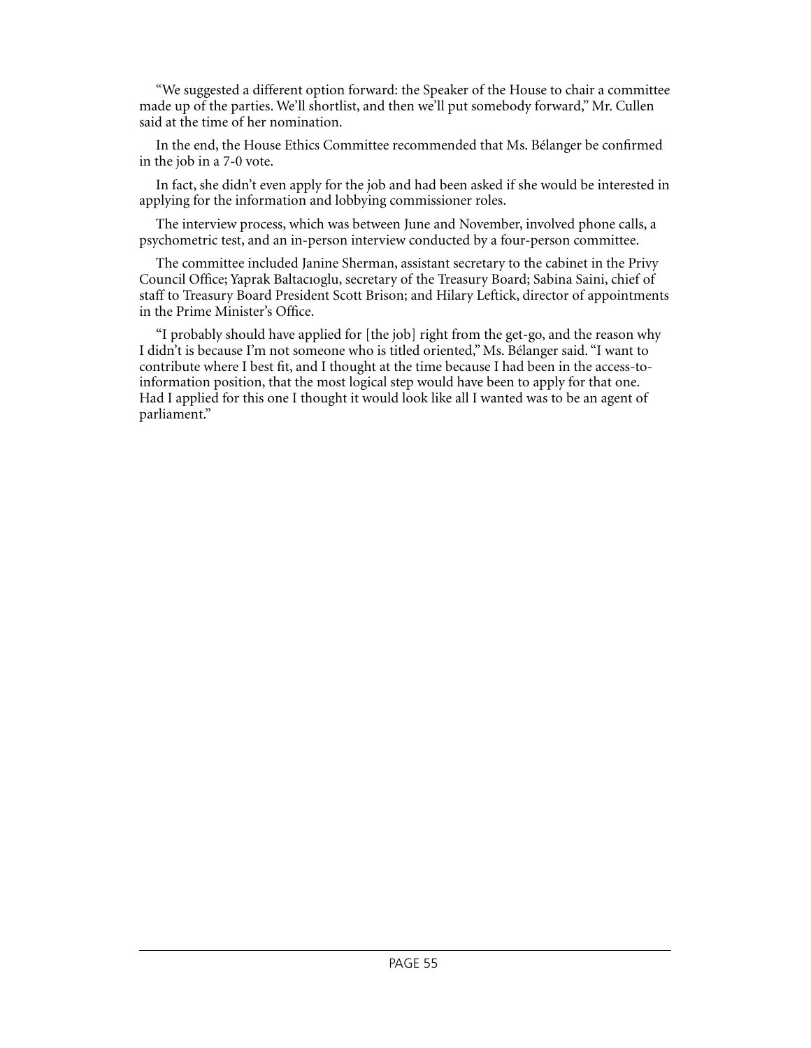"We suggested a different option forward: the Speaker of the House to chair a committee made up of the parties. We'll shortlist, and then we'll put somebody forward," Mr. Cullen said at the time of her nomination.

In the end, the House Ethics Committee recommended that Ms. Bélanger be confirmed in the job in a 7-0 vote.

In fact, she didn't even apply for the job and had been asked if she would be interested in applying for the information and lobbying commissioner roles.

The interview process, which was between June and November, involved phone calls, a psychometric test, and an in-person interview conducted by a four-person committee.

The committee included Janine Sherman, assistant secretary to the cabinet in the Privy Council Office; Yaprak Baltacıoglu, secretary of the Treasury Board; Sabina Saini, chief of staff to Treasury Board President Scott Brison; and Hilary Leftick, director of appointments in the Prime Minister's Office.

"I probably should have applied for [the job] right from the get-go, and the reason why I didn't is because I'm not someone who is titled oriented," Ms. Bélanger said. "I want to contribute where I best fit, and I thought at the time because I had been in the access-to-information position, that the most logical step would have been to apply for that one. Had I applied for this one I thought it would look like all I wanted was to be an agent of parliament."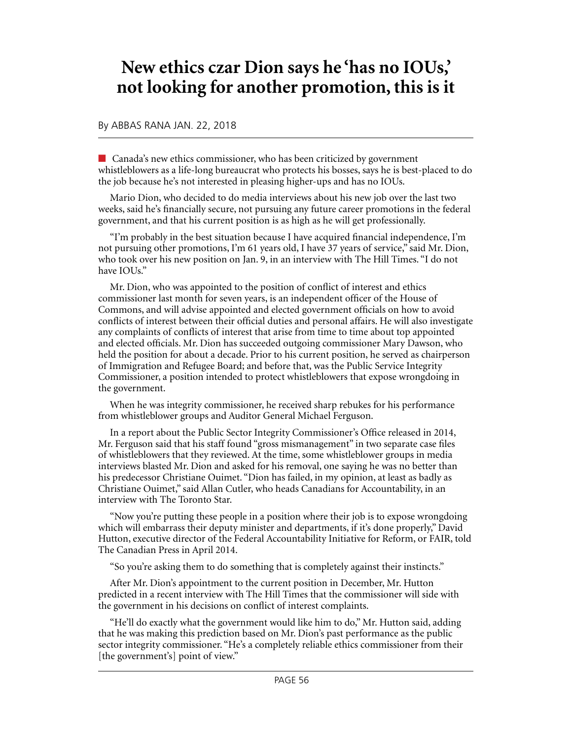# New ethics czar Dion says he 'has no IOUs,' not looking for another promotion, this is it

By ABBAS RANA JAN. 22, 2018

Canada's new ethics commissioner, who has been criticized by government whistleblowers as a life-long bureaucrat who protects his bosses, says he is best-placed to do the job because he's not interested in pleasing higher-ups and has no IOUs.

Mario Dion, who decided to do media interviews about his new job over the last two weeks, said he's financially secure, not pursuing any future career promotions in the federal government, and that his current position is as high as he will get professionally.

"I'm probably in the best situation because I have acquired financial independence, I'm not pursuing other promotions, I'm 61 years old, I have 37 years of service," said Mr. Dion, who took over his new position on Jan. 9, in an interview with The Hill Times. "I do not have IOUs."

Mr. Dion, who was appointed to the position of conflict of interest and ethics commissioner last month for seven years, is an independent officer of the House of Commons, and will advise appointed and elected government officials on how to avoid conflicts of interest between their official duties and personal affairs. He will also investigate any complaints of conflicts of interest that arise from time to time about top appointed and elected officials. Mr. Dion has succeeded outgoing commissioner Mary Dawson, who held the position for about a decade. Prior to his current position, he served as chairperson of Immigration and Refugee Board; and before that, was the Public Service Integrity Commissioner, a position intended to protect whistleblowers that expose wrongdoing in the government.

When he was integrity commissioner, he received sharp rebukes for his performance from whistleblower groups and Auditor General Michael Ferguson.

In a report about the Public Sector Integrity Commissioner's Office released in 2014, Mr. Ferguson said that his staff found "gross mismanagement" in two separate case files of whistleblowers that they reviewed. At the time, some whistleblower groups in media interviews blasted Mr. Dion and asked for his removal, one saying he was no better than his predecessor Christiane Ouimet. "Dion has failed, in my opinion, at least as badly as Christiane Ouimet," said Allan Cutler, who heads Canadians for Accountability, in an interview with The Toronto Star.

"Now you're putting these people in a position where their job is to expose wrongdoing which will embarrass their deputy minister and departments, if it's done properly," David Hutton, executive director of the Federal Accountability Initiative for Reform, or FAIR, told The Canadian Press in April 2014.

"So you're asking them to do something that is completely against their instincts."

After Mr. Dion's appointment to the current position in December, Mr. Hutton predicted in a recent interview with The Hill Times that the commissioner will side with the government in his decisions on conflict of interest complaints.

"He'll do exactly what the government would like him to do," Mr. Hutton said, adding that he was making this prediction based on Mr. Dion's past performance as the public sector integrity commissioner. "He's a completely reliable ethics commissioner from their [the government's] point of view."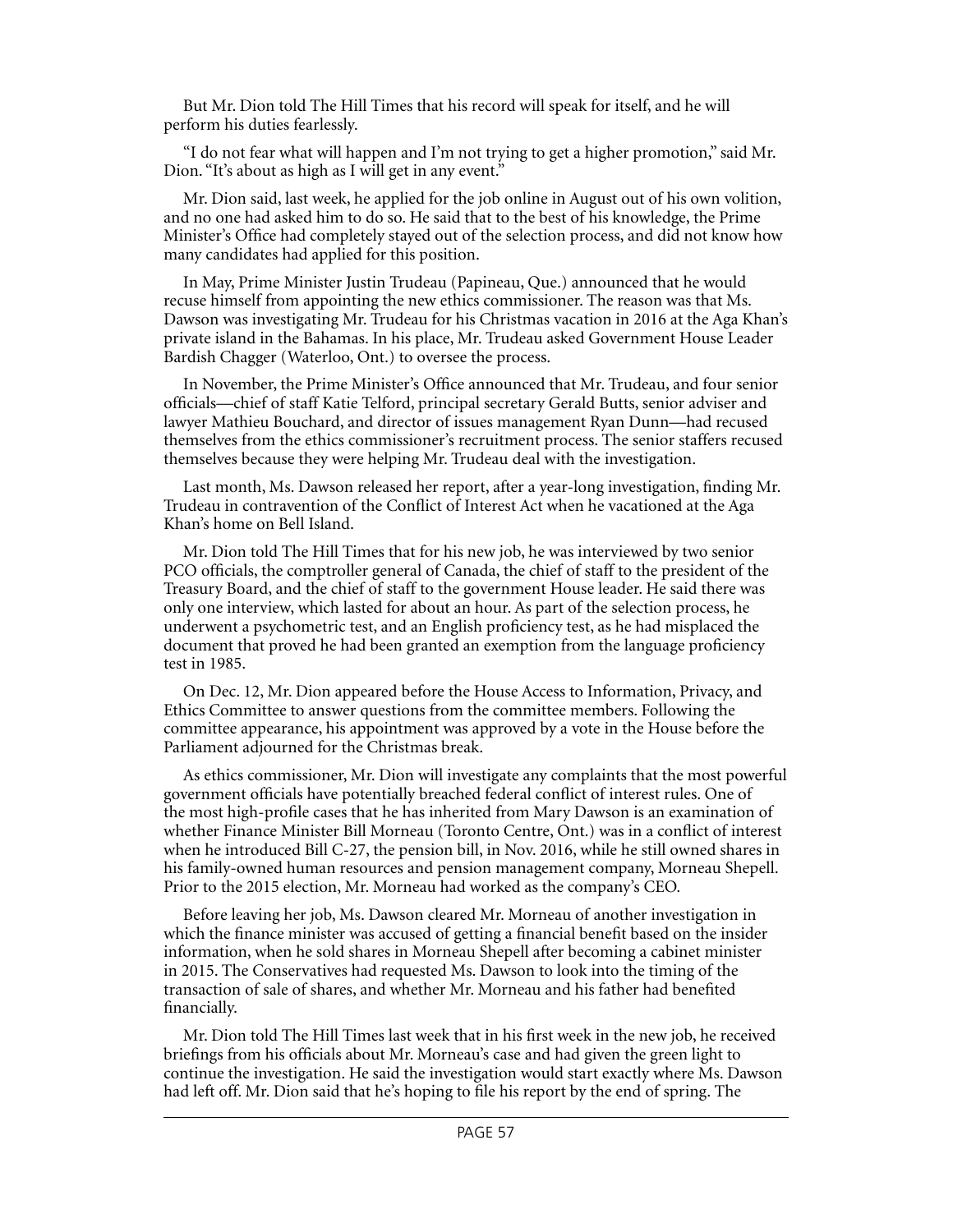But Mr. Dion told The Hill Times that his record will speak for itself, and he will perform his duties fearlessly.

"I do not fear what will happen and I'm not trying to get a higher promotion," said Mr. Dion. "It's about as high as I will get in any event."

Mr. Dion said, last week, he applied for the job online in August out of his own volition, and no one had asked him to do so. He said that to the best of his knowledge, the Prime Minister's Office had completely stayed out of the selection process, and did not know how many candidates had applied for this position.

In May, Prime Minister Justin Trudeau (Papineau, Que.) announced that he would recuse himself from appointing the new ethics commissioner. The reason was that Ms. Dawson was investigating Mr. Trudeau for his Christmas vacation in 2016 at the Aga Khan's private island in the Bahamas. In his place, Mr. Trudeau asked Government House Leader Bardish Chagger (Waterloo, Ont.) to oversee the process.

In November, the Prime Minister's Office announced that Mr. Trudeau, and four senior officials—chief of staff Katie Telford, principal secretary Gerald Butts, senior adviser and lawyer Mathieu Bouchard, and director of issues management Ryan Dunn—had recused themselves from the ethics commissioner's recruitment process. The senior staffers recused themselves because they were helping Mr. Trudeau deal with the investigation.

Last month, Ms. Dawson released her report, after a year-long investigation, finding Mr. Trudeau in contravention of the Conflict of Interest Act when he vacationed at the Aga Khan's home on Bell Island.

Mr. Dion told The Hill Times that for his new job, he was interviewed by two senior PCO officials, the comptroller general of Canada, the chief of staff to the president of the Treasury Board, and the chief of staff to the government House leader. He said there was only one interview, which lasted for about an hour. As part of the selection process, he underwent a psychometric test, and an English proficiency test, as he had misplaced the document that proved he had been granted an exemption from the language proficiency test in 1985.

On Dec. 12, Mr. Dion appeared before the House Access to Information, Privacy, and Ethics Committee to answer questions from the committee members. Following the committee appearance, his appointment was approved by a vote in the House before the Parliament adjourned for the Christmas break.

As ethics commissioner, Mr. Dion will investigate any complaints that the most powerful government officials have potentially breached federal conflict of interest rules. One of the most high-profile cases that he has inherited from Mary Dawson is an examination of whether Finance Minister Bill Morneau (Toronto Centre, Ont.) was in a conflict of interest when he introduced Bill C-27, the pension bill, in Nov. 2016, while he still owned shares in his family-owned human resources and pension management company, Morneau Shepell. Prior to the 2015 election, Mr. Morneau had worked as the company's CEO.

Before leaving her job, Ms. Dawson cleared Mr. Morneau of another investigation in which the finance minister was accused of getting a financial benefit based on the insider information, when he sold shares in Morneau Shepell after becoming a cabinet minister in 2015. The Conservatives had requested Ms. Dawson to look into the timing of the transaction of sale of shares, and whether Mr. Morneau and his father had benefited financially.

Mr. Dion told The Hill Times last week that in his first week in the new job, he received briefings from his officials about Mr. Morneau's case and had given the green light to continue the investigation. He said the investigation would start exactly where Ms. Dawson had left off. Mr. Dion said that he's hoping to file his report by the end of spring. The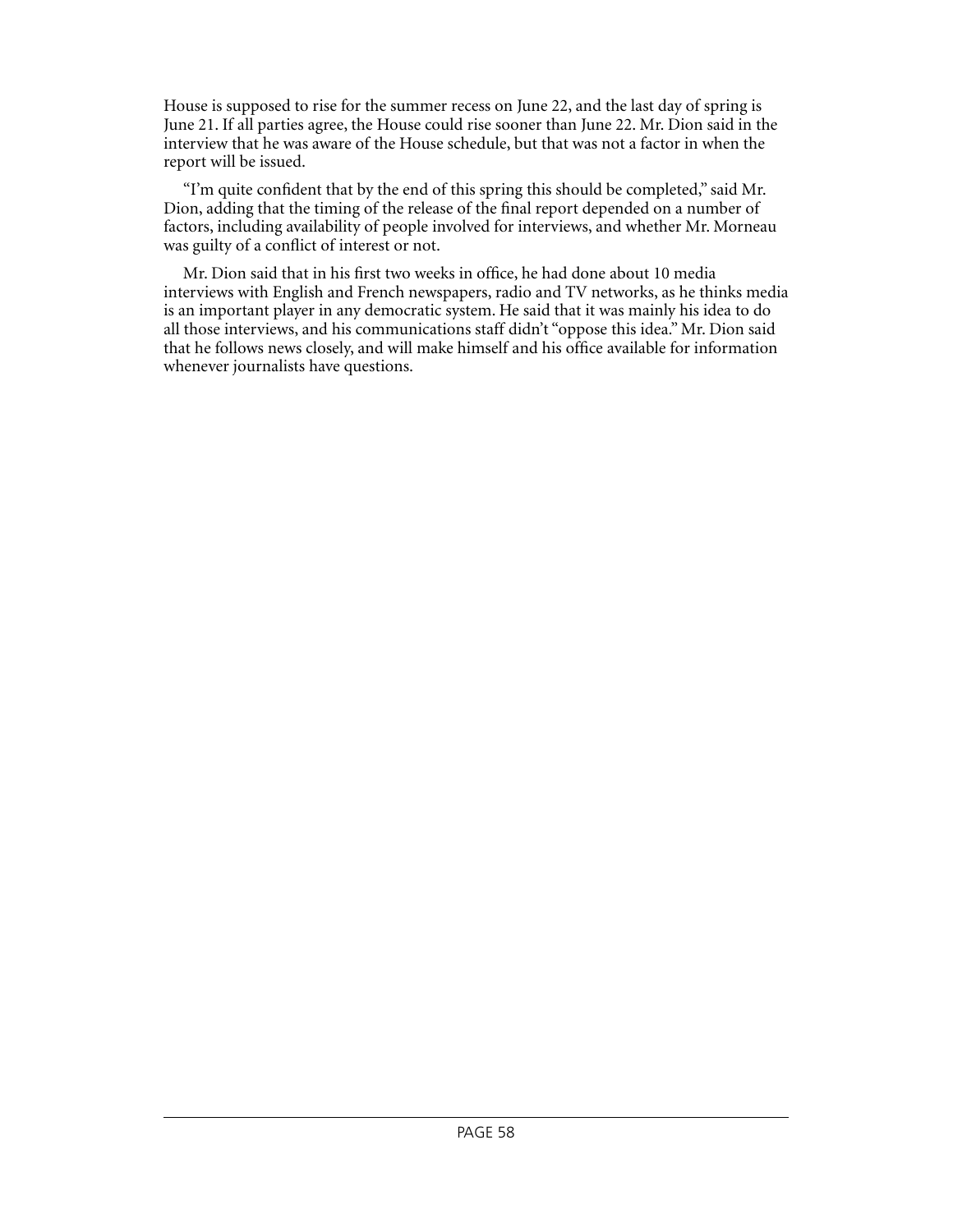House is supposed to rise for the summer recess on June 22, and the last day of spring is June 21. If all parties agree, the House could rise sooner than June 22. Mr. Dion said in the interview that he was aware of the House schedule, but that was not a factor in when the report will be issued.

"I'm quite confident that by the end of this spring this should be completed," said Mr. Dion, adding that the timing of the release of the final report depended on a number of factors, including availability of people involved for interviews, and whether Mr. Morneau was guilty of a conflict of interest or not.

Mr. Dion said that in his first two weeks in office, he had done about 10 media interviews with English and French newspapers, radio and TV networks, as he thinks media is an important player in any democratic system. He said that it was mainly his idea to do all those interviews, and his communications staff didn't "oppose this idea." Mr. Dion said that he follows news closely, and will make himself and his office available for information whenever journalists have questions.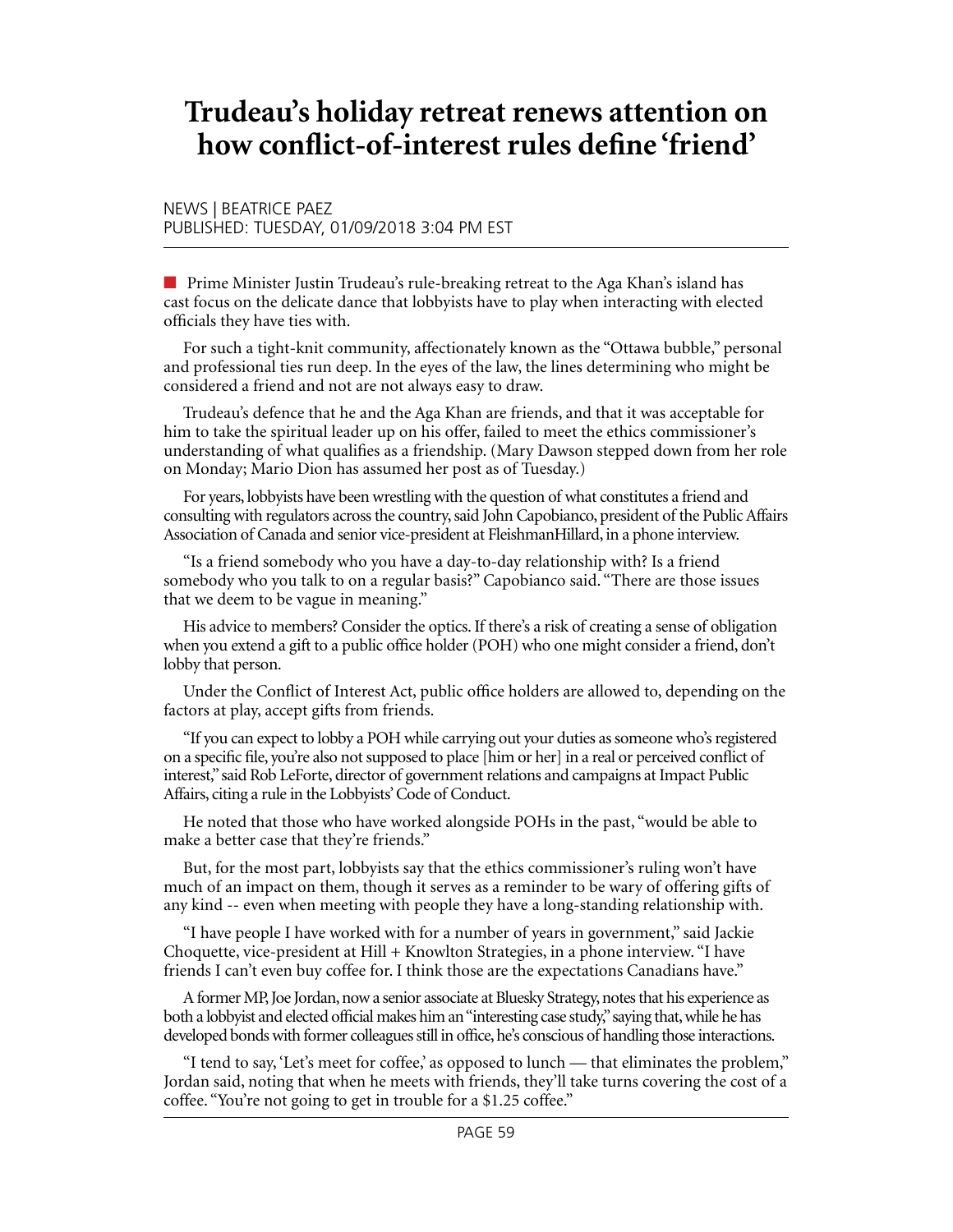# Trudeau's holiday retreat renews attention on how conflict-of-interest rules define 'friend'

NEWS | BEATRICE PAEZ
PUBLISHED: TUESDAY, 01/09/2018 3:04 PM EST

Prime Minister Justin Trudeau's rule-breaking retreat to the Aga Khan's island has cast focus on the delicate dance that lobbyists have to play when interacting with elected officials they have ties with.

For such a tight-knit community, affectionately known as the "Ottawa bubble," personal and professional ties run deep. In the eyes of the law, the lines determining who might be considered a friend and not are not always easy to draw.

Trudeau's defence that he and the Aga Khan are friends, and that it was acceptable for him to take the spiritual leader up on his offer, failed to meet the ethics commissioner's understanding of what qualifies as a friendship. (Mary Dawson stepped down from her role on Monday; Mario Dion has assumed her post as of Tuesday.)

For years, lobbyists have been wrestling with the question of what constitutes a friend and consulting with regulators across the country, said John Capobianco, president of the Public Affairs Association of Canada and senior vice-president at FleishmanHillard, in a phone interview.

"Is a friend somebody who you have a day-to-day relationship with? Is a friend somebody who you talk to on a regular basis?" Capobianco said. "There are those issues that we deem to be vague in meaning."

His advice to members? Consider the optics. If there's a risk of creating a sense of obligation when you extend a gift to a public office holder (POH) who one might consider a friend, don't lobby that person.

Under the Conflict of Interest Act, public office holders are allowed to, depending on the factors at play, accept gifts from friends.

"If you can expect to lobby a POH while carrying out your duties as someone who's registered on a specific file, you're also not supposed to place [him or her] in a real or perceived conflict of interest," said Rob LeForte, director of government relations and campaigns at Impact Public Affairs, citing a rule in the Lobbyists' Code of Conduct.

He noted that those who have worked alongside POHs in the past, "would be able to make a better case that they're friends."

But, for the most part, lobbyists say that the ethics commissioner's ruling won't have much of an impact on them, though it serves as a reminder to be wary of offering gifts of any kind -- even when meeting with people they have a long-standing relationship with.

"I have people I have worked with for a number of years in government," said Jackie Choquette, vice-president at Hill + Knowlton Strategies, in a phone interview. "I have friends I can't even buy coffee for. I think those are the expectations Canadians have."

A former MP, Joe Jordan, now a senior associate at Bluesky Strategy, notes that his experience as both a lobbyist and elected official makes him an "interesting case study," saying that, while he has developed bonds with former colleagues still in office, he's conscious of handling those interactions.

"I tend to say, 'Let's meet for coffee,' as opposed to lunch — that eliminates the problem," Jordan said, noting that when he meets with friends, they'll take turns covering the cost of a coffee. "You're not going to get in trouble for a $1.25 coffee."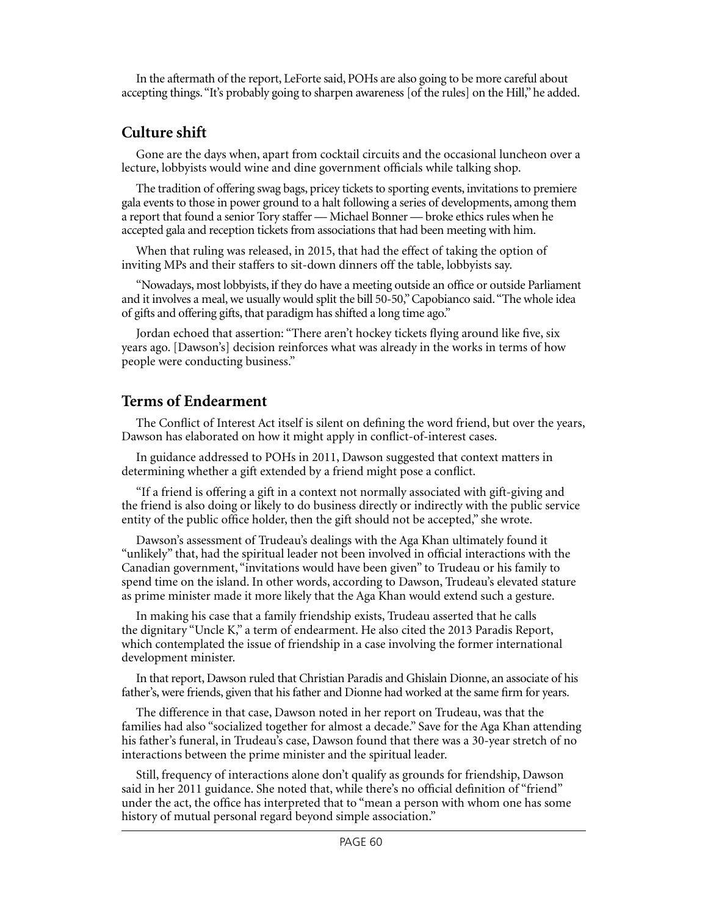In the aftermath of the report, LeForte said, POHs are also going to be more careful about accepting things. "It's probably going to sharpen awareness [of the rules] on the Hill," he added.

## Culture shift

Gone are the days when, apart from cocktail circuits and the occasional luncheon over a lecture, lobbyists would wine and dine government officials while talking shop.

The tradition of offering swag bags, pricey tickets to sporting events, invitations to premiere gala events to those in power ground to a halt following a series of developments, among them a report that found a senior Tory staffer — Michael Bonner — broke ethics rules when he accepted gala and reception tickets from associations that had been meeting with him.

When that ruling was released, in 2015, that had the effect of taking the option of inviting MPs and their staffers to sit-down dinners off the table, lobbyists say.

"Nowadays, most lobbyists, if they do have a meeting outside an office or outside Parliament and it involves a meal, we usually would split the bill 50-50," Capobianco said. "The whole idea of gifts and offering gifts, that paradigm has shifted a long time ago."

Jordan echoed that assertion: "There aren't hockey tickets flying around like five, six years ago. [Dawson's] decision reinforces what was already in the works in terms of how people were conducting business."

## Terms of Endearment

The Conflict of Interest Act itself is silent on defining the word friend, but over the years, Dawson has elaborated on how it might apply in conflict-of-interest cases.

In guidance addressed to POHs in 2011, Dawson suggested that context matters in determining whether a gift extended by a friend might pose a conflict.

"If a friend is offering a gift in a context not normally associated with gift-giving and the friend is also doing or likely to do business directly or indirectly with the public service entity of the public office holder, then the gift should not be accepted," she wrote.

Dawson's assessment of Trudeau's dealings with the Aga Khan ultimately found it "unlikely" that, had the spiritual leader not been involved in official interactions with the Canadian government, "invitations would have been given" to Trudeau or his family to spend time on the island. In other words, according to Dawson, Trudeau's elevated stature as prime minister made it more likely that the Aga Khan would extend such a gesture.

In making his case that a family friendship exists, Trudeau asserted that he calls the dignitary "Uncle K," a term of endearment. He also cited the 2013 Paradis Report, which contemplated the issue of friendship in a case involving the former international development minister.

In that report, Dawson ruled that Christian Paradis and Ghislain Dionne, an associate of his father's, were friends, given that his father and Dionne had worked at the same firm for years.

The difference in that case, Dawson noted in her report on Trudeau, was that the families had also "socialized together for almost a decade." Save for the Aga Khan attending his father's funeral, in Trudeau's case, Dawson found that there was a 30-year stretch of no interactions between the prime minister and the spiritual leader.

Still, frequency of interactions alone don't qualify as grounds for friendship, Dawson said in her 2011 guidance. She noted that, while there's no official definition of "friend" under the act, the office has interpreted that to "mean a person with whom one has some history of mutual personal regard beyond simple association."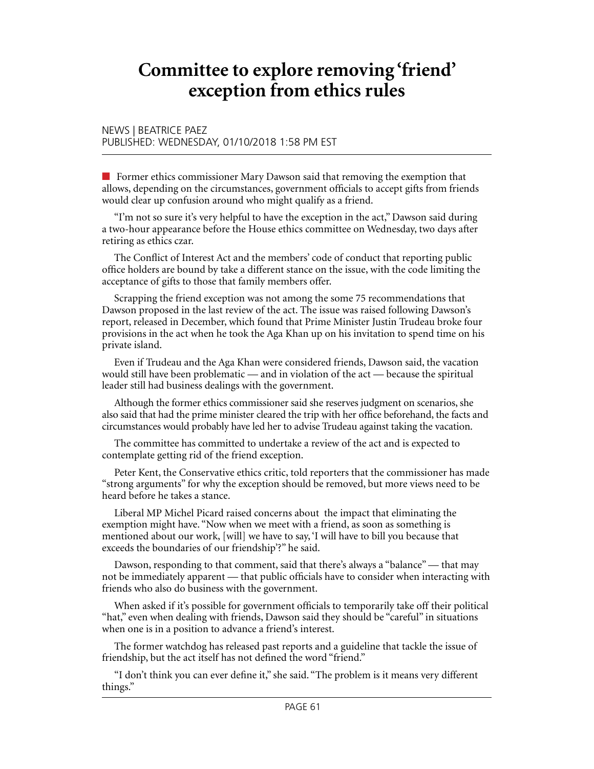# Committee to explore removing 'friend' exception from ethics rules

NEWS | BEATRICE PAEZ
PUBLISHED: WEDNESDAY, 01/10/2018 1:58 PM EST

Former ethics commissioner Mary Dawson said that removing the exemption that allows, depending on the circumstances, government officials to accept gifts from friends would clear up confusion around who might qualify as a friend.

"I'm not so sure it's very helpful to have the exception in the act," Dawson said during a two-hour appearance before the House ethics committee on Wednesday, two days after retiring as ethics czar.

The Conflict of Interest Act and the members' code of conduct that reporting public office holders are bound by take a different stance on the issue, with the code limiting the acceptance of gifts to those that family members offer.

Scrapping the friend exception was not among the some 75 recommendations that Dawson proposed in the last review of the act. The issue was raised following Dawson's report, released in December, which found that Prime Minister Justin Trudeau broke four provisions in the act when he took the Aga Khan up on his invitation to spend time on his private island.

Even if Trudeau and the Aga Khan were considered friends, Dawson said, the vacation would still have been problematic — and in violation of the act — because the spiritual leader still had business dealings with the government.

Although the former ethics commissioner said she reserves judgment on scenarios, she also said that had the prime minister cleared the trip with her office beforehand, the facts and circumstances would probably have led her to advise Trudeau against taking the vacation.

The committee has committed to undertake a review of the act and is expected to contemplate getting rid of the friend exception.

Peter Kent, the Conservative ethics critic, told reporters that the commissioner has made "strong arguments" for why the exception should be removed, but more views need to be heard before he takes a stance.

Liberal MP Michel Picard raised concerns about the impact that eliminating the exemption might have. "Now when we meet with a friend, as soon as something is mentioned about our work, [will] we have to say, 'I will have to bill you because that exceeds the boundaries of our friendship'?" he said.

Dawson, responding to that comment, said that there's always a "balance" — that may not be immediately apparent — that public officials have to consider when interacting with friends who also do business with the government.

When asked if it's possible for government officials to temporarily take off their political "hat," even when dealing with friends, Dawson said they should be "careful" in situations when one is in a position to advance a friend's interest.

The former watchdog has released past reports and a guideline that tackle the issue of friendship, but the act itself has not defined the word "friend."

"I don't think you can ever define it," she said. "The problem is it means very different things."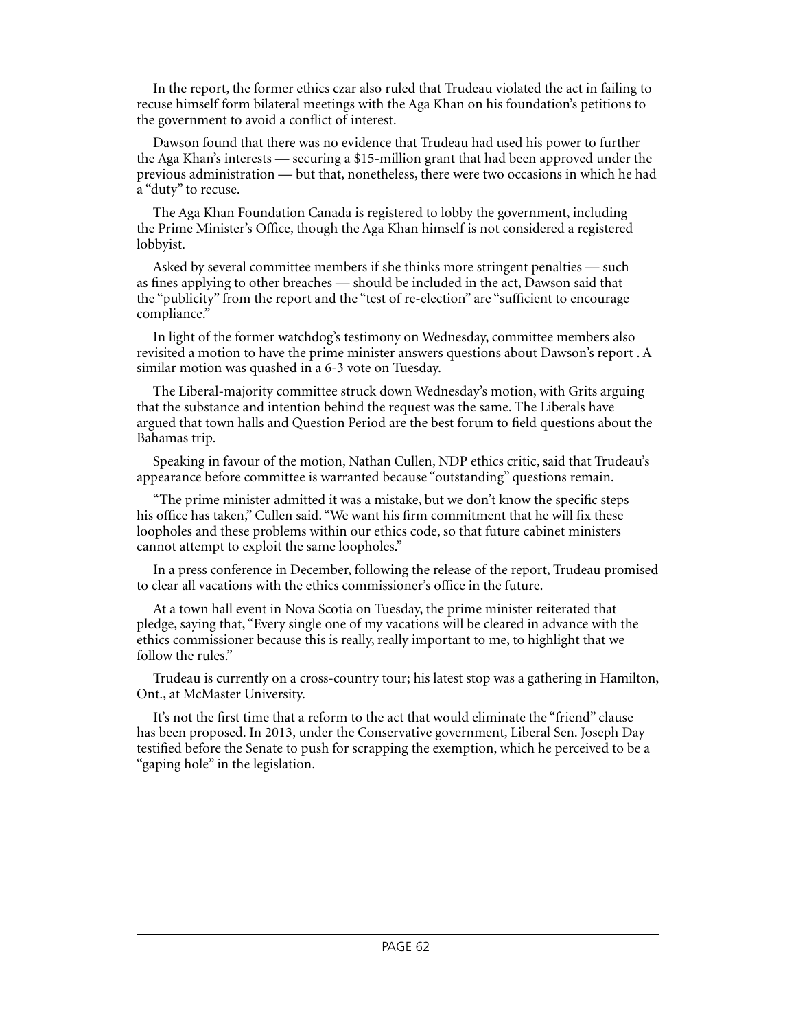In the report, the former ethics czar also ruled that Trudeau violated the act in failing to recuse himself form bilateral meetings with the Aga Khan on his foundation's petitions to the government to avoid a conflict of interest.

Dawson found that there was no evidence that Trudeau had used his power to further the Aga Khan's interests — securing a $15-million grant that had been approved under the previous administration — but that, nonetheless, there were two occasions in which he had a "duty" to recuse.

The Aga Khan Foundation Canada is registered to lobby the government, including the Prime Minister's Office, though the Aga Khan himself is not considered a registered lobbyist.

Asked by several committee members if she thinks more stringent penalties — such as fines applying to other breaches — should be included in the act, Dawson said that the "publicity" from the report and the "test of re-election" are "sufficient to encourage compliance."

In light of the former watchdog's testimony on Wednesday, committee members also revisited a motion to have the prime minister answers questions about Dawson's report . A similar motion was quashed in a 6-3 vote on Tuesday.

The Liberal-majority committee struck down Wednesday's motion, with Grits arguing that the substance and intention behind the request was the same. The Liberals have argued that town halls and Question Period are the best forum to field questions about the Bahamas trip.

Speaking in favour of the motion, Nathan Cullen, NDP ethics critic, said that Trudeau's appearance before committee is warranted because "outstanding" questions remain.

"The prime minister admitted it was a mistake, but we don't know the specific steps his office has taken," Cullen said. "We want his firm commitment that he will fix these loopholes and these problems within our ethics code, so that future cabinet ministers cannot attempt to exploit the same loopholes."

In a press conference in December, following the release of the report, Trudeau promised to clear all vacations with the ethics commissioner's office in the future.

At a town hall event in Nova Scotia on Tuesday, the prime minister reiterated that pledge, saying that, "Every single one of my vacations will be cleared in advance with the ethics commissioner because this is really, really important to me, to highlight that we follow the rules."

Trudeau is currently on a cross-country tour; his latest stop was a gathering in Hamilton, Ont., at McMaster University.

It's not the first time that a reform to the act that would eliminate the "friend" clause has been proposed. In 2013, under the Conservative government, Liberal Sen. Joseph Day testified before the Senate to push for scrapping the exemption, which he perceived to be a "gaping hole" in the legislation.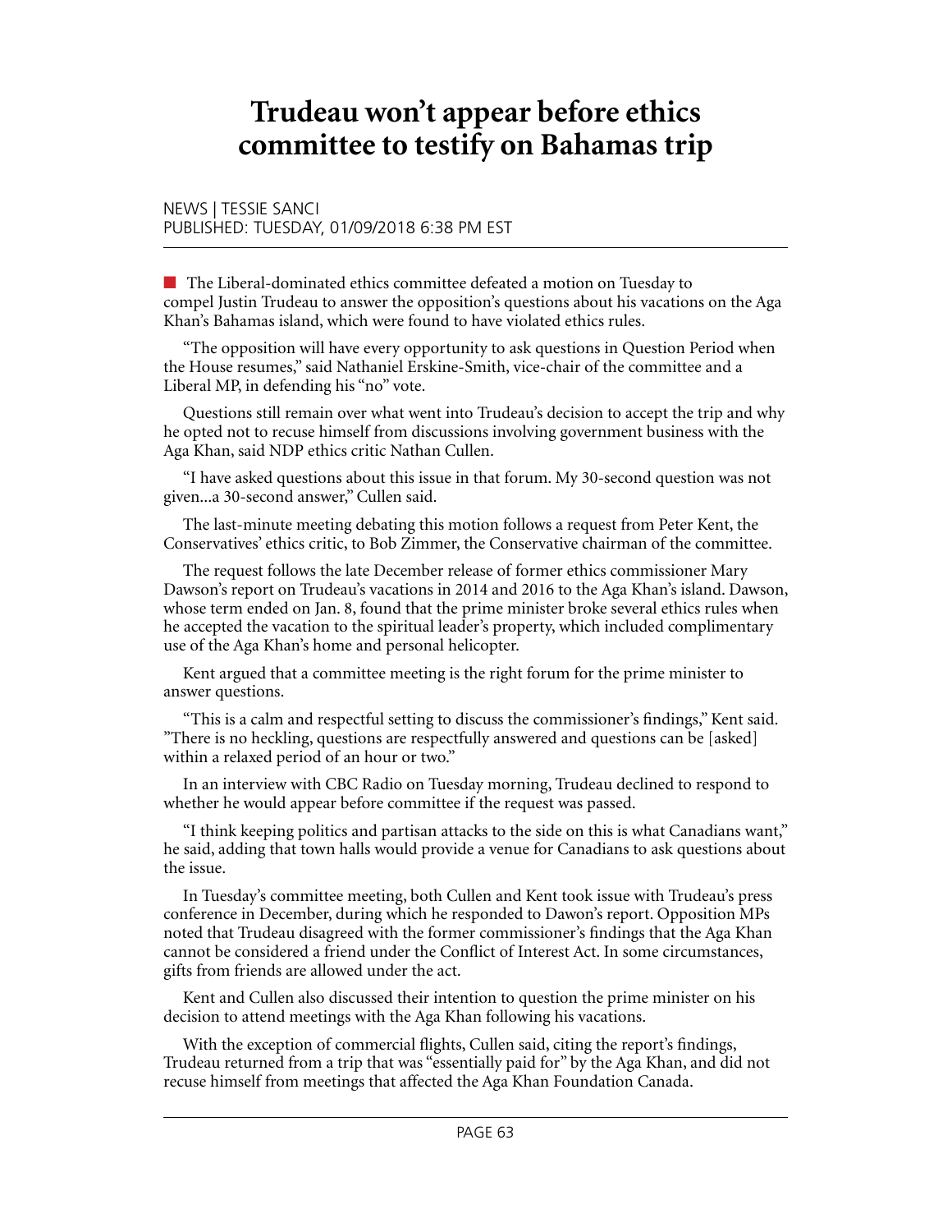# Trudeau won't appear before ethics committee to testify on Bahamas trip

NEWS | TESSIE SANCI
PUBLISHED: TUESDAY, 01/09/2018 6:38 PM EST

The Liberal-dominated ethics committee defeated a motion on Tuesday to compel Justin Trudeau to answer the opposition's questions about his vacations on the Aga Khan's Bahamas island, which were found to have violated ethics rules.

"The opposition will have every opportunity to ask questions in Question Period when the House resumes," said Nathaniel Erskine-Smith, vice-chair of the committee and a Liberal MP, in defending his "no" vote.

Questions still remain over what went into Trudeau's decision to accept the trip and why he opted not to recuse himself from discussions involving government business with the Aga Khan, said NDP ethics critic Nathan Cullen.

"I have asked questions about this issue in that forum. My 30-second question was not given...a 30-second answer," Cullen said.

The last-minute meeting debating this motion follows a request from Peter Kent, the Conservatives' ethics critic, to Bob Zimmer, the Conservative chairman of the committee.

The request follows the late December release of former ethics commissioner Mary Dawson's report on Trudeau's vacations in 2014 and 2016 to the Aga Khan's island. Dawson, whose term ended on Jan. 8, found that the prime minister broke several ethics rules when he accepted the vacation to the spiritual leader's property, which included complimentary use of the Aga Khan's home and personal helicopter.

Kent argued that a committee meeting is the right forum for the prime minister to answer questions.

"This is a calm and respectful setting to discuss the commissioner's findings," Kent said. "There is no heckling, questions are respectfully answered and questions can be [asked] within a relaxed period of an hour or two."

In an interview with CBC Radio on Tuesday morning, Trudeau declined to respond to whether he would appear before committee if the request was passed.

"I think keeping politics and partisan attacks to the side on this is what Canadians want," he said, adding that town halls would provide a venue for Canadians to ask questions about the issue.

In Tuesday's committee meeting, both Cullen and Kent took issue with Trudeau's press conference in December, during which he responded to Dawon's report. Opposition MPs noted that Trudeau disagreed with the former commissioner's findings that the Aga Khan cannot be considered a friend under the Conflict of Interest Act. In some circumstances, gifts from friends are allowed under the act.

Kent and Cullen also discussed their intention to question the prime minister on his decision to attend meetings with the Aga Khan following his vacations.

With the exception of commercial flights, Cullen said, citing the report's findings, Trudeau returned from a trip that was "essentially paid for" by the Aga Khan, and did not recuse himself from meetings that affected the Aga Khan Foundation Canada.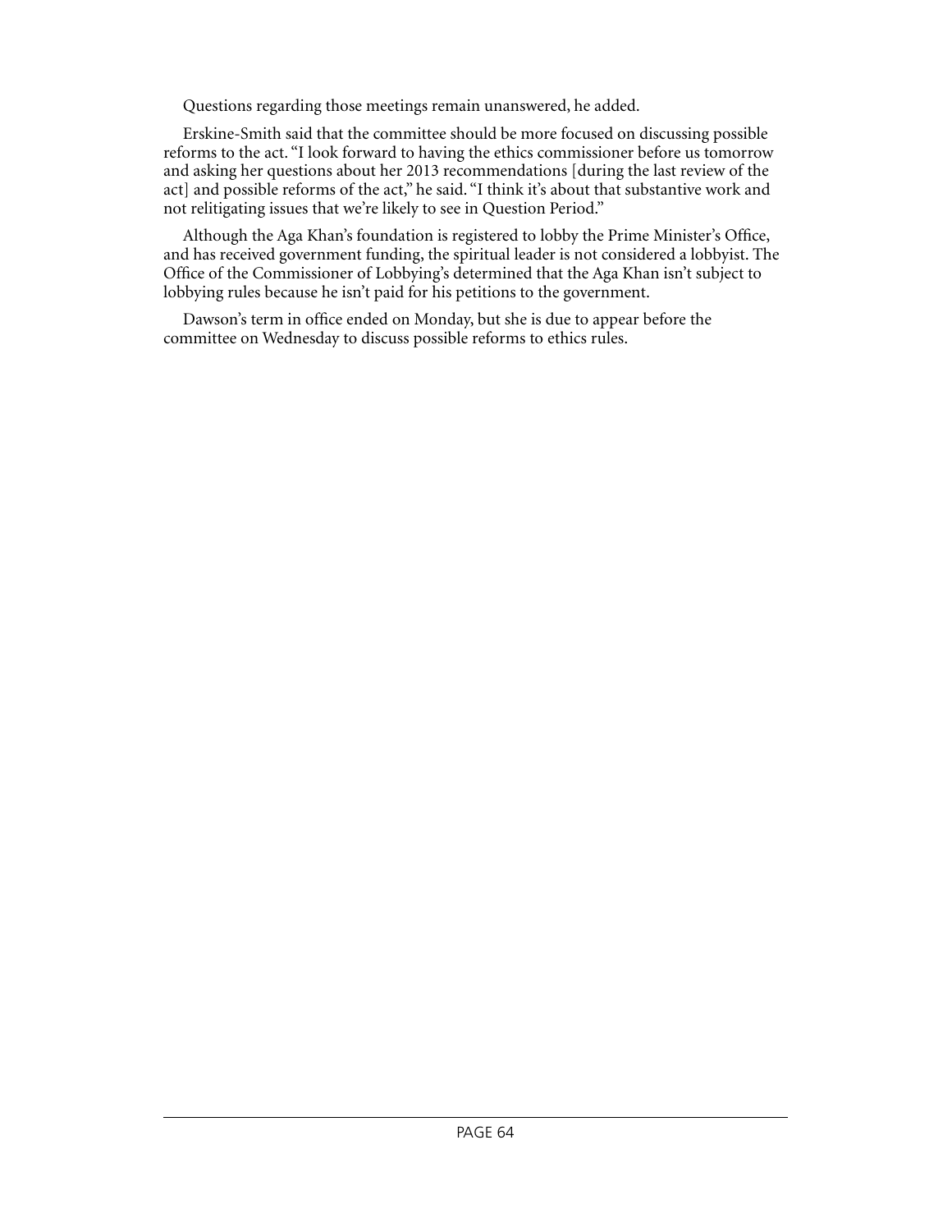Questions regarding those meetings remain unanswered, he added.

Erskine-Smith said that the committee should be more focused on discussing possible reforms to the act. "I look forward to having the ethics commissioner before us tomorrow and asking her questions about her 2013 recommendations [during the last review of the act] and possible reforms of the act," he said. "I think it's about that substantive work and not relitigating issues that we're likely to see in Question Period."

Although the Aga Khan's foundation is registered to lobby the Prime Minister's Office, and has received government funding, the spiritual leader is not considered a lobbyist. The Office of the Commissioner of Lobbying's determined that the Aga Khan isn't subject to lobbying rules because he isn't paid for his petitions to the government.

Dawson's term in office ended on Monday, but she is due to appear before the committee on Wednesday to discuss possible reforms to ethics rules.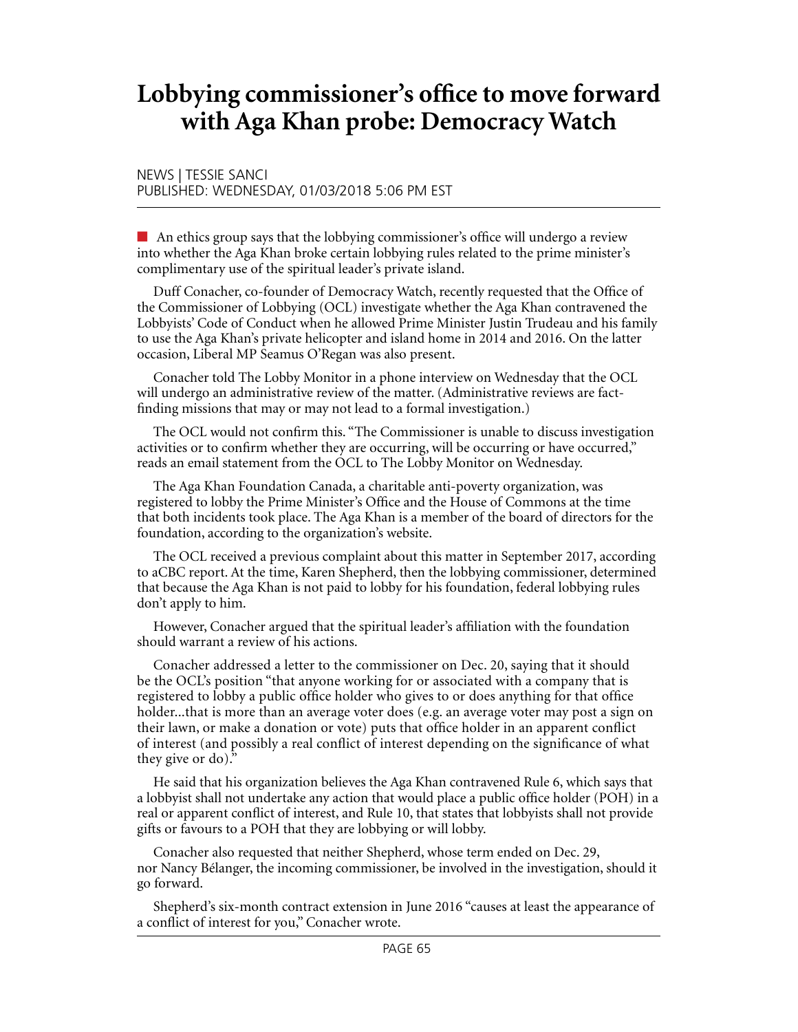# Lobbying commissioner's office to move forward with Aga Khan probe: Democracy Watch

NEWS | TESSIE SANCI
PUBLISHED: WEDNESDAY, 01/03/2018 5:06 PM EST

An ethics group says that the lobbying commissioner's office will undergo a review into whether the Aga Khan broke certain lobbying rules related to the prime minister's complimentary use of the spiritual leader's private island.

Duff Conacher, co-founder of Democracy Watch, recently requested that the Office of the Commissioner of Lobbying (OCL) investigate whether the Aga Khan contravened the Lobbyists' Code of Conduct when he allowed Prime Minister Justin Trudeau and his family to use the Aga Khan's private helicopter and island home in 2014 and 2016. On the latter occasion, Liberal MP Seamus O'Regan was also present.

Conacher told The Lobby Monitor in a phone interview on Wednesday that the OCL will undergo an administrative review of the matter. (Administrative reviews are fact-finding missions that may or may not lead to a formal investigation.)

The OCL would not confirm this. "The Commissioner is unable to discuss investigation activities or to confirm whether they are occurring, will be occurring or have occurred," reads an email statement from the OCL to The Lobby Monitor on Wednesday.

The Aga Khan Foundation Canada, a charitable anti-poverty organization, was registered to lobby the Prime Minister's Office and the House of Commons at the time that both incidents took place. The Aga Khan is a member of the board of directors for the foundation, according to the organization's website.

The OCL received a previous complaint about this matter in September 2017, according to aCBC report. At the time, Karen Shepherd, then the lobbying commissioner, determined that because the Aga Khan is not paid to lobby for his foundation, federal lobbying rules don't apply to him.

However, Conacher argued that the spiritual leader's affiliation with the foundation should warrant a review of his actions.

Conacher addressed a letter to the commissioner on Dec. 20, saying that it should be the OCL's position "that anyone working for or associated with a company that is registered to lobby a public office holder who gives to or does anything for that office holder...that is more than an average voter does (e.g. an average voter may post a sign on their lawn, or make a donation or vote) puts that office holder in an apparent conflict of interest (and possibly a real conflict of interest depending on the significance of what they give or do)."

He said that his organization believes the Aga Khan contravened Rule 6, which says that a lobbyist shall not undertake any action that would place a public office holder (POH) in a real or apparent conflict of interest, and Rule 10, that states that lobbyists shall not provide gifts or favours to a POH that they are lobbying or will lobby.

Conacher also requested that neither Shepherd, whose term ended on Dec. 29, nor Nancy Bélanger, the incoming commissioner, be involved in the investigation, should it go forward.

Shepherd's six-month contract extension in June 2016 "causes at least the appearance of a conflict of interest for you," Conacher wrote.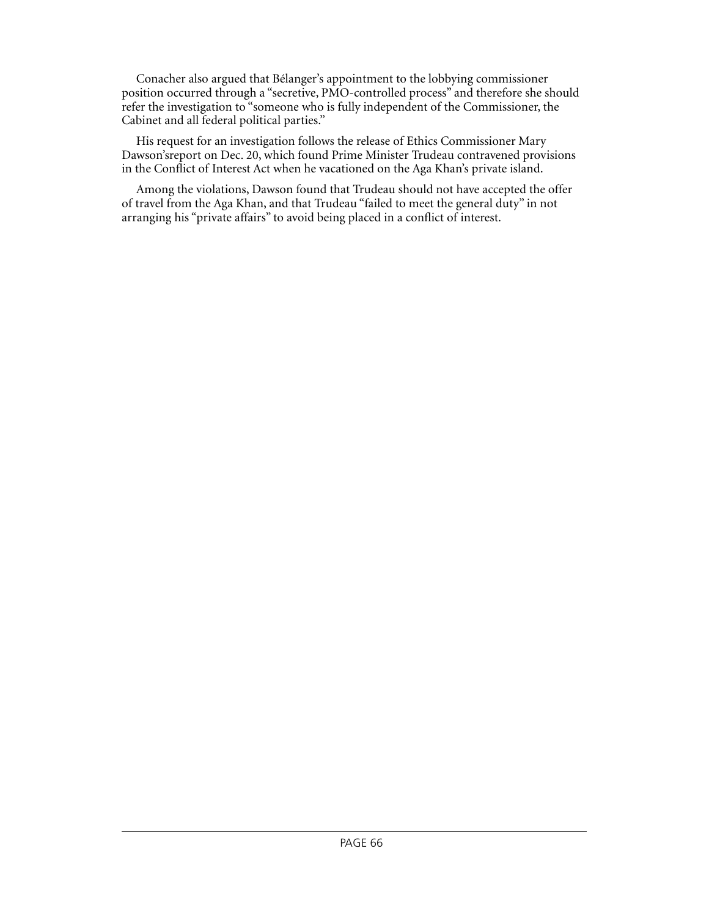Conacher also argued that Bélanger's appointment to the lobbying commissioner position occurred through a "secretive, PMO-controlled process" and therefore she should refer the investigation to "someone who is fully independent of the Commissioner, the Cabinet and all federal political parties."

His request for an investigation follows the release of Ethics Commissioner Mary Dawson'sreport on Dec. 20, which found Prime Minister Trudeau contravened provisions in the Conflict of Interest Act when he vacationed on the Aga Khan's private island.

Among the violations, Dawson found that Trudeau should not have accepted the offer of travel from the Aga Khan, and that Trudeau "failed to meet the general duty" in not arranging his "private affairs" to avoid being placed in a conflict of interest.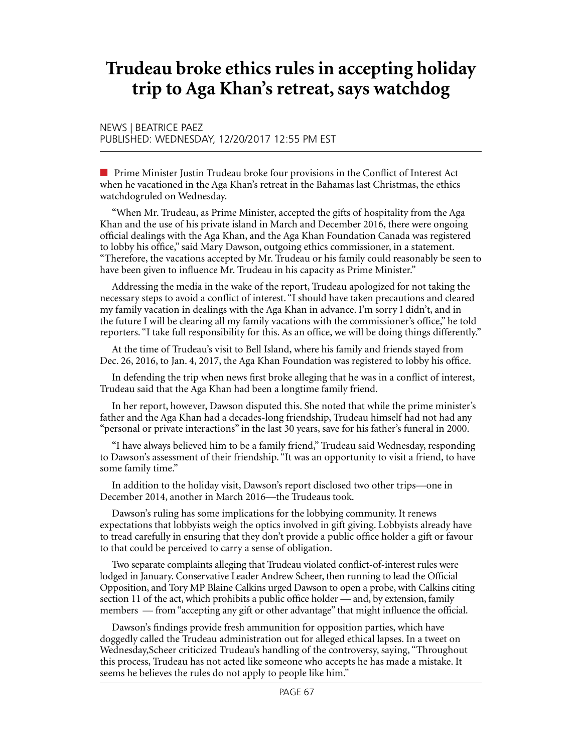# Trudeau broke ethics rules in accepting holiday trip to Aga Khan's retreat, says watchdog

NEWS | BEATRICE PAEZ
PUBLISHED: WEDNESDAY, 12/20/2017 12:55 PM EST

Prime Minister Justin Trudeau broke four provisions in the Conflict of Interest Act when he vacationed in the Aga Khan's retreat in the Bahamas last Christmas, the ethics watchdogruled on Wednesday.

"When Mr. Trudeau, as Prime Minister, accepted the gifts of hospitality from the Aga Khan and the use of his private island in March and December 2016, there were ongoing official dealings with the Aga Khan, and the Aga Khan Foundation Canada was registered to lobby his office," said Mary Dawson, outgoing ethics commissioner, in a statement. "Therefore, the vacations accepted by Mr. Trudeau or his family could reasonably be seen to have been given to influence Mr. Trudeau in his capacity as Prime Minister."

Addressing the media in the wake of the report, Trudeau apologized for not taking the necessary steps to avoid a conflict of interest. "I should have taken precautions and cleared my family vacation in dealings with the Aga Khan in advance. I'm sorry I didn't, and in the future I will be clearing all my family vacations with the commissioner's office," he told reporters. "I take full responsibility for this. As an office, we will be doing things differently."

At the time of Trudeau's visit to Bell Island, where his family and friends stayed from Dec. 26, 2016, to Jan. 4, 2017, the Aga Khan Foundation was registered to lobby his office.

In defending the trip when news first broke alleging that he was in a conflict of interest, Trudeau said that the Aga Khan had been a longtime family friend.

In her report, however, Dawson disputed this. She noted that while the prime minister's father and the Aga Khan had a decades-long friendship, Trudeau himself had not had any "personal or private interactions" in the last 30 years, save for his father's funeral in 2000.

"I have always believed him to be a family friend," Trudeau said Wednesday, responding to Dawson's assessment of their friendship. "It was an opportunity to visit a friend, to have some family time."

In addition to the holiday visit, Dawson's report disclosed two other trips—one in December 2014, another in March 2016—the Trudeaus took.

Dawson's ruling has some implications for the lobbying community. It renews expectations that lobbyists weigh the optics involved in gift giving. Lobbyists already have to tread carefully in ensuring that they don't provide a public office holder a gift or favour to that could be perceived to carry a sense of obligation.

Two separate complaints alleging that Trudeau violated conflict-of-interest rules were lodged in January. Conservative Leader Andrew Scheer, then running to lead the Official Opposition, and Tory MP Blaine Calkins urged Dawson to open a probe, with Calkins citing section 11 of the act, which prohibits a public office holder — and, by extension, family members — from "accepting any gift or other advantage" that might influence the official.

Dawson's findings provide fresh ammunition for opposition parties, which have doggedly called the Trudeau administration out for alleged ethical lapses. In a tweet on Wednesday,Scheer criticized Trudeau's handling of the controversy, saying, "Throughout this process, Trudeau has not acted like someone who accepts he has made a mistake. It seems he believes the rules do not apply to people like him."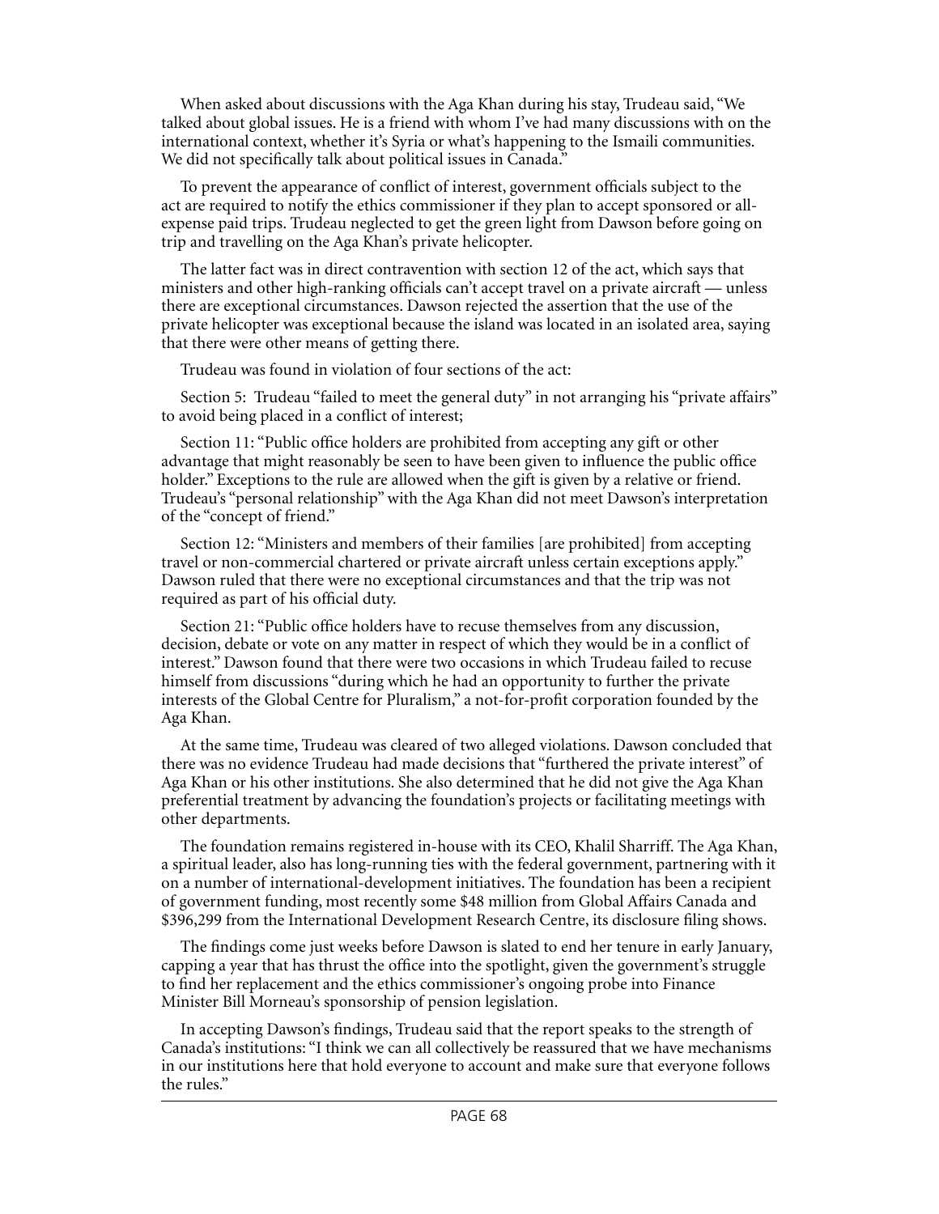When asked about discussions with the Aga Khan during his stay, Trudeau said, "We talked about global issues. He is a friend with whom I've had many discussions with on the international context, whether it's Syria or what's happening to the Ismaili communities. We did not specifically talk about political issues in Canada."

To prevent the appearance of conflict of interest, government officials subject to the act are required to notify the ethics commissioner if they plan to accept sponsored or all-expense paid trips. Trudeau neglected to get the green light from Dawson before going on trip and travelling on the Aga Khan's private helicopter.

The latter fact was in direct contravention with section 12 of the act, which says that ministers and other high-ranking officials can't accept travel on a private aircraft — unless there are exceptional circumstances. Dawson rejected the assertion that the use of the private helicopter was exceptional because the island was located in an isolated area, saying that there were other means of getting there.

Trudeau was found in violation of four sections of the act:

Section 5: Trudeau "failed to meet the general duty" in not arranging his "private affairs" to avoid being placed in a conflict of interest;

Section 11: "Public office holders are prohibited from accepting any gift or other advantage that might reasonably be seen to have been given to influence the public office holder." Exceptions to the rule are allowed when the gift is given by a relative or friend. Trudeau's "personal relationship" with the Aga Khan did not meet Dawson's interpretation of the "concept of friend."

Section 12: "Ministers and members of their families [are prohibited] from accepting travel or non-commercial chartered or private aircraft unless certain exceptions apply." Dawson ruled that there were no exceptional circumstances and that the trip was not required as part of his official duty.

Section 21: "Public office holders have to recuse themselves from any discussion, decision, debate or vote on any matter in respect of which they would be in a conflict of interest." Dawson found that there were two occasions in which Trudeau failed to recuse himself from discussions "during which he had an opportunity to further the private interests of the Global Centre for Pluralism," a not-for-profit corporation founded by the Aga Khan.

At the same time, Trudeau was cleared of two alleged violations. Dawson concluded that there was no evidence Trudeau had made decisions that "furthered the private interest" of Aga Khan or his other institutions. She also determined that he did not give the Aga Khan preferential treatment by advancing the foundation's projects or facilitating meetings with other departments.

The foundation remains registered in-house with its CEO, Khalil Sharriff. The Aga Khan, a spiritual leader, also has long-running ties with the federal government, partnering with it on a number of international-development initiatives. The foundation has been a recipient of government funding, most recently some $48 million from Global Affairs Canada and $396,299 from the International Development Research Centre, its disclosure filing shows.

The findings come just weeks before Dawson is slated to end her tenure in early January, capping a year that has thrust the office into the spotlight, given the government's struggle to find her replacement and the ethics commissioner's ongoing probe into Finance Minister Bill Morneau's sponsorship of pension legislation.

In accepting Dawson's findings, Trudeau said that the report speaks to the strength of Canada's institutions: "I think we can all collectively be reassured that we have mechanisms in our institutions here that hold everyone to account and make sure that everyone follows the rules."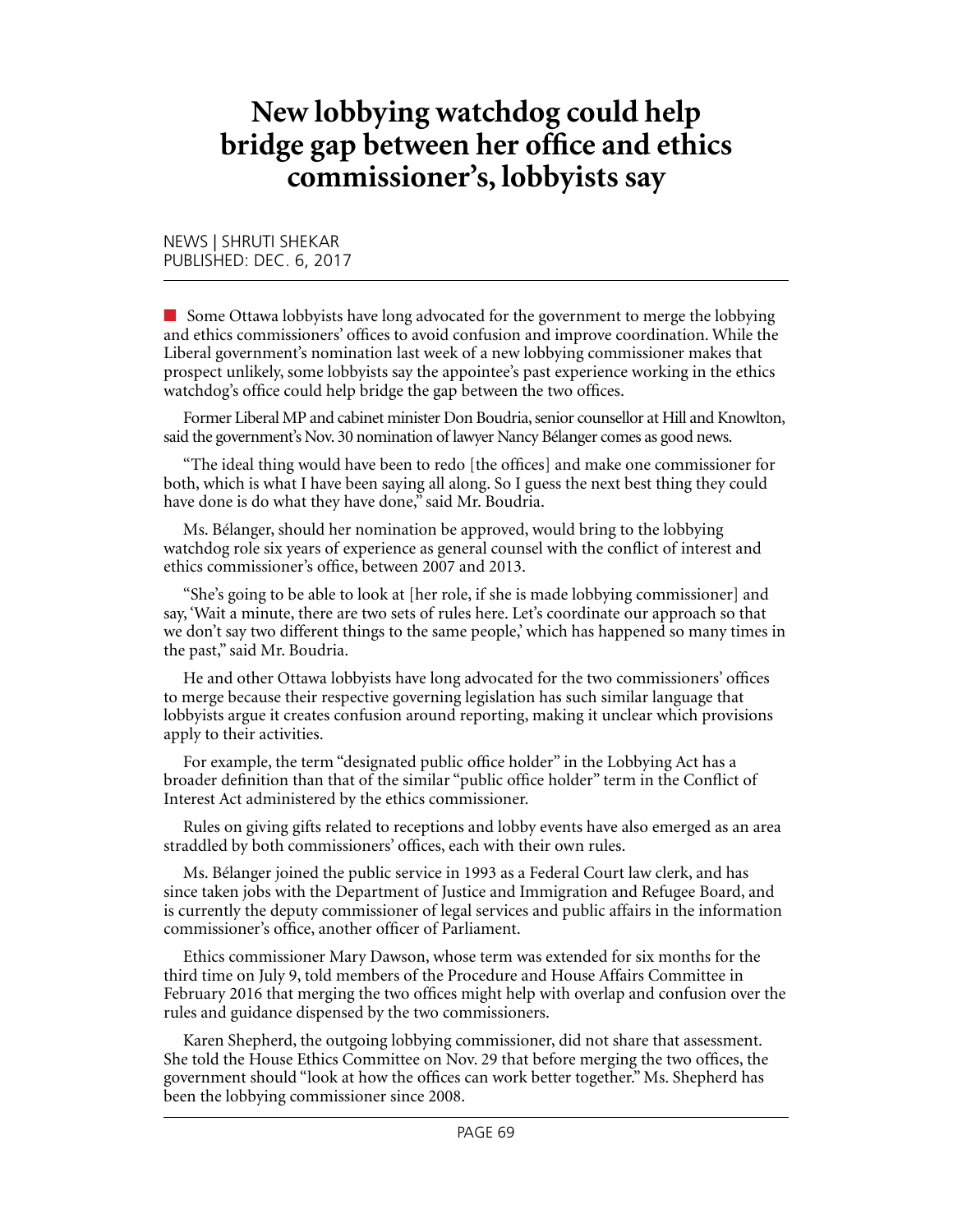# New lobbying watchdog could help bridge gap between her office and ethics commissioner's, lobbyists say

NEWS | SHRUTI SHEKAR
PUBLISHED: DEC. 6, 2017

Some Ottawa lobbyists have long advocated for the government to merge the lobbying and ethics commissioners' offices to avoid confusion and improve coordination. While the Liberal government's nomination last week of a new lobbying commissioner makes that prospect unlikely, some lobbyists say the appointee's past experience working in the ethics watchdog's office could help bridge the gap between the two offices.

Former Liberal MP and cabinet minister Don Boudria, senior counsellor at Hill and Knowlton, said the government's Nov. 30 nomination of lawyer Nancy Bélanger comes as good news.

"The ideal thing would have been to redo [the offices] and make one commissioner for both, which is what I have been saying all along. So I guess the next best thing they could have done is do what they have done," said Mr. Boudria.

Ms. Bélanger, should her nomination be approved, would bring to the lobbying watchdog role six years of experience as general counsel with the conflict of interest and ethics commissioner's office, between 2007 and 2013.

"She's going to be able to look at [her role, if she is made lobbying commissioner] and say, 'Wait a minute, there are two sets of rules here. Let's coordinate our approach so that we don't say two different things to the same people,' which has happened so many times in the past," said Mr. Boudria.

He and other Ottawa lobbyists have long advocated for the two commissioners' offices to merge because their respective governing legislation has such similar language that lobbyists argue it creates confusion around reporting, making it unclear which provisions apply to their activities.

For example, the term "designated public office holder" in the Lobbying Act has a broader definition than that of the similar "public office holder" term in the Conflict of Interest Act administered by the ethics commissioner.

Rules on giving gifts related to receptions and lobby events have also emerged as an area straddled by both commissioners' offices, each with their own rules.

Ms. Bélanger joined the public service in 1993 as a Federal Court law clerk, and has since taken jobs with the Department of Justice and Immigration and Refugee Board, and is currently the deputy commissioner of legal services and public affairs in the information commissioner's office, another officer of Parliament.

Ethics commissioner Mary Dawson, whose term was extended for six months for the third time on July 9, told members of the Procedure and House Affairs Committee in February 2016 that merging the two offices might help with overlap and confusion over the rules and guidance dispensed by the two commissioners.

Karen Shepherd, the outgoing lobbying commissioner, did not share that assessment. She told the House Ethics Committee on Nov. 29 that before merging the two offices, the government should "look at how the offices can work better together." Ms. Shepherd has been the lobbying commissioner since 2008.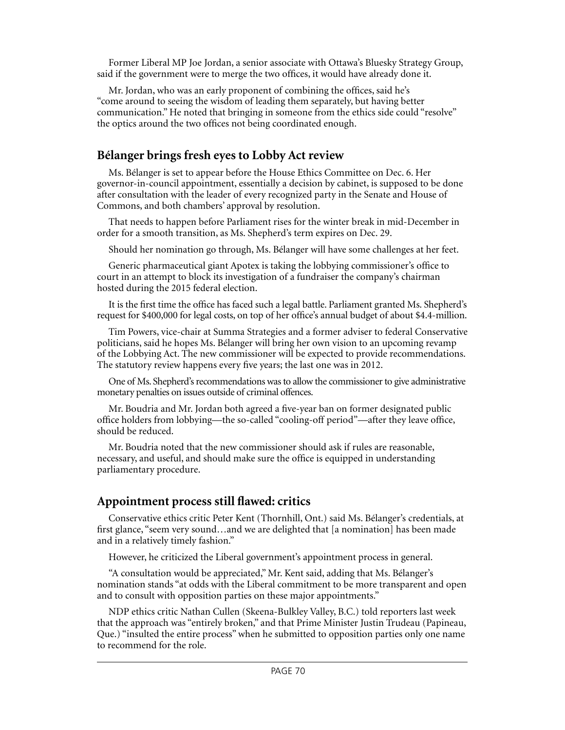Former Liberal MP Joe Jordan, a senior associate with Ottawa's Bluesky Strategy Group, said if the government were to merge the two offices, it would have already done it.

Mr. Jordan, who was an early proponent of combining the offices, said he's "come around to seeing the wisdom of leading them separately, but having better communication." He noted that bringing in someone from the ethics side could "resolve" the optics around the two offices not being coordinated enough.

## Bélanger brings fresh eyes to Lobby Act review

Ms. Bélanger is set to appear before the House Ethics Committee on Dec. 6. Her governor-in-council appointment, essentially a decision by cabinet, is supposed to be done after consultation with the leader of every recognized party in the Senate and House of Commons, and both chambers' approval by resolution.

That needs to happen before Parliament rises for the winter break in mid-December in order for a smooth transition, as Ms. Shepherd's term expires on Dec. 29.

Should her nomination go through, Ms. Bélanger will have some challenges at her feet.

Generic pharmaceutical giant Apotex is taking the lobbying commissioner's office to court in an attempt to block its investigation of a fundraiser the company's chairman hosted during the 2015 federal election.

It is the first time the office has faced such a legal battle. Parliament granted Ms. Shepherd's request for $400,000 for legal costs, on top of her office's annual budget of about $4.4-million.

Tim Powers, vice-chair at Summa Strategies and a former adviser to federal Conservative politicians, said he hopes Ms. Bélanger will bring her own vision to an upcoming revamp of the Lobbying Act. The new commissioner will be expected to provide recommendations. The statutory review happens every five years; the last one was in 2012.

One of Ms. Shepherd's recommendations was to allow the commissioner to give administrative monetary penalties on issues outside of criminal offences.

Mr. Boudria and Mr. Jordan both agreed a five-year ban on former designated public office holders from lobbying—the so-called "cooling-off period"—after they leave office, should be reduced.

Mr. Boudria noted that the new commissioner should ask if rules are reasonable, necessary, and useful, and should make sure the office is equipped in understanding parliamentary procedure.

## Appointment process still flawed: critics

Conservative ethics critic Peter Kent (Thornhill, Ont.) said Ms. Bélanger's credentials, at first glance, "seem very sound…and we are delighted that [a nomination] has been made and in a relatively timely fashion."

However, he criticized the Liberal government's appointment process in general.

"A consultation would be appreciated," Mr. Kent said, adding that Ms. Bélanger's nomination stands "at odds with the Liberal commitment to be more transparent and open and to consult with opposition parties on these major appointments."

NDP ethics critic Nathan Cullen (Skeena-Bulkley Valley, B.C.) told reporters last week that the approach was "entirely broken," and that Prime Minister Justin Trudeau (Papineau, Que.) "insulted the entire process" when he submitted to opposition parties only one name to recommend for the role.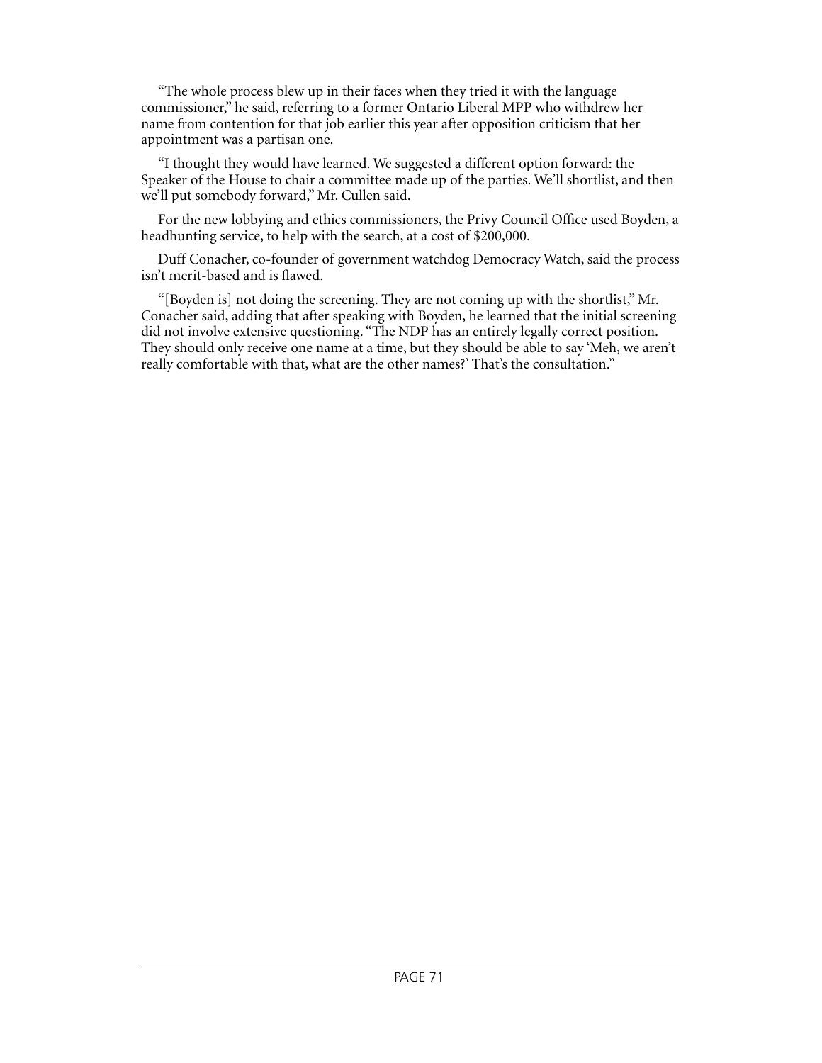"The whole process blew up in their faces when they tried it with the language commissioner," he said, referring to a former Ontario Liberal MPP who withdrew her name from contention for that job earlier this year after opposition criticism that her appointment was a partisan one.

"I thought they would have learned. We suggested a different option forward: the Speaker of the House to chair a committee made up of the parties. We'll shortlist, and then we'll put somebody forward," Mr. Cullen said.

For the new lobbying and ethics commissioners, the Privy Council Office used Boyden, a headhunting service, to help with the search, at a cost of $200,000.

Duff Conacher, co-founder of government watchdog Democracy Watch, said the process isn't merit-based and is flawed.

"[Boyden is] not doing the screening. They are not coming up with the shortlist," Mr. Conacher said, adding that after speaking with Boyden, he learned that the initial screening did not involve extensive questioning. "The NDP has an entirely legally correct position. They should only receive one name at a time, but they should be able to say 'Meh, we aren't really comfortable with that, what are the other names?' That's the consultation."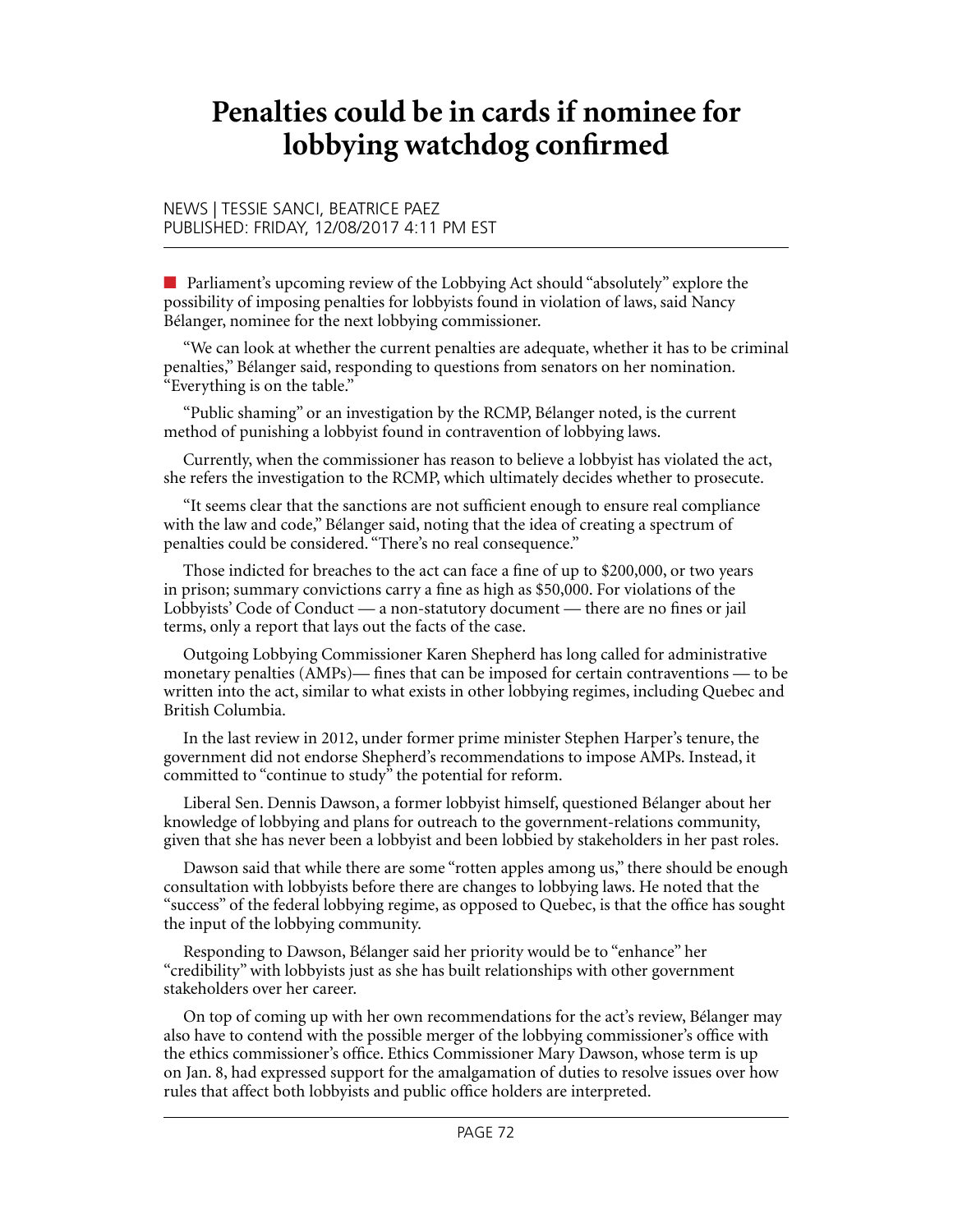# Penalties could be in cards if nominee for lobbying watchdog confirmed

NEWS | TESSIE SANCI, BEATRICE PAEZ
PUBLISHED: FRIDAY, 12/08/2017 4:11 PM EST

Parliament's upcoming review of the Lobbying Act should "absolutely" explore the possibility of imposing penalties for lobbyists found in violation of laws, said Nancy Bélanger, nominee for the next lobbying commissioner.

"We can look at whether the current penalties are adequate, whether it has to be criminal penalties," Bélanger said, responding to questions from senators on her nomination. "Everything is on the table."

"Public shaming" or an investigation by the RCMP, Bélanger noted, is the current method of punishing a lobbyist found in contravention of lobbying laws.

Currently, when the commissioner has reason to believe a lobbyist has violated the act, she refers the investigation to the RCMP, which ultimately decides whether to prosecute.

"It seems clear that the sanctions are not sufficient enough to ensure real compliance with the law and code," Bélanger said, noting that the idea of creating a spectrum of penalties could be considered. "There's no real consequence."

Those indicted for breaches to the act can face a fine of up to $200,000, or two years in prison; summary convictions carry a fine as high as $50,000. For violations of the Lobbyists' Code of Conduct — a non-statutory document — there are no fines or jail terms, only a report that lays out the facts of the case.

Outgoing Lobbying Commissioner Karen Shepherd has long called for administrative monetary penalties (AMPs)— fines that can be imposed for certain contraventions — to be written into the act, similar to what exists in other lobbying regimes, including Quebec and British Columbia.

In the last review in 2012, under former prime minister Stephen Harper's tenure, the government did not endorse Shepherd's recommendations to impose AMPs. Instead, it committed to "continue to study" the potential for reform.

Liberal Sen. Dennis Dawson, a former lobbyist himself, questioned Bélanger about her knowledge of lobbying and plans for outreach to the government-relations community, given that she has never been a lobbyist and been lobbied by stakeholders in her past roles.

Dawson said that while there are some "rotten apples among us," there should be enough consultation with lobbyists before there are changes to lobbying laws. He noted that the "success" of the federal lobbying regime, as opposed to Quebec, is that the office has sought the input of the lobbying community.

Responding to Dawson, Bélanger said her priority would be to "enhance" her "credibility" with lobbyists just as she has built relationships with other government stakeholders over her career.

On top of coming up with her own recommendations for the act's review, Bélanger may also have to contend with the possible merger of the lobbying commissioner's office with the ethics commissioner's office. Ethics Commissioner Mary Dawson, whose term is up on Jan. 8, had expressed support for the amalgamation of duties to resolve issues over how rules that affect both lobbyists and public office holders are interpreted.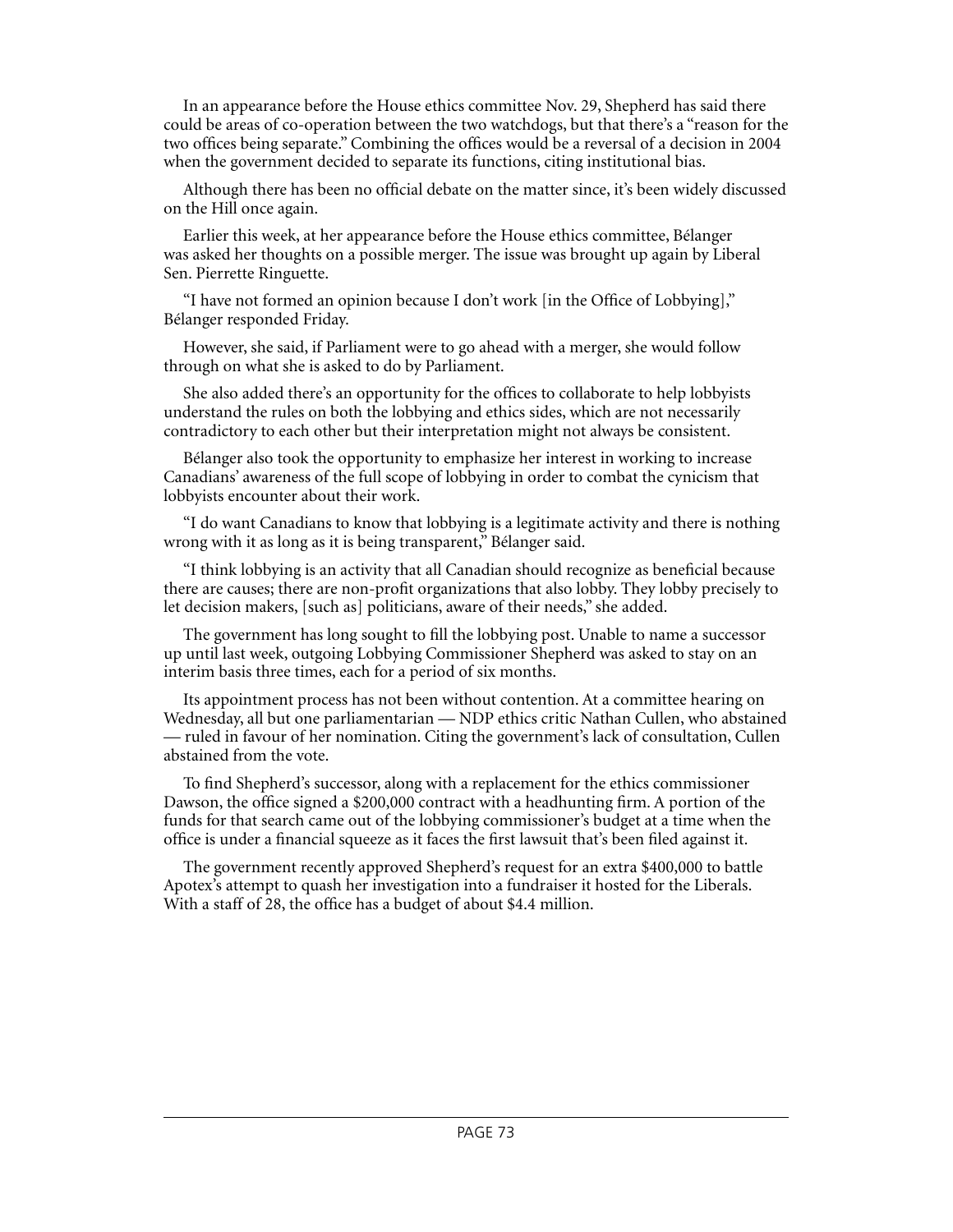In an appearance before the House ethics committee Nov. 29, Shepherd has said there could be areas of co-operation between the two watchdogs, but that there's a "reason for the two offices being separate." Combining the offices would be a reversal of a decision in 2004 when the government decided to separate its functions, citing institutional bias.

Although there has been no official debate on the matter since, it's been widely discussed on the Hill once again.

Earlier this week, at her appearance before the House ethics committee, Bélanger was asked her thoughts on a possible merger. The issue was brought up again by Liberal Sen. Pierrette Ringuette.

"I have not formed an opinion because I don't work [in the Office of Lobbying]," Bélanger responded Friday.

However, she said, if Parliament were to go ahead with a merger, she would follow through on what she is asked to do by Parliament.

She also added there's an opportunity for the offices to collaborate to help lobbyists understand the rules on both the lobbying and ethics sides, which are not necessarily contradictory to each other but their interpretation might not always be consistent.

Bélanger also took the opportunity to emphasize her interest in working to increase Canadians' awareness of the full scope of lobbying in order to combat the cynicism that lobbyists encounter about their work.

"I do want Canadians to know that lobbying is a legitimate activity and there is nothing wrong with it as long as it is being transparent," Bélanger said.

"I think lobbying is an activity that all Canadian should recognize as beneficial because there are causes; there are non-profit organizations that also lobby. They lobby precisely to let decision makers, [such as] politicians, aware of their needs," she added.

The government has long sought to fill the lobbying post. Unable to name a successor up until last week, outgoing Lobbying Commissioner Shepherd was asked to stay on an interim basis three times, each for a period of six months.

Its appointment process has not been without contention. At a committee hearing on Wednesday, all but one parliamentarian — NDP ethics critic Nathan Cullen, who abstained — ruled in favour of her nomination. Citing the government's lack of consultation, Cullen abstained from the vote.

To find Shepherd's successor, along with a replacement for the ethics commissioner Dawson, the office signed a $200,000 contract with a headhunting firm. A portion of the funds for that search came out of the lobbying commissioner's budget at a time when the office is under a financial squeeze as it faces the first lawsuit that's been filed against it.

The government recently approved Shepherd's request for an extra $400,000 to battle Apotex's attempt to quash her investigation into a fundraiser it hosted for the Liberals. With a staff of 28, the office has a budget of about $4.4 million.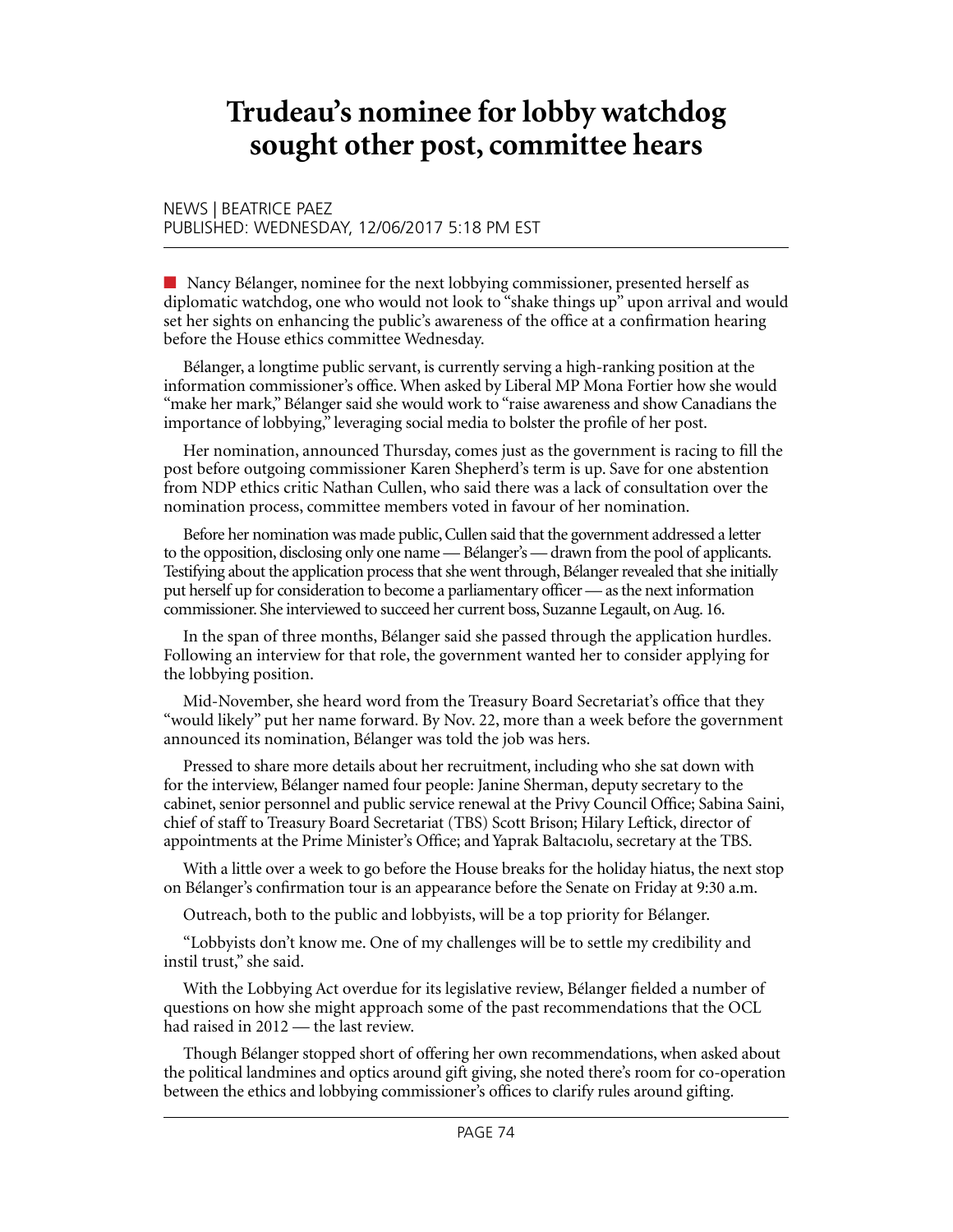# Trudeau's nominee for lobby watchdog sought other post, committee hears

NEWS | BEATRICE PAEZ
PUBLISHED: WEDNESDAY, 12/06/2017 5:18 PM EST

Nancy Bélanger, nominee for the next lobbying commissioner, presented herself as diplomatic watchdog, one who would not look to "shake things up" upon arrival and would set her sights on enhancing the public's awareness of the office at a confirmation hearing before the House ethics committee Wednesday.

Bélanger, a longtime public servant, is currently serving a high-ranking position at the information commissioner's office. When asked by Liberal MP Mona Fortier how she would "make her mark," Bélanger said she would work to "raise awareness and show Canadians the importance of lobbying," leveraging social media to bolster the profile of her post.

Her nomination, announced Thursday, comes just as the government is racing to fill the post before outgoing commissioner Karen Shepherd's term is up. Save for one abstention from NDP ethics critic Nathan Cullen, who said there was a lack of consultation over the nomination process, committee members voted in favour of her nomination.

Before her nomination was made public, Cullen said that the government addressed a letter to the opposition, disclosing only one name — Bélanger's — drawn from the pool of applicants. Testifying about the application process that she went through, Bélanger revealed that she initially put herself up for consideration to become a parliamentary officer — as the next information commissioner. She interviewed to succeed her current boss, Suzanne Legault, on Aug. 16.

In the span of three months, Bélanger said she passed through the application hurdles. Following an interview for that role, the government wanted her to consider applying for the lobbying position.

Mid-November, she heard word from the Treasury Board Secretariat's office that they "would likely" put her name forward. By Nov. 22, more than a week before the government announced its nomination, Bélanger was told the job was hers.

Pressed to share more details about her recruitment, including who she sat down with for the interview, Bélanger named four people: Janine Sherman, deputy secretary to the cabinet, senior personnel and public service renewal at the Privy Council Office; Sabina Saini, chief of staff to Treasury Board Secretariat (TBS) Scott Brison; Hilary Leftick, director of appointments at the Prime Minister's Office; and Yaprak Baltacıolu, secretary at the TBS.

With a little over a week to go before the House breaks for the holiday hiatus, the next stop on Bélanger's confirmation tour is an appearance before the Senate on Friday at 9:30 a.m.

Outreach, both to the public and lobbyists, will be a top priority for Bélanger.

"Lobbyists don't know me. One of my challenges will be to settle my credibility and instil trust," she said.

With the Lobbying Act overdue for its legislative review, Bélanger fielded a number of questions on how she might approach some of the past recommendations that the OCL had raised in 2012 — the last review.

Though Bélanger stopped short of offering her own recommendations, when asked about the political landmines and optics around gift giving, she noted there's room for co-operation between the ethics and lobbying commissioner's offices to clarify rules around gifting.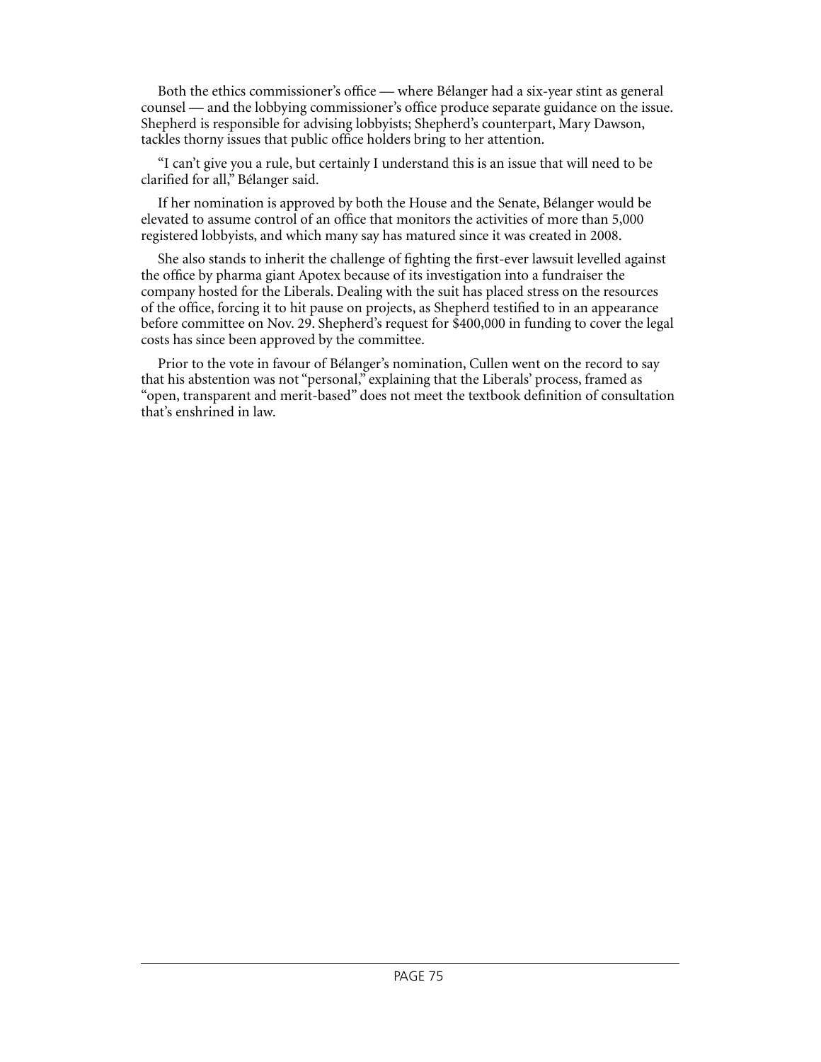Both the ethics commissioner's office — where Bélanger had a six-year stint as general counsel — and the lobbying commissioner's office produce separate guidance on the issue. Shepherd is responsible for advising lobbyists; Shepherd's counterpart, Mary Dawson, tackles thorny issues that public office holders bring to her attention.

"I can't give you a rule, but certainly I understand this is an issue that will need to be clarified for all," Bélanger said.

If her nomination is approved by both the House and the Senate, Bélanger would be elevated to assume control of an office that monitors the activities of more than 5,000 registered lobbyists, and which many say has matured since it was created in 2008.

She also stands to inherit the challenge of fighting the first-ever lawsuit levelled against the office by pharma giant Apotex because of its investigation into a fundraiser the company hosted for the Liberals. Dealing with the suit has placed stress on the resources of the office, forcing it to hit pause on projects, as Shepherd testified to in an appearance before committee on Nov. 29. Shepherd's request for $400,000 in funding to cover the legal costs has since been approved by the committee.

Prior to the vote in favour of Bélanger's nomination, Cullen went on the record to say that his abstention was not "personal," explaining that the Liberals' process, framed as "open, transparent and merit-based" does not meet the textbook definition of consultation that's enshrined in law.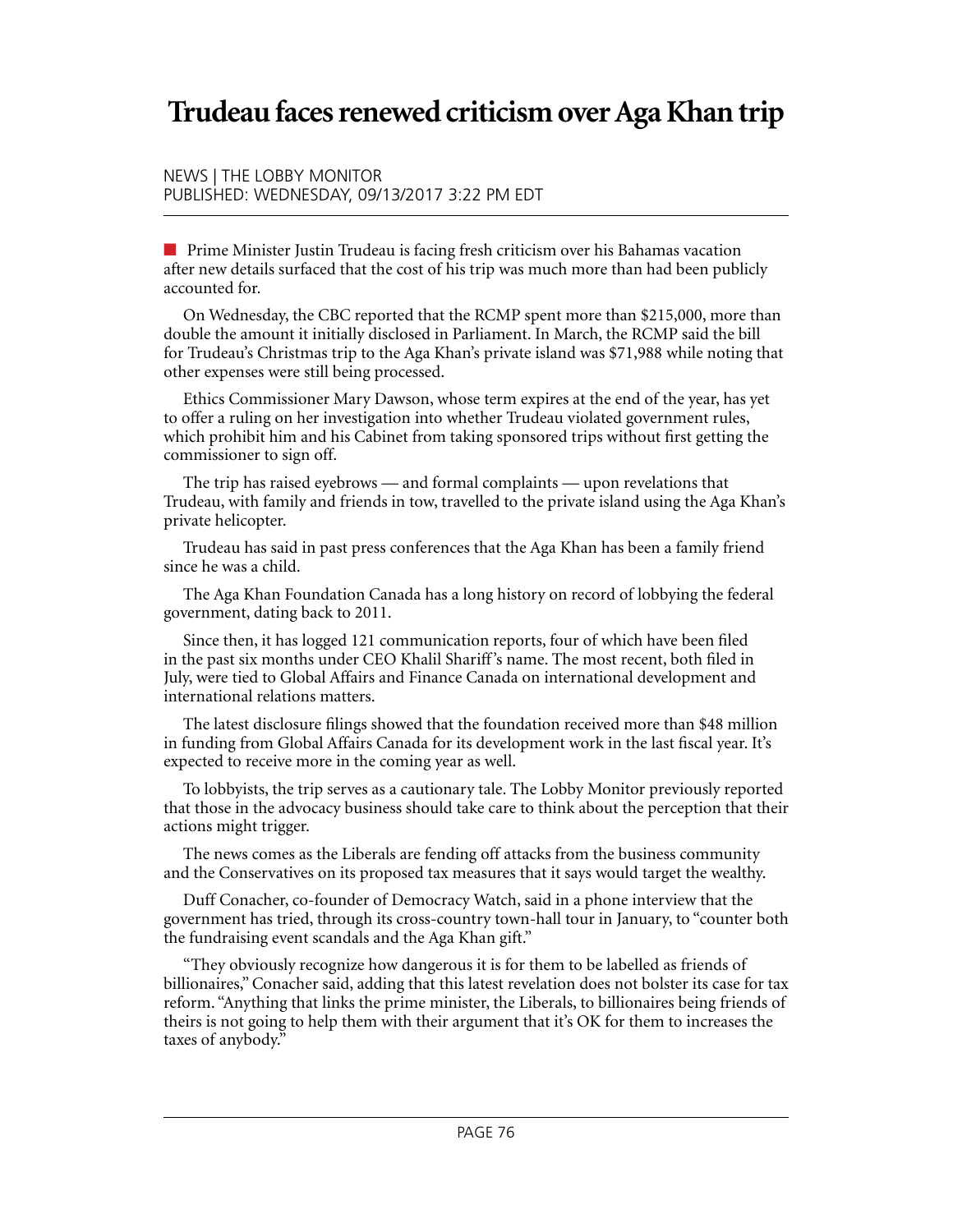# Trudeau faces renewed criticism over Aga Khan trip

NEWS | THE LOBBY MONITOR
PUBLISHED: WEDNESDAY, 09/13/2017 3:22 PM EDT

Prime Minister Justin Trudeau is facing fresh criticism over his Bahamas vacation after new details surfaced that the cost of his trip was much more than had been publicly accounted for.

On Wednesday, the CBC reported that the RCMP spent more than $215,000, more than double the amount it initially disclosed in Parliament. In March, the RCMP said the bill for Trudeau's Christmas trip to the Aga Khan's private island was $71,988 while noting that other expenses were still being processed.

Ethics Commissioner Mary Dawson, whose term expires at the end of the year, has yet to offer a ruling on her investigation into whether Trudeau violated government rules, which prohibit him and his Cabinet from taking sponsored trips without first getting the commissioner to sign off.

The trip has raised eyebrows — and formal complaints — upon revelations that Trudeau, with family and friends in tow, travelled to the private island using the Aga Khan's private helicopter.

Trudeau has said in past press conferences that the Aga Khan has been a family friend since he was a child.

The Aga Khan Foundation Canada has a long history on record of lobbying the federal government, dating back to 2011.

Since then, it has logged 121 communication reports, four of which have been filed in the past six months under CEO Khalil Shariff's name. The most recent, both filed in July, were tied to Global Affairs and Finance Canada on international development and international relations matters.

The latest disclosure filings showed that the foundation received more than $48 million in funding from Global Affairs Canada for its development work in the last fiscal year. It's expected to receive more in the coming year as well.

To lobbyists, the trip serves as a cautionary tale. The Lobby Monitor previously reported that those in the advocacy business should take care to think about the perception that their actions might trigger.

The news comes as the Liberals are fending off attacks from the business community and the Conservatives on its proposed tax measures that it says would target the wealthy.

Duff Conacher, co-founder of Democracy Watch, said in a phone interview that the government has tried, through its cross-country town-hall tour in January, to "counter both the fundraising event scandals and the Aga Khan gift."

"They obviously recognize how dangerous it is for them to be labelled as friends of billionaires," Conacher said, adding that this latest revelation does not bolster its case for tax reform. "Anything that links the prime minister, the Liberals, to billionaires being friends of theirs is not going to help them with their argument that it's OK for them to increases the taxes of anybody."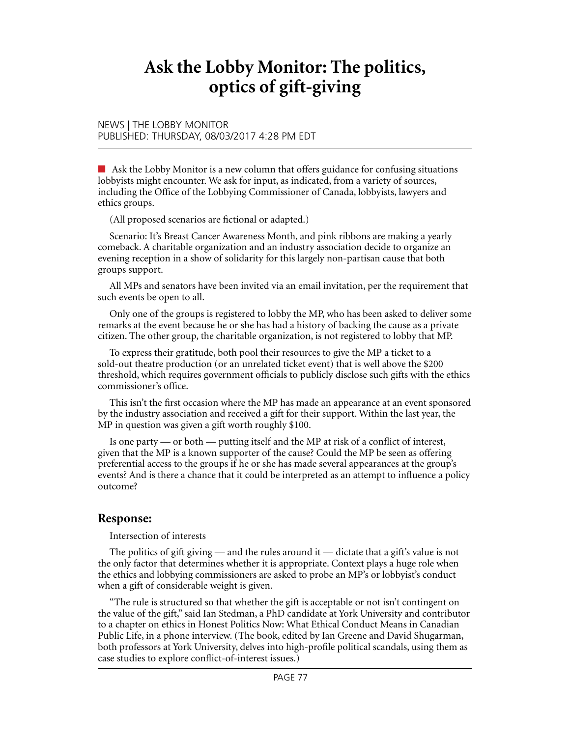# Ask the Lobby Monitor: The politics, optics of gift-giving

NEWS | THE LOBBY MONITOR
PUBLISHED: THURSDAY, 08/03/2017 4:28 PM EDT

■ Ask the Lobby Monitor is a new column that offers guidance for confusing situations lobbyists might encounter. We ask for input, as indicated, from a variety of sources, including the Office of the Lobbying Commissioner of Canada, lobbyists, lawyers and ethics groups.

(All proposed scenarios are fictional or adapted.)

Scenario: It's Breast Cancer Awareness Month, and pink ribbons are making a yearly comeback. A charitable organization and an industry association decide to organize an evening reception in a show of solidarity for this largely non-partisan cause that both groups support.

All MPs and senators have been invited via an email invitation, per the requirement that such events be open to all.

Only one of the groups is registered to lobby the MP, who has been asked to deliver some remarks at the event because he or she has had a history of backing the cause as a private citizen. The other group, the charitable organization, is not registered to lobby that MP.

To express their gratitude, both pool their resources to give the MP a ticket to a sold-out theatre production (or an unrelated ticket event) that is well above the $200 threshold, which requires government officials to publicly disclose such gifts with the ethics commissioner's office.

This isn't the first occasion where the MP has made an appearance at an event sponsored by the industry association and received a gift for their support. Within the last year, the MP in question was given a gift worth roughly $100.

Is one party — or both — putting itself and the MP at risk of a conflict of interest, given that the MP is a known supporter of the cause? Could the MP be seen as offering preferential access to the groups if he or she has made several appearances at the group's events? And is there a chance that it could be interpreted as an attempt to influence a policy outcome?

## Response:

Intersection of interests

The politics of gift giving — and the rules around it — dictate that a gift's value is not the only factor that determines whether it is appropriate. Context plays a huge role when the ethics and lobbying commissioners are asked to probe an MP's or lobbyist's conduct when a gift of considerable weight is given.

"The rule is structured so that whether the gift is acceptable or not isn't contingent on the value of the gift," said Ian Stedman, a PhD candidate at York University and contributor to a chapter on ethics in Honest Politics Now: What Ethical Conduct Means in Canadian Public Life, in a phone interview. (The book, edited by Ian Greene and David Shugarman, both professors at York University, delves into high-profile political scandals, using them as case studies to explore conflict-of-interest issues.)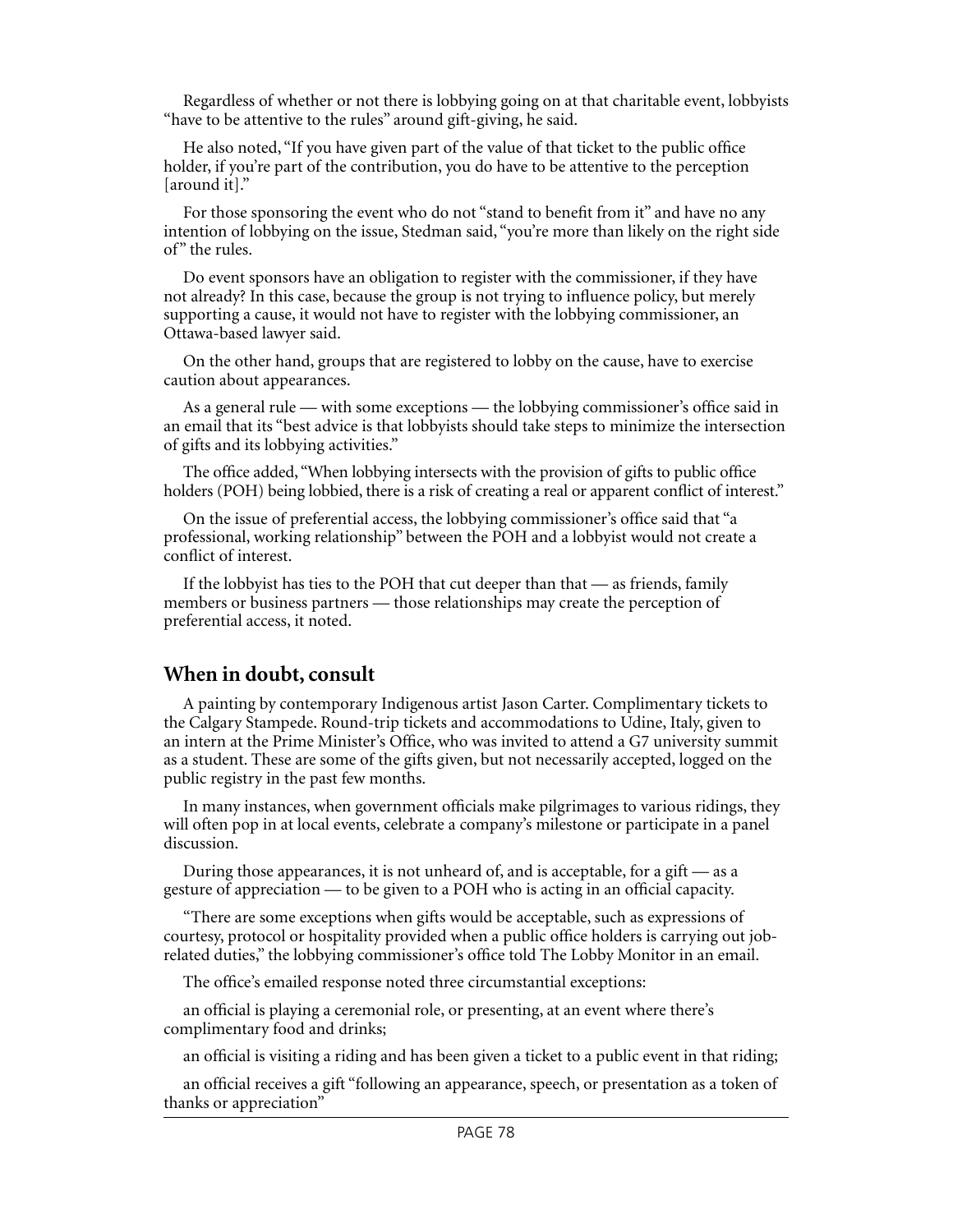Regardless of whether or not there is lobbying going on at that charitable event, lobbyists "have to be attentive to the rules" around gift-giving, he said.

He also noted, "If you have given part of the value of that ticket to the public office holder, if you're part of the contribution, you do have to be attentive to the perception [around it]."

For those sponsoring the event who do not "stand to benefit from it" and have no any intention of lobbying on the issue, Stedman said, "you're more than likely on the right side of" the rules.

Do event sponsors have an obligation to register with the commissioner, if they have not already? In this case, because the group is not trying to influence policy, but merely supporting a cause, it would not have to register with the lobbying commissioner, an Ottawa-based lawyer said.

On the other hand, groups that are registered to lobby on the cause, have to exercise caution about appearances.

As a general rule — with some exceptions — the lobbying commissioner's office said in an email that its "best advice is that lobbyists should take steps to minimize the intersection of gifts and its lobbying activities."

The office added, "When lobbying intersects with the provision of gifts to public office holders (POH) being lobbied, there is a risk of creating a real or apparent conflict of interest."

On the issue of preferential access, the lobbying commissioner's office said that "a professional, working relationship" between the POH and a lobbyist would not create a conflict of interest.

If the lobbyist has ties to the POH that cut deeper than that — as friends, family members or business partners — those relationships may create the perception of preferential access, it noted.

## When in doubt, consult

A painting by contemporary Indigenous artist Jason Carter. Complimentary tickets to the Calgary Stampede. Round-trip tickets and accommodations to Udine, Italy, given to an intern at the Prime Minister's Office, who was invited to attend a G7 university summit as a student. These are some of the gifts given, but not necessarily accepted, logged on the public registry in the past few months.

In many instances, when government officials make pilgrimages to various ridings, they will often pop in at local events, celebrate a company's milestone or participate in a panel discussion.

During those appearances, it is not unheard of, and is acceptable, for a gift — as a gesture of appreciation — to be given to a POH who is acting in an official capacity.

"There are some exceptions when gifts would be acceptable, such as expressions of courtesy, protocol or hospitality provided when a public office holders is carrying out job-related duties," the lobbying commissioner's office told The Lobby Monitor in an email.

The office's emailed response noted three circumstantial exceptions:

an official is playing a ceremonial role, or presenting, at an event where there's complimentary food and drinks;

an official is visiting a riding and has been given a ticket to a public event in that riding;

an official receives a gift "following an appearance, speech, or presentation as a token of thanks or appreciation"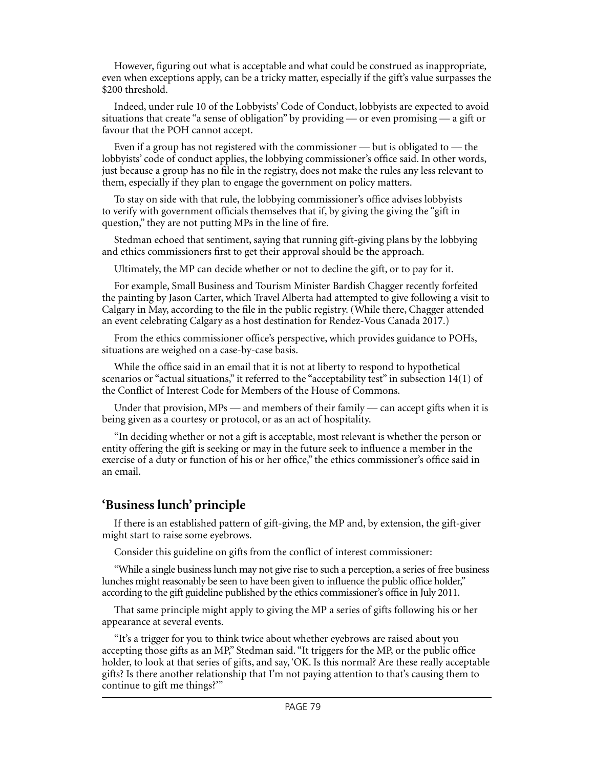However, figuring out what is acceptable and what could be construed as inappropriate, even when exceptions apply, can be a tricky matter, especially if the gift's value surpasses the $200 threshold.

Indeed, under rule 10 of the Lobbyists' Code of Conduct, lobbyists are expected to avoid situations that create "a sense of obligation" by providing — or even promising — a gift or favour that the POH cannot accept.

Even if a group has not registered with the commissioner — but is obligated to — the lobbyists' code of conduct applies, the lobbying commissioner's office said. In other words, just because a group has no file in the registry, does not make the rules any less relevant to them, especially if they plan to engage the government on policy matters.

To stay on side with that rule, the lobbying commissioner's office advises lobbyists to verify with government officials themselves that if, by giving the giving the "gift in question," they are not putting MPs in the line of fire.

Stedman echoed that sentiment, saying that running gift-giving plans by the lobbying and ethics commissioners first to get their approval should be the approach.

Ultimately, the MP can decide whether or not to decline the gift, or to pay for it.

For example, Small Business and Tourism Minister Bardish Chagger recently forfeited the painting by Jason Carter, which Travel Alberta had attempted to give following a visit to Calgary in May, according to the file in the public registry. (While there, Chagger attended an event celebrating Calgary as a host destination for Rendez-Vous Canada 2017.)

From the ethics commissioner office's perspective, which provides guidance to POHs, situations are weighed on a case-by-case basis.

While the office said in an email that it is not at liberty to respond to hypothetical scenarios or "actual situations," it referred to the "acceptability test" in subsection 14(1) of the Conflict of Interest Code for Members of the House of Commons.

Under that provision, MPs — and members of their family — can accept gifts when it is being given as a courtesy or protocol, or as an act of hospitality.

"In deciding whether or not a gift is acceptable, most relevant is whether the person or entity offering the gift is seeking or may in the future seek to influence a member in the exercise of a duty or function of his or her office," the ethics commissioner's office said in an email.

## 'Business lunch' principle

If there is an established pattern of gift-giving, the MP and, by extension, the gift-giver might start to raise some eyebrows.

Consider this guideline on gifts from the conflict of interest commissioner:

"While a single business lunch may not give rise to such a perception, a series of free business lunches might reasonably be seen to have been given to influence the public office holder," according to the gift guideline published by the ethics commissioner's office in July 2011.

That same principle might apply to giving the MP a series of gifts following his or her appearance at several events.

"It's a trigger for you to think twice about whether eyebrows are raised about you accepting those gifts as an MP," Stedman said. "It triggers for the MP, or the public office holder, to look at that series of gifts, and say, 'OK. Is this normal? Are these really acceptable gifts? Is there another relationship that I'm not paying attention to that's causing them to continue to gift me things?'"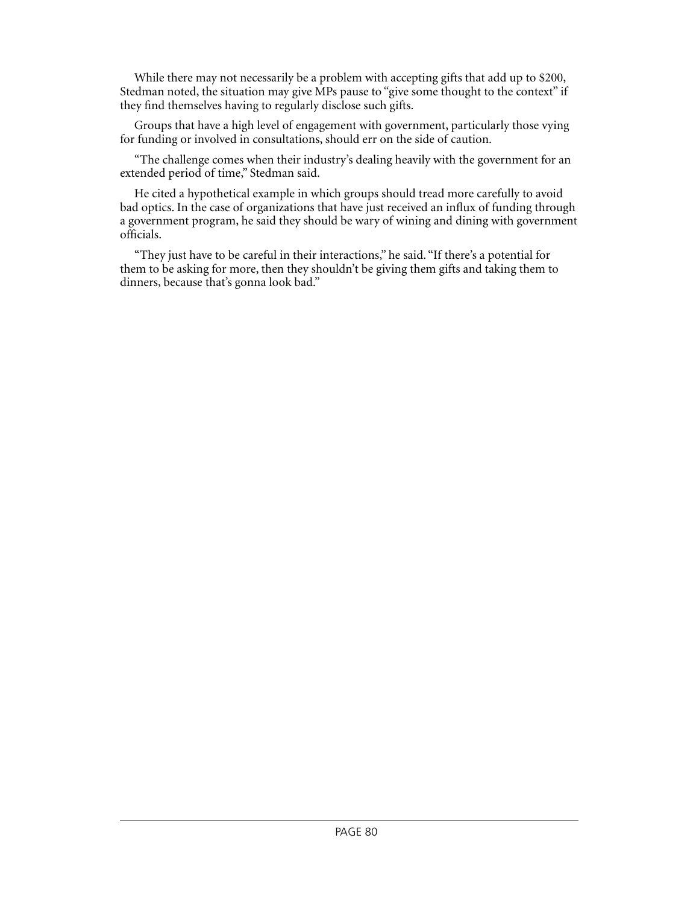While there may not necessarily be a problem with accepting gifts that add up to $200, Stedman noted, the situation may give MPs pause to "give some thought to the context" if they find themselves having to regularly disclose such gifts.

Groups that have a high level of engagement with government, particularly those vying for funding or involved in consultations, should err on the side of caution.

"The challenge comes when their industry's dealing heavily with the government for an extended period of time," Stedman said.

He cited a hypothetical example in which groups should tread more carefully to avoid bad optics. In the case of organizations that have just received an influx of funding through a government program, he said they should be wary of wining and dining with government officials.

"They just have to be careful in their interactions," he said. "If there's a potential for them to be asking for more, then they shouldn't be giving them gifts and taking them to dinners, because that's gonna look bad."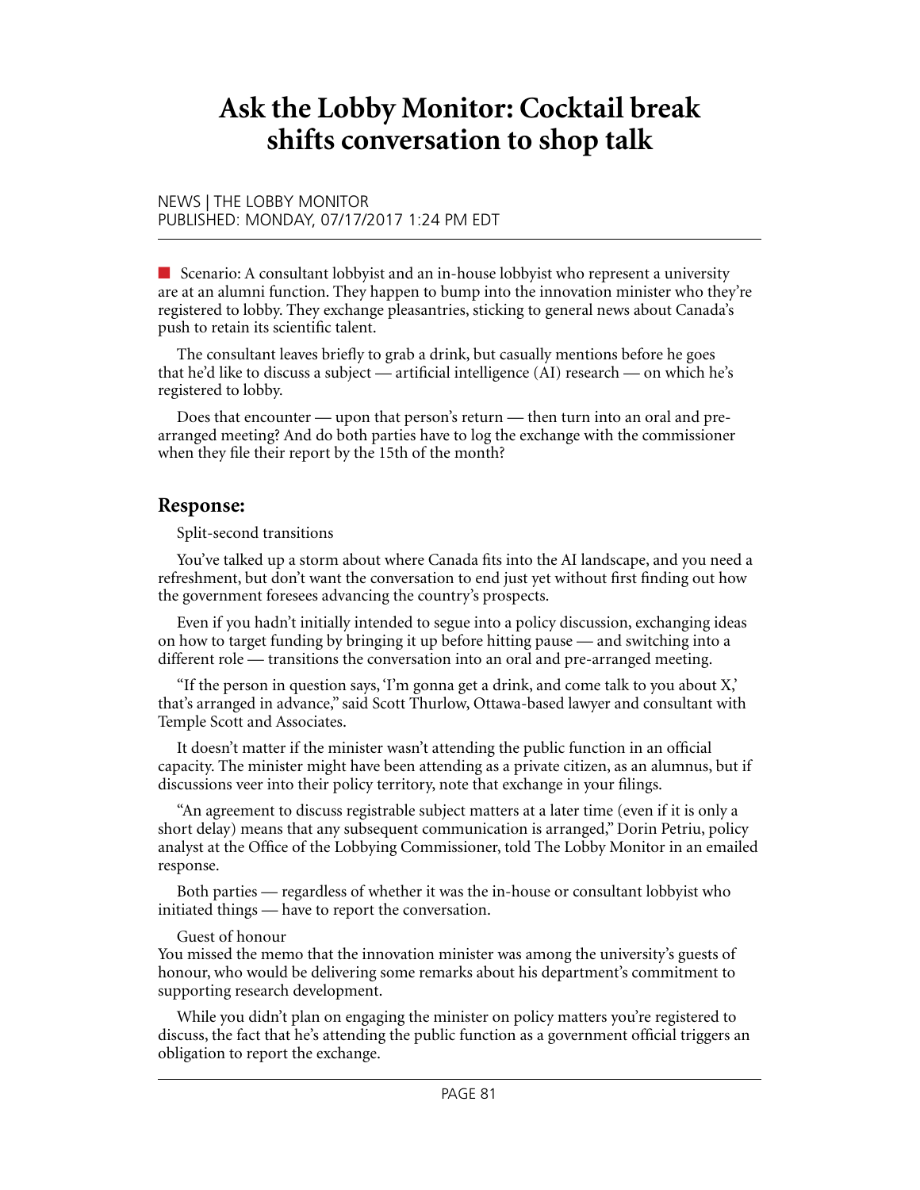# Ask the Lobby Monitor: Cocktail break shifts conversation to shop talk

NEWS | THE LOBBY MONITOR
PUBLISHED: MONDAY, 07/17/2017 1:24 PM EDT

Scenario: A consultant lobbyist and an in-house lobbyist who represent a university are at an alumni function. They happen to bump into the innovation minister who they're registered to lobby. They exchange pleasantries, sticking to general news about Canada's push to retain its scientific talent.

The consultant leaves briefly to grab a drink, but casually mentions before he goes that he'd like to discuss a subject — artificial intelligence (AI) research — on which he's registered to lobby.

Does that encounter — upon that person's return — then turn into an oral and pre-arranged meeting? And do both parties have to log the exchange with the commissioner when they file their report by the 15th of the month?

## Response:

Split-second transitions

You've talked up a storm about where Canada fits into the AI landscape, and you need a refreshment, but don't want the conversation to end just yet without first finding out how the government foresees advancing the country's prospects.

Even if you hadn't initially intended to segue into a policy discussion, exchanging ideas on how to target funding by bringing it up before hitting pause — and switching into a different role — transitions the conversation into an oral and pre-arranged meeting.

"If the person in question says, 'I'm gonna get a drink, and come talk to you about X,' that's arranged in advance," said Scott Thurlow, Ottawa-based lawyer and consultant with Temple Scott and Associates.

It doesn't matter if the minister wasn't attending the public function in an official capacity. The minister might have been attending as a private citizen, as an alumnus, but if discussions veer into their policy territory, note that exchange in your filings.

"An agreement to discuss registrable subject matters at a later time (even if it is only a short delay) means that any subsequent communication is arranged," Dorin Petriu, policy analyst at the Office of the Lobbying Commissioner, told The Lobby Monitor in an emailed response.

Both parties — regardless of whether it was the in-house or consultant lobbyist who initiated things — have to report the conversation.

Guest of honour

You missed the memo that the innovation minister was among the university's guests of honour, who would be delivering some remarks about his department's commitment to supporting research development.

While you didn't plan on engaging the minister on policy matters you're registered to discuss, the fact that he's attending the public function as a government official triggers an obligation to report the exchange.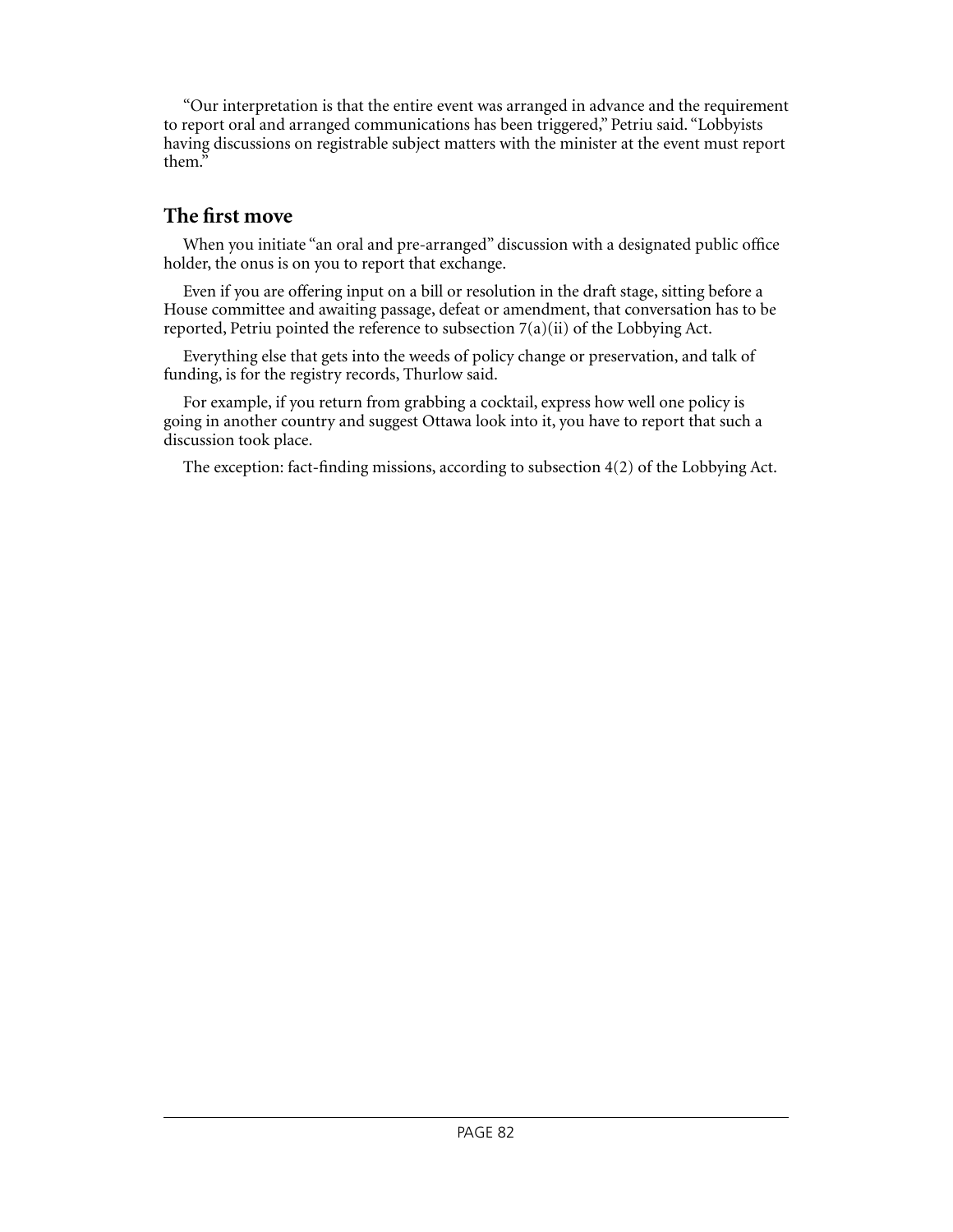"Our interpretation is that the entire event was arranged in advance and the requirement to report oral and arranged communications has been triggered," Petriu said. "Lobbyists having discussions on registrable subject matters with the minister at the event must report them."

## The first move

When you initiate "an oral and pre-arranged" discussion with a designated public office holder, the onus is on you to report that exchange.

Even if you are offering input on a bill or resolution in the draft stage, sitting before a House committee and awaiting passage, defeat or amendment, that conversation has to be reported, Petriu pointed the reference to subsection 7(a)(ii) of the Lobbying Act.

Everything else that gets into the weeds of policy change or preservation, and talk of funding, is for the registry records, Thurlow said.

For example, if you return from grabbing a cocktail, express how well one policy is going in another country and suggest Ottawa look into it, you have to report that such a discussion took place.

The exception: fact-finding missions, according to subsection 4(2) of the Lobbying Act.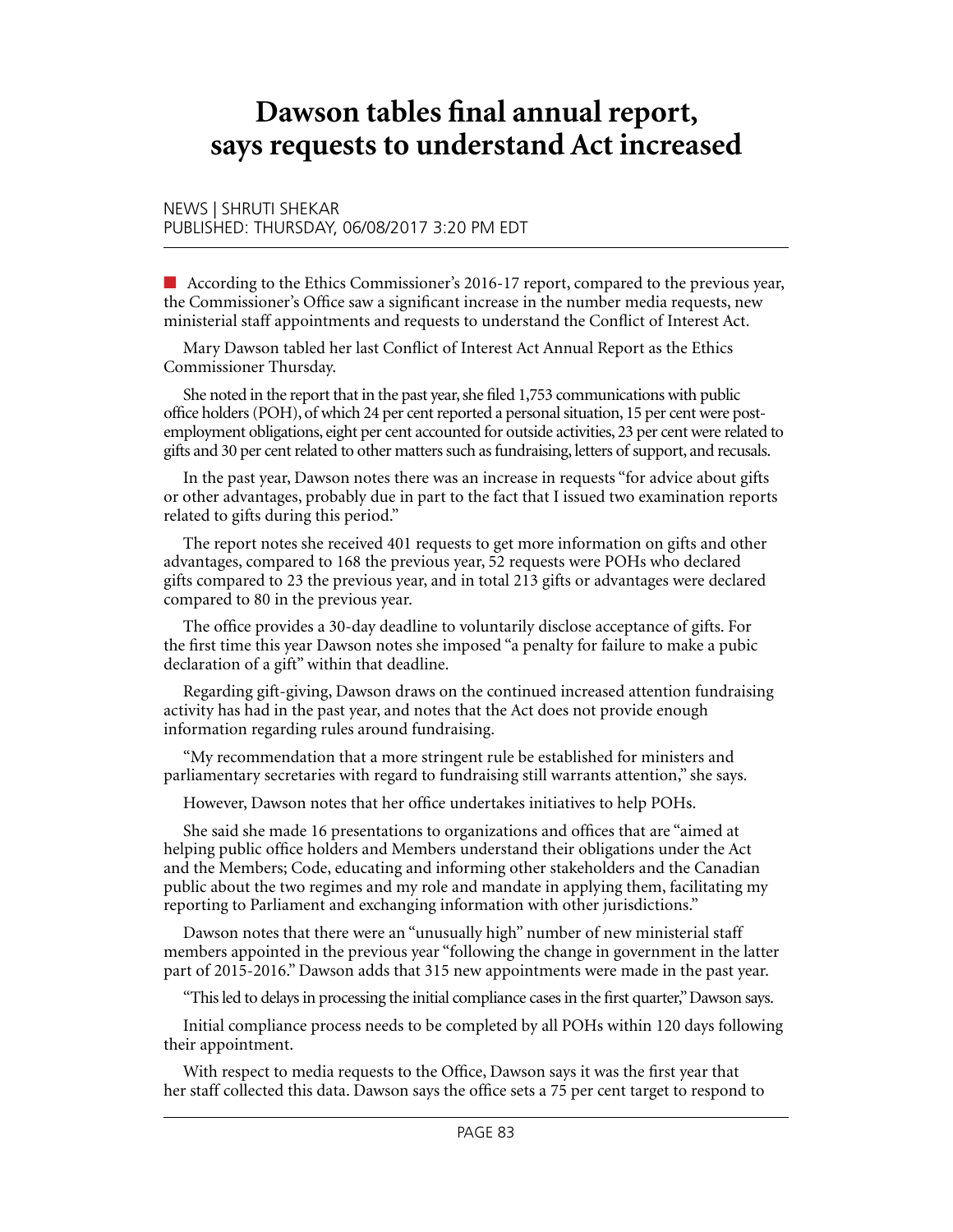# Dawson tables final annual report, says requests to understand Act increased

NEWS | SHRUTI SHEKAR
PUBLISHED: THURSDAY, 06/08/2017 3:20 PM EDT

According to the Ethics Commissioner's 2016-17 report, compared to the previous year, the Commissioner's Office saw a significant increase in the number media requests, new ministerial staff appointments and requests to understand the Conflict of Interest Act.

Mary Dawson tabled her last Conflict of Interest Act Annual Report as the Ethics Commissioner Thursday.

She noted in the report that in the past year, she filed 1,753 communications with public office holders (POH), of which 24 per cent reported a personal situation, 15 per cent were post-employment obligations, eight per cent accounted for outside activities, 23 per cent were related to gifts and 30 per cent related to other matters such as fundraising, letters of support, and recusals.

In the past year, Dawson notes there was an increase in requests "for advice about gifts or other advantages, probably due in part to the fact that I issued two examination reports related to gifts during this period."

The report notes she received 401 requests to get more information on gifts and other advantages, compared to 168 the previous year, 52 requests were POHs who declared gifts compared to 23 the previous year, and in total 213 gifts or advantages were declared compared to 80 in the previous year.

The office provides a 30-day deadline to voluntarily disclose acceptance of gifts. For the first time this year Dawson notes she imposed "a penalty for failure to make a pubic declaration of a gift" within that deadline.

Regarding gift-giving, Dawson draws on the continued increased attention fundraising activity has had in the past year, and notes that the Act does not provide enough information regarding rules around fundraising.

"My recommendation that a more stringent rule be established for ministers and parliamentary secretaries with regard to fundraising still warrants attention," she says.

However, Dawson notes that her office undertakes initiatives to help POHs.

She said she made 16 presentations to organizations and offices that are "aimed at helping public office holders and Members understand their obligations under the Act and the Members; Code, educating and informing other stakeholders and the Canadian public about the two regimes and my role and mandate in applying them, facilitating my reporting to Parliament and exchanging information with other jurisdictions."

Dawson notes that there were an "unusually high" number of new ministerial staff members appointed in the previous year "following the change in government in the latter part of 2015-2016." Dawson adds that 315 new appointments were made in the past year.

"This led to delays in processing the initial compliance cases in the first quarter," Dawson says.

Initial compliance process needs to be completed by all POHs within 120 days following their appointment.

With respect to media requests to the Office, Dawson says it was the first year that her staff collected this data. Dawson says the office sets a 75 per cent target to respond to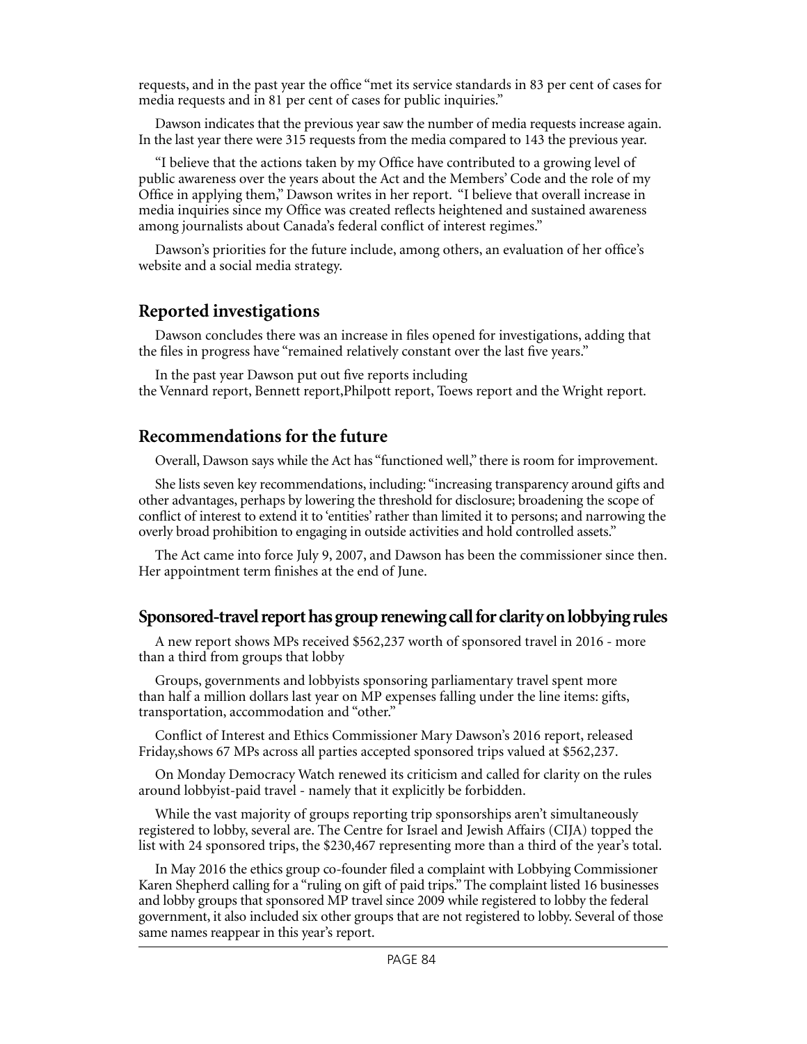requests, and in the past year the office "met its service standards in 83 per cent of cases for media requests and in 81 per cent of cases for public inquiries."

Dawson indicates that the previous year saw the number of media requests increase again. In the last year there were 315 requests from the media compared to 143 the previous year.

"I believe that the actions taken by my Office have contributed to a growing level of public awareness over the years about the Act and the Members' Code and the role of my Office in applying them," Dawson writes in her report. "I believe that overall increase in media inquiries since my Office was created reflects heightened and sustained awareness among journalists about Canada's federal conflict of interest regimes."

Dawson's priorities for the future include, among others, an evaluation of her office's website and a social media strategy.

## Reported investigations

Dawson concludes there was an increase in files opened for investigations, adding that the files in progress have "remained relatively constant over the last five years."

In the past year Dawson put out five reports including the Vennard report, Bennett report,Philpott report, Toews report and the Wright report.

## Recommendations for the future

Overall, Dawson says while the Act has "functioned well," there is room for improvement.

She lists seven key recommendations, including: "increasing transparency around gifts and other advantages, perhaps by lowering the threshold for disclosure; broadening the scope of conflict of interest to extend it to 'entities' rather than limited it to persons; and narrowing the overly broad prohibition to engaging in outside activities and hold controlled assets."

The Act came into force July 9, 2007, and Dawson has been the commissioner since then. Her appointment term finishes at the end of June.

## Sponsored-travel report has group renewing call for clarity on lobbying rules

A new report shows MPs received $562,237 worth of sponsored travel in 2016 - more than a third from groups that lobby

Groups, governments and lobbyists sponsoring parliamentary travel spent more than half a million dollars last year on MP expenses falling under the line items: gifts, transportation, accommodation and "other."

Conflict of Interest and Ethics Commissioner Mary Dawson's 2016 report, released Friday,shows 67 MPs across all parties accepted sponsored trips valued at $562,237.

On Monday Democracy Watch renewed its criticism and called for clarity on the rules around lobbyist-paid travel - namely that it explicitly be forbidden.

While the vast majority of groups reporting trip sponsorships aren't simultaneously registered to lobby, several are. The Centre for Israel and Jewish Affairs (CIJA) topped the list with 24 sponsored trips, the $230,467 representing more than a third of the year's total.

In May 2016 the ethics group co-founder filed a complaint with Lobbying Commissioner Karen Shepherd calling for a "ruling on gift of paid trips." The complaint listed 16 businesses and lobby groups that sponsored MP travel since 2009 while registered to lobby the federal government, it also included six other groups that are not registered to lobby. Several of those same names reappear in this year's report.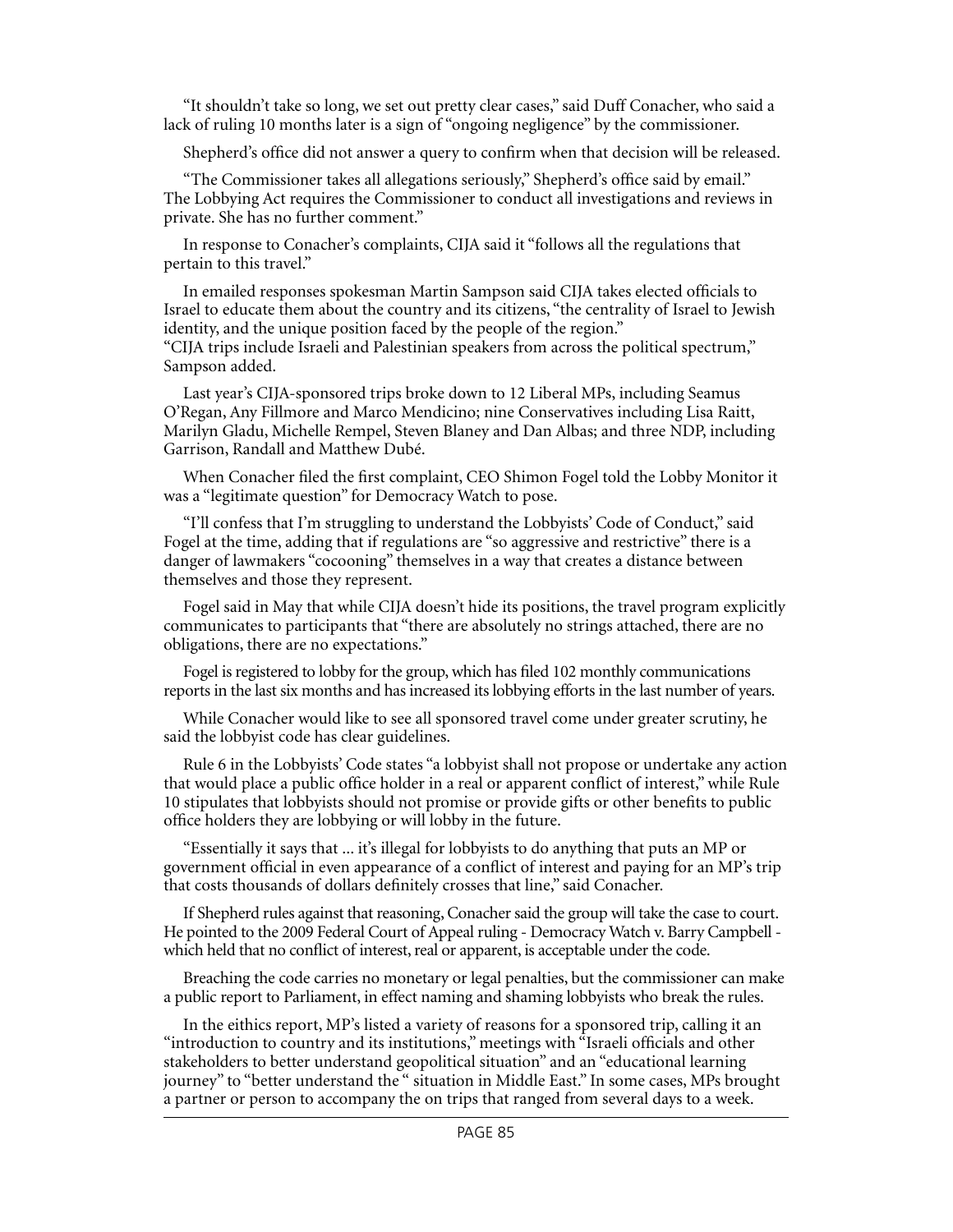"It shouldn't take so long, we set out pretty clear cases," said Duff Conacher, who said a lack of ruling 10 months later is a sign of "ongoing negligence" by the commissioner.

Shepherd's office did not answer a query to confirm when that decision will be released.

"The Commissioner takes all allegations seriously," Shepherd's office said by email." The Lobbying Act requires the Commissioner to conduct all investigations and reviews in private. She has no further comment."

In response to Conacher's complaints, CIJA said it "follows all the regulations that pertain to this travel."

In emailed responses spokesman Martin Sampson said CIJA takes elected officials to Israel to educate them about the country and its citizens, "the centrality of Israel to Jewish identity, and the unique position faced by the people of the region."
"CIJA trips include Israeli and Palestinian speakers from across the political spectrum," Sampson added.

Last year's CIJA-sponsored trips broke down to 12 Liberal MPs, including Seamus O'Regan, Any Fillmore and Marco Mendicino; nine Conservatives including Lisa Raitt, Marilyn Gladu, Michelle Rempel, Steven Blaney and Dan Albas; and three NDP, including Garrison, Randall and Matthew Dubé.

When Conacher filed the first complaint, CEO Shimon Fogel told the Lobby Monitor it was a "legitimate question" for Democracy Watch to pose.

"I'll confess that I'm struggling to understand the Lobbyists' Code of Conduct," said Fogel at the time, adding that if regulations are "so aggressive and restrictive" there is a danger of lawmakers "cocooning" themselves in a way that creates a distance between themselves and those they represent.

Fogel said in May that while CIJA doesn't hide its positions, the travel program explicitly communicates to participants that "there are absolutely no strings attached, there are no obligations, there are no expectations."

Fogel is registered to lobby for the group, which has filed 102 monthly communications reports in the last six months and has increased its lobbying efforts in the last number of years.

While Conacher would like to see all sponsored travel come under greater scrutiny, he said the lobbyist code has clear guidelines.

Rule 6 in the Lobbyists' Code states "a lobbyist shall not propose or undertake any action that would place a public office holder in a real or apparent conflict of interest," while Rule 10 stipulates that lobbyists should not promise or provide gifts or other benefits to public office holders they are lobbying or will lobby in the future.

"Essentially it says that ... it's illegal for lobbyists to do anything that puts an MP or government official in even appearance of a conflict of interest and paying for an MP's trip that costs thousands of dollars definitely crosses that line," said Conacher.

If Shepherd rules against that reasoning, Conacher said the group will take the case to court. He pointed to the 2009 Federal Court of Appeal ruling - Democracy Watch v. Barry Campbell - which held that no conflict of interest, real or apparent, is acceptable under the code.

Breaching the code carries no monetary or legal penalties, but the commissioner can make a public report to Parliament, in effect naming and shaming lobbyists who break the rules.

In the eithics report, MP's listed a variety of reasons for a sponsored trip, calling it an "introduction to country and its institutions," meetings with "Israeli officials and other stakeholders to better understand geopolitical situation" and an "educational learning journey" to "better understand the " situation in Middle East." In some cases, MPs brought a partner or person to accompany the on trips that ranged from several days to a week.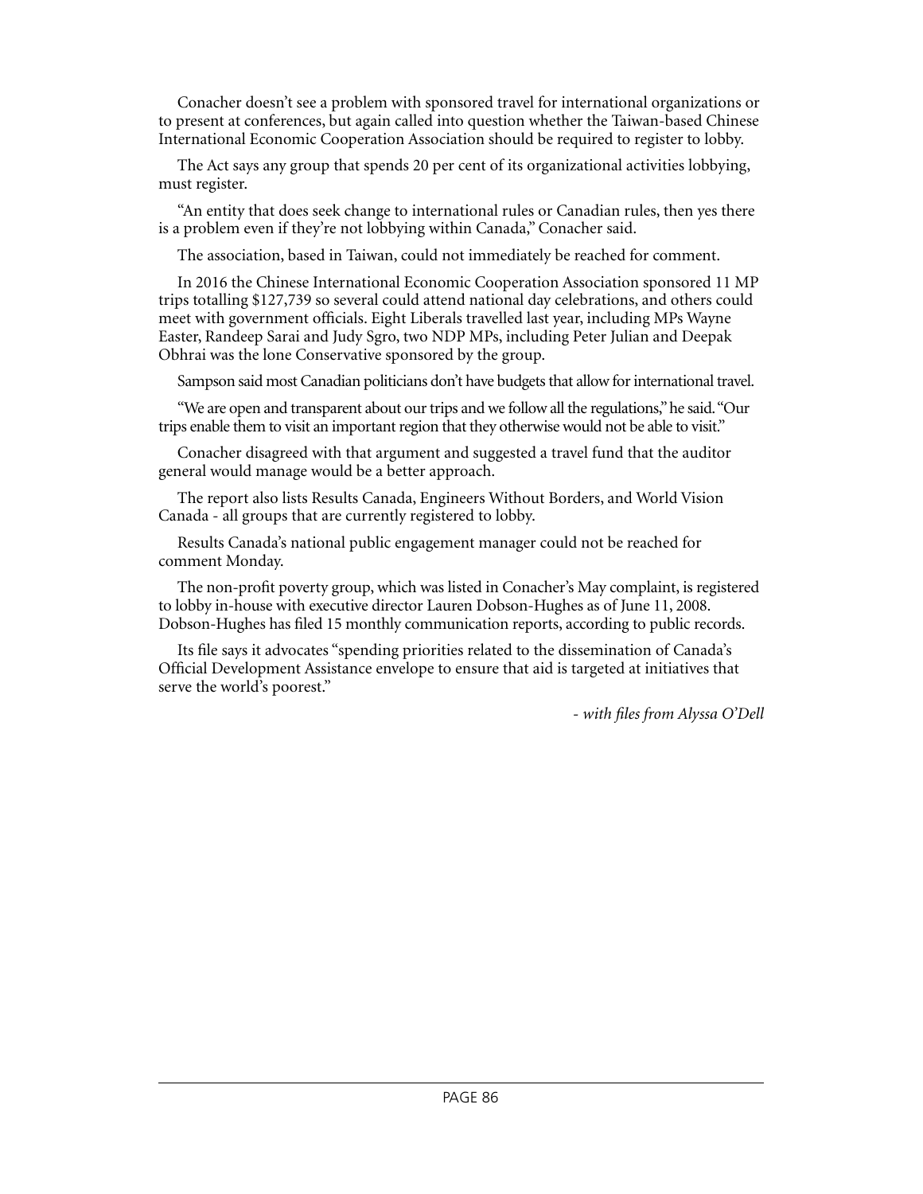Conacher doesn't see a problem with sponsored travel for international organizations or to present at conferences, but again called into question whether the Taiwan-based Chinese International Economic Cooperation Association should be required to register to lobby.

The Act says any group that spends 20 per cent of its organizational activities lobbying, must register.

"An entity that does seek change to international rules or Canadian rules, then yes there is a problem even if they're not lobbying within Canada," Conacher said.

The association, based in Taiwan, could not immediately be reached for comment.

In 2016 the Chinese International Economic Cooperation Association sponsored 11 MP trips totalling $127,739 so several could attend national day celebrations, and others could meet with government officials. Eight Liberals travelled last year, including MPs Wayne Easter, Randeep Sarai and Judy Sgro, two NDP MPs, including Peter Julian and Deepak Obhrai was the lone Conservative sponsored by the group.

Sampson said most Canadian politicians don't have budgets that allow for international travel.

"We are open and transparent about our trips and we follow all the regulations," he said. "Our trips enable them to visit an important region that they otherwise would not be able to visit."

Conacher disagreed with that argument and suggested a travel fund that the auditor general would manage would be a better approach.

The report also lists Results Canada, Engineers Without Borders, and World Vision Canada - all groups that are currently registered to lobby.

Results Canada's national public engagement manager could not be reached for comment Monday.

The non-profit poverty group, which was listed in Conacher's May complaint, is registered to lobby in-house with executive director Lauren Dobson-Hughes as of June 11, 2008. Dobson-Hughes has filed 15 monthly communication reports, according to public records.

Its file says it advocates "spending priorities related to the dissemination of Canada's Official Development Assistance envelope to ensure that aid is targeted at initiatives that serve the world's poorest."

*- with files from Alyssa O'Dell*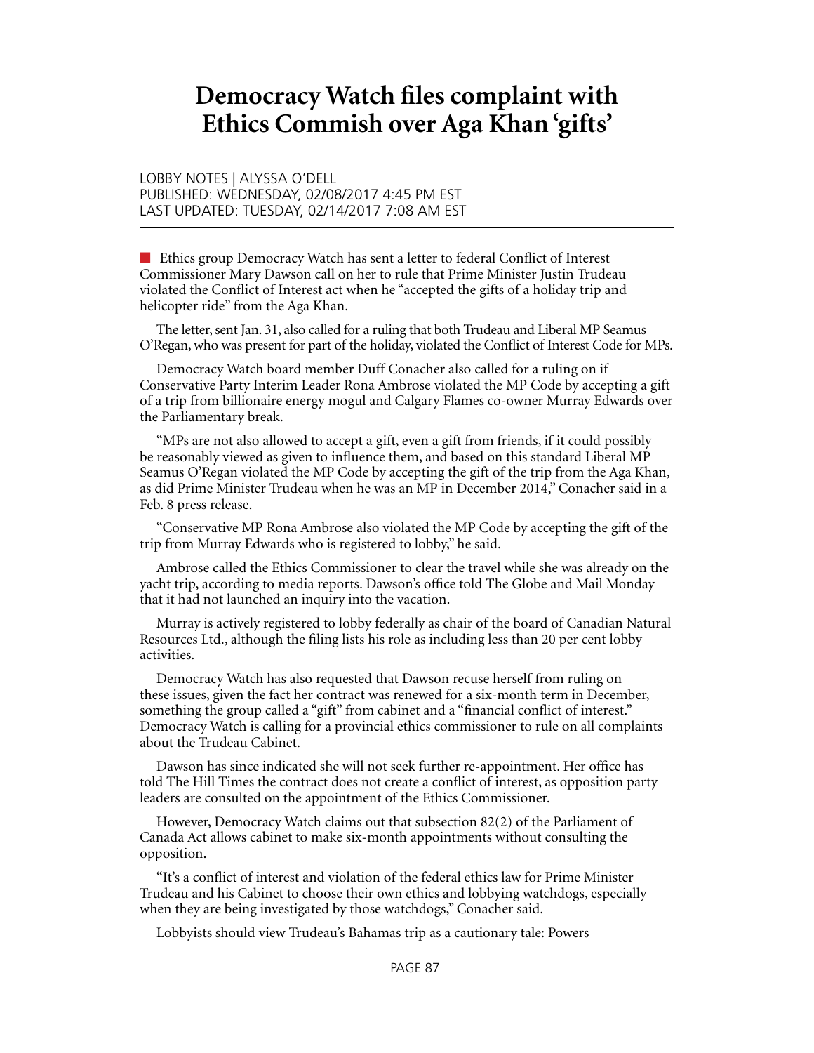# Democracy Watch files complaint with Ethics Commish over Aga Khan 'gifts'

LOBBY NOTES | ALYSSA O'DELL
PUBLISHED: WEDNESDAY, 02/08/2017 4:45 PM EST
LAST UPDATED: TUESDAY, 02/14/2017 7:08 AM EST

---

Ethics group Democracy Watch has sent a letter to federal Conflict of Interest Commissioner Mary Dawson call on her to rule that Prime Minister Justin Trudeau violated the Conflict of Interest act when he "accepted the gifts of a holiday trip and helicopter ride" from the Aga Khan.

The letter, sent Jan. 31, also called for a ruling that both Trudeau and Liberal MP Seamus O'Regan, who was present for part of the holiday, violated the Conflict of Interest Code for MPs.

Democracy Watch board member Duff Conacher also called for a ruling on if Conservative Party Interim Leader Rona Ambrose violated the MP Code by accepting a gift of a trip from billionaire energy mogul and Calgary Flames co-owner Murray Edwards over the Parliamentary break.

"MPs are not also allowed to accept a gift, even a gift from friends, if it could possibly be reasonably viewed as given to influence them, and based on this standard Liberal MP Seamus O'Regan violated the MP Code by accepting the gift of the trip from the Aga Khan, as did Prime Minister Trudeau when he was an MP in December 2014," Conacher said in a Feb. 8 press release.

"Conservative MP Rona Ambrose also violated the MP Code by accepting the gift of the trip from Murray Edwards who is registered to lobby," he said.

Ambrose called the Ethics Commissioner to clear the travel while she was already on the yacht trip, according to media reports. Dawson's office told The Globe and Mail Monday that it had not launched an inquiry into the vacation.

Murray is actively registered to lobby federally as chair of the board of Canadian Natural Resources Ltd., although the filing lists his role as including less than 20 per cent lobby activities.

Democracy Watch has also requested that Dawson recuse herself from ruling on these issues, given the fact her contract was renewed for a six-month term in December, something the group called a "gift" from cabinet and a "financial conflict of interest." Democracy Watch is calling for a provincial ethics commissioner to rule on all complaints about the Trudeau Cabinet.

Dawson has since indicated she will not seek further re-appointment. Her office has told The Hill Times the contract does not create a conflict of interest, as opposition party leaders are consulted on the appointment of the Ethics Commissioner.

However, Democracy Watch claims out that subsection 82(2) of the Parliament of Canada Act allows cabinet to make six-month appointments without consulting the opposition.

"It's a conflict of interest and violation of the federal ethics law for Prime Minister Trudeau and his Cabinet to choose their own ethics and lobbying watchdogs, especially when they are being investigated by those watchdogs," Conacher said.

Lobbyists should view Trudeau's Bahamas trip as a cautionary tale: Powers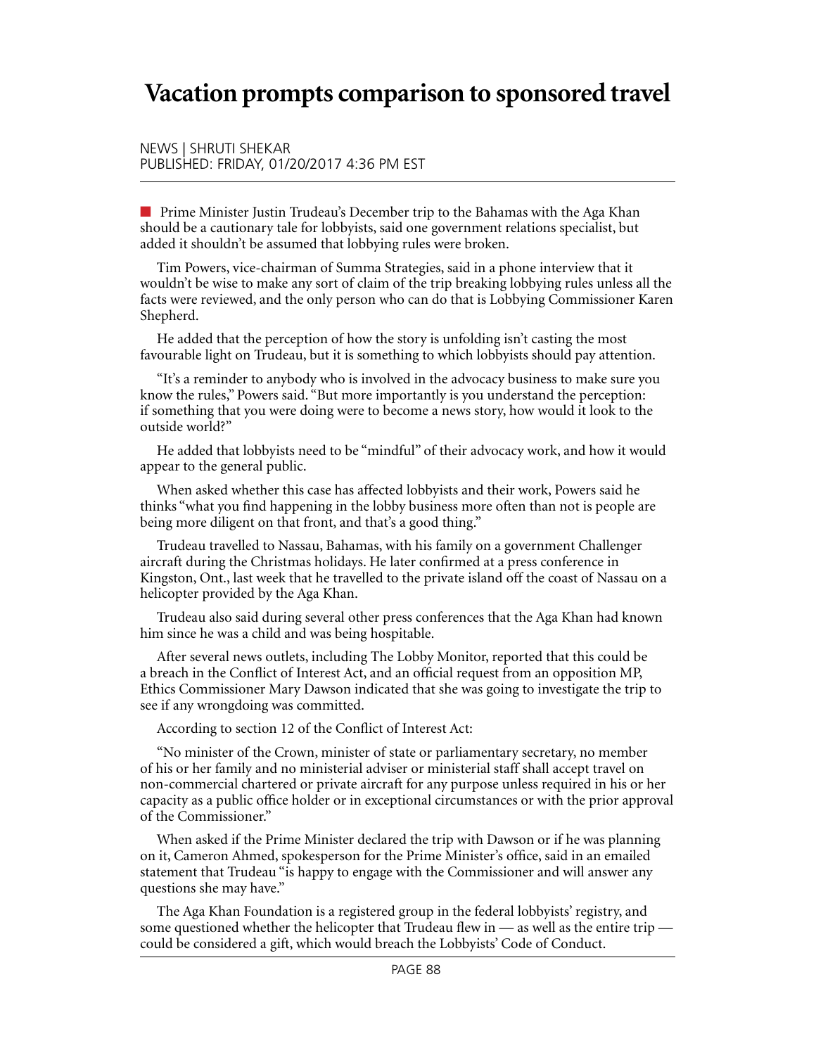# Vacation prompts comparison to sponsored travel

NEWS | SHRUTI SHEKAR
PUBLISHED: FRIDAY, 01/20/2017 4:36 PM EST

Prime Minister Justin Trudeau's December trip to the Bahamas with the Aga Khan should be a cautionary tale for lobbyists, said one government relations specialist, but added it shouldn't be assumed that lobbying rules were broken.

Tim Powers, vice-chairman of Summa Strategies, said in a phone interview that it wouldn't be wise to make any sort of claim of the trip breaking lobbying rules unless all the facts were reviewed, and the only person who can do that is Lobbying Commissioner Karen Shepherd.

He added that the perception of how the story is unfolding isn't casting the most favourable light on Trudeau, but it is something to which lobbyists should pay attention.

"It's a reminder to anybody who is involved in the advocacy business to make sure you know the rules," Powers said. "But more importantly is you understand the perception: if something that you were doing were to become a news story, how would it look to the outside world?"

He added that lobbyists need to be "mindful" of their advocacy work, and how it would appear to the general public.

When asked whether this case has affected lobbyists and their work, Powers said he thinks "what you find happening in the lobby business more often than not is people are being more diligent on that front, and that's a good thing."

Trudeau travelled to Nassau, Bahamas, with his family on a government Challenger aircraft during the Christmas holidays. He later confirmed at a press conference in Kingston, Ont., last week that he travelled to the private island off the coast of Nassau on a helicopter provided by the Aga Khan.

Trudeau also said during several other press conferences that the Aga Khan had known him since he was a child and was being hospitable.

After several news outlets, including The Lobby Monitor, reported that this could be a breach in the Conflict of Interest Act, and an official request from an opposition MP, Ethics Commissioner Mary Dawson indicated that she was going to investigate the trip to see if any wrongdoing was committed.

According to section 12 of the Conflict of Interest Act:

"No minister of the Crown, minister of state or parliamentary secretary, no member of his or her family and no ministerial adviser or ministerial staff shall accept travel on non-commercial chartered or private aircraft for any purpose unless required in his or her capacity as a public office holder or in exceptional circumstances or with the prior approval of the Commissioner."

When asked if the Prime Minister declared the trip with Dawson or if he was planning on it, Cameron Ahmed, spokesperson for the Prime Minister's office, said in an emailed statement that Trudeau "is happy to engage with the Commissioner and will answer any questions she may have."

The Aga Khan Foundation is a registered group in the federal lobbyists' registry, and some questioned whether the helicopter that Trudeau flew in — as well as the entire trip — could be considered a gift, which would breach the Lobbyists' Code of Conduct.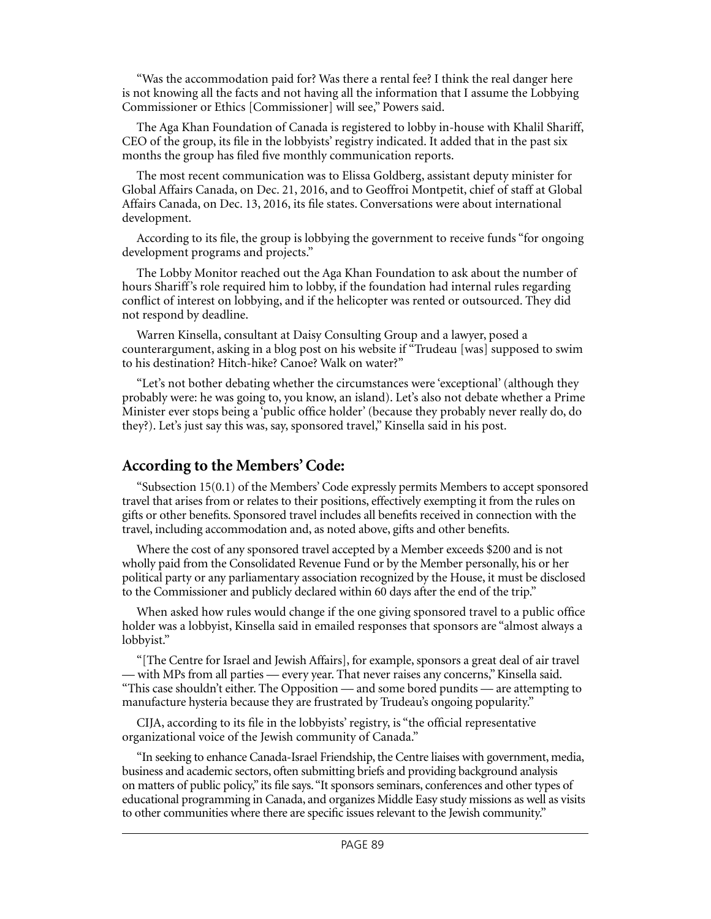"Was the accommodation paid for? Was there a rental fee? I think the real danger here is not knowing all the facts and not having all the information that I assume the Lobbying Commissioner or Ethics [Commissioner] will see," Powers said.

The Aga Khan Foundation of Canada is registered to lobby in-house with Khalil Shariff, CEO of the group, its file in the lobbyists' registry indicated. It added that in the past six months the group has filed five monthly communication reports.

The most recent communication was to Elissa Goldberg, assistant deputy minister for Global Affairs Canada, on Dec. 21, 2016, and to Geoffroi Montpetit, chief of staff at Global Affairs Canada, on Dec. 13, 2016, its file states. Conversations were about international development.

According to its file, the group is lobbying the government to receive funds "for ongoing development programs and projects."

The Lobby Monitor reached out the Aga Khan Foundation to ask about the number of hours Shariff's role required him to lobby, if the foundation had internal rules regarding conflict of interest on lobbying, and if the helicopter was rented or outsourced. They did not respond by deadline.

Warren Kinsella, consultant at Daisy Consulting Group and a lawyer, posed a counterargument, asking in a blog post on his website if "Trudeau [was] supposed to swim to his destination? Hitch-hike? Canoe? Walk on water?"

"Let's not bother debating whether the circumstances were 'exceptional' (although they probably were: he was going to, you know, an island). Let's also not debate whether a Prime Minister ever stops being a 'public office holder' (because they probably never really do, do they?). Let's just say this was, say, sponsored travel," Kinsella said in his post.

## According to the Members' Code:

"Subsection 15(0.1) of the Members' Code expressly permits Members to accept sponsored travel that arises from or relates to their positions, effectively exempting it from the rules on gifts or other benefits. Sponsored travel includes all benefits received in connection with the travel, including accommodation and, as noted above, gifts and other benefits.

Where the cost of any sponsored travel accepted by a Member exceeds $200 and is not wholly paid from the Consolidated Revenue Fund or by the Member personally, his or her political party or any parliamentary association recognized by the House, it must be disclosed to the Commissioner and publicly declared within 60 days after the end of the trip."

When asked how rules would change if the one giving sponsored travel to a public office holder was a lobbyist, Kinsella said in emailed responses that sponsors are "almost always a lobbyist."

"[The Centre for Israel and Jewish Affairs], for example, sponsors a great deal of air travel — with MPs from all parties — every year. That never raises any concerns," Kinsella said. "This case shouldn't either. The Opposition — and some bored pundits — are attempting to manufacture hysteria because they are frustrated by Trudeau's ongoing popularity."

CIJA, according to its file in the lobbyists' registry, is "the official representative organizational voice of the Jewish community of Canada."

"In seeking to enhance Canada-Israel Friendship, the Centre liaises with government, media, business and academic sectors, often submitting briefs and providing background analysis on matters of public policy," its file says. "It sponsors seminars, conferences and other types of educational programming in Canada, and organizes Middle Easy study missions as well as visits to other communities where there are specific issues relevant to the Jewish community."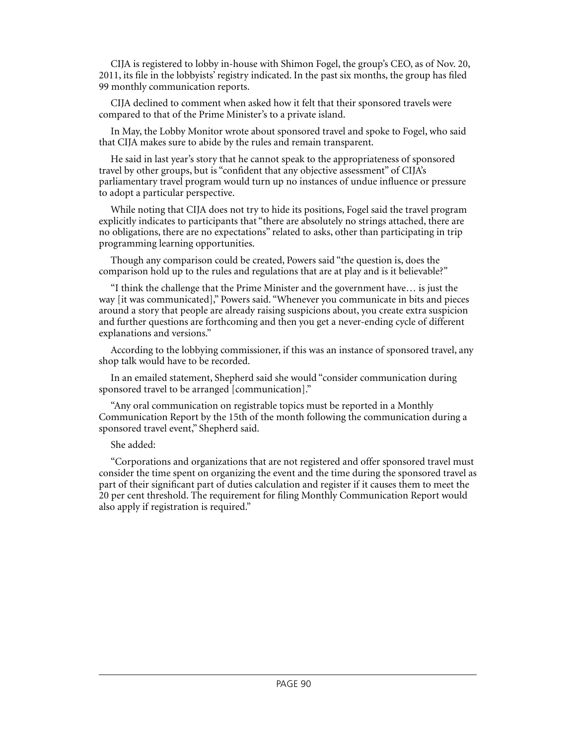CIJA is registered to lobby in-house with Shimon Fogel, the group's CEO, as of Nov. 20, 2011, its file in the lobbyists' registry indicated. In the past six months, the group has filed 99 monthly communication reports.

CIJA declined to comment when asked how it felt that their sponsored travels were compared to that of the Prime Minister's to a private island.

In May, the Lobby Monitor wrote about sponsored travel and spoke to Fogel, who said that CIJA makes sure to abide by the rules and remain transparent.

He said in last year's story that he cannot speak to the appropriateness of sponsored travel by other groups, but is "confident that any objective assessment" of CIJA's parliamentary travel program would turn up no instances of undue influence or pressure to adopt a particular perspective.

While noting that CIJA does not try to hide its positions, Fogel said the travel program explicitly indicates to participants that "there are absolutely no strings attached, there are no obligations, there are no expectations" related to asks, other than participating in trip programming learning opportunities.

Though any comparison could be created, Powers said "the question is, does the comparison hold up to the rules and regulations that are at play and is it believable?"

"I think the challenge that the Prime Minister and the government have… is just the way [it was communicated]," Powers said. "Whenever you communicate in bits and pieces around a story that people are already raising suspicions about, you create extra suspicion and further questions are forthcoming and then you get a never-ending cycle of different explanations and versions."

According to the lobbying commissioner, if this was an instance of sponsored travel, any shop talk would have to be recorded.

In an emailed statement, Shepherd said she would "consider communication during sponsored travel to be arranged [communication]."

"Any oral communication on registrable topics must be reported in a Monthly Communication Report by the 15th of the month following the communication during a sponsored travel event," Shepherd said.

She added:

"Corporations and organizations that are not registered and offer sponsored travel must consider the time spent on organizing the event and the time during the sponsored travel as part of their significant part of duties calculation and register if it causes them to meet the 20 per cent threshold. The requirement for filing Monthly Communication Report would also apply if registration is required."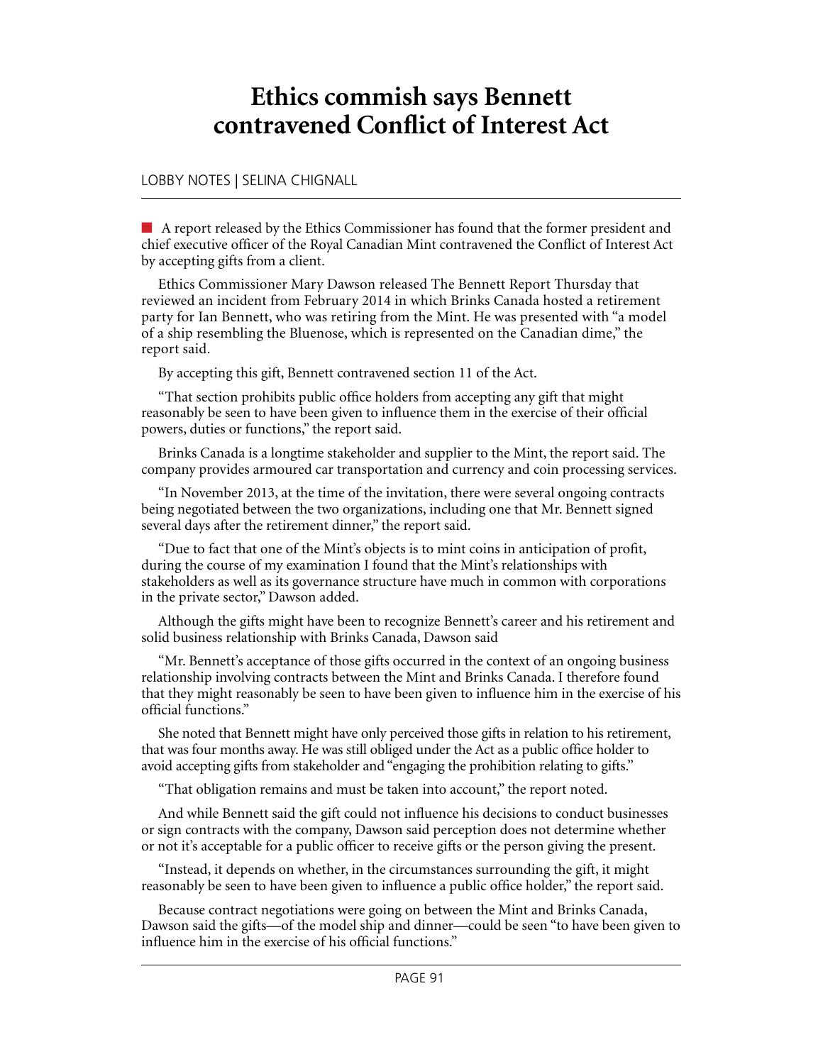# Ethics commish says Bennett contravened Conflict of Interest Act

LOBBY NOTES | SELINA CHIGNALL

■ A report released by the Ethics Commissioner has found that the former president and chief executive officer of the Royal Canadian Mint contravened the Conflict of Interest Act by accepting gifts from a client.

Ethics Commissioner Mary Dawson released The Bennett Report Thursday that reviewed an incident from February 2014 in which Brinks Canada hosted a retirement party for Ian Bennett, who was retiring from the Mint. He was presented with "a model of a ship resembling the Bluenose, which is represented on the Canadian dime," the report said.

By accepting this gift, Bennett contravened section 11 of the Act.

"That section prohibits public office holders from accepting any gift that might reasonably be seen to have been given to influence them in the exercise of their official powers, duties or functions," the report said.

Brinks Canada is a longtime stakeholder and supplier to the Mint, the report said. The company provides armoured car transportation and currency and coin processing services.

"In November 2013, at the time of the invitation, there were several ongoing contracts being negotiated between the two organizations, including one that Mr. Bennett signed several days after the retirement dinner," the report said.

"Due to fact that one of the Mint's objects is to mint coins in anticipation of profit, during the course of my examination I found that the Mint's relationships with stakeholders as well as its governance structure have much in common with corporations in the private sector," Dawson added.

Although the gifts might have been to recognize Bennett's career and his retirement and solid business relationship with Brinks Canada, Dawson said

"Mr. Bennett's acceptance of those gifts occurred in the context of an ongoing business relationship involving contracts between the Mint and Brinks Canada. I therefore found that they might reasonably be seen to have been given to influence him in the exercise of his official functions."

She noted that Bennett might have only perceived those gifts in relation to his retirement, that was four months away. He was still obliged under the Act as a public office holder to avoid accepting gifts from stakeholder and "engaging the prohibition relating to gifts."

"That obligation remains and must be taken into account," the report noted.

And while Bennett said the gift could not influence his decisions to conduct businesses or sign contracts with the company, Dawson said perception does not determine whether or not it's acceptable for a public officer to receive gifts or the person giving the present.

"Instead, it depends on whether, in the circumstances surrounding the gift, it might reasonably be seen to have been given to influence a public office holder," the report said.

Because contract negotiations were going on between the Mint and Brinks Canada, Dawson said the gifts—of the model ship and dinner—could be seen "to have been given to influence him in the exercise of his official functions."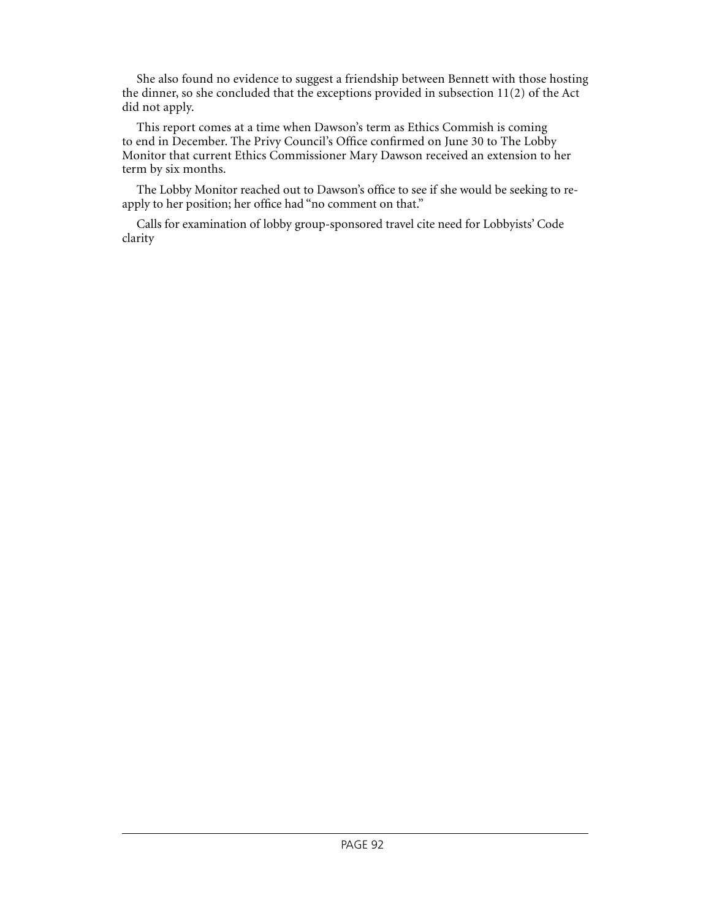She also found no evidence to suggest a friendship between Bennett with those hosting the dinner, so she concluded that the exceptions provided in subsection 11(2) of the Act did not apply.

This report comes at a time when Dawson's term as Ethics Commish is coming to end in December. The Privy Council's Office confirmed on June 30 to The Lobby Monitor that current Ethics Commissioner Mary Dawson received an extension to her term by six months.

The Lobby Monitor reached out to Dawson's office to see if she would be seeking to re-apply to her position; her office had "no comment on that."

Calls for examination of lobby group-sponsored travel cite need for Lobbyists' Code clarity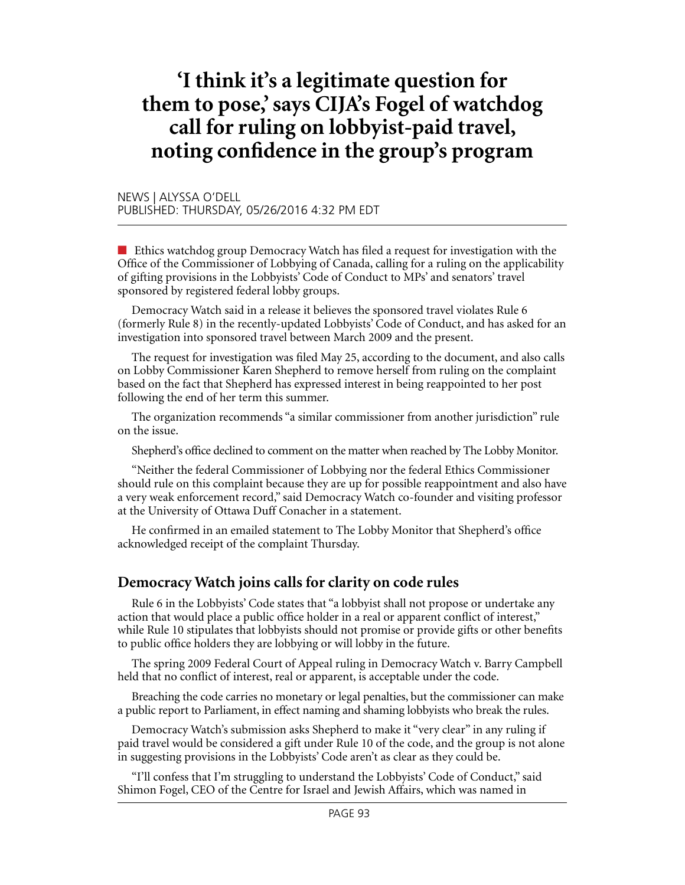# 'I think it's a legitimate question for them to pose,' says CIJA's Fogel of watchdog call for ruling on lobbyist-paid travel, noting confidence in the group's program

NEWS | ALYSSA O'DELL
PUBLISHED: THURSDAY, 05/26/2016 4:32 PM EDT

Ethics watchdog group Democracy Watch has filed a request for investigation with the Office of the Commissioner of Lobbying of Canada, calling for a ruling on the applicability of gifting provisions in the Lobbyists' Code of Conduct to MPs' and senators' travel sponsored by registered federal lobby groups.

Democracy Watch said in a release it believes the sponsored travel violates Rule 6 (formerly Rule 8) in the recently-updated Lobbyists' Code of Conduct, and has asked for an investigation into sponsored travel between March 2009 and the present.

The request for investigation was filed May 25, according to the document, and also calls on Lobby Commissioner Karen Shepherd to remove herself from ruling on the complaint based on the fact that Shepherd has expressed interest in being reappointed to her post following the end of her term this summer.

The organization recommends "a similar commissioner from another jurisdiction" rule on the issue.

Shepherd's office declined to comment on the matter when reached by The Lobby Monitor.

"Neither the federal Commissioner of Lobbying nor the federal Ethics Commissioner should rule on this complaint because they are up for possible reappointment and also have a very weak enforcement record," said Democracy Watch co-founder and visiting professor at the University of Ottawa Duff Conacher in a statement.

He confirmed in an emailed statement to The Lobby Monitor that Shepherd's office acknowledged receipt of the complaint Thursday.

## Democracy Watch joins calls for clarity on code rules

Rule 6 in the Lobbyists' Code states that "a lobbyist shall not propose or undertake any action that would place a public office holder in a real or apparent conflict of interest," while Rule 10 stipulates that lobbyists should not promise or provide gifts or other benefits to public office holders they are lobbying or will lobby in the future.

The spring 2009 Federal Court of Appeal ruling in Democracy Watch v. Barry Campbell held that no conflict of interest, real or apparent, is acceptable under the code.

Breaching the code carries no monetary or legal penalties, but the commissioner can make a public report to Parliament, in effect naming and shaming lobbyists who break the rules.

Democracy Watch's submission asks Shepherd to make it "very clear" in any ruling if paid travel would be considered a gift under Rule 10 of the code, and the group is not alone in suggesting provisions in the Lobbyists' Code aren't as clear as they could be.

"I'll confess that I'm struggling to understand the Lobbyists' Code of Conduct," said Shimon Fogel, CEO of the Centre for Israel and Jewish Affairs, which was named in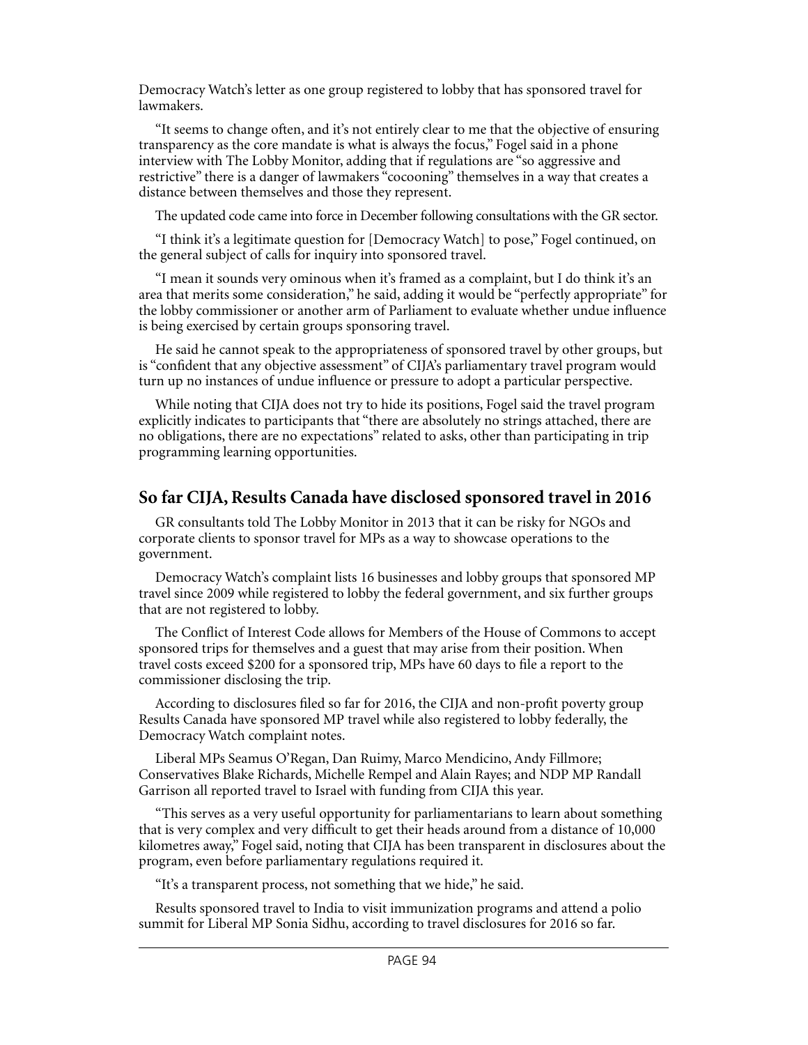Democracy Watch's letter as one group registered to lobby that has sponsored travel for lawmakers.

"It seems to change often, and it's not entirely clear to me that the objective of ensuring transparency as the core mandate is what is always the focus," Fogel said in a phone interview with The Lobby Monitor, adding that if regulations are "so aggressive and restrictive" there is a danger of lawmakers "cocooning" themselves in a way that creates a distance between themselves and those they represent.

The updated code came into force in December following consultations with the GR sector.

"I think it's a legitimate question for [Democracy Watch] to pose," Fogel continued, on the general subject of calls for inquiry into sponsored travel.

"I mean it sounds very ominous when it's framed as a complaint, but I do think it's an area that merits some consideration," he said, adding it would be "perfectly appropriate" for the lobby commissioner or another arm of Parliament to evaluate whether undue influence is being exercised by certain groups sponsoring travel.

He said he cannot speak to the appropriateness of sponsored travel by other groups, but is "confident that any objective assessment" of CIJA's parliamentary travel program would turn up no instances of undue influence or pressure to adopt a particular perspective.

While noting that CIJA does not try to hide its positions, Fogel said the travel program explicitly indicates to participants that "there are absolutely no strings attached, there are no obligations, there are no expectations" related to asks, other than participating in trip programming learning opportunities.

## So far CIJA, Results Canada have disclosed sponsored travel in 2016

GR consultants told The Lobby Monitor in 2013 that it can be risky for NGOs and corporate clients to sponsor travel for MPs as a way to showcase operations to the government.

Democracy Watch's complaint lists 16 businesses and lobby groups that sponsored MP travel since 2009 while registered to lobby the federal government, and six further groups that are not registered to lobby.

The Conflict of Interest Code allows for Members of the House of Commons to accept sponsored trips for themselves and a guest that may arise from their position. When travel costs exceed $200 for a sponsored trip, MPs have 60 days to file a report to the commissioner disclosing the trip.

According to disclosures filed so far for 2016, the CIJA and non-profit poverty group Results Canada have sponsored MP travel while also registered to lobby federally, the Democracy Watch complaint notes.

Liberal MPs Seamus O'Regan, Dan Ruimy, Marco Mendicino, Andy Fillmore; Conservatives Blake Richards, Michelle Rempel and Alain Rayes; and NDP MP Randall Garrison all reported travel to Israel with funding from CIJA this year.

"This serves as a very useful opportunity for parliamentarians to learn about something that is very complex and very difficult to get their heads around from a distance of 10,000 kilometres away," Fogel said, noting that CIJA has been transparent in disclosures about the program, even before parliamentary regulations required it.

"It's a transparent process, not something that we hide," he said.

Results sponsored travel to India to visit immunization programs and attend a polio summit for Liberal MP Sonia Sidhu, according to travel disclosures for 2016 so far.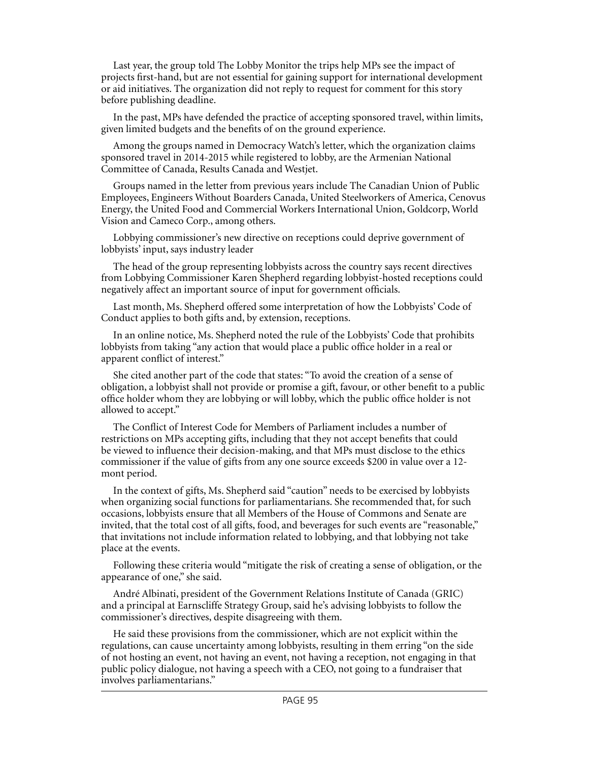Last year, the group told The Lobby Monitor the trips help MPs see the impact of projects first-hand, but are not essential for gaining support for international development or aid initiatives. The organization did not reply to request for comment for this story before publishing deadline.

In the past, MPs have defended the practice of accepting sponsored travel, within limits, given limited budgets and the benefits of on the ground experience.

Among the groups named in Democracy Watch's letter, which the organization claims sponsored travel in 2014-2015 while registered to lobby, are the Armenian National Committee of Canada, Results Canada and Westjet.

Groups named in the letter from previous years include The Canadian Union of Public Employees, Engineers Without Boarders Canada, United Steelworkers of America, Cenovus Energy, the United Food and Commercial Workers International Union, Goldcorp, World Vision and Cameco Corp., among others.

Lobbying commissioner's new directive on receptions could deprive government of lobbyists' input, says industry leader

The head of the group representing lobbyists across the country says recent directives from Lobbying Commissioner Karen Shepherd regarding lobbyist-hosted receptions could negatively affect an important source of input for government officials.

Last month, Ms. Shepherd offered some interpretation of how the Lobbyists' Code of Conduct applies to both gifts and, by extension, receptions.

In an online notice, Ms. Shepherd noted the rule of the Lobbyists' Code that prohibits lobbyists from taking "any action that would place a public office holder in a real or apparent conflict of interest."

She cited another part of the code that states: "To avoid the creation of a sense of obligation, a lobbyist shall not provide or promise a gift, favour, or other benefit to a public office holder whom they are lobbying or will lobby, which the public office holder is not allowed to accept."

The Conflict of Interest Code for Members of Parliament includes a number of restrictions on MPs accepting gifts, including that they not accept benefits that could be viewed to influence their decision-making, and that MPs must disclose to the ethics commissioner if the value of gifts from any one source exceeds $200 in value over a 12-mont period.

In the context of gifts, Ms. Shepherd said "caution" needs to be exercised by lobbyists when organizing social functions for parliamentarians. She recommended that, for such occasions, lobbyists ensure that all Members of the House of Commons and Senate are invited, that the total cost of all gifts, food, and beverages for such events are "reasonable," that invitations not include information related to lobbying, and that lobbying not take place at the events.

Following these criteria would "mitigate the risk of creating a sense of obligation, or the appearance of one," she said.

André Albinati, president of the Government Relations Institute of Canada (GRIC) and a principal at Earnscliffe Strategy Group, said he's advising lobbyists to follow the commissioner's directives, despite disagreeing with them.

He said these provisions from the commissioner, which are not explicit within the regulations, can cause uncertainty among lobbyists, resulting in them erring "on the side of not hosting an event, not having an event, not having a reception, not engaging in that public policy dialogue, not having a speech with a CEO, not going to a fundraiser that involves parliamentarians."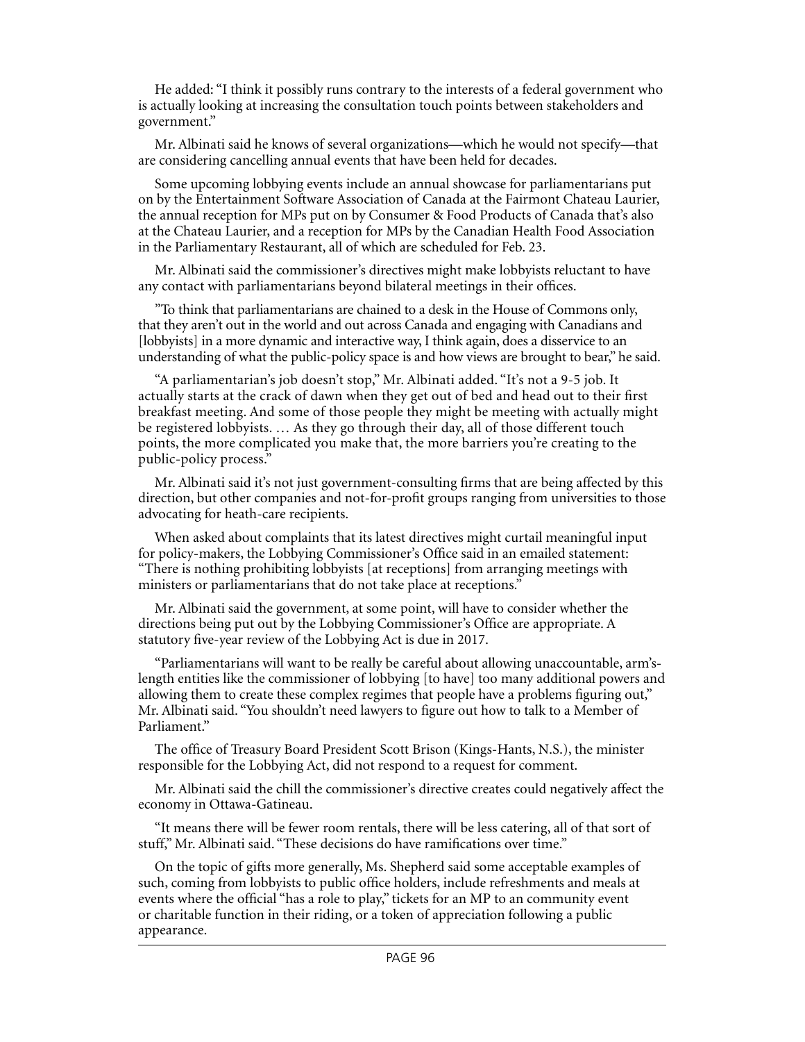He added: "I think it possibly runs contrary to the interests of a federal government who is actually looking at increasing the consultation touch points between stakeholders and government."

Mr. Albinati said he knows of several organizations—which he would not specify—that are considering cancelling annual events that have been held for decades.

Some upcoming lobbying events include an annual showcase for parliamentarians put on by the Entertainment Software Association of Canada at the Fairmont Chateau Laurier, the annual reception for MPs put on by Consumer & Food Products of Canada that's also at the Chateau Laurier, and a reception for MPs by the Canadian Health Food Association in the Parliamentary Restaurant, all of which are scheduled for Feb. 23.

Mr. Albinati said the commissioner's directives might make lobbyists reluctant to have any contact with parliamentarians beyond bilateral meetings in their offices.

"To think that parliamentarians are chained to a desk in the House of Commons only, that they aren't out in the world and out across Canada and engaging with Canadians and [lobbyists] in a more dynamic and interactive way, I think again, does a disservice to an understanding of what the public-policy space is and how views are brought to bear," he said.

"A parliamentarian's job doesn't stop," Mr. Albinati added. "It's not a 9-5 job. It actually starts at the crack of dawn when they get out of bed and head out to their first breakfast meeting. And some of those people they might be meeting with actually might be registered lobbyists. … As they go through their day, all of those different touch points, the more complicated you make that, the more barriers you're creating to the public-policy process."

Mr. Albinati said it's not just government-consulting firms that are being affected by this direction, but other companies and not-for-profit groups ranging from universities to those advocating for heath-care recipients.

When asked about complaints that its latest directives might curtail meaningful input for policy-makers, the Lobbying Commissioner's Office said in an emailed statement: "There is nothing prohibiting lobbyists [at receptions] from arranging meetings with ministers or parliamentarians that do not take place at receptions."

Mr. Albinati said the government, at some point, will have to consider whether the directions being put out by the Lobbying Commissioner's Office are appropriate. A statutory five-year review of the Lobbying Act is due in 2017.

"Parliamentarians will want to be really be careful about allowing unaccountable, arm's-length entities like the commissioner of lobbying [to have] too many additional powers and allowing them to create these complex regimes that people have a problems figuring out," Mr. Albinati said. "You shouldn't need lawyers to figure out how to talk to a Member of Parliament."

The office of Treasury Board President Scott Brison (Kings-Hants, N.S.), the minister responsible for the Lobbying Act, did not respond to a request for comment.

Mr. Albinati said the chill the commissioner's directive creates could negatively affect the economy in Ottawa-Gatineau.

"It means there will be fewer room rentals, there will be less catering, all of that sort of stuff," Mr. Albinati said. "These decisions do have ramifications over time."

On the topic of gifts more generally, Ms. Shepherd said some acceptable examples of such, coming from lobbyists to public office holders, include refreshments and meals at events where the official "has a role to play," tickets for an MP to an community event or charitable function in their riding, or a token of appreciation following a public appearance.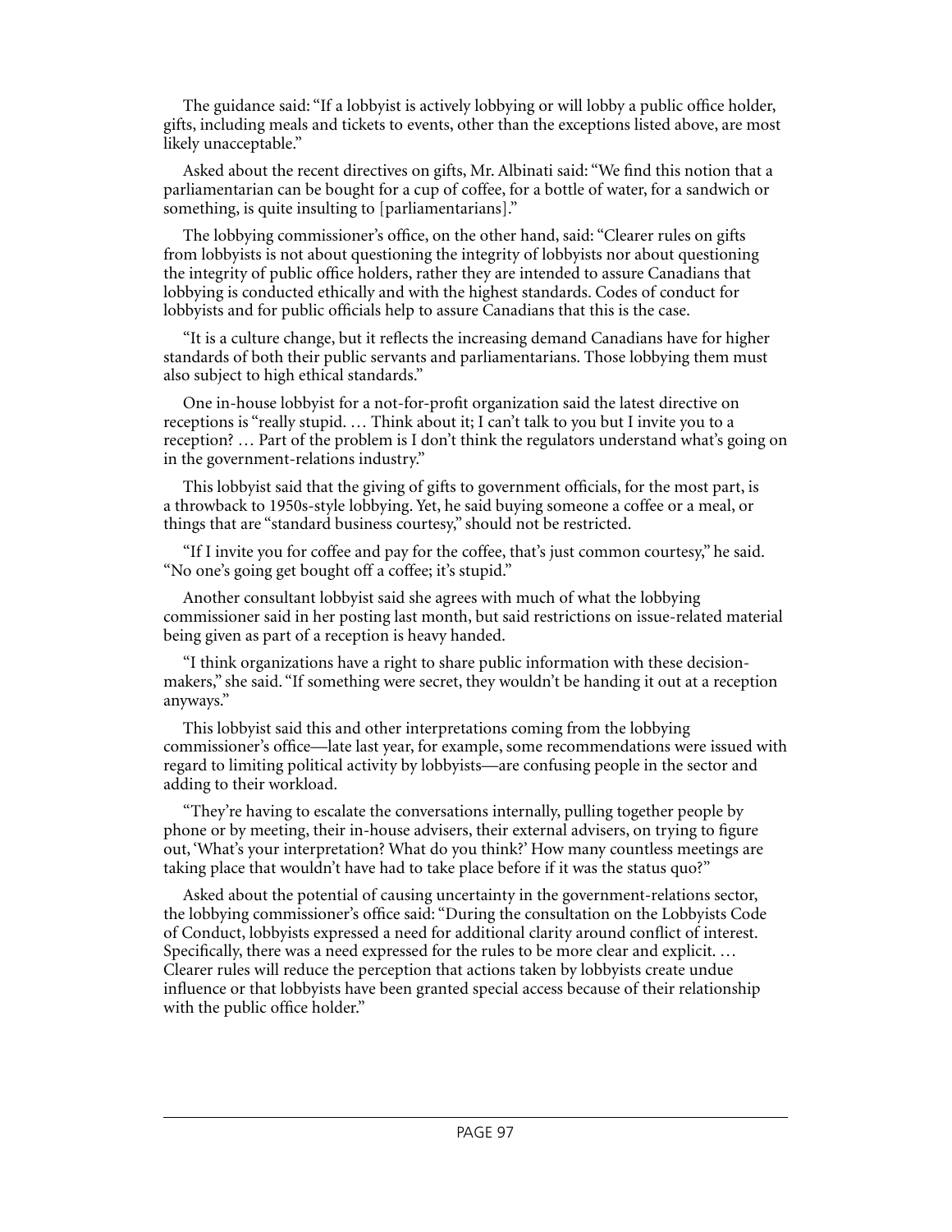The guidance said: "If a lobbyist is actively lobbying or will lobby a public office holder, gifts, including meals and tickets to events, other than the exceptions listed above, are most likely unacceptable."

Asked about the recent directives on gifts, Mr. Albinati said: "We find this notion that a parliamentarian can be bought for a cup of coffee, for a bottle of water, for a sandwich or something, is quite insulting to [parliamentarians]."

The lobbying commissioner's office, on the other hand, said: "Clearer rules on gifts from lobbyists is not about questioning the integrity of lobbyists nor about questioning the integrity of public office holders, rather they are intended to assure Canadians that lobbying is conducted ethically and with the highest standards. Codes of conduct for lobbyists and for public officials help to assure Canadians that this is the case.

"It is a culture change, but it reflects the increasing demand Canadians have for higher standards of both their public servants and parliamentarians. Those lobbying them must also subject to high ethical standards."

One in-house lobbyist for a not-for-profit organization said the latest directive on receptions is "really stupid. … Think about it; I can't talk to you but I invite you to a reception? … Part of the problem is I don't think the regulators understand what's going on in the government-relations industry."

This lobbyist said that the giving of gifts to government officials, for the most part, is a throwback to 1950s-style lobbying. Yet, he said buying someone a coffee or a meal, or things that are "standard business courtesy," should not be restricted.

"If I invite you for coffee and pay for the coffee, that's just common courtesy," he said. "No one's going get bought off a coffee; it's stupid."

Another consultant lobbyist said she agrees with much of what the lobbying commissioner said in her posting last month, but said restrictions on issue-related material being given as part of a reception is heavy handed.

"I think organizations have a right to share public information with these decision-makers," she said. "If something were secret, they wouldn't be handing it out at a reception anyways."

This lobbyist said this and other interpretations coming from the lobbying commissioner's office—late last year, for example, some recommendations were issued with regard to limiting political activity by lobbyists—are confusing people in the sector and adding to their workload.

"They're having to escalate the conversations internally, pulling together people by phone or by meeting, their in-house advisers, their external advisers, on trying to figure out, 'What's your interpretation? What do you think?' How many countless meetings are taking place that wouldn't have had to take place before if it was the status quo?"

Asked about the potential of causing uncertainty in the government-relations sector, the lobbying commissioner's office said: "During the consultation on the Lobbyists Code of Conduct, lobbyists expressed a need for additional clarity around conflict of interest. Specifically, there was a need expressed for the rules to be more clear and explicit. … Clearer rules will reduce the perception that actions taken by lobbyists create undue influence or that lobbyists have been granted special access because of their relationship with the public office holder."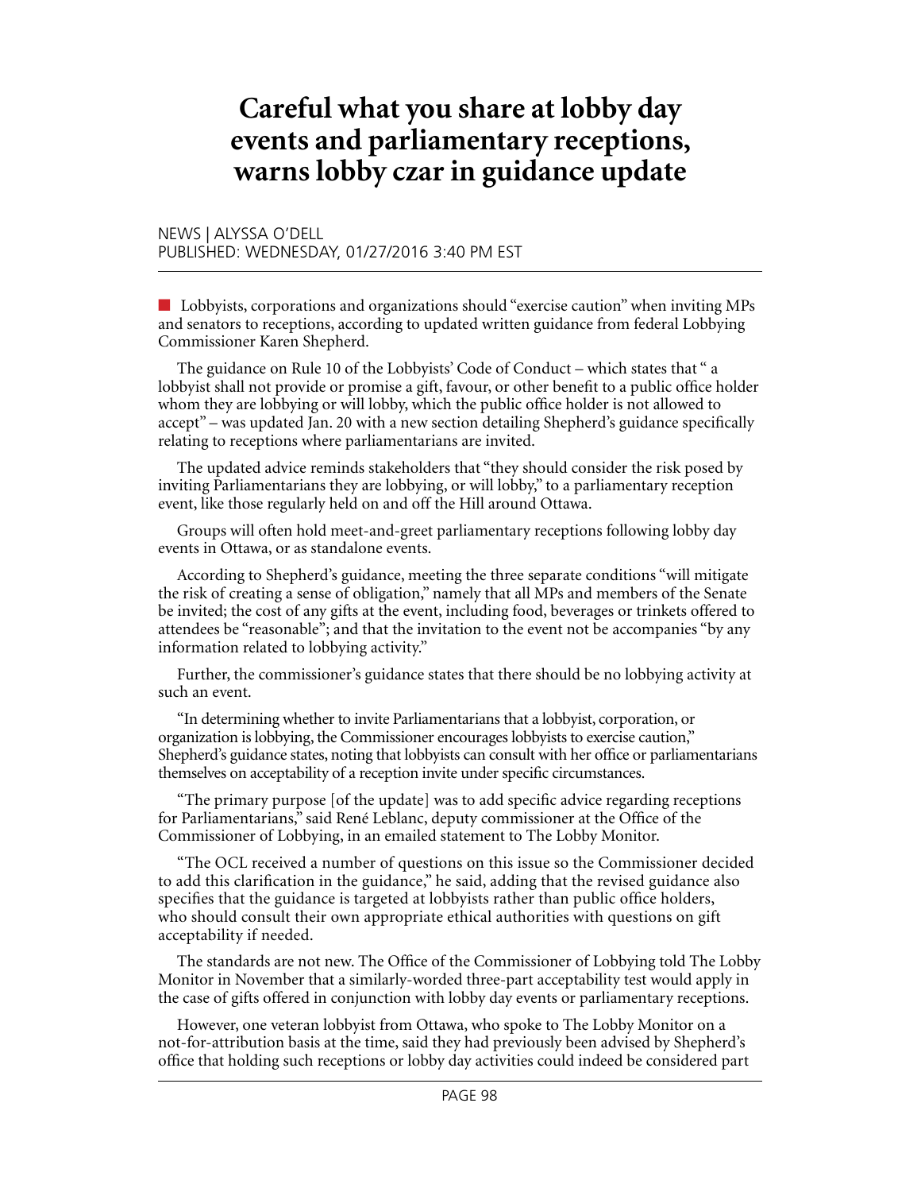# Careful what you share at lobby day events and parliamentary receptions, warns lobby czar in guidance update

NEWS | ALYSSA O'DELL
PUBLISHED: WEDNESDAY, 01/27/2016 3:40 PM EST

---

Lobbyists, corporations and organizations should "exercise caution" when inviting MPs and senators to receptions, according to updated written guidance from federal Lobbying Commissioner Karen Shepherd.

The guidance on Rule 10 of the Lobbyists' Code of Conduct – which states that " a lobbyist shall not provide or promise a gift, favour, or other benefit to a public office holder whom they are lobbying or will lobby, which the public office holder is not allowed to accept" – was updated Jan. 20 with a new section detailing Shepherd's guidance specifically relating to receptions where parliamentarians are invited.

The updated advice reminds stakeholders that "they should consider the risk posed by inviting Parliamentarians they are lobbying, or will lobby," to a parliamentary reception event, like those regularly held on and off the Hill around Ottawa.

Groups will often hold meet-and-greet parliamentary receptions following lobby day events in Ottawa, or as standalone events.

According to Shepherd's guidance, meeting the three separate conditions "will mitigate the risk of creating a sense of obligation," namely that all MPs and members of the Senate be invited; the cost of any gifts at the event, including food, beverages or trinkets offered to attendees be "reasonable"; and that the invitation to the event not be accompanies "by any information related to lobbying activity."

Further, the commissioner's guidance states that there should be no lobbying activity at such an event.

"In determining whether to invite Parliamentarians that a lobbyist, corporation, or organization is lobbying, the Commissioner encourages lobbyists to exercise caution," Shepherd's guidance states, noting that lobbyists can consult with her office or parliamentarians themselves on acceptability of a reception invite under specific circumstances.

"The primary purpose [of the update] was to add specific advice regarding receptions for Parliamentarians," said René Leblanc, deputy commissioner at the Office of the Commissioner of Lobbying, in an emailed statement to The Lobby Monitor.

"The OCL received a number of questions on this issue so the Commissioner decided to add this clarification in the guidance," he said, adding that the revised guidance also specifies that the guidance is targeted at lobbyists rather than public office holders, who should consult their own appropriate ethical authorities with questions on gift acceptability if needed.

The standards are not new. The Office of the Commissioner of Lobbying told The Lobby Monitor in November that a similarly-worded three-part acceptability test would apply in the case of gifts offered in conjunction with lobby day events or parliamentary receptions.

However, one veteran lobbyist from Ottawa, who spoke to The Lobby Monitor on a not-for-attribution basis at the time, said they had previously been advised by Shepherd's office that holding such receptions or lobby day activities could indeed be considered part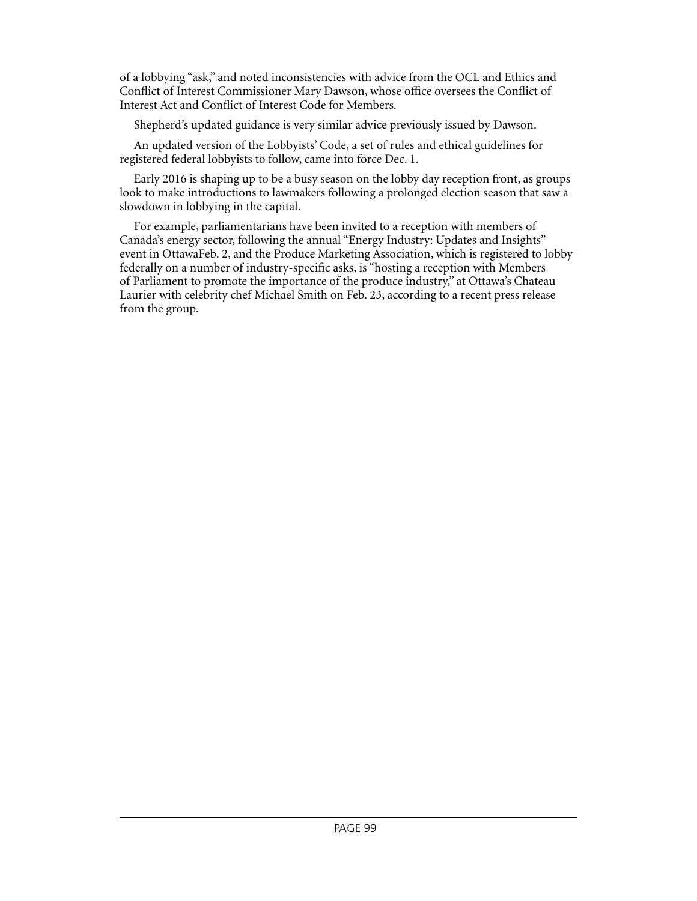of a lobbying "ask," and noted inconsistencies with advice from the OCL and Ethics and Conflict of Interest Commissioner Mary Dawson, whose office oversees the Conflict of Interest Act and Conflict of Interest Code for Members.

Shepherd's updated guidance is very similar advice previously issued by Dawson.

An updated version of the Lobbyists' Code, a set of rules and ethical guidelines for registered federal lobbyists to follow, came into force Dec. 1.

Early 2016 is shaping up to be a busy season on the lobby day reception front, as groups look to make introductions to lawmakers following a prolonged election season that saw a slowdown in lobbying in the capital.

For example, parliamentarians have been invited to a reception with members of Canada's energy sector, following the annual "Energy Industry: Updates and Insights" event in OttawaFeb. 2, and the Produce Marketing Association, which is registered to lobby federally on a number of industry-specific asks, is "hosting a reception with Members of Parliament to promote the importance of the produce industry," at Ottawa's Chateau Laurier with celebrity chef Michael Smith on Feb. 23, according to a recent press release from the group.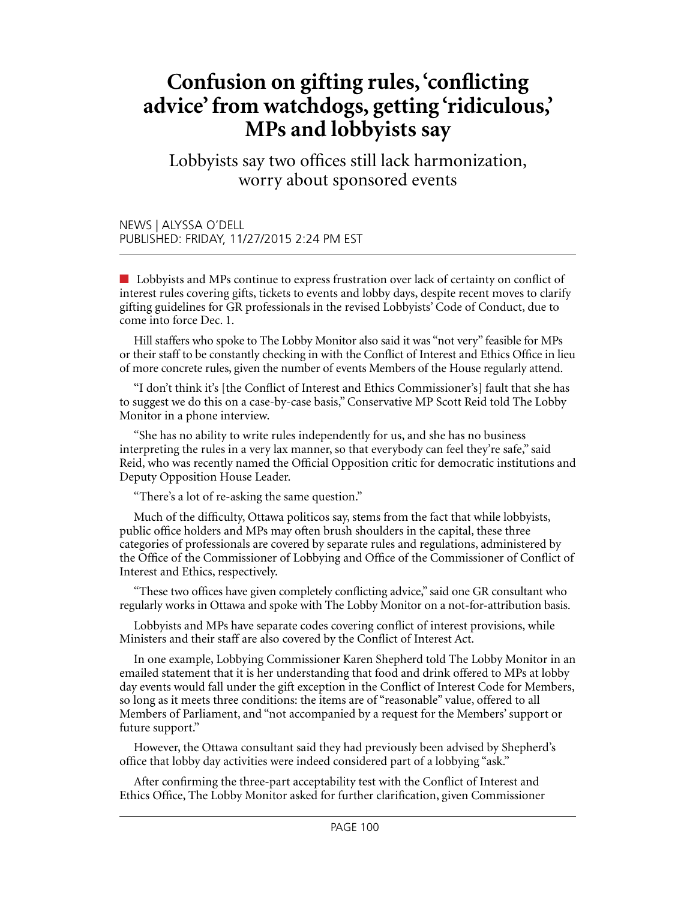# Confusion on gifting rules, 'conflicting advice' from watchdogs, getting 'ridiculous,' MPs and lobbyists say

Lobbyists say two offices still lack harmonization, worry about sponsored events

NEWS | ALYSSA O'DELL
PUBLISHED: FRIDAY, 11/27/2015 2:24 PM EST

Lobbyists and MPs continue to express frustration over lack of certainty on conflict of interest rules covering gifts, tickets to events and lobby days, despite recent moves to clarify gifting guidelines for GR professionals in the revised Lobbyists' Code of Conduct, due to come into force Dec. 1.

Hill staffers who spoke to The Lobby Monitor also said it was "not very" feasible for MPs or their staff to be constantly checking in with the Conflict of Interest and Ethics Office in lieu of more concrete rules, given the number of events Members of the House regularly attend.

"I don't think it's [the Conflict of Interest and Ethics Commissioner's] fault that she has to suggest we do this on a case-by-case basis," Conservative MP Scott Reid told The Lobby Monitor in a phone interview.

"She has no ability to write rules independently for us, and she has no business interpreting the rules in a very lax manner, so that everybody can feel they're safe," said Reid, who was recently named the Official Opposition critic for democratic institutions and Deputy Opposition House Leader.

"There's a lot of re-asking the same question."

Much of the difficulty, Ottawa politicos say, stems from the fact that while lobbyists, public office holders and MPs may often brush shoulders in the capital, these three categories of professionals are covered by separate rules and regulations, administered by the Office of the Commissioner of Lobbying and Office of the Commissioner of Conflict of Interest and Ethics, respectively.

"These two offices have given completely conflicting advice," said one GR consultant who regularly works in Ottawa and spoke with The Lobby Monitor on a not-for-attribution basis.

Lobbyists and MPs have separate codes covering conflict of interest provisions, while Ministers and their staff are also covered by the Conflict of Interest Act.

In one example, Lobbying Commissioner Karen Shepherd told The Lobby Monitor in an emailed statement that it is her understanding that food and drink offered to MPs at lobby day events would fall under the gift exception in the Conflict of Interest Code for Members, so long as it meets three conditions: the items are of "reasonable" value, offered to all Members of Parliament, and "not accompanied by a request for the Members' support or future support."

However, the Ottawa consultant said they had previously been advised by Shepherd's office that lobby day activities were indeed considered part of a lobbying "ask."

After confirming the three-part acceptability test with the Conflict of Interest and Ethics Office, The Lobby Monitor asked for further clarification, given Commissioner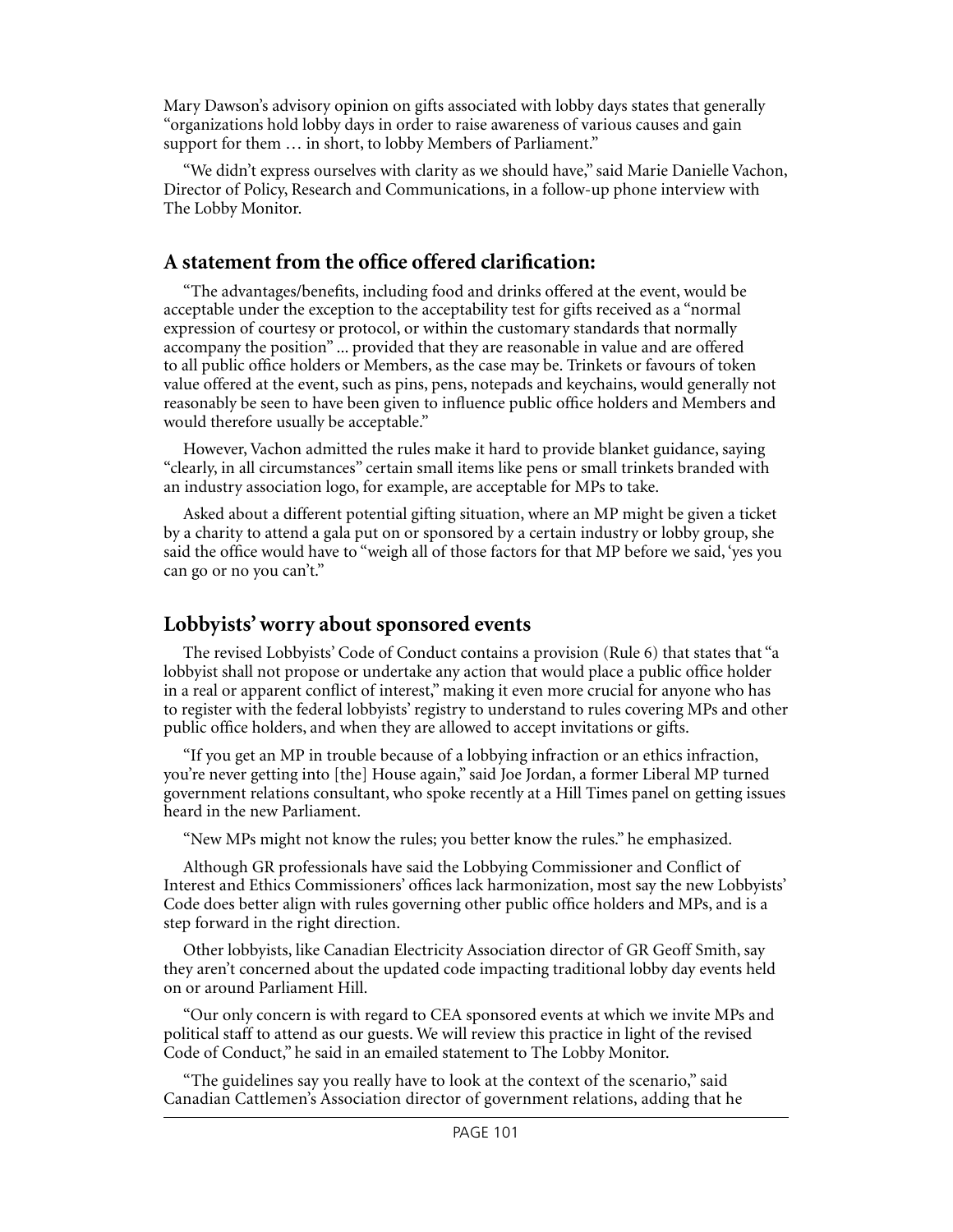Mary Dawson's advisory opinion on gifts associated with lobby days states that generally "organizations hold lobby days in order to raise awareness of various causes and gain support for them … in short, to lobby Members of Parliament."

"We didn't express ourselves with clarity as we should have," said Marie Danielle Vachon, Director of Policy, Research and Communications, in a follow-up phone interview with The Lobby Monitor.

## A statement from the office offered clarification:

"The advantages/benefits, including food and drinks offered at the event, would be acceptable under the exception to the acceptability test for gifts received as a "normal expression of courtesy or protocol, or within the customary standards that normally accompany the position" ... provided that they are reasonable in value and are offered to all public office holders or Members, as the case may be. Trinkets or favours of token value offered at the event, such as pins, pens, notepads and keychains, would generally not reasonably be seen to have been given to influence public office holders and Members and would therefore usually be acceptable."

However, Vachon admitted the rules make it hard to provide blanket guidance, saying "clearly, in all circumstances" certain small items like pens or small trinkets branded with an industry association logo, for example, are acceptable for MPs to take.

Asked about a different potential gifting situation, where an MP might be given a ticket by a charity to attend a gala put on or sponsored by a certain industry or lobby group, she said the office would have to "weigh all of those factors for that MP before we said, 'yes you can go or no you can't."

## Lobbyists' worry about sponsored events

The revised Lobbyists' Code of Conduct contains a provision (Rule 6) that states that "a lobbyist shall not propose or undertake any action that would place a public office holder in a real or apparent conflict of interest," making it even more crucial for anyone who has to register with the federal lobbyists' registry to understand to rules covering MPs and other public office holders, and when they are allowed to accept invitations or gifts.

"If you get an MP in trouble because of a lobbying infraction or an ethics infraction, you're never getting into [the] House again," said Joe Jordan, a former Liberal MP turned government relations consultant, who spoke recently at a Hill Times panel on getting issues heard in the new Parliament.

"New MPs might not know the rules; you better know the rules." he emphasized.

Although GR professionals have said the Lobbying Commissioner and Conflict of Interest and Ethics Commissioners' offices lack harmonization, most say the new Lobbyists' Code does better align with rules governing other public office holders and MPs, and is a step forward in the right direction.

Other lobbyists, like Canadian Electricity Association director of GR Geoff Smith, say they aren't concerned about the updated code impacting traditional lobby day events held on or around Parliament Hill.

"Our only concern is with regard to CEA sponsored events at which we invite MPs and political staff to attend as our guests. We will review this practice in light of the revised Code of Conduct," he said in an emailed statement to The Lobby Monitor.

"The guidelines say you really have to look at the context of the scenario," said Canadian Cattlemen's Association director of government relations, adding that he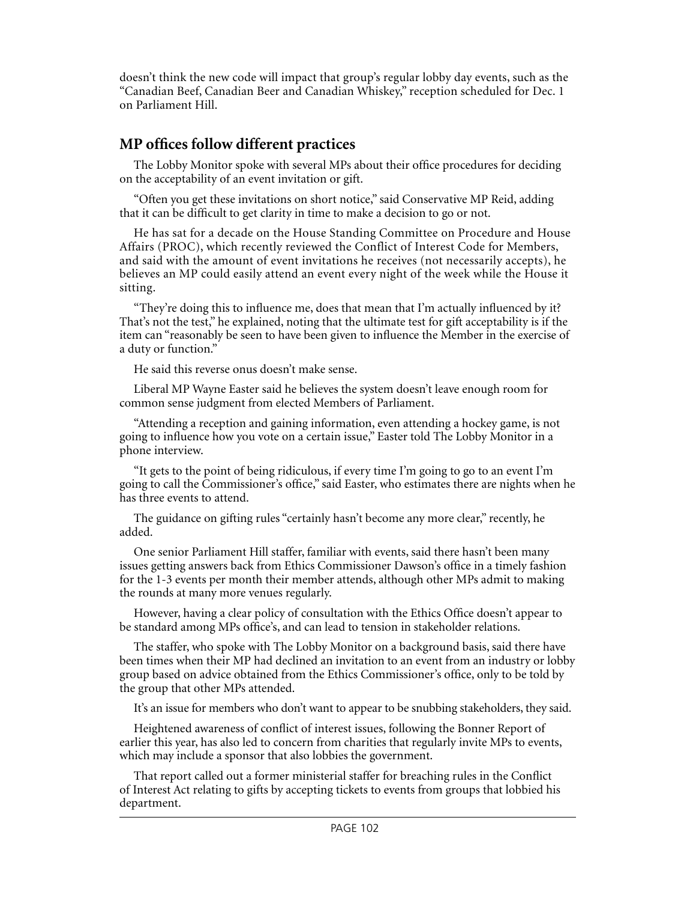doesn't think the new code will impact that group's regular lobby day events, such as the "Canadian Beef, Canadian Beer and Canadian Whiskey," reception scheduled for Dec. 1 on Parliament Hill.

## MP offices follow different practices

The Lobby Monitor spoke with several MPs about their office procedures for deciding on the acceptability of an event invitation or gift.

"Often you get these invitations on short notice," said Conservative MP Reid, adding that it can be difficult to get clarity in time to make a decision to go or not.

He has sat for a decade on the House Standing Committee on Procedure and House Affairs (PROC), which recently reviewed the Conflict of Interest Code for Members, and said with the amount of event invitations he receives (not necessarily accepts), he believes an MP could easily attend an event every night of the week while the House it sitting.

"They're doing this to influence me, does that mean that I'm actually influenced by it? That's not the test," he explained, noting that the ultimate test for gift acceptability is if the item can "reasonably be seen to have been given to influence the Member in the exercise of a duty or function."

He said this reverse onus doesn't make sense.

Liberal MP Wayne Easter said he believes the system doesn't leave enough room for common sense judgment from elected Members of Parliament.

"Attending a reception and gaining information, even attending a hockey game, is not going to influence how you vote on a certain issue," Easter told The Lobby Monitor in a phone interview.

"It gets to the point of being ridiculous, if every time I'm going to go to an event I'm going to call the Commissioner's office," said Easter, who estimates there are nights when he has three events to attend.

The guidance on gifting rules "certainly hasn't become any more clear," recently, he added.

One senior Parliament Hill staffer, familiar with events, said there hasn't been many issues getting answers back from Ethics Commissioner Dawson's office in a timely fashion for the 1-3 events per month their member attends, although other MPs admit to making the rounds at many more venues regularly.

However, having a clear policy of consultation with the Ethics Office doesn't appear to be standard among MPs office's, and can lead to tension in stakeholder relations.

The staffer, who spoke with The Lobby Monitor on a background basis, said there have been times when their MP had declined an invitation to an event from an industry or lobby group based on advice obtained from the Ethics Commissioner's office, only to be told by the group that other MPs attended.

It's an issue for members who don't want to appear to be snubbing stakeholders, they said.

Heightened awareness of conflict of interest issues, following the Bonner Report of earlier this year, has also led to concern from charities that regularly invite MPs to events, which may include a sponsor that also lobbies the government.

That report called out a former ministerial staffer for breaching rules in the Conflict of Interest Act relating to gifts by accepting tickets to events from groups that lobbied his department.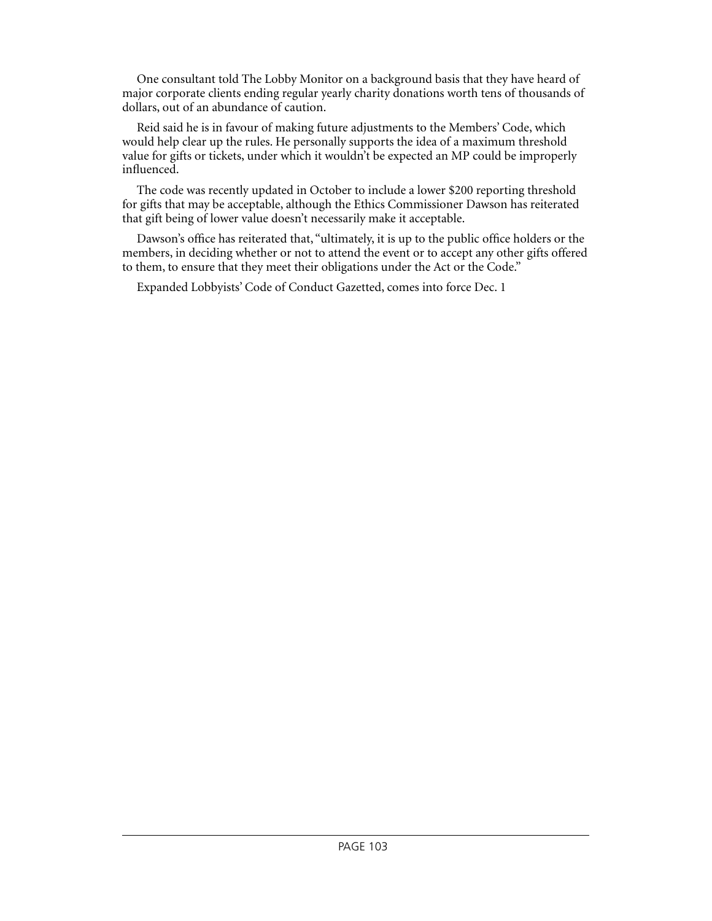One consultant told The Lobby Monitor on a background basis that they have heard of major corporate clients ending regular yearly charity donations worth tens of thousands of dollars, out of an abundance of caution.

Reid said he is in favour of making future adjustments to the Members' Code, which would help clear up the rules. He personally supports the idea of a maximum threshold value for gifts or tickets, under which it wouldn't be expected an MP could be improperly influenced.

The code was recently updated in October to include a lower $200 reporting threshold for gifts that may be acceptable, although the Ethics Commissioner Dawson has reiterated that gift being of lower value doesn't necessarily make it acceptable.

Dawson's office has reiterated that, "ultimately, it is up to the public office holders or the members, in deciding whether or not to attend the event or to accept any other gifts offered to them, to ensure that they meet their obligations under the Act or the Code."

Expanded Lobbyists' Code of Conduct Gazetted, comes into force Dec. 1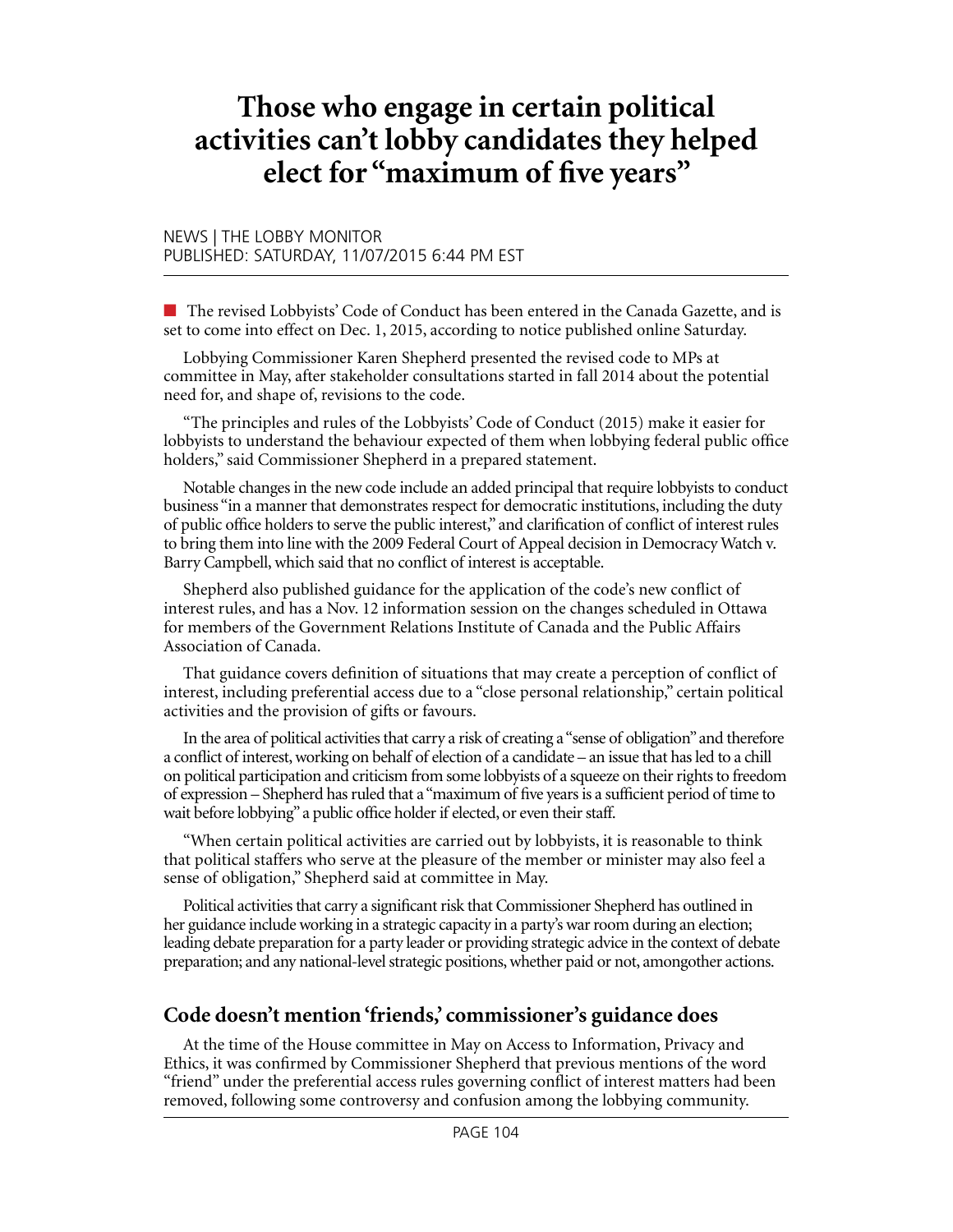# Those who engage in certain political activities can't lobby candidates they helped elect for "maximum of five years"

NEWS | THE LOBBY MONITOR
PUBLISHED: SATURDAY, 11/07/2015 6:44 PM EST

The revised Lobbyists' Code of Conduct has been entered in the Canada Gazette, and is set to come into effect on Dec. 1, 2015, according to notice published online Saturday.

Lobbying Commissioner Karen Shepherd presented the revised code to MPs at committee in May, after stakeholder consultations started in fall 2014 about the potential need for, and shape of, revisions to the code.

"The principles and rules of the Lobbyists' Code of Conduct (2015) make it easier for lobbyists to understand the behaviour expected of them when lobbying federal public office holders," said Commissioner Shepherd in a prepared statement.

Notable changes in the new code include an added principal that require lobbyists to conduct business "in a manner that demonstrates respect for democratic institutions, including the duty of public office holders to serve the public interest," and clarification of conflict of interest rules to bring them into line with the 2009 Federal Court of Appeal decision in Democracy Watch v. Barry Campbell, which said that no conflict of interest is acceptable.

Shepherd also published guidance for the application of the code's new conflict of interest rules, and has a Nov. 12 information session on the changes scheduled in Ottawa for members of the Government Relations Institute of Canada and the Public Affairs Association of Canada.

That guidance covers definition of situations that may create a perception of conflict of interest, including preferential access due to a "close personal relationship," certain political activities and the provision of gifts or favours.

In the area of political activities that carry a risk of creating a "sense of obligation" and therefore a conflict of interest, working on behalf of election of a candidate – an issue that has led to a chill on political participation and criticism from some lobbyists of a squeeze on their rights to freedom of expression – Shepherd has ruled that a "maximum of five years is a sufficient period of time to wait before lobbying" a public office holder if elected, or even their staff.

"When certain political activities are carried out by lobbyists, it is reasonable to think that political staffers who serve at the pleasure of the member or minister may also feel a sense of obligation," Shepherd said at committee in May.

Political activities that carry a significant risk that Commissioner Shepherd has outlined in her guidance include working in a strategic capacity in a party's war room during an election; leading debate preparation for a party leader or providing strategic advice in the context of debate preparation; and any national-level strategic positions, whether paid or not, amongother actions.

## Code doesn't mention 'friends,' commissioner's guidance does

At the time of the House committee in May on Access to Information, Privacy and Ethics, it was confirmed by Commissioner Shepherd that previous mentions of the word "friend" under the preferential access rules governing conflict of interest matters had been removed, following some controversy and confusion among the lobbying community.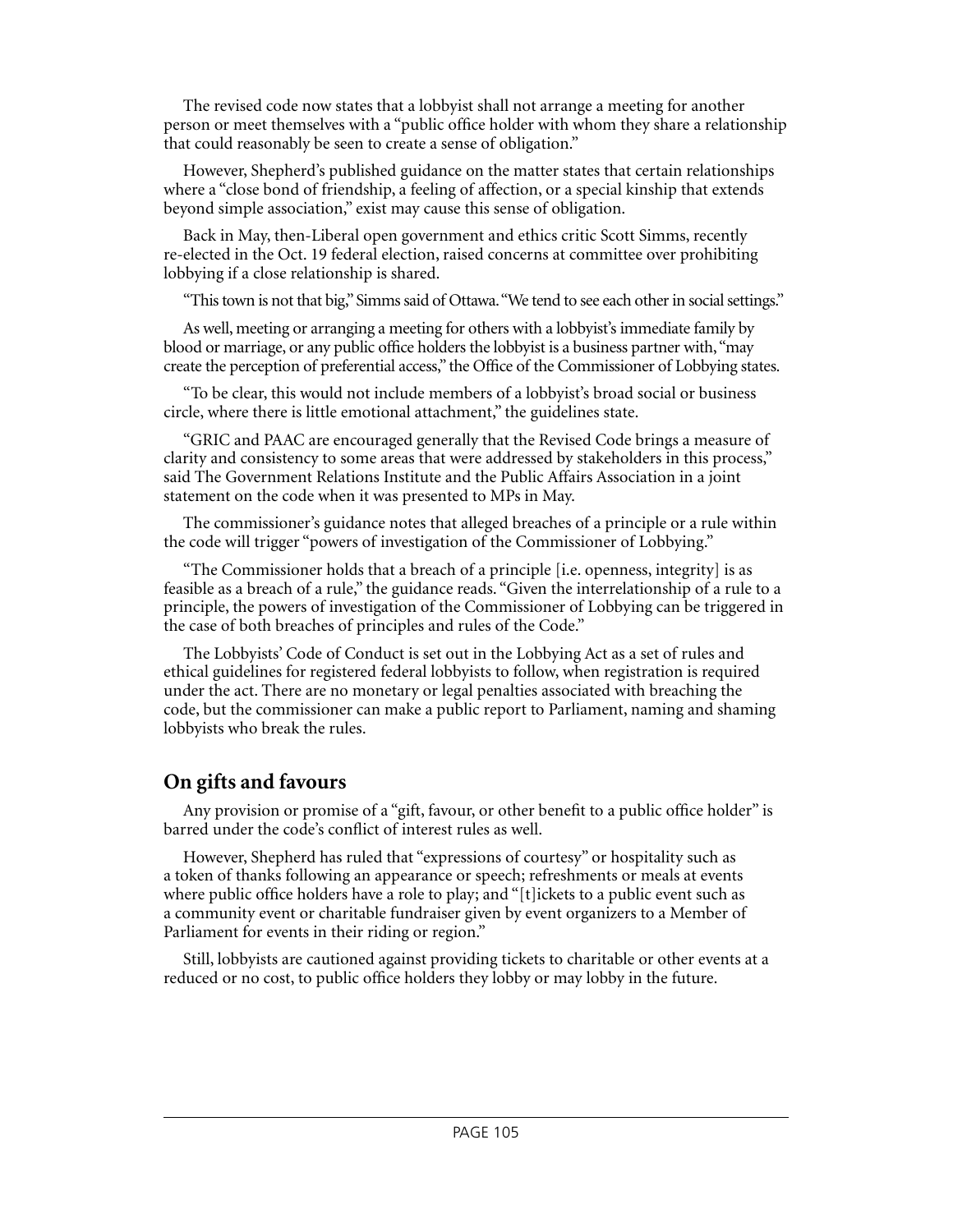The revised code now states that a lobbyist shall not arrange a meeting for another person or meet themselves with a "public office holder with whom they share a relationship that could reasonably be seen to create a sense of obligation."

However, Shepherd's published guidance on the matter states that certain relationships where a "close bond of friendship, a feeling of affection, or a special kinship that extends beyond simple association," exist may cause this sense of obligation.

Back in May, then-Liberal open government and ethics critic Scott Simms, recently re-elected in the Oct. 19 federal election, raised concerns at committee over prohibiting lobbying if a close relationship is shared.

"This town is not that big," Simms said of Ottawa. "We tend to see each other in social settings."

As well, meeting or arranging a meeting for others with a lobbyist's immediate family by blood or marriage, or any public office holders the lobbyist is a business partner with, "may create the perception of preferential access," the Office of the Commissioner of Lobbying states.

"To be clear, this would not include members of a lobbyist's broad social or business circle, where there is little emotional attachment," the guidelines state.

"GRIC and PAAC are encouraged generally that the Revised Code brings a measure of clarity and consistency to some areas that were addressed by stakeholders in this process," said The Government Relations Institute and the Public Affairs Association in a joint statement on the code when it was presented to MPs in May.

The commissioner's guidance notes that alleged breaches of a principle or a rule within the code will trigger "powers of investigation of the Commissioner of Lobbying."

"The Commissioner holds that a breach of a principle [i.e. openness, integrity] is as feasible as a breach of a rule," the guidance reads. "Given the interrelationship of a rule to a principle, the powers of investigation of the Commissioner of Lobbying can be triggered in the case of both breaches of principles and rules of the Code."

The Lobbyists' Code of Conduct is set out in the Lobbying Act as a set of rules and ethical guidelines for registered federal lobbyists to follow, when registration is required under the act. There are no monetary or legal penalties associated with breaching the code, but the commissioner can make a public report to Parliament, naming and shaming lobbyists who break the rules.

## On gifts and favours

Any provision or promise of a "gift, favour, or other benefit to a public office holder" is barred under the code's conflict of interest rules as well.

However, Shepherd has ruled that "expressions of courtesy" or hospitality such as a token of thanks following an appearance or speech; refreshments or meals at events where public office holders have a role to play; and "[t]ickets to a public event such as a community event or charitable fundraiser given by event organizers to a Member of Parliament for events in their riding or region."

Still, lobbyists are cautioned against providing tickets to charitable or other events at a reduced or no cost, to public office holders they lobby or may lobby in the future.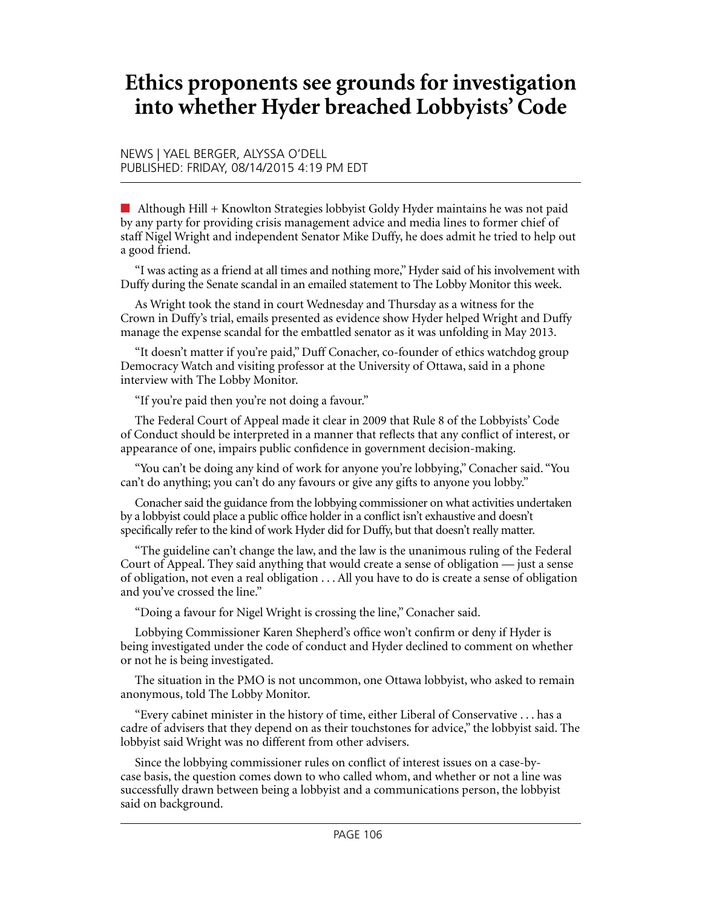# Ethics proponents see grounds for investigation into whether Hyder breached Lobbyists' Code

NEWS | YAEL BERGER, ALYSSA O'DELL
PUBLISHED: FRIDAY, 08/14/2015 4:19 PM EDT

Although Hill + Knowlton Strategies lobbyist Goldy Hyder maintains he was not paid by any party for providing crisis management advice and media lines to former chief of staff Nigel Wright and independent Senator Mike Duffy, he does admit he tried to help out a good friend.

"I was acting as a friend at all times and nothing more," Hyder said of his involvement with Duffy during the Senate scandal in an emailed statement to The Lobby Monitor this week.

As Wright took the stand in court Wednesday and Thursday as a witness for the Crown in Duffy's trial, emails presented as evidence show Hyder helped Wright and Duffy manage the expense scandal for the embattled senator as it was unfolding in May 2013.

"It doesn't matter if you're paid," Duff Conacher, co-founder of ethics watchdog group Democracy Watch and visiting professor at the University of Ottawa, said in a phone interview with The Lobby Monitor.

"If you're paid then you're not doing a favour."

The Federal Court of Appeal made it clear in 2009 that Rule 8 of the Lobbyists' Code of Conduct should be interpreted in a manner that reflects that any conflict of interest, or appearance of one, impairs public confidence in government decision-making.

"You can't be doing any kind of work for anyone you're lobbying," Conacher said. "You can't do anything; you can't do any favours or give any gifts to anyone you lobby."

Conacher said the guidance from the lobbying commissioner on what activities undertaken by a lobbyist could place a public office holder in a conflict isn't exhaustive and doesn't specifically refer to the kind of work Hyder did for Duffy, but that doesn't really matter.

"The guideline can't change the law, and the law is the unanimous ruling of the Federal Court of Appeal. They said anything that would create a sense of obligation — just a sense of obligation, not even a real obligation . . . All you have to do is create a sense of obligation and you've crossed the line."

"Doing a favour for Nigel Wright is crossing the line," Conacher said.

Lobbying Commissioner Karen Shepherd's office won't confirm or deny if Hyder is being investigated under the code of conduct and Hyder declined to comment on whether or not he is being investigated.

The situation in the PMO is not uncommon, one Ottawa lobbyist, who asked to remain anonymous, told The Lobby Monitor.

"Every cabinet minister in the history of time, either Liberal of Conservative . . . has a cadre of advisers that they depend on as their touchstones for advice," the lobbyist said. The lobbyist said Wright was no different from other advisers.

Since the lobbying commissioner rules on conflict of interest issues on a case-by-case basis, the question comes down to who called whom, and whether or not a line was successfully drawn between being a lobbyist and a communications person, the lobbyist said on background.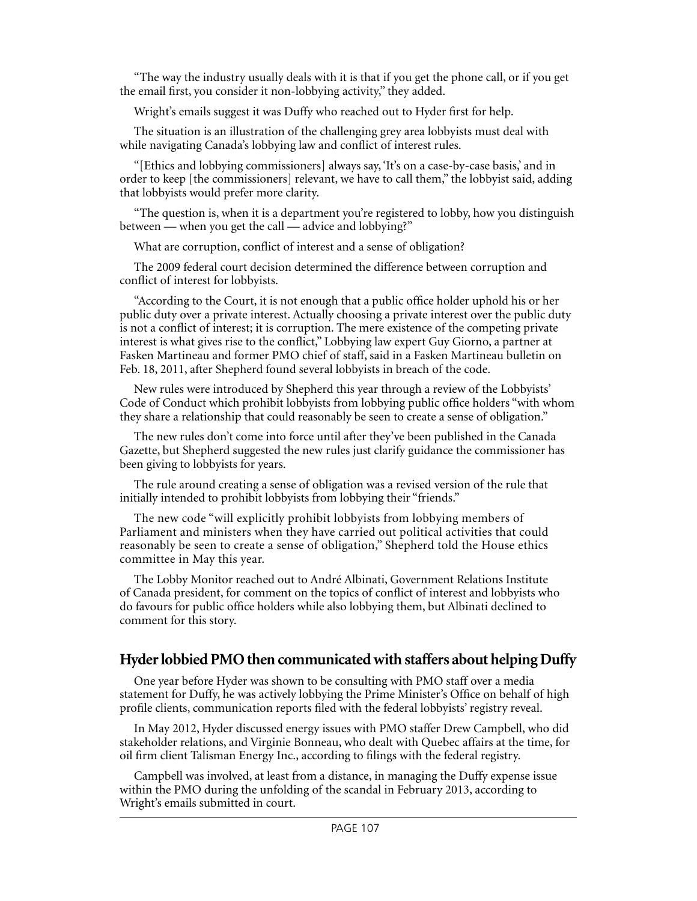"The way the industry usually deals with it is that if you get the phone call, or if you get the email first, you consider it non-lobbying activity," they added.

Wright's emails suggest it was Duffy who reached out to Hyder first for help.

The situation is an illustration of the challenging grey area lobbyists must deal with while navigating Canada's lobbying law and conflict of interest rules.

"[Ethics and lobbying commissioners] always say, 'It's on a case-by-case basis,' and in order to keep [the commissioners] relevant, we have to call them," the lobbyist said, adding that lobbyists would prefer more clarity.

"The question is, when it is a department you're registered to lobby, how you distinguish between — when you get the call — advice and lobbying?"

What are corruption, conflict of interest and a sense of obligation?

The 2009 federal court decision determined the difference between corruption and conflict of interest for lobbyists.

"According to the Court, it is not enough that a public office holder uphold his or her public duty over a private interest. Actually choosing a private interest over the public duty is not a conflict of interest; it is corruption. The mere existence of the competing private interest is what gives rise to the conflict," Lobbying law expert Guy Giorno, a partner at Fasken Martineau and former PMO chief of staff, said in a Fasken Martineau bulletin on Feb. 18, 2011, after Shepherd found several lobbyists in breach of the code.

New rules were introduced by Shepherd this year through a review of the Lobbyists' Code of Conduct which prohibit lobbyists from lobbying public office holders "with whom they share a relationship that could reasonably be seen to create a sense of obligation."

The new rules don't come into force until after they've been published in the Canada Gazette, but Shepherd suggested the new rules just clarify guidance the commissioner has been giving to lobbyists for years.

The rule around creating a sense of obligation was a revised version of the rule that initially intended to prohibit lobbyists from lobbying their "friends."

The new code "will explicitly prohibit lobbyists from lobbying members of Parliament and ministers when they have carried out political activities that could reasonably be seen to create a sense of obligation," Shepherd told the House ethics committee in May this year.

The Lobby Monitor reached out to André Albinati, Government Relations Institute of Canada president, for comment on the topics of conflict of interest and lobbyists who do favours for public office holders while also lobbying them, but Albinati declined to comment for this story.

## Hyder lobbied PMO then communicated with staffers about helping Duffy

One year before Hyder was shown to be consulting with PMO staff over a media statement for Duffy, he was actively lobbying the Prime Minister's Office on behalf of high profile clients, communication reports filed with the federal lobbyists' registry reveal.

In May 2012, Hyder discussed energy issues with PMO staffer Drew Campbell, who did stakeholder relations, and Virginie Bonneau, who dealt with Quebec affairs at the time, for oil firm client Talisman Energy Inc., according to filings with the federal registry.

Campbell was involved, at least from a distance, in managing the Duffy expense issue within the PMO during the unfolding of the scandal in February 2013, according to Wright's emails submitted in court.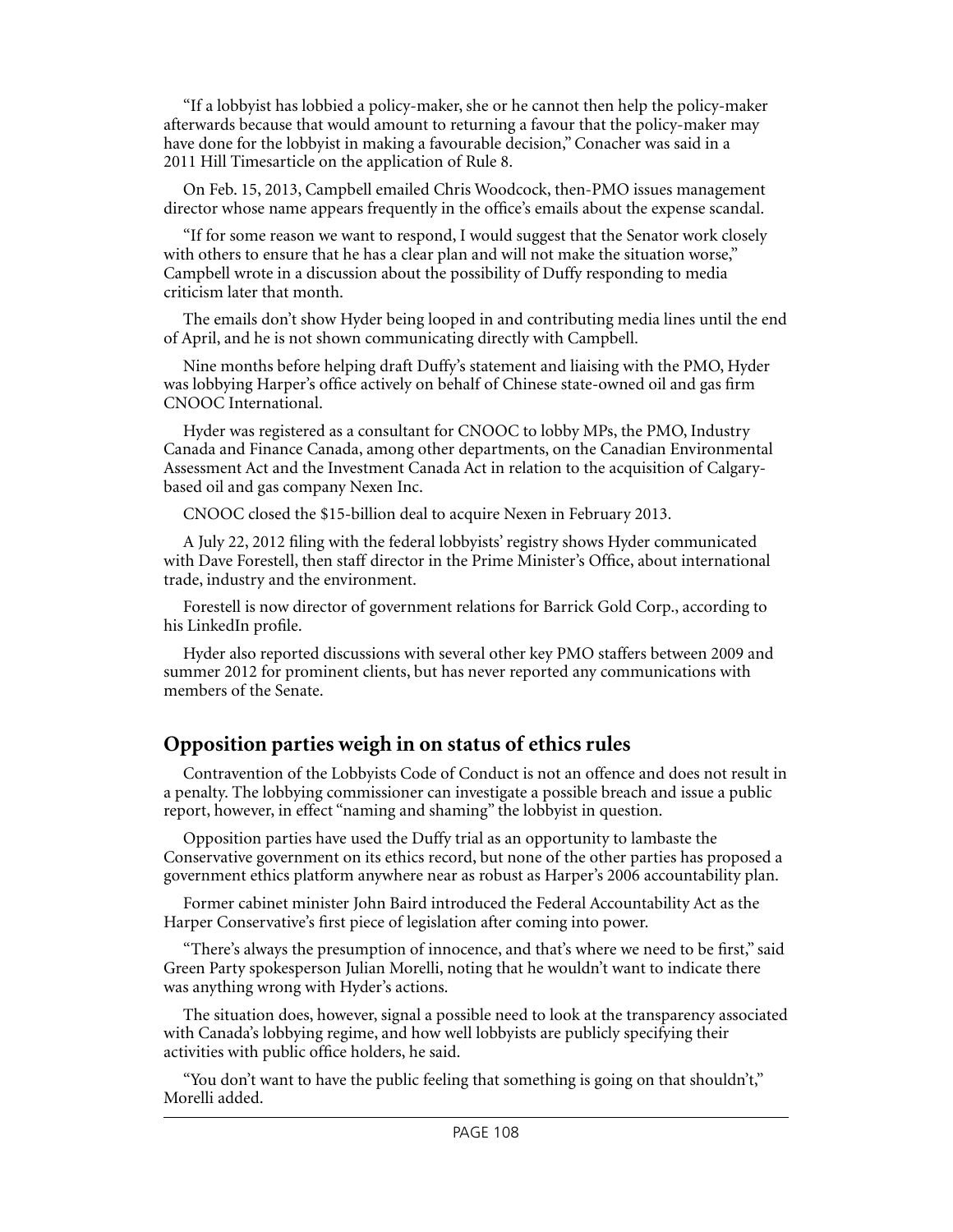"If a lobbyist has lobbied a policy-maker, she or he cannot then help the policy-maker afterwards because that would amount to returning a favour that the policy-maker may have done for the lobbyist in making a favourable decision," Conacher was said in a 2011 Hill Timesarticle on the application of Rule 8.

On Feb. 15, 2013, Campbell emailed Chris Woodcock, then-PMO issues management director whose name appears frequently in the office's emails about the expense scandal.

"If for some reason we want to respond, I would suggest that the Senator work closely with others to ensure that he has a clear plan and will not make the situation worse," Campbell wrote in a discussion about the possibility of Duffy responding to media criticism later that month.

The emails don't show Hyder being looped in and contributing media lines until the end of April, and he is not shown communicating directly with Campbell.

Nine months before helping draft Duffy's statement and liaising with the PMO, Hyder was lobbying Harper's office actively on behalf of Chinese state-owned oil and gas firm CNOOC International.

Hyder was registered as a consultant for CNOOC to lobby MPs, the PMO, Industry Canada and Finance Canada, among other departments, on the Canadian Environmental Assessment Act and the Investment Canada Act in relation to the acquisition of Calgary-based oil and gas company Nexen Inc.

CNOOC closed the $15-billion deal to acquire Nexen in February 2013.

A July 22, 2012 filing with the federal lobbyists' registry shows Hyder communicated with Dave Forestell, then staff director in the Prime Minister's Office, about international trade, industry and the environment.

Forestell is now director of government relations for Barrick Gold Corp., according to his LinkedIn profile.

Hyder also reported discussions with several other key PMO staffers between 2009 and summer 2012 for prominent clients, but has never reported any communications with members of the Senate.

## Opposition parties weigh in on status of ethics rules

Contravention of the Lobbyists Code of Conduct is not an offence and does not result in a penalty. The lobbying commissioner can investigate a possible breach and issue a public report, however, in effect "naming and shaming" the lobbyist in question.

Opposition parties have used the Duffy trial as an opportunity to lambaste the Conservative government on its ethics record, but none of the other parties has proposed a government ethics platform anywhere near as robust as Harper's 2006 accountability plan.

Former cabinet minister John Baird introduced the Federal Accountability Act as the Harper Conservative's first piece of legislation after coming into power.

"There's always the presumption of innocence, and that's where we need to be first," said Green Party spokesperson Julian Morelli, noting that he wouldn't want to indicate there was anything wrong with Hyder's actions.

The situation does, however, signal a possible need to look at the transparency associated with Canada's lobbying regime, and how well lobbyists are publicly specifying their activities with public office holders, he said.

"You don't want to have the public feeling that something is going on that shouldn't," Morelli added.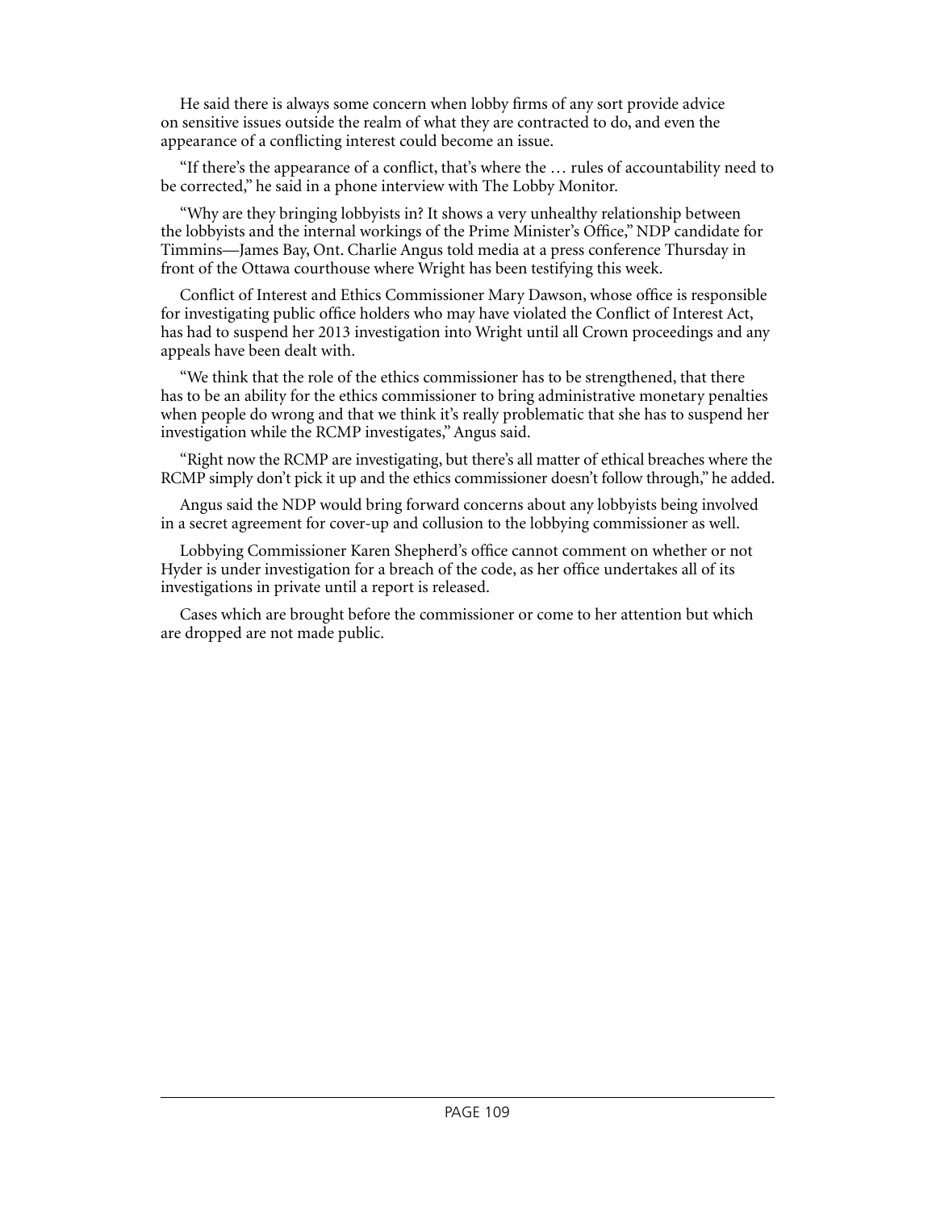He said there is always some concern when lobby firms of any sort provide advice on sensitive issues outside the realm of what they are contracted to do, and even the appearance of a conflicting interest could become an issue.

"If there's the appearance of a conflict, that's where the … rules of accountability need to be corrected," he said in a phone interview with The Lobby Monitor.

"Why are they bringing lobbyists in? It shows a very unhealthy relationship between the lobbyists and the internal workings of the Prime Minister's Office," NDP candidate for Timmins—James Bay, Ont. Charlie Angus told media at a press conference Thursday in front of the Ottawa courthouse where Wright has been testifying this week.

Conflict of Interest and Ethics Commissioner Mary Dawson, whose office is responsible for investigating public office holders who may have violated the Conflict of Interest Act, has had to suspend her 2013 investigation into Wright until all Crown proceedings and any appeals have been dealt with.

"We think that the role of the ethics commissioner has to be strengthened, that there has to be an ability for the ethics commissioner to bring administrative monetary penalties when people do wrong and that we think it's really problematic that she has to suspend her investigation while the RCMP investigates," Angus said.

"Right now the RCMP are investigating, but there's all matter of ethical breaches where the RCMP simply don't pick it up and the ethics commissioner doesn't follow through," he added.

Angus said the NDP would bring forward concerns about any lobbyists being involved in a secret agreement for cover-up and collusion to the lobbying commissioner as well.

Lobbying Commissioner Karen Shepherd's office cannot comment on whether or not Hyder is under investigation for a breach of the code, as her office undertakes all of its investigations in private until a report is released.

Cases which are brought before the commissioner or come to her attention but which are dropped are not made public.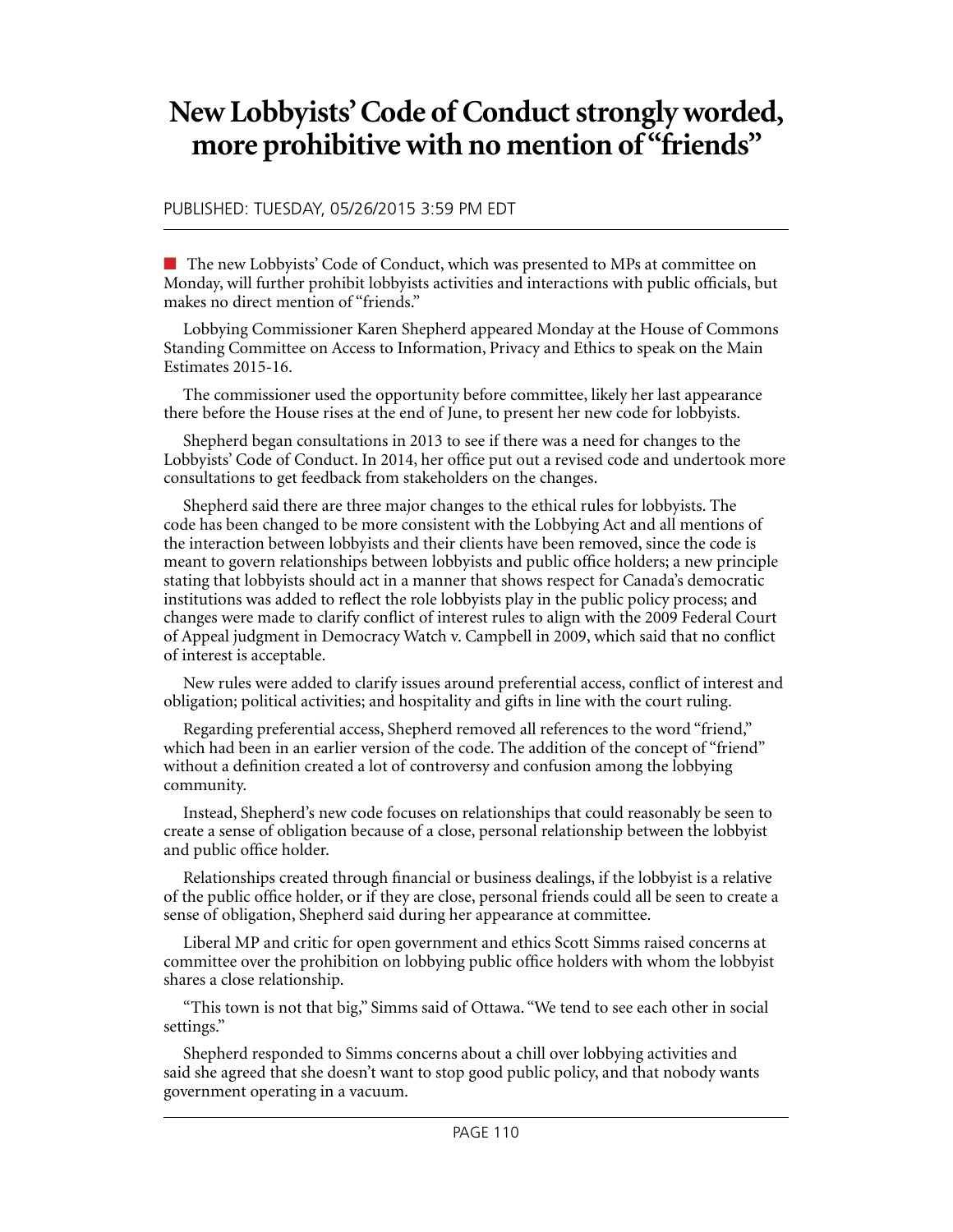# New Lobbyists' Code of Conduct strongly worded, more prohibitive with no mention of "friends"

PUBLISHED: TUESDAY, 05/26/2015 3:59 PM EDT

The new Lobbyists' Code of Conduct, which was presented to MPs at committee on Monday, will further prohibit lobbyists activities and interactions with public officials, but makes no direct mention of "friends."

Lobbying Commissioner Karen Shepherd appeared Monday at the House of Commons Standing Committee on Access to Information, Privacy and Ethics to speak on the Main Estimates 2015-16.

The commissioner used the opportunity before committee, likely her last appearance there before the House rises at the end of June, to present her new code for lobbyists.

Shepherd began consultations in 2013 to see if there was a need for changes to the Lobbyists' Code of Conduct. In 2014, her office put out a revised code and undertook more consultations to get feedback from stakeholders on the changes.

Shepherd said there are three major changes to the ethical rules for lobbyists. The code has been changed to be more consistent with the Lobbying Act and all mentions of the interaction between lobbyists and their clients have been removed, since the code is meant to govern relationships between lobbyists and public office holders; a new principle stating that lobbyists should act in a manner that shows respect for Canada's democratic institutions was added to reflect the role lobbyists play in the public policy process; and changes were made to clarify conflict of interest rules to align with the 2009 Federal Court of Appeal judgment in Democracy Watch v. Campbell in 2009, which said that no conflict of interest is acceptable.

New rules were added to clarify issues around preferential access, conflict of interest and obligation; political activities; and hospitality and gifts in line with the court ruling.

Regarding preferential access, Shepherd removed all references to the word "friend," which had been in an earlier version of the code. The addition of the concept of "friend" without a definition created a lot of controversy and confusion among the lobbying community.

Instead, Shepherd's new code focuses on relationships that could reasonably be seen to create a sense of obligation because of a close, personal relationship between the lobbyist and public office holder.

Relationships created through financial or business dealings, if the lobbyist is a relative of the public office holder, or if they are close, personal friends could all be seen to create a sense of obligation, Shepherd said during her appearance at committee.

Liberal MP and critic for open government and ethics Scott Simms raised concerns at committee over the prohibition on lobbying public office holders with whom the lobbyist shares a close relationship.

"This town is not that big," Simms said of Ottawa. "We tend to see each other in social settings."

Shepherd responded to Simms concerns about a chill over lobbying activities and said she agreed that she doesn't want to stop good public policy, and that nobody wants government operating in a vacuum.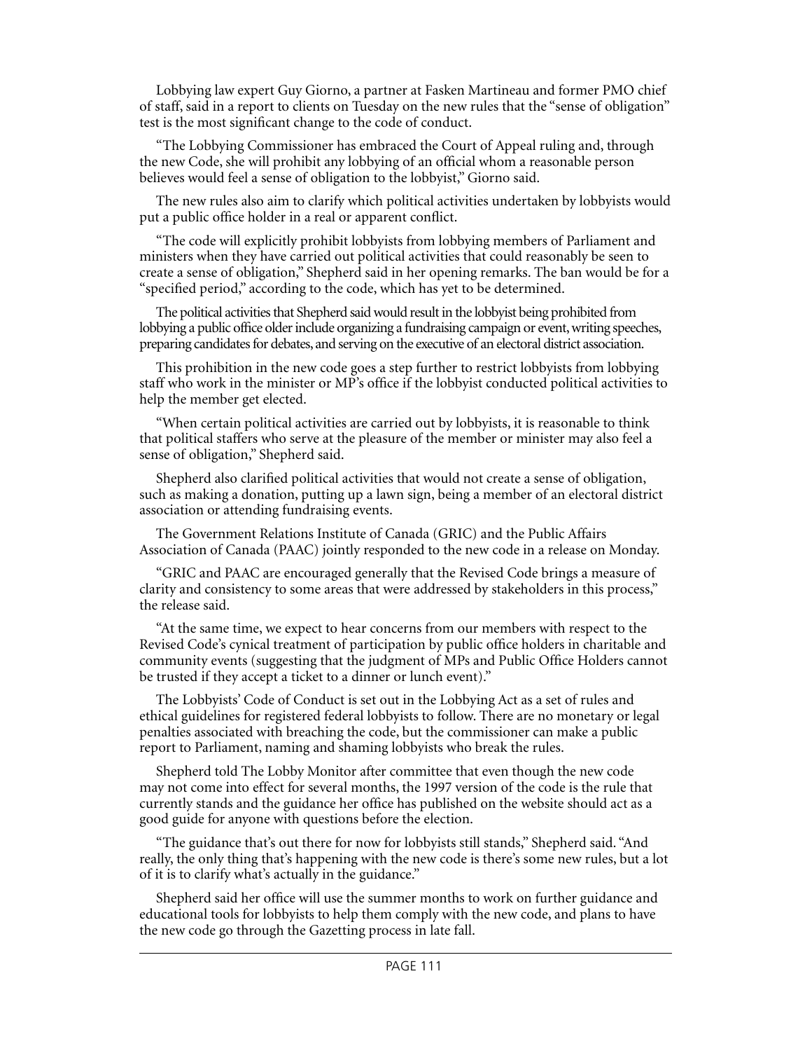Lobbying law expert Guy Giorno, a partner at Fasken Martineau and former PMO chief of staff, said in a report to clients on Tuesday on the new rules that the "sense of obligation" test is the most significant change to the code of conduct.

"The Lobbying Commissioner has embraced the Court of Appeal ruling and, through the new Code, she will prohibit any lobbying of an official whom a reasonable person believes would feel a sense of obligation to the lobbyist," Giorno said.

The new rules also aim to clarify which political activities undertaken by lobbyists would put a public office holder in a real or apparent conflict.

"The code will explicitly prohibit lobbyists from lobbying members of Parliament and ministers when they have carried out political activities that could reasonably be seen to create a sense of obligation," Shepherd said in her opening remarks. The ban would be for a "specified period," according to the code, which has yet to be determined.

The political activities that Shepherd said would result in the lobbyist being prohibited from lobbying a public office older include organizing a fundraising campaign or event, writing speeches, preparing candidates for debates, and serving on the executive of an electoral district association.

This prohibition in the new code goes a step further to restrict lobbyists from lobbying staff who work in the minister or MP's office if the lobbyist conducted political activities to help the member get elected.

"When certain political activities are carried out by lobbyists, it is reasonable to think that political staffers who serve at the pleasure of the member or minister may also feel a sense of obligation," Shepherd said.

Shepherd also clarified political activities that would not create a sense of obligation, such as making a donation, putting up a lawn sign, being a member of an electoral district association or attending fundraising events.

The Government Relations Institute of Canada (GRIC) and the Public Affairs Association of Canada (PAAC) jointly responded to the new code in a release on Monday.

"GRIC and PAAC are encouraged generally that the Revised Code brings a measure of clarity and consistency to some areas that were addressed by stakeholders in this process," the release said.

"At the same time, we expect to hear concerns from our members with respect to the Revised Code's cynical treatment of participation by public office holders in charitable and community events (suggesting that the judgment of MPs and Public Office Holders cannot be trusted if they accept a ticket to a dinner or lunch event)."

The Lobbyists' Code of Conduct is set out in the Lobbying Act as a set of rules and ethical guidelines for registered federal lobbyists to follow. There are no monetary or legal penalties associated with breaching the code, but the commissioner can make a public report to Parliament, naming and shaming lobbyists who break the rules.

Shepherd told The Lobby Monitor after committee that even though the new code may not come into effect for several months, the 1997 version of the code is the rule that currently stands and the guidance her office has published on the website should act as a good guide for anyone with questions before the election.

"The guidance that's out there for now for lobbyists still stands," Shepherd said. "And really, the only thing that's happening with the new code is there's some new rules, but a lot of it is to clarify what's actually in the guidance."

Shepherd said her office will use the summer months to work on further guidance and educational tools for lobbyists to help them comply with the new code, and plans to have the new code go through the Gazetting process in late fall.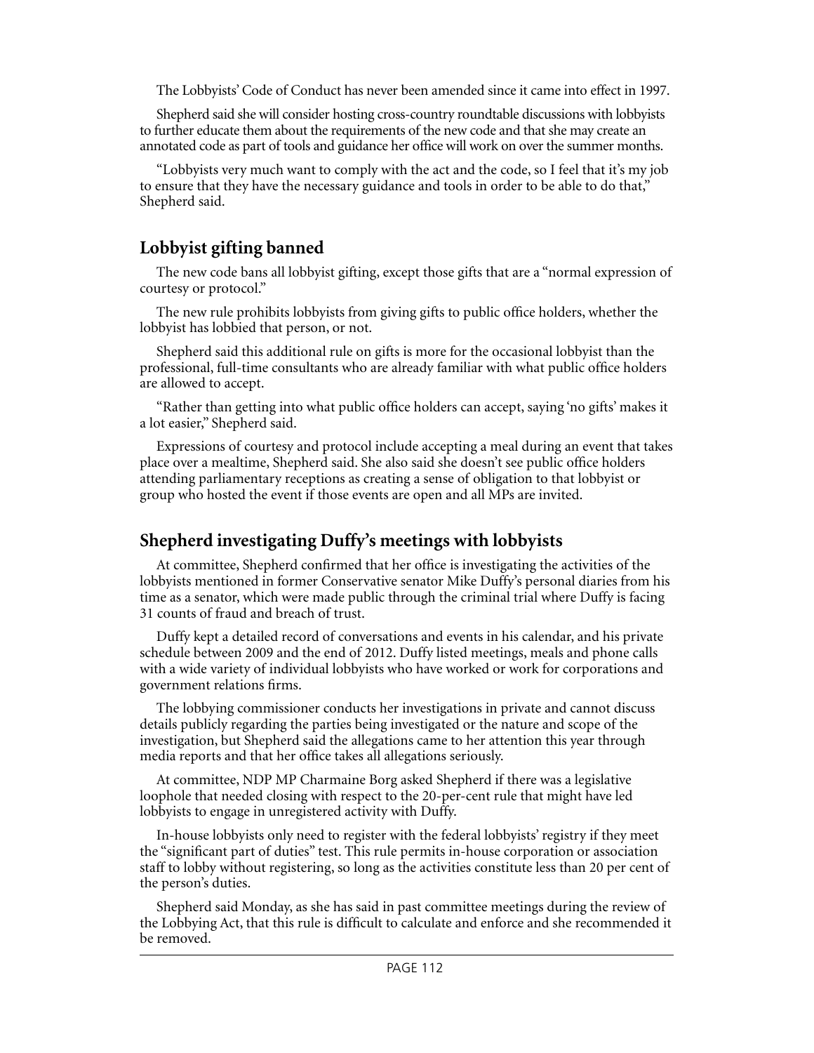The Lobbyists' Code of Conduct has never been amended since it came into effect in 1997.

Shepherd said she will consider hosting cross-country roundtable discussions with lobbyists to further educate them about the requirements of the new code and that she may create an annotated code as part of tools and guidance her office will work on over the summer months.

"Lobbyists very much want to comply with the act and the code, so I feel that it's my job to ensure that they have the necessary guidance and tools in order to be able to do that," Shepherd said.

## Lobbyist gifting banned

The new code bans all lobbyist gifting, except those gifts that are a "normal expression of courtesy or protocol."

The new rule prohibits lobbyists from giving gifts to public office holders, whether the lobbyist has lobbied that person, or not.

Shepherd said this additional rule on gifts is more for the occasional lobbyist than the professional, full-time consultants who are already familiar with what public office holders are allowed to accept.

"Rather than getting into what public office holders can accept, saying 'no gifts' makes it a lot easier," Shepherd said.

Expressions of courtesy and protocol include accepting a meal during an event that takes place over a mealtime, Shepherd said. She also said she doesn't see public office holders attending parliamentary receptions as creating a sense of obligation to that lobbyist or group who hosted the event if those events are open and all MPs are invited.

## Shepherd investigating Duffy's meetings with lobbyists

At committee, Shepherd confirmed that her office is investigating the activities of the lobbyists mentioned in former Conservative senator Mike Duffy's personal diaries from his time as a senator, which were made public through the criminal trial where Duffy is facing 31 counts of fraud and breach of trust.

Duffy kept a detailed record of conversations and events in his calendar, and his private schedule between 2009 and the end of 2012. Duffy listed meetings, meals and phone calls with a wide variety of individual lobbyists who have worked or work for corporations and government relations firms.

The lobbying commissioner conducts her investigations in private and cannot discuss details publicly regarding the parties being investigated or the nature and scope of the investigation, but Shepherd said the allegations came to her attention this year through media reports and that her office takes all allegations seriously.

At committee, NDP MP Charmaine Borg asked Shepherd if there was a legislative loophole that needed closing with respect to the 20-per-cent rule that might have led lobbyists to engage in unregistered activity with Duffy.

In-house lobbyists only need to register with the federal lobbyists' registry if they meet the "significant part of duties" test. This rule permits in-house corporation or association staff to lobby without registering, so long as the activities constitute less than 20 per cent of the person's duties.

Shepherd said Monday, as she has said in past committee meetings during the review of the Lobbying Act, that this rule is difficult to calculate and enforce and she recommended it be removed.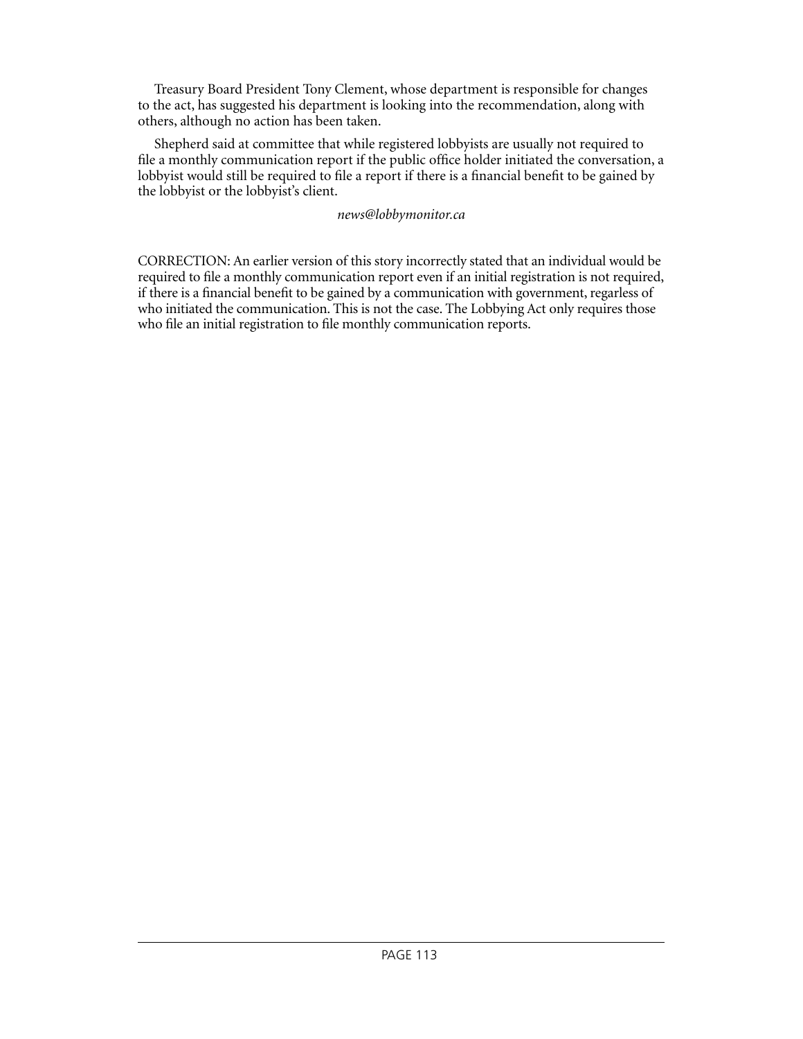Treasury Board President Tony Clement, whose department is responsible for changes to the act, has suggested his department is looking into the recommendation, along with others, although no action has been taken.

Shepherd said at committee that while registered lobbyists are usually not required to file a monthly communication report if the public office holder initiated the conversation, a lobbyist would still be required to file a report if there is a financial benefit to be gained by the lobbyist or the lobbyist's client.

*news@lobbymonitor.ca*

CORRECTION: An earlier version of this story incorrectly stated that an individual would be required to file a monthly communication report even if an initial registration is not required, if there is a financial benefit to be gained by a communication with government, regarless of who initiated the communication. This is not the case. The Lobbying Act only requires those who file an initial registration to file monthly communication reports.